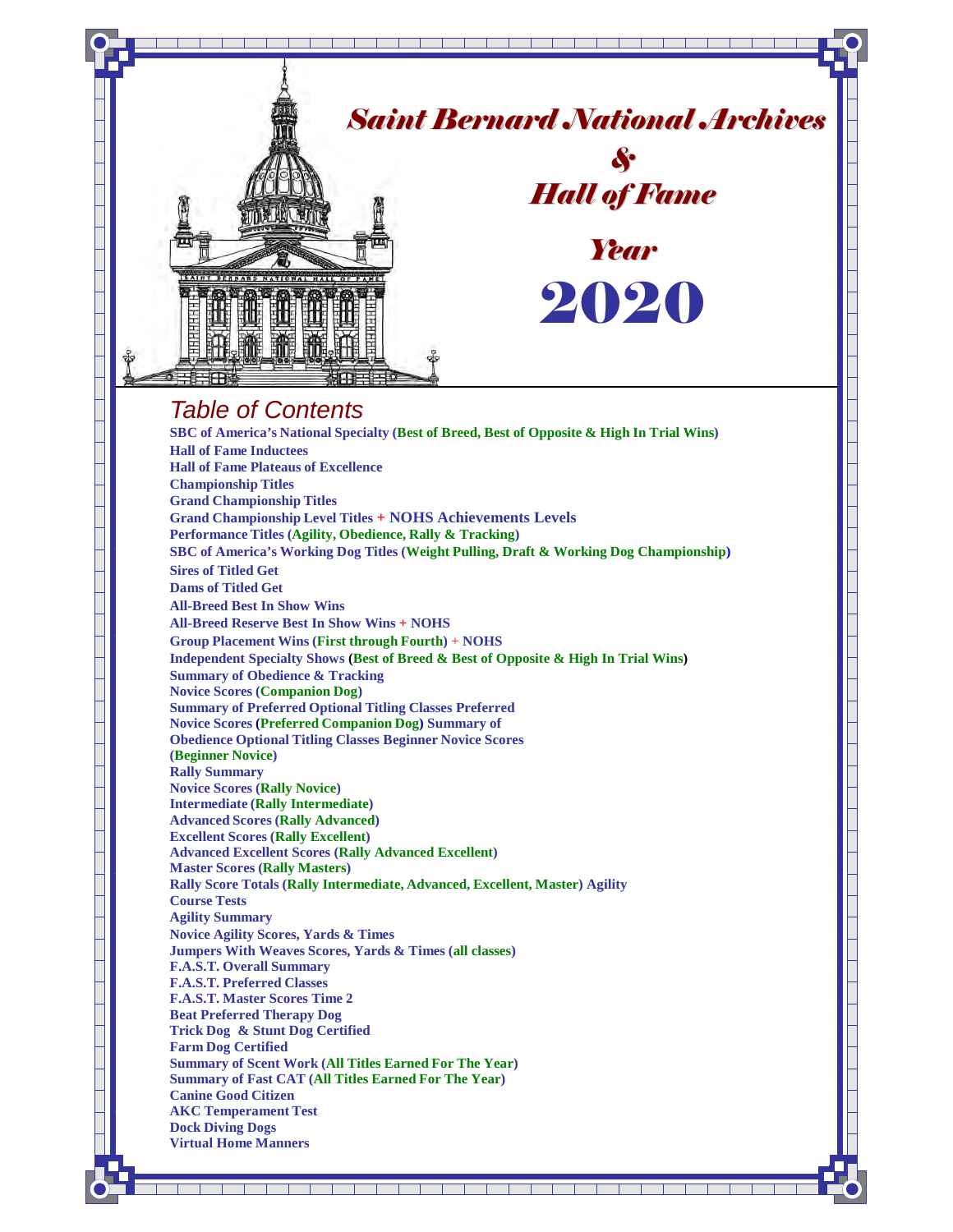# Saint Bernard National Archives & Hall of Fame

## Year 2020

## *Table of Contents*

**SBC of America's National Specialty (Best of Breed, Best of Opposite & High In Trial Wins)**
**Hall of Fame Inductees**
**Hall of Fame Plateaus of Excellence**
**Championship Titles**
**Grand Championship Titles**
**Grand Championship Level Titles + NOHS Achievements Levels**
**Performance Titles (Agility, Obedience, Rally & Tracking)**
**SBC of America's Working Dog Titles (Weight Pulling, Draft & Working Dog Championship)**
**Sires of Titled Get**
**Dams of Titled Get**
**All-Breed Best In Show Wins**
**All-Breed Reserve Best In Show Wins + NOHS**
**Group Placement Wins (First through Fourth) + NOHS**
**Independent Specialty Shows (Best of Breed & Best of Opposite & High In Trial Wins)**
**Summary of Obedience & Tracking**
**Novice Scores (Companion Dog)**
**Summary of Preferred Optional Titling Classes Preferred**
**Novice Scores (Preferred Companion Dog) Summary of**
**Obedience Optional Titling Classes Beginner Novice Scores**
**(Beginner Novice)**
**Rally Summary**
**Novice Scores (Rally Novice)**
**Intermediate (Rally Intermediate)**
**Advanced Scores (Rally Advanced)**
**Excellent Scores (Rally Excellent)**
**Advanced Excellent Scores (Rally Advanced Excellent)**
**Master Scores (Rally Masters)**
**Rally Score Totals (Rally Intermediate, Advanced, Excellent, Master) Agility**
**Course Tests**
**Agility Summary**
**Novice Agility Scores, Yards & Times**
**Jumpers With Weaves Scores, Yards & Times (all classes)**
**F.A.S.T. Overall Summary**
**F.A.S.T. Preferred Classes**
**F.A.S.T. Master Scores Time 2**
**Beat Preferred Therapy Dog**
**Trick Dog & Stunt Dog Certified**
**Farm Dog Certified**
**Summary of Scent Work (All Titles Earned For The Year)**
**Summary of Fast CAT (All Titles Earned For The Year)**
**Canine Good Citizen**
**AKC Temperament Test**
**Dock Diving Dogs**
**Virtual Home Manners**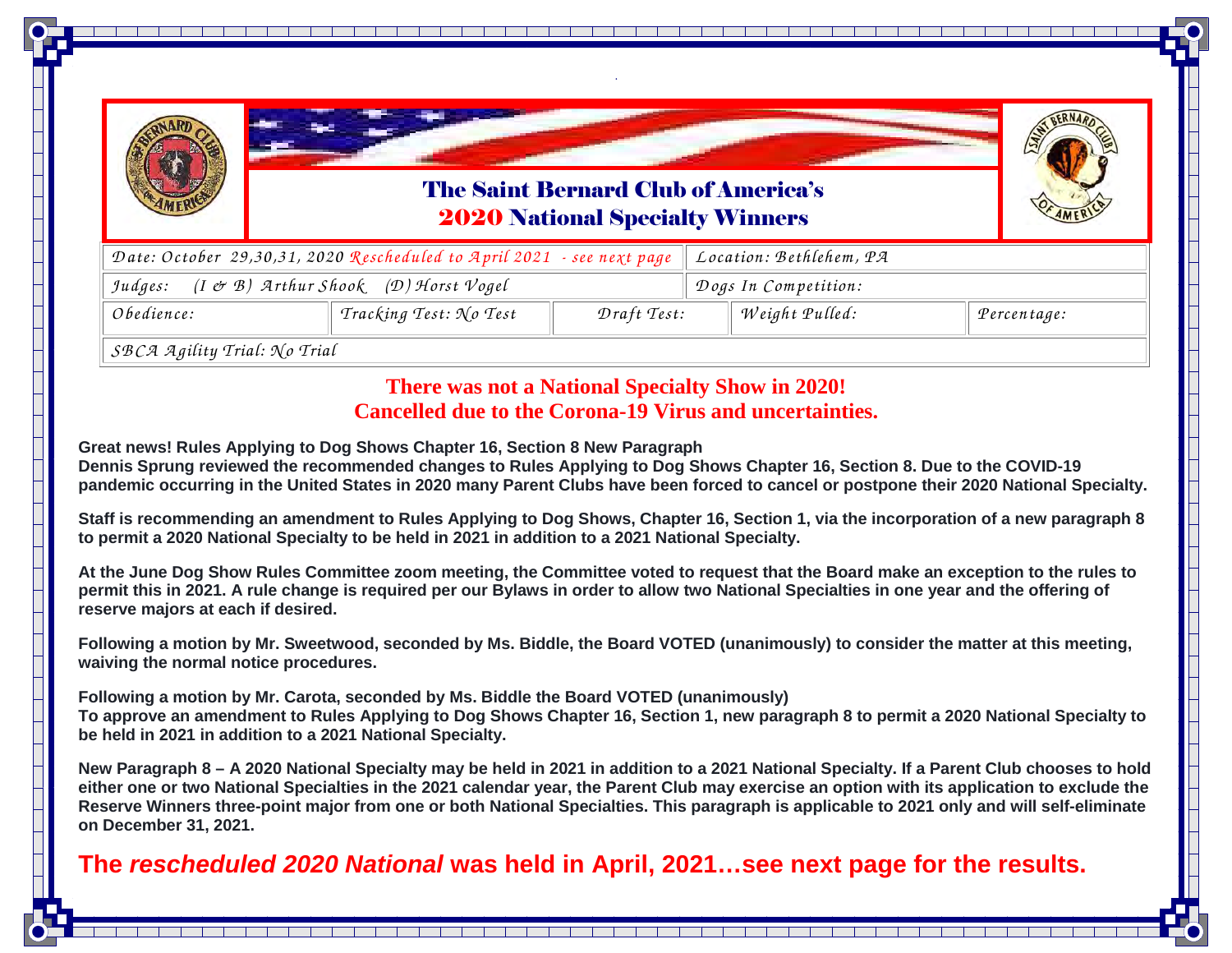# The Saint Bernard Club of America's
# 2020 National Specialty Winners

| | | | | |
|---|---|---|---|---|
| *Date: October 29,30,31, 2020 Rescheduled to April 2021 - see next page* | | | *Location: Bethlehem, PA* | |
| *Judges: (I & B) Arthur Shook (D) Horst Vogel* | | | *Dogs In Competition:* | |
| *Obedience:* | *Tracking Test: No Test* | *Draft Test:* | *Weight Pulled:* | *Percentage:* |
| *SBCA Agility Trial: No Trial* | | | | |

**There was not a National Specialty Show in 2020!**
**Cancelled due to the Corona-19 Virus and uncertainties.**

**Great news! Rules Applying to Dog Shows Chapter 16, Section 8 New Paragraph**
**Dennis Sprung reviewed the recommended changes to Rules Applying to Dog Shows Chapter 16, Section 8. Due to the COVID-19 pandemic occurring in the United States in 2020 many Parent Clubs have been forced to cancel or postpone their 2020 National Specialty.**

**Staff is recommending an amendment to Rules Applying to Dog Shows, Chapter 16, Section 1, via the incorporation of a new paragraph 8 to permit a 2020 National Specialty to be held in 2021 in addition to a 2021 National Specialty.**

**At the June Dog Show Rules Committee zoom meeting, the Committee voted to request that the Board make an exception to the rules to permit this in 2021. A rule change is required per our Bylaws in order to allow two National Specialties in one year and the offering of reserve majors at each if desired.**

**Following a motion by Mr. Sweetwood, seconded by Ms. Biddle, the Board VOTED (unanimously) to consider the matter at this meeting, waiving the normal notice procedures.**

**Following a motion by Mr. Carota, seconded by Ms. Biddle the Board VOTED (unanimously)**
**To approve an amendment to Rules Applying to Dog Shows Chapter 16, Section 1, new paragraph 8 to permit a 2020 National Specialty to be held in 2021 in addition to a 2021 National Specialty.**

**New Paragraph 8 – A 2020 National Specialty may be held in 2021 in addition to a 2021 National Specialty. If a Parent Club chooses to hold either one or two National Specialties in the 2021 calendar year, the Parent Club may exercise an option with its application to exclude the Reserve Winners three-point major from one or both National Specialties. This paragraph is applicable to 2021 only and will self-eliminate on December 31, 2021.**

## The *rescheduled 2020 National* was held in April, 2021…see next page for the results.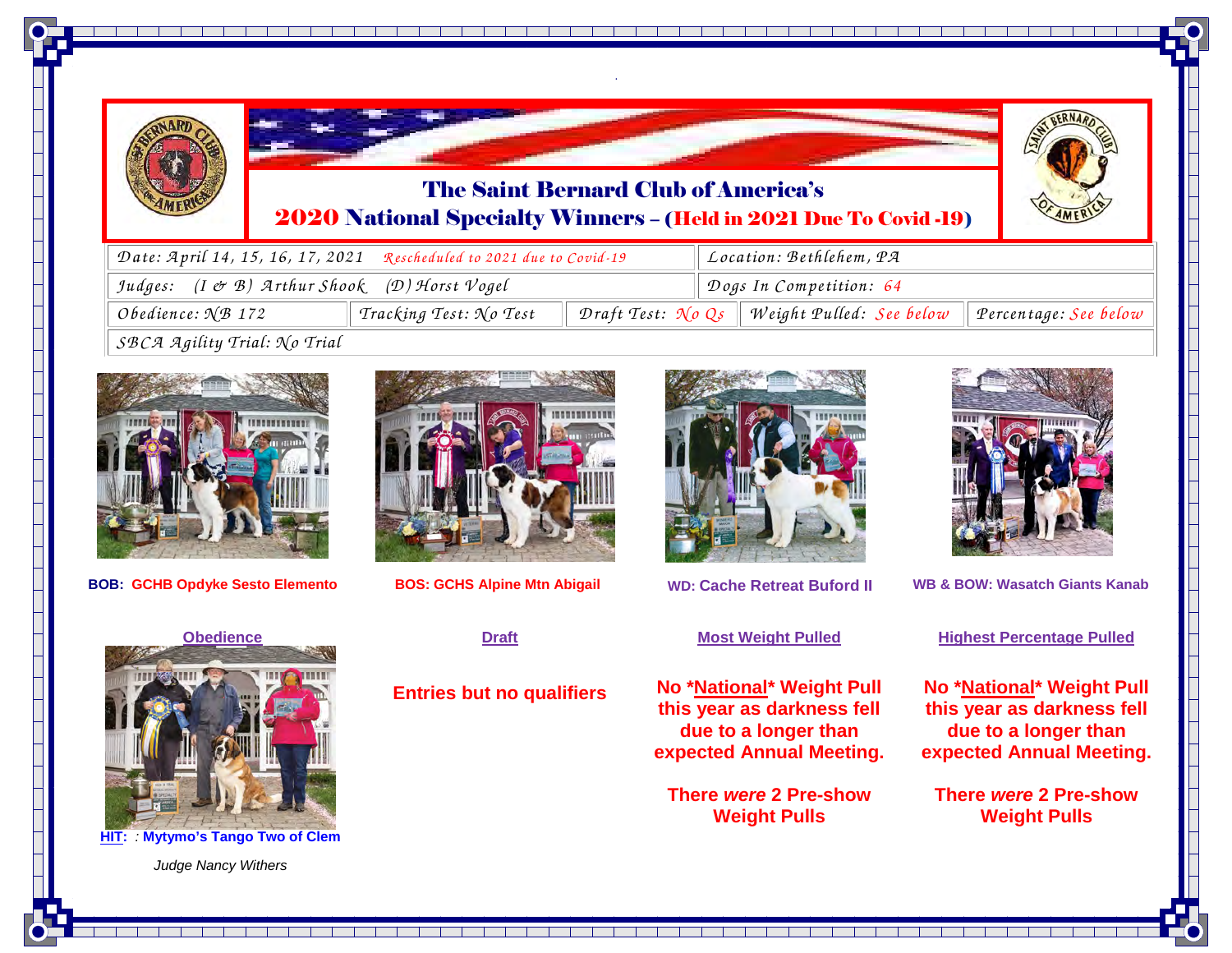# The Saint Bernard Club of America's

## 2020 National Specialty Winners – (Held in 2021 Due To Covid -19)

| | | | | |
|---|---|---|---|---|
| Date: April 14, 15, 16, 17, 2021 *Rescheduled to 2021 due to Covid-19* | | | Location: Bethlehem, PA | |
| Judges: (I & B) Arthur Shook (D) Horst Vogel | | | Dogs In Competition: 64 | |
| Obedience: NB 172 | Tracking Test: No Test | Draft Test: No Qs | Weight Pulled: See below | Percentage: See below |
| SBCA Agility Trial: No Trial | | | | |

**BOB: GCHB Opdyke Sesto Elemento**

**BOS: GCHS Alpine Mtn Abigail**

**WD: Cache Retreat Buford II**

**WB & BOW: Wasatch Giants Kanab**

### Obedience

**HIT: : Mytymo's Tango Two of Clem**

*Judge Nancy Withers*

### Draft

**Entries but no qualifiers**

### Most Weight Pulled

**No *National* Weight Pull this year as darkness fell due to a longer than expected Annual Meeting.**

**There *were* 2 Pre-show Weight Pulls**

### Highest Percentage Pulled

**No *National* Weight Pull this year as darkness fell due to a longer than expected Annual Meeting.**

**There *were* 2 Pre-show Weight Pulls**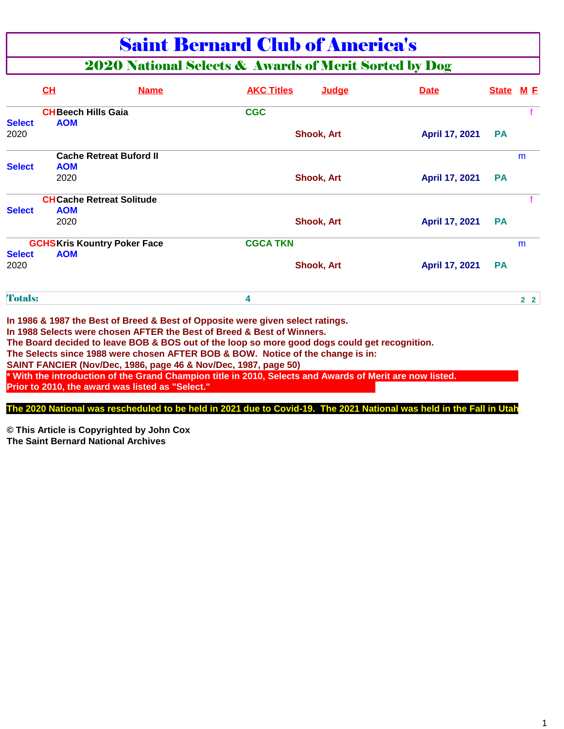# Saint Bernard Club of America's

## 2020 National Selects & Awards of Merit Sorted by Dog

| | CH | Name | AKC Titles | Judge | Date | State | M | F |
|---|---|---|---|---|---|---|---|---|
| Select 2020 | CH | Beech Hills Gaia AOM | CGC | Shook, Art | April 17, 2021 | PA | | f |
| Select | | Cache Retreat Buford II AOM 2020 | | Shook, Art | April 17, 2021 | PA | m | |
| Select | CH | Cache Retreat Solitude AOM 2020 | | Shook, Art | April 17, 2021 | PA | | f |
| Select 2020 | GCHS | Kris Kountry Poker Face AOM | CGCA TKN | Shook, Art | April 17, 2021 | PA | m | |
| **Totals:** | | | 4 | | | | 2 | 2 |

**In 1986 & 1987 the Best of Breed & Best of Opposite were given select ratings.**
**In 1988 Selects were chosen AFTER the Best of Breed & Best of Winners.**
**The Board decided to leave BOB & BOS out of the loop so more good dogs could get recognition.**
**The Selects since 1988 were chosen AFTER BOB & BOW. Notice of the change is in:**
**SAINT FANCIER (Nov/Dec, 1986, page 46 & Nov/Dec, 1987, page 50)**
**\* With the introduction of the Grand Champion title in 2010, Selects and Awards of Merit are now listed.**
**Prior to 2010, the award was listed as "Select."**

**The 2020 National was rescheduled to be held in 2021 due to Covid-19. The 2021 National was held in the Fall in Utah.**

**© This Article is Copyrighted by John Cox**
**The Saint Bernard National Archives**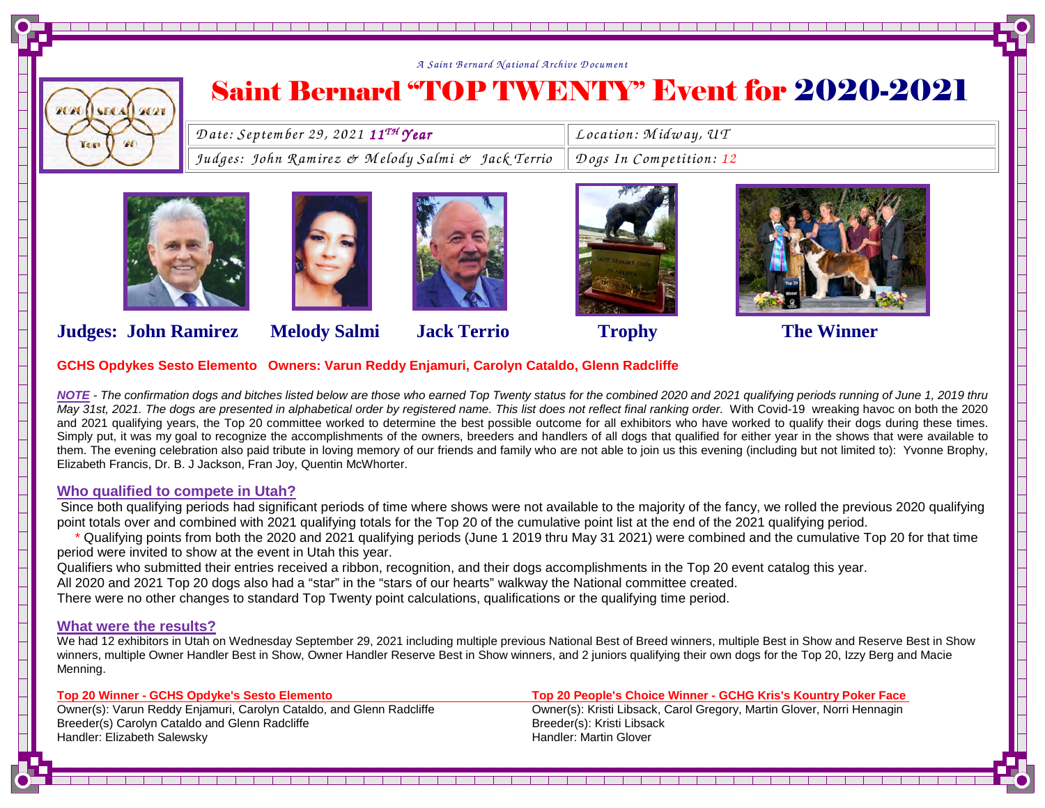*A Saint Bernard National Archive Document*

# Saint Bernard "TOP TWENTY" Event for 2020-2021

| Date: September 29, 2021 11TH Year | Location: Midway, UT |
|---|---|
| Judges: John Ramirez & Melody Salmi & Jack Terrio | Dogs In Competition: 12 |

**Judges: John Ramirez** **Melody Salmi** **Jack Terrio** **Trophy** **The Winner**

**GCHS Opdykes Sesto Elemento Owners: Varun Reddy Enjamuri, Carolyn Cataldo, Glenn Radcliffe**

*NOTE - The confirmation dogs and bitches listed below are those who earned Top Twenty status for the combined 2020 and 2021 qualifying periods running of June 1, 2019 thru May 31st, 2021. The dogs are presented in alphabetical order by registered name. This list does not reflect final ranking order.* With Covid-19 wreaking havoc on both the 2020 and 2021 qualifying years, the Top 20 committee worked to determine the best possible outcome for all exhibitors who have worked to qualify their dogs during these times. Simply put, it was my goal to recognize the accomplishments of the owners, breeders and handlers of all dogs that qualified for either year in the shows that were available to them. The evening celebration also paid tribute in loving memory of our friends and family who are not able to join us this evening (including but not limited to): Yvonne Brophy, Elizabeth Francis, Dr. B. J Jackson, Fran Joy, Quentin McWhorter.

## Who qualified to compete in Utah?

Since both qualifying periods had significant periods of time where shows were not available to the majority of the fancy, we rolled the previous 2020 qualifying point totals over and combined with 2021 qualifying totals for the Top 20 of the cumulative point list at the end of the 2021 qualifying period.

\* Qualifying points from both the 2020 and 2021 qualifying periods (June 1 2019 thru May 31 2021) were combined and the cumulative Top 20 for that time period were invited to show at the event in Utah this year.

Qualifiers who submitted their entries received a ribbon, recognition, and their dogs accomplishments in the Top 20 event catalog this year.

All 2020 and 2021 Top 20 dogs also had a "star" in the "stars of our hearts" walkway the National committee created.

There were no other changes to standard Top Twenty point calculations, qualifications or the qualifying time period.

## What were the results?

We had 12 exhibitors in Utah on Wednesday September 29, 2021 including multiple previous National Best of Breed winners, multiple Best in Show and Reserve Best in Show winners, multiple Owner Handler Best in Show, Owner Handler Reserve Best in Show winners, and 2 juniors qualifying their own dogs for the Top 20, Izzy Berg and Macie Menning.

**Top 20 Winner - GCHS Opdyke's Sesto Elemento**
Owner(s): Varun Reddy Enjamuri, Carolyn Cataldo, and Glenn Radcliffe
Breeder(s) Carolyn Cataldo and Glenn Radcliffe
Handler: Elizabeth Salewsky

**Top 20 People's Choice Winner - GCHG Kris's Kountry Poker Face**
Owner(s): Kristi Libsack, Carol Gregory, Martin Glover, Norri Hennagin
Breeder(s): Kristi Libsack
Handler: Martin Glover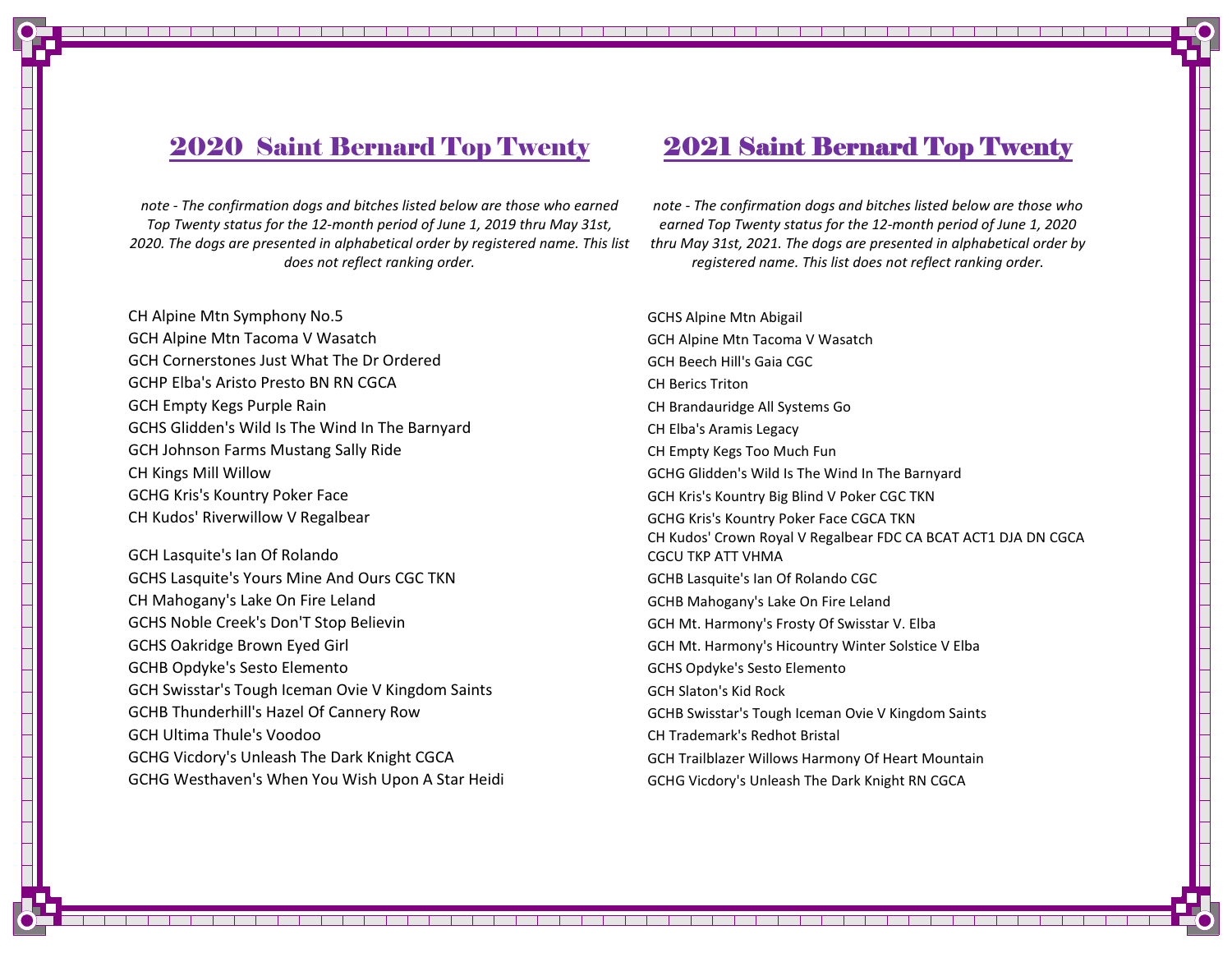## 2020 Saint Bernard Top Twenty

*note - The confirmation dogs and bitches listed below are those who earned Top Twenty status for the 12-month period of June 1, 2019 thru May 31st, 2020. The dogs are presented in alphabetical order by registered name. This list does not reflect ranking order.*

CH Alpine Mtn Symphony No.5
GCH Alpine Mtn Tacoma V Wasatch
GCH Cornerstones Just What The Dr Ordered
GCHP Elba's Aristo Presto BN RN CGCA
GCH Empty Kegs Purple Rain
GCHS Glidden's Wild Is The Wind In The Barnyard
GCH Johnson Farms Mustang Sally Ride
CH Kings Mill Willow
GCHG Kris's Kountry Poker Face
CH Kudos' Riverwillow V Regalbear

GCH Lasquite's Ian Of Rolando
GCHS Lasquite's Yours Mine And Ours CGC TKN
CH Mahogany's Lake On Fire Leland
GCHS Noble Creek's Don'T Stop Believin
GCHS Oakridge Brown Eyed Girl
GCHB Opdyke's Sesto Elemento
GCH Swisstar's Tough Iceman Ovie V Kingdom Saints
GCHB Thunderhill's Hazel Of Cannery Row
GCH Ultima Thule's Voodoo
GCHG Vicdory's Unleash The Dark Knight CGCA
GCHG Westhaven's When You Wish Upon A Star Heidi

## 2021 Saint Bernard Top Twenty

*note - The confirmation dogs and bitches listed below are those who earned Top Twenty status for the 12-month period of June 1, 2020 thru May 31st, 2021. The dogs are presented in alphabetical order by registered name. This list does not reflect ranking order.*

GCHS Alpine Mtn Abigail
GCH Alpine Mtn Tacoma V Wasatch
GCH Beech Hill's Gaia CGC
CH Berics Triton
CH Brandauridge All Systems Go
CH Elba's Aramis Legacy
CH Empty Kegs Too Much Fun
GCHG Glidden's Wild Is The Wind In The Barnyard
GCH Kris's Kountry Big Blind V Poker CGC TKN
GCHG Kris's Kountry Poker Face CGCA TKN
CH Kudos' Crown Royal V Regalbear FDC CA BCAT ACT1 DJA DN CGCA CGCU TKP ATT VHMA
GCHB Lasquite's Ian Of Rolando CGC
GCHB Mahogany's Lake On Fire Leland
GCH Mt. Harmony's Frosty Of Swisstar V. Elba
GCH Mt. Harmony's Hicountry Winter Solstice V Elba
GCHS Opdyke's Sesto Elemento
GCH Slaton's Kid Rock
GCHB Swisstar's Tough Iceman Ovie V Kingdom Saints
CH Trademark's Redhot Bristal
GCH Trailblazer Willows Harmony Of Heart Mountain
GCHG Vicdory's Unleash The Dark Knight RN CGCA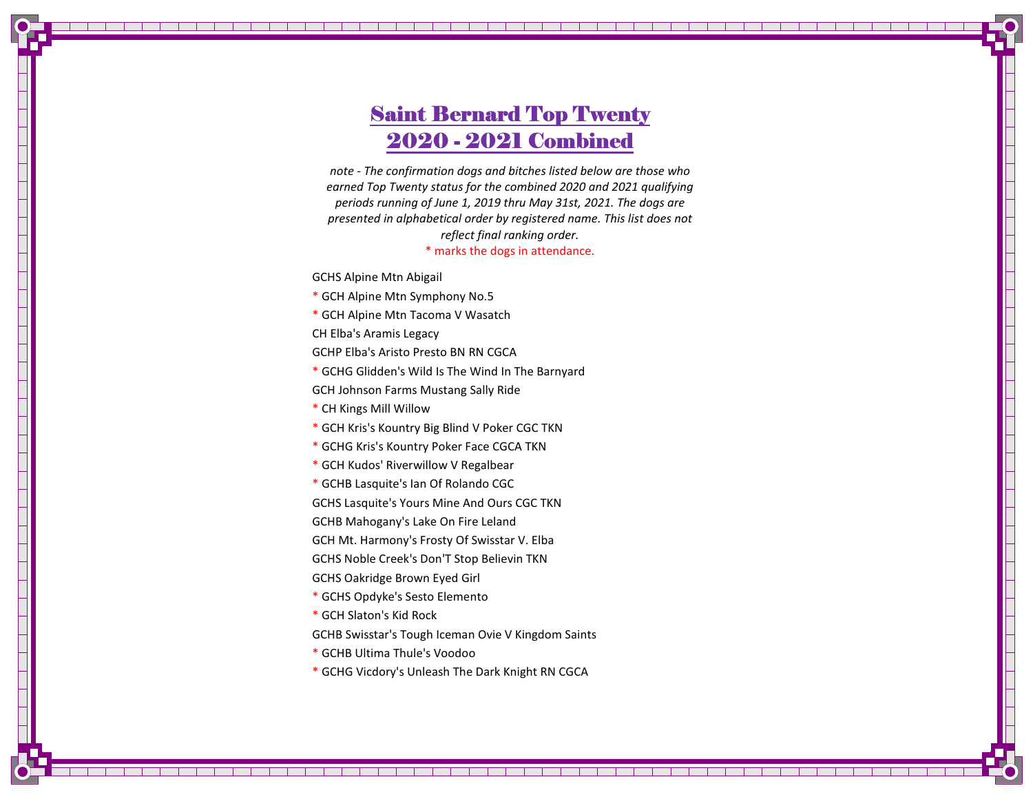# Saint Bernard Top Twenty
# 2020 - 2021 Combined

*note - The confirmation dogs and bitches listed below are those who earned Top Twenty status for the combined 2020 and 2021 qualifying periods running of June 1, 2019 thru May 31st, 2021. The dogs are presented in alphabetical order by registered name. This list does not reflect final ranking order.*

* marks the dogs in attendance.

GCHS Alpine Mtn Abigail

* GCH Alpine Mtn Symphony No.5

* GCH Alpine Mtn Tacoma V Wasatch

CH Elba's Aramis Legacy

GCHP Elba's Aristo Presto BN RN CGCA

* GCHG Glidden's Wild Is The Wind In The Barnyard

GCH Johnson Farms Mustang Sally Ride

* CH Kings Mill Willow

* GCH Kris's Kountry Big Blind V Poker CGC TKN

* GCHG Kris's Kountry Poker Face CGCA TKN

* GCH Kudos' Riverwillow V Regalbear

* GCHB Lasquite's Ian Of Rolando CGC

GCHS Lasquite's Yours Mine And Ours CGC TKN

GCHB Mahogany's Lake On Fire Leland

GCH Mt. Harmony's Frosty Of Swisstar V. Elba

GCHS Noble Creek's Don'T Stop Believin TKN

GCHS Oakridge Brown Eyed Girl

* GCHS Opdyke's Sesto Elemento

* GCH Slaton's Kid Rock

GCHB Swisstar's Tough Iceman Ovie V Kingdom Saints

* GCHB Ultima Thule's Voodoo

* GCHG Vicdory's Unleash The Dark Knight RN CGCA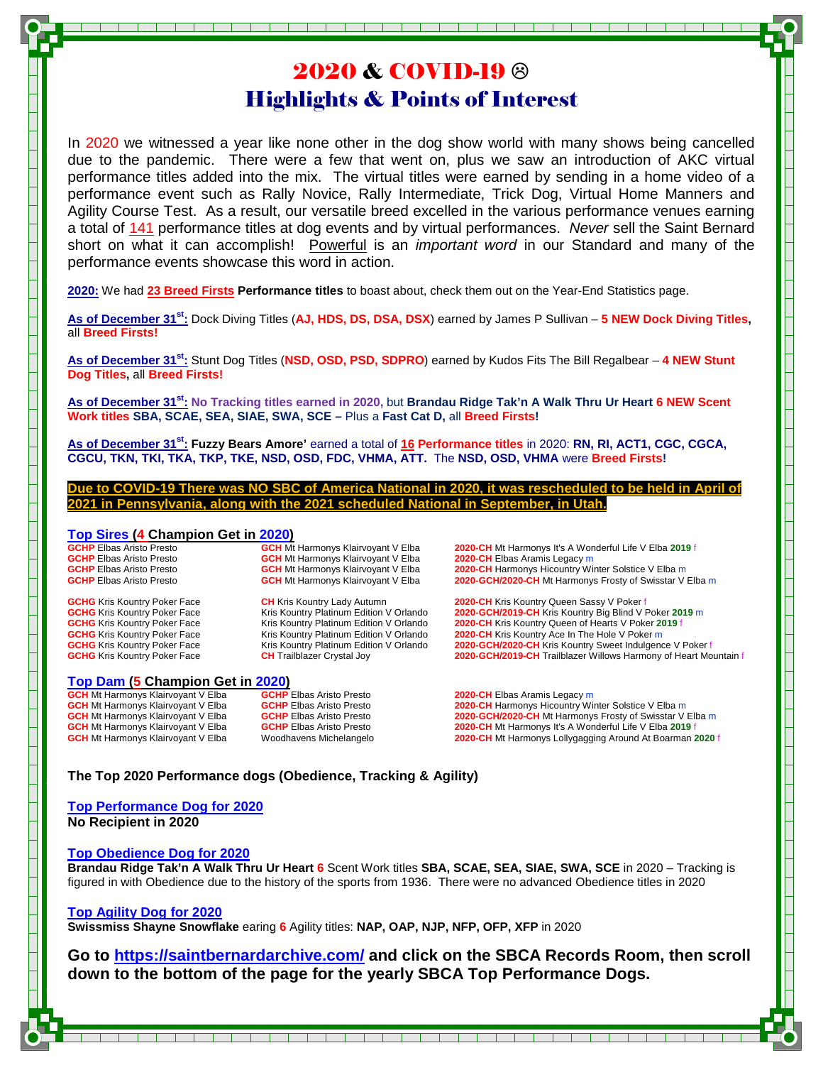# 2020 & COVID-19 ☹
# Highlights & Points of Interest

In 2020 we witnessed a year like none other in the dog show world with many shows being cancelled due to the pandemic. There were a few that went on, plus we saw an introduction of AKC virtual performance titles added into the mix. The virtual titles were earned by sending in a home video of a performance event such as Rally Novice, Rally Intermediate, Trick Dog, Virtual Home Manners and Agility Course Test. As a result, our versatile breed excelled in the various performance venues earning a total of 141 performance titles at dog events and by virtual performances. *Never* sell the Saint Bernard short on what it can accomplish! Powerful is an *important word* in our Standard and many of the performance events showcase this word in action.

**2020:** We had **23 Breed Firsts Performance titles** to boast about, check them out on the Year-End Statistics page.

**As of December 31st:** Dock Diving Titles (**AJ, HDS, DS, DSA, DSX**) earned by James P Sullivan – **5 NEW Dock Diving Titles,** all **Breed Firsts!**

**As of December 31st:** Stunt Dog Titles (**NSD, OSD, PSD, SDPRO**) earned by Kudos Fits The Bill Regalbear – **4 NEW Stunt Dog Titles,** all **Breed Firsts!**

**As of December 31st: No Tracking titles earned in 2020,** but **Brandau Ridge Tak'n A Walk Thru Ur Heart 6 NEW Scent Work titles SBA, SCAE, SEA, SIAE, SWA, SCE –** Plus a **Fast Cat D,** all **Breed Firsts!**

**As of December 31st: Fuzzy Bears Amore'** earned a total of **16 Performance titles** in 2020: **RN, RI, ACT1, CGC, CGCA, CGCU, TKN, TKI, TKA, TKP, TKE, NSD, OSD, FDC, VHMA, ATT.** The **NSD, OSD, VHMA** were **Breed Firsts!**

**Due to COVID-19 There was NO SBC of America National in 2020, it was rescheduled to be held in April of 2021 in Pennsylvania, along with the 2021 scheduled National in September, in Utah.**

## Top Sires (4 Champion Get in 2020)

| Sire | Dam | Get |
|---|---|---|
| GCHP Elbas Aristo Presto | GCH Mt Harmonys Klairvoyant V Elba | 2020-CH Mt Harmonys It's A Wonderful Life V Elba 2019 f |
| GCHP Elbas Aristo Presto | GCH Mt Harmonys Klairvoyant V Elba | 2020-CH Elbas Aramis Legacy m |
| GCHP Elbas Aristo Presto | GCH Mt Harmonys Klairvoyant V Elba | 2020-CH Harmonys Hicountry Winter Solstice V Elba m |
| GCHP Elbas Aristo Presto | GCH Mt Harmonys Klairvoyant V Elba | 2020-GCH/2020-CH Mt Harmonys Frosty of Swisstar V Elba m |
| GCHG Kris Kountry Poker Face | CH Kris Kountry Lady Autumn | 2020-CH Kris Kountry Queen Sassy V Poker f |
| GCHG Kris Kountry Poker Face | Kris Kountry Platinum Edition V Orlando | 2020-GCH/2019-CH Kris Kountry Big Blind V Poker 2019 m |
| GCHG Kris Kountry Poker Face | Kris Kountry Platinum Edition V Orlando | 2020-CH Kris Kountry Queen of Hearts V Poker 2019 f |
| GCHG Kris Kountry Poker Face | Kris Kountry Platinum Edition V Orlando | 2020-CH Kris Kountry Ace In The Hole V Poker m |
| GCHG Kris Kountry Poker Face | Kris Kountry Platinum Edition V Orlando | 2020-GCH/2020-CH Kris Kountry Sweet Indulgence V Poker f |
| GCHG Kris Kountry Poker Face | CH Trailblazer Crystal Joy | 2020-GCH/2019-CH Trailblazer Willows Harmony of Heart Mountain f |

## Top Dam (5 Champion Get in 2020)

| Dam | Sire | Get |
|---|---|---|
| GCH Mt Harmonys Klairvoyant V Elba | GCHP Elbas Aristo Presto | 2020-CH Elbas Aramis Legacy m |
| GCH Mt Harmonys Klairvoyant V Elba | GCHP Elbas Aristo Presto | 2020-CH Harmonys Hicountry Winter Solstice V Elba m |
| GCH Mt Harmonys Klairvoyant V Elba | GCHP Elbas Aristo Presto | 2020-GCH/2020-CH Mt Harmonys Frosty of Swisstar V Elba m |
| GCH Mt Harmonys Klairvoyant V Elba | GCHP Elbas Aristo Presto | 2020-CH Mt Harmonys It's A Wonderful Life V Elba 2019 f |
| GCH Mt Harmonys Klairvoyant V Elba | Woodhavens Michelangelo | 2020-CH Mt Harmonys Lollygagging Around At Boarman 2020 f |

**The Top 2020 Performance dogs (Obedience, Tracking & Agility)**

**Top Performance Dog for 2020**
**No Recipient in 2020**

**Top Obedience Dog for 2020**
**Brandau Ridge Tak'n A Walk Thru Ur Heart 6** Scent Work titles **SBA, SCAE, SEA, SIAE, SWA, SCE** in 2020 – Tracking is figured in with Obedience due to the history of the sports from 1936. There were no advanced Obedience titles in 2020

**Top Agility Dog for 2020**
**Swissmiss Shayne Snowflake** earing **6** Agility titles: **NAP, OAP, NJP, NFP, OFP, XFP** in 2020

**Go to https://saintbernardarchive.com/ and click on the SBCA Records Room, then scroll down to the bottom of the page for the yearly SBCA Top Performance Dogs.**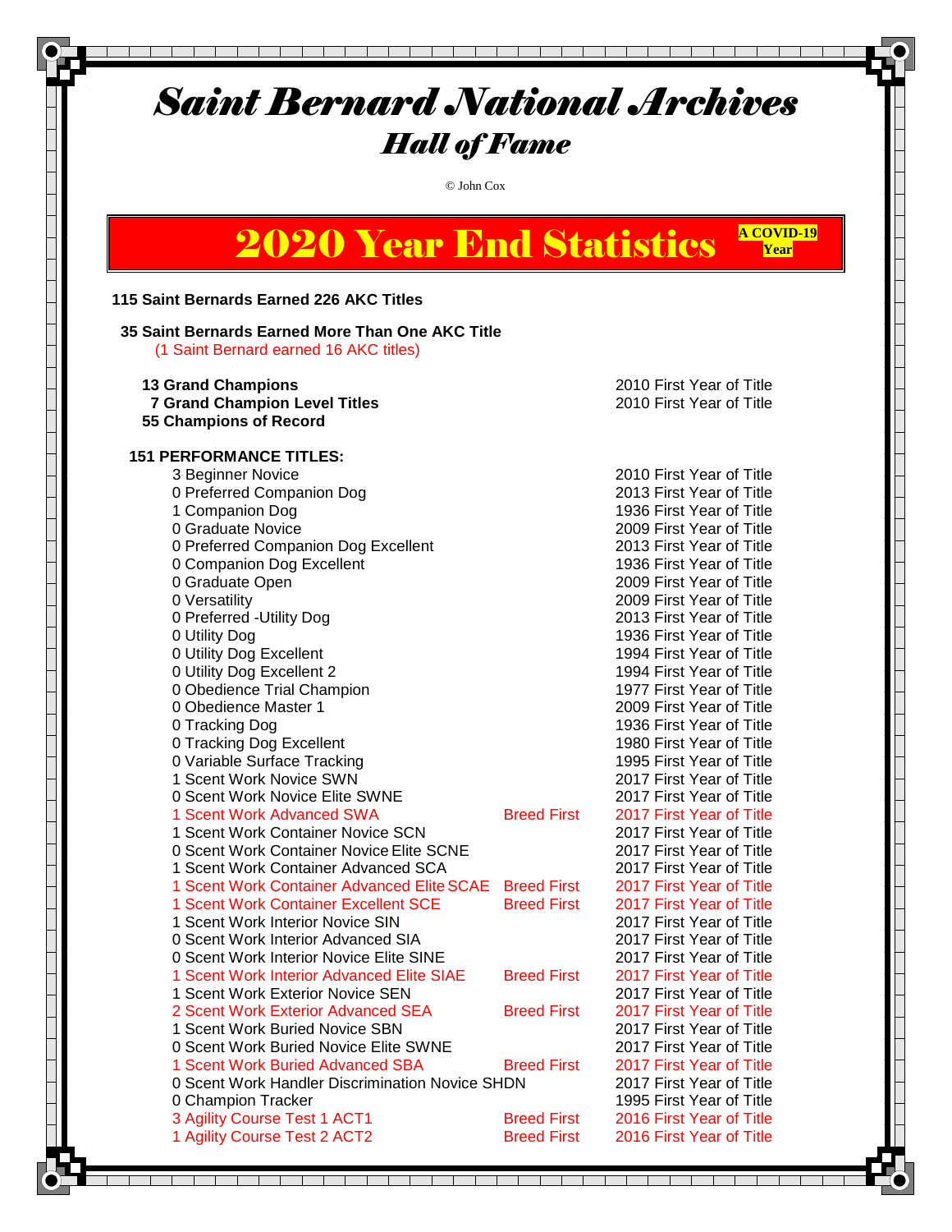# *Saint Bernard National Archives*

## *Hall of Fame*

© John Cox

## 2020 Year End Statistics

**A COVID-19 Year**

**115 Saint Bernards Earned 226 AKC Titles**

**35 Saint Bernards Earned More Than One AKC Title**
(1 Saint Bernard earned 16 AKC titles)

| Title | | First Year |
|---|---|---|
| **13 Grand Champions** | | 2010 First Year of Title |
| **7 Grand Champion Level Titles** | | 2010 First Year of Title |
| **55 Champions of Record** | | |

**151 PERFORMANCE TITLES:**

| Title | Note | First Year |
|---|---|---|
| 3 Beginner Novice | | 2010 First Year of Title |
| 0 Preferred Companion Dog | | 2013 First Year of Title |
| 1 Companion Dog | | 1936 First Year of Title |
| 0 Graduate Novice | | 2009 First Year of Title |
| 0 Preferred Companion Dog Excellent | | 2013 First Year of Title |
| 0 Companion Dog Excellent | | 1936 First Year of Title |
| 0 Graduate Open | | 2009 First Year of Title |
| 0 Versatility | | 2009 First Year of Title |
| 0 Preferred -Utility Dog | | 2013 First Year of Title |
| 0 Utility Dog | | 1936 First Year of Title |
| 0 Utility Dog Excellent | | 1994 First Year of Title |
| 0 Utility Dog Excellent 2 | | 1994 First Year of Title |
| 0 Obedience Trial Champion | | 1977 First Year of Title |
| 0 Obedience Master 1 | | 2009 First Year of Title |
| 0 Tracking Dog | | 1936 First Year of Title |
| 0 Tracking Dog Excellent | | 1980 First Year of Title |
| 0 Variable Surface Tracking | | 1995 First Year of Title |
| 1 Scent Work Novice SWN | | 2017 First Year of Title |
| 0 Scent Work Novice Elite SWNE | | 2017 First Year of Title |
| 1 Scent Work Advanced SWA | Breed First | 2017 First Year of Title |
| 1 Scent Work Container Novice SCN | | 2017 First Year of Title |
| 0 Scent Work Container Novice Elite SCNE | | 2017 First Year of Title |
| 1 Scent Work Container Advanced SCA | | 2017 First Year of Title |
| 1 Scent Work Container Advanced Elite SCAE | Breed First | 2017 First Year of Title |
| 1 Scent Work Container Excellent SCE | Breed First | 2017 First Year of Title |
| 1 Scent Work Interior Novice SIN | | 2017 First Year of Title |
| 0 Scent Work Interior Advanced SIA | | 2017 First Year of Title |
| 0 Scent Work Interior Novice Elite SINE | | 2017 First Year of Title |
| 1 Scent Work Interior Advanced Elite SIAE | Breed First | 2017 First Year of Title |
| 1 Scent Work Exterior Novice SEN | | 2017 First Year of Title |
| 2 Scent Work Exterior Advanced SEA | Breed First | 2017 First Year of Title |
| 1 Scent Work Buried Novice SBN | | 2017 First Year of Title |
| 0 Scent Work Buried Novice Elite SWNE | | 2017 First Year of Title |
| 1 Scent Work Buried Advanced SBA | Breed First | 2017 First Year of Title |
| 0 Scent Work Handler Discrimination Novice SHDN | | 2017 First Year of Title |
| 0 Champion Tracker | | 1995 First Year of Title |
| 3 Agility Course Test 1 ACT1 | Breed First | 2016 First Year of Title |
| 1 Agility Course Test 2 ACT2 | Breed First | 2016 First Year of Title |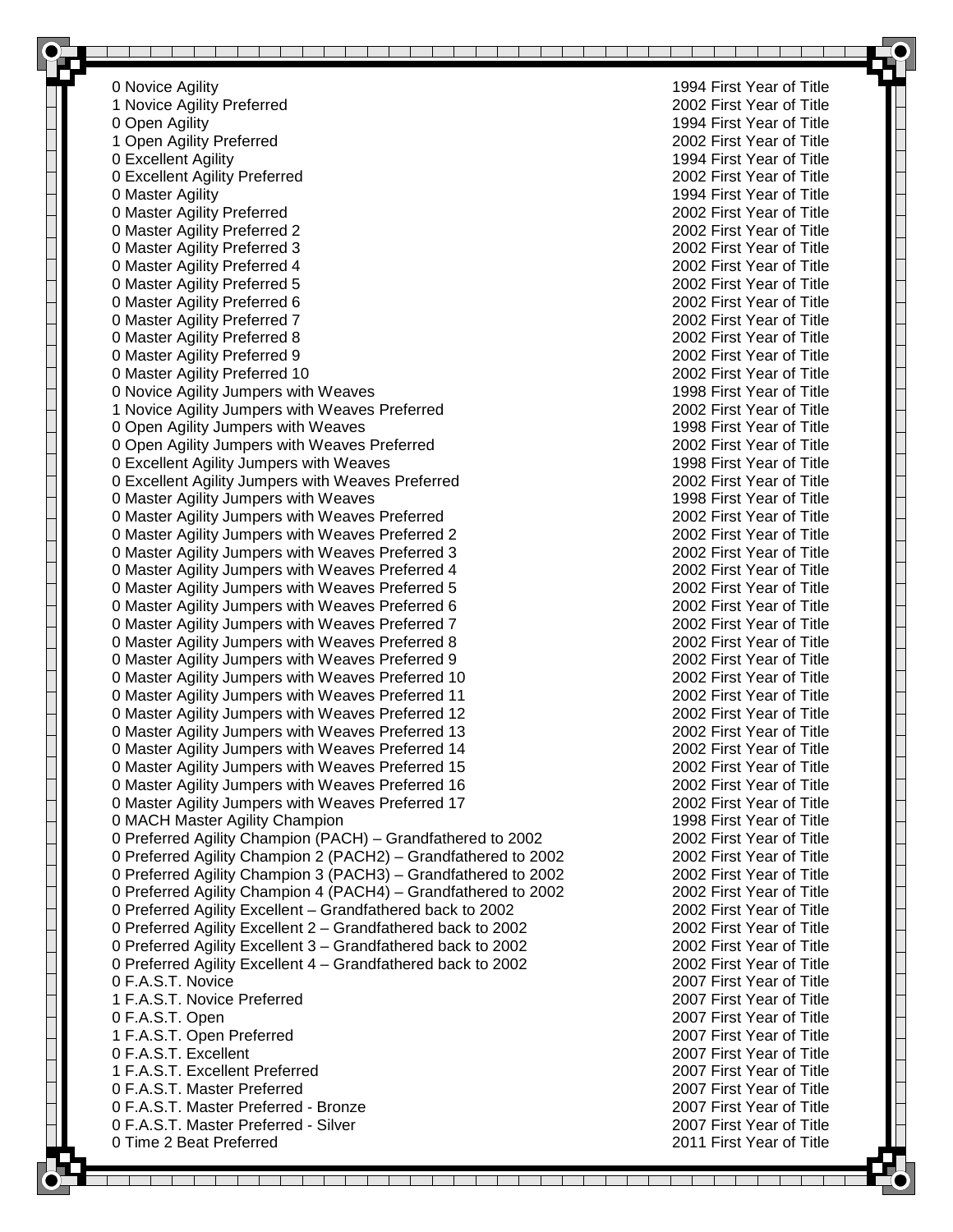| | |
|---|---|
| 0 Novice Agility | 1994 First Year of Title |
| 1 Novice Agility Preferred | 2002 First Year of Title |
| 0 Open Agility | 1994 First Year of Title |
| 1 Open Agility Preferred | 2002 First Year of Title |
| 0 Excellent Agility | 1994 First Year of Title |
| 0 Excellent Agility Preferred | 2002 First Year of Title |
| 0 Master Agility | 1994 First Year of Title |
| 0 Master Agility Preferred | 2002 First Year of Title |
| 0 Master Agility Preferred 2 | 2002 First Year of Title |
| 0 Master Agility Preferred 3 | 2002 First Year of Title |
| 0 Master Agility Preferred 4 | 2002 First Year of Title |
| 0 Master Agility Preferred 5 | 2002 First Year of Title |
| 0 Master Agility Preferred 6 | 2002 First Year of Title |
| 0 Master Agility Preferred 7 | 2002 First Year of Title |
| 0 Master Agility Preferred 8 | 2002 First Year of Title |
| 0 Master Agility Preferred 9 | 2002 First Year of Title |
| 0 Master Agility Preferred 10 | 2002 First Year of Title |
| 0 Novice Agility Jumpers with Weaves | 1998 First Year of Title |
| 1 Novice Agility Jumpers with Weaves Preferred | 2002 First Year of Title |
| 0 Open Agility Jumpers with Weaves | 1998 First Year of Title |
| 0 Open Agility Jumpers with Weaves Preferred | 2002 First Year of Title |
| 0 Excellent Agility Jumpers with Weaves | 1998 First Year of Title |
| 0 Excellent Agility Jumpers with Weaves Preferred | 2002 First Year of Title |
| 0 Master Agility Jumpers with Weaves | 1998 First Year of Title |
| 0 Master Agility Jumpers with Weaves Preferred | 2002 First Year of Title |
| 0 Master Agility Jumpers with Weaves Preferred 2 | 2002 First Year of Title |
| 0 Master Agility Jumpers with Weaves Preferred 3 | 2002 First Year of Title |
| 0 Master Agility Jumpers with Weaves Preferred 4 | 2002 First Year of Title |
| 0 Master Agility Jumpers with Weaves Preferred 5 | 2002 First Year of Title |
| 0 Master Agility Jumpers with Weaves Preferred 6 | 2002 First Year of Title |
| 0 Master Agility Jumpers with Weaves Preferred 7 | 2002 First Year of Title |
| 0 Master Agility Jumpers with Weaves Preferred 8 | 2002 First Year of Title |
| 0 Master Agility Jumpers with Weaves Preferred 9 | 2002 First Year of Title |
| 0 Master Agility Jumpers with Weaves Preferred 10 | 2002 First Year of Title |
| 0 Master Agility Jumpers with Weaves Preferred 11 | 2002 First Year of Title |
| 0 Master Agility Jumpers with Weaves Preferred 12 | 2002 First Year of Title |
| 0 Master Agility Jumpers with Weaves Preferred 13 | 2002 First Year of Title |
| 0 Master Agility Jumpers with Weaves Preferred 14 | 2002 First Year of Title |
| 0 Master Agility Jumpers with Weaves Preferred 15 | 2002 First Year of Title |
| 0 Master Agility Jumpers with Weaves Preferred 16 | 2002 First Year of Title |
| 0 Master Agility Jumpers with Weaves Preferred 17 | 2002 First Year of Title |
| 0 MACH Master Agility Champion | 1998 First Year of Title |
| 0 Preferred Agility Champion (PACH) – Grandfathered to 2002 | 2002 First Year of Title |
| 0 Preferred Agility Champion 2 (PACH2) – Grandfathered to 2002 | 2002 First Year of Title |
| 0 Preferred Agility Champion 3 (PACH3) – Grandfathered to 2002 | 2002 First Year of Title |
| 0 Preferred Agility Champion 4 (PACH4) – Grandfathered to 2002 | 2002 First Year of Title |
| 0 Preferred Agility Excellent – Grandfathered back to 2002 | 2002 First Year of Title |
| 0 Preferred Agility Excellent 2 – Grandfathered back to 2002 | 2002 First Year of Title |
| 0 Preferred Agility Excellent 3 – Grandfathered back to 2002 | 2002 First Year of Title |
| 0 Preferred Agility Excellent 4 – Grandfathered back to 2002 | 2002 First Year of Title |
| 0 F.A.S.T. Novice | 2007 First Year of Title |
| 1 F.A.S.T. Novice Preferred | 2007 First Year of Title |
| 0 F.A.S.T. Open | 2007 First Year of Title |
| 1 F.A.S.T. Open Preferred | 2007 First Year of Title |
| 0 F.A.S.T. Excellent | 2007 First Year of Title |
| 1 F.A.S.T. Excellent Preferred | 2007 First Year of Title |
| 0 F.A.S.T. Master Preferred | 2007 First Year of Title |
| 0 F.A.S.T. Master Preferred - Bronze | 2007 First Year of Title |
| 0 F.A.S.T. Master Preferred - Silver | 2007 First Year of Title |
| 0 Time 2 Beat Preferred | 2011 First Year of Title |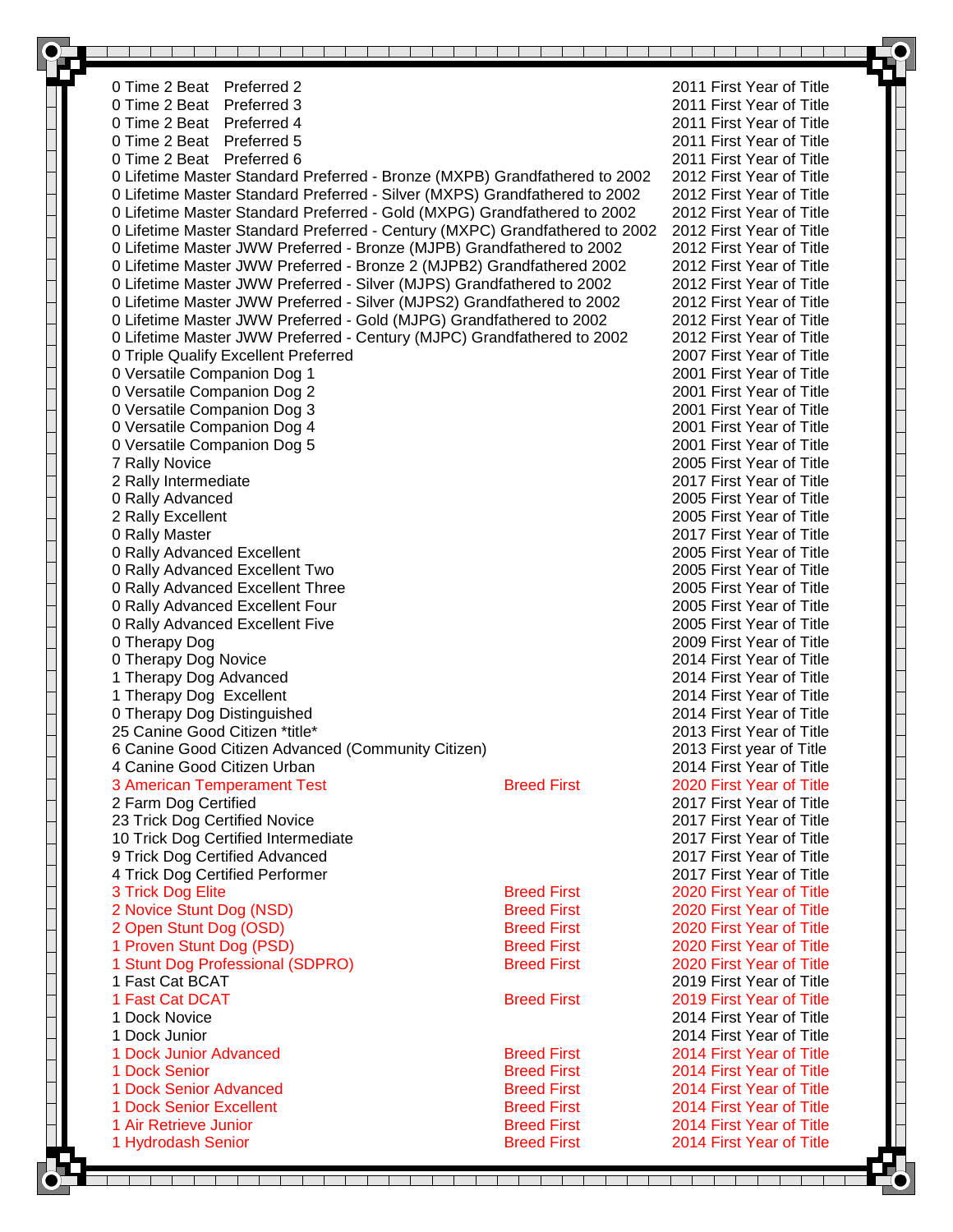| | | |
|---|---|---|
| 0 Time 2 Beat Preferred 2 | | 2011 First Year of Title |
| 0 Time 2 Beat Preferred 3 | | 2011 First Year of Title |
| 0 Time 2 Beat Preferred 4 | | 2011 First Year of Title |
| 0 Time 2 Beat Preferred 5 | | 2011 First Year of Title |
| 0 Time 2 Beat Preferred 6 | | 2011 First Year of Title |
| 0 Lifetime Master Standard Preferred - Bronze (MXPB) Grandfathered to 2002 | | 2012 First Year of Title |
| 0 Lifetime Master Standard Preferred - Silver (MXPS) Grandfathered to 2002 | | 2012 First Year of Title |
| 0 Lifetime Master Standard Preferred - Gold (MXPG) Grandfathered to 2002 | | 2012 First Year of Title |
| 0 Lifetime Master Standard Preferred - Century (MXPC) Grandfathered to 2002 | | 2012 First Year of Title |
| 0 Lifetime Master JWW Preferred - Bronze (MJPB) Grandfathered to 2002 | | 2012 First Year of Title |
| 0 Lifetime Master JWW Preferred - Bronze 2 (MJPB2) Grandfathered 2002 | | 2012 First Year of Title |
| 0 Lifetime Master JWW Preferred - Silver (MJPS) Grandfathered to 2002 | | 2012 First Year of Title |
| 0 Lifetime Master JWW Preferred - Silver (MJPS2) Grandfathered to 2002 | | 2012 First Year of Title |
| 0 Lifetime Master JWW Preferred - Gold (MJPG) Grandfathered to 2002 | | 2012 First Year of Title |
| 0 Lifetime Master JWW Preferred - Century (MJPC) Grandfathered to 2002 | | 2012 First Year of Title |
| 0 Triple Qualify Excellent Preferred | | 2007 First Year of Title |
| 0 Versatile Companion Dog 1 | | 2001 First Year of Title |
| 0 Versatile Companion Dog 2 | | 2001 First Year of Title |
| 0 Versatile Companion Dog 3 | | 2001 First Year of Title |
| 0 Versatile Companion Dog 4 | | 2001 First Year of Title |
| 0 Versatile Companion Dog 5 | | 2001 First Year of Title |
| 7 Rally Novice | | 2005 First Year of Title |
| 2 Rally Intermediate | | 2017 First Year of Title |
| 0 Rally Advanced | | 2005 First Year of Title |
| 2 Rally Excellent | | 2005 First Year of Title |
| 0 Rally Master | | 2017 First Year of Title |
| 0 Rally Advanced Excellent | | 2005 First Year of Title |
| 0 Rally Advanced Excellent Two | | 2005 First Year of Title |
| 0 Rally Advanced Excellent Three | | 2005 First Year of Title |
| 0 Rally Advanced Excellent Four | | 2005 First Year of Title |
| 0 Rally Advanced Excellent Five | | 2005 First Year of Title |
| 0 Therapy Dog | | 2009 First Year of Title |
| 0 Therapy Dog Novice | | 2014 First Year of Title |
| 1 Therapy Dog Advanced | | 2014 First Year of Title |
| 1 Therapy Dog Excellent | | 2014 First Year of Title |
| 0 Therapy Dog Distinguished | | 2014 First Year of Title |
| 25 Canine Good Citizen *title* | | 2013 First Year of Title |
| 6 Canine Good Citizen Advanced (Community Citizen) | | 2013 First year of Title |
| 4 Canine Good Citizen Urban | | 2014 First Year of Title |
| 3 American Temperament Test | Breed First | 2020 First Year of Title |
| 2 Farm Dog Certified | | 2017 First Year of Title |
| 23 Trick Dog Certified Novice | | 2017 First Year of Title |
| 10 Trick Dog Certified Intermediate | | 2017 First Year of Title |
| 9 Trick Dog Certified Advanced | | 2017 First Year of Title |
| 4 Trick Dog Certified Performer | | 2017 First Year of Title |
| 3 Trick Dog Elite | Breed First | 2020 First Year of Title |
| 2 Novice Stunt Dog (NSD) | Breed First | 2020 First Year of Title |
| 2 Open Stunt Dog (OSD) | Breed First | 2020 First Year of Title |
| 1 Proven Stunt Dog (PSD) | Breed First | 2020 First Year of Title |
| 1 Stunt Dog Professional (SDPRO) | Breed First | 2020 First Year of Title |
| 1 Fast Cat BCAT | | 2019 First Year of Title |
| 1 Fast Cat DCAT | Breed First | 2019 First Year of Title |
| 1 Dock Novice | | 2014 First Year of Title |
| 1 Dock Junior | | 2014 First Year of Title |
| 1 Dock Junior Advanced | Breed First | 2014 First Year of Title |
| 1 Dock Senior | Breed First | 2014 First Year of Title |
| 1 Dock Senior Advanced | Breed First | 2014 First Year of Title |
| 1 Dock Senior Excellent | Breed First | 2014 First Year of Title |
| 1 Air Retrieve Junior | Breed First | 2014 First Year of Title |
| 1 Hydrodash Senior | Breed First | 2014 First Year of Title |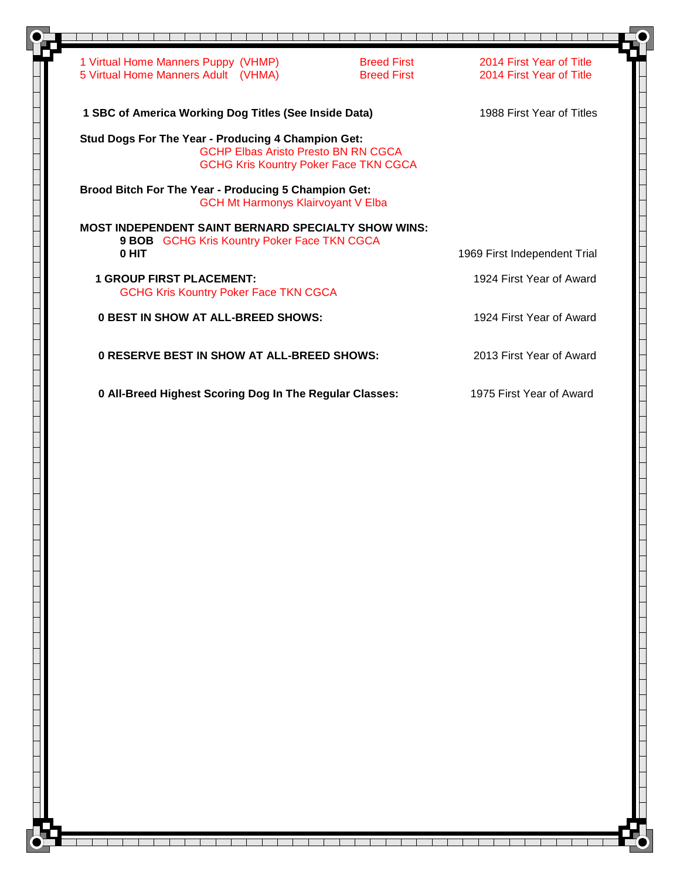| | | |
|---|---|---|
| 1 Virtual Home Manners Puppy (VHMP) | Breed First | 2014 First Year of Title |
| 5 Virtual Home Manners Adult (VHMA) | Breed First | 2014 First Year of Title |

**1 SBC of America Working Dog Titles (See Inside Data)** — 1988 First Year of Titles

**Stud Dogs For The Year - Producing 4 Champion Get:**

GCHP Elbas Aristo Presto BN RN CGCA
GCHG Kris Kountry Poker Face TKN CGCA

**Brood Bitch For The Year - Producing 5 Champion Get:**

GCH Mt Harmonys Klairvoyant V Elba

**MOST INDEPENDENT SAINT BERNARD SPECIALTY SHOW WINS:**

**9 BOB** GCHG Kris Kountry Poker Face TKN CGCA
**0 HIT** — 1969 First Independent Trial

**1 GROUP FIRST PLACEMENT:** — 1924 First Year of Award

GCHG Kris Kountry Poker Face TKN CGCA

**0 BEST IN SHOW AT ALL-BREED SHOWS:** — 1924 First Year of Award

**0 RESERVE BEST IN SHOW AT ALL-BREED SHOWS:** — 2013 First Year of Award

**0 All-Breed Highest Scoring Dog In The Regular Classes:** — 1975 First Year of Award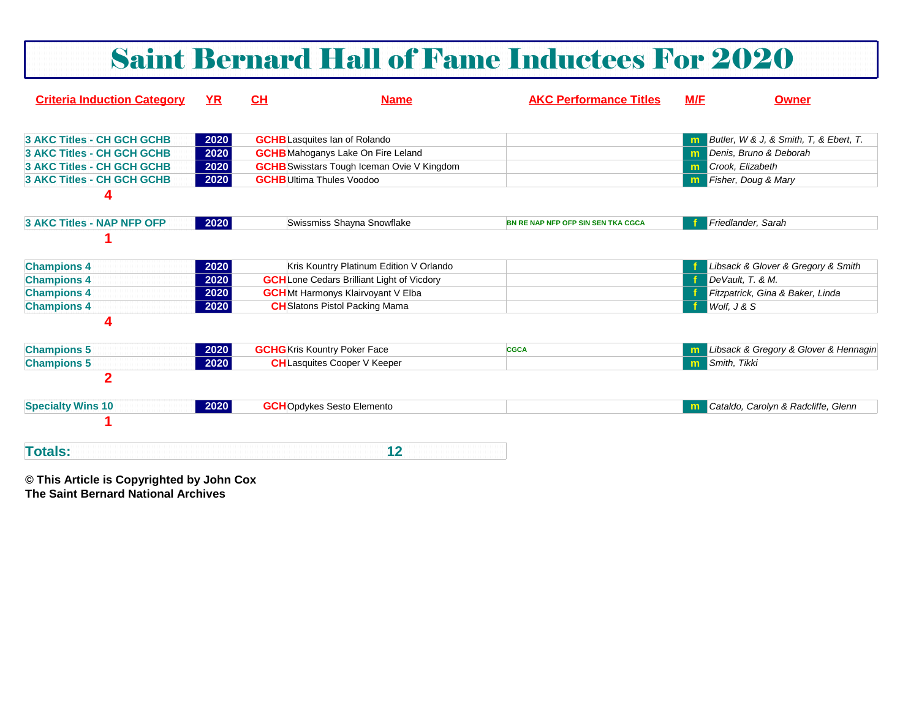# Saint Bernard Hall of Fame Inductees For 2020

| Criteria Induction Category | YR | CH | Name | AKC Performance Titles | M/F | Owner |
|---|---|---|---|---|---|---|
| 3 AKC Titles - CH GCH GCHB | 2020 | GCHB | Lasquites Ian of Rolando | | m | *Butler, W & J, & Smith, T, & Ebert, T.* |
| 3 AKC Titles - CH GCH GCHB | 2020 | GCHB | Mahoganys Lake On Fire Leland | | m | *Denis, Bruno & Deborah* |
| 3 AKC Titles - CH GCH GCHB | 2020 | GCHB | Swisstars Tough Iceman Ovie V Kingdom | | m | *Crook, Elizabeth* |
| 3 AKC Titles - CH GCH GCHB | 2020 | GCHB | Ultima Thules Voodoo | | m | *Fisher, Doug & Mary* |
| **4** | | | | | | |
| 3 AKC Titles - NAP NFP OFP | 2020 | | Swissmiss Shayna Snowflake | BN RE NAP NFP OFP SIN SEN TKA CGCA | f | *Friedlander, Sarah* |
| **1** | | | | | | |
| Champions 4 | 2020 | | Kris Kountry Platinum Edition V Orlando | | f | *Libsack & Glover & Gregory & Smith* |
| Champions 4 | 2020 | GCH | Lone Cedars Brilliant Light of Vicdory | | f | *DeVault, T. & M.* |
| Champions 4 | 2020 | GCH | Mt Harmonys Klairvoyant V Elba | | f | *Fitzpatrick, Gina & Baker, Linda* |
| Champions 4 | 2020 | CH | Slatons Pistol Packing Mama | | f | *Wolf, J & S* |
| **4** | | | | | | |
| Champions 5 | 2020 | GCHG | Kris Kountry Poker Face | CGCA | m | *Libsack & Gregory & Glover & Hennagin* |
| Champions 5 | 2020 | CH | Lasquites Cooper V Keeper | | m | *Smith, Tikki* |
| **2** | | | | | | |
| Specialty Wins 10 | 2020 | GCH | Opdykes Sesto Elemento | | m | *Cataldo, Carolyn & Radcliffe, Glenn* |
| **1** | | | | | | |
| **Totals:** | | | **12** | | | |

**© This Article is Copyrighted by John Cox**
**The Saint Bernard National Archives**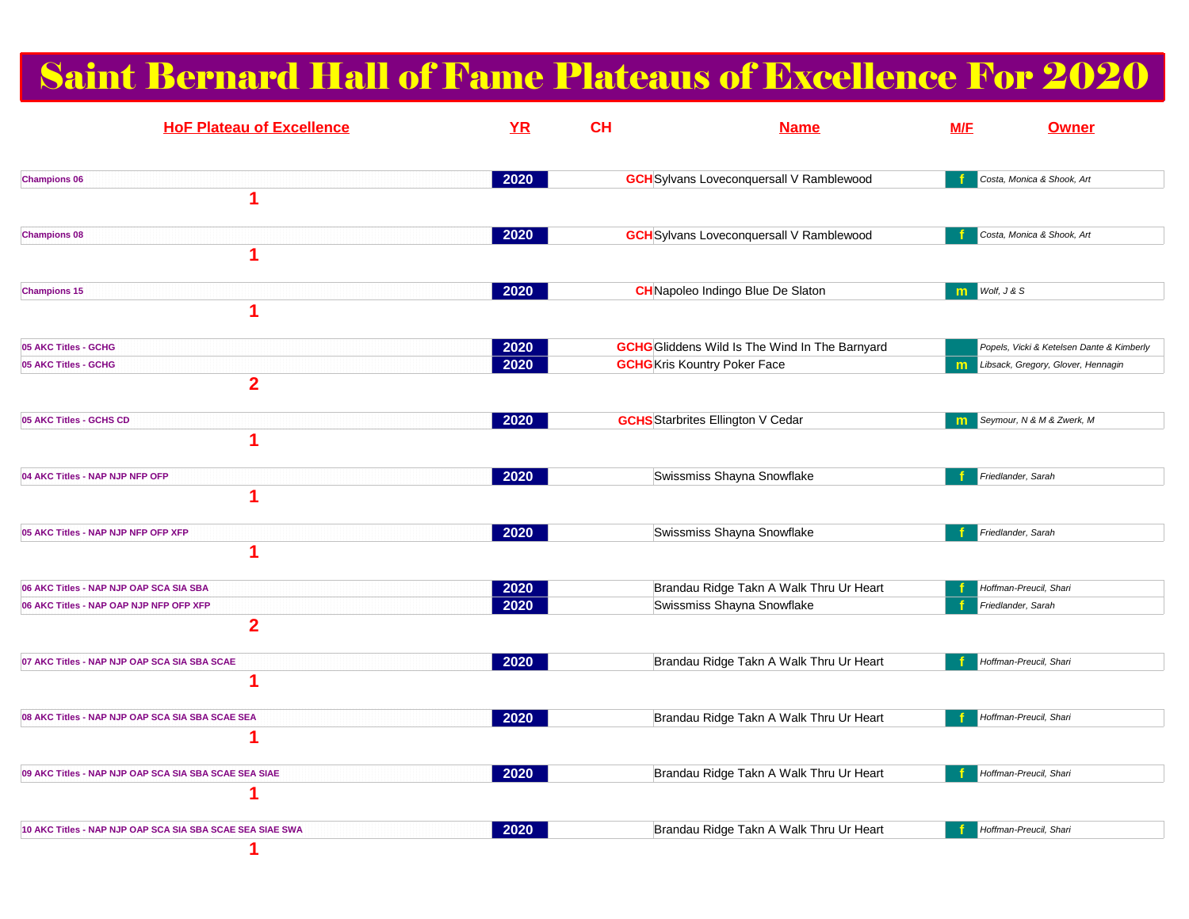# Saint Bernard Hall of Fame Plateaus of Excellence For 2020

| HoF Plateau of Excellence | YR | CH | Name | M/F | Owner |
|---|---|---|---|---|---|
| Champions 06 | 2020 | GCH | Sylvans Loveconquersall V Ramblewood | f | Costa, Monica & Shook, Art |
| 1 | | | | | |
| Champions 08 | 2020 | GCH | Sylvans Loveconquersall V Ramblewood | f | Costa, Monica & Shook, Art |
| 1 | | | | | |
| Champions 15 | 2020 | CH | Napoleo Indingo Blue De Slaton | m | Wolf, J & S |
| 1 | | | | | |
| 05 AKC Titles - GCHG | 2020 | GCHG | Gliddens Wild Is The Wind In The Barnyard | | Popels, Vicki & Ketelsen Dante & Kimberly |
| 05 AKC Titles - GCHG | 2020 | GCHG | Kris Kountry Poker Face | m | Libsack, Gregory, Glover, Hennagin |
| 2 | | | | | |
| 05 AKC Titles - GCHS CD | 2020 | GCHS | Starbrites Ellington V Cedar | m | Seymour, N & M & Zwerk, M |
| 1 | | | | | |
| 04 AKC Titles - NAP NJP NFP OFP | 2020 | | Swissmiss Shayna Snowflake | f | Friedlander, Sarah |
| 1 | | | | | |
| 05 AKC Titles - NAP NJP NFP OFP XFP | 2020 | | Swissmiss Shayna Snowflake | f | Friedlander, Sarah |
| 1 | | | | | |
| 06 AKC Titles - NAP NJP OAP SCA SIA SBA | 2020 | | Brandau Ridge Takn A Walk Thru Ur Heart | f | Hoffman-Preucil, Shari |
| 06 AKC Titles - NAP OAP NJP NFP OFP XFP | 2020 | | Swissmiss Shayna Snowflake | f | Friedlander, Sarah |
| 2 | | | | | |
| 07 AKC Titles - NAP NJP OAP SCA SIA SBA SCAE | 2020 | | Brandau Ridge Takn A Walk Thru Ur Heart | f | Hoffman-Preucil, Shari |
| 1 | | | | | |
| 08 AKC Titles - NAP NJP OAP SCA SIA SBA SCAE SEA | 2020 | | Brandau Ridge Takn A Walk Thru Ur Heart | f | Hoffman-Preucil, Shari |
| 1 | | | | | |
| 09 AKC Titles - NAP NJP OAP SCA SIA SBA SCAE SEA SIAE | 2020 | | Brandau Ridge Takn A Walk Thru Ur Heart | f | Hoffman-Preucil, Shari |
| 1 | | | | | |
| 10 AKC Titles - NAP NJP OAP SCA SIA SBA SCAE SEA SIAE SWA | 2020 | | Brandau Ridge Takn A Walk Thru Ur Heart | f | Hoffman-Preucil, Shari |
| 1 | | | | | |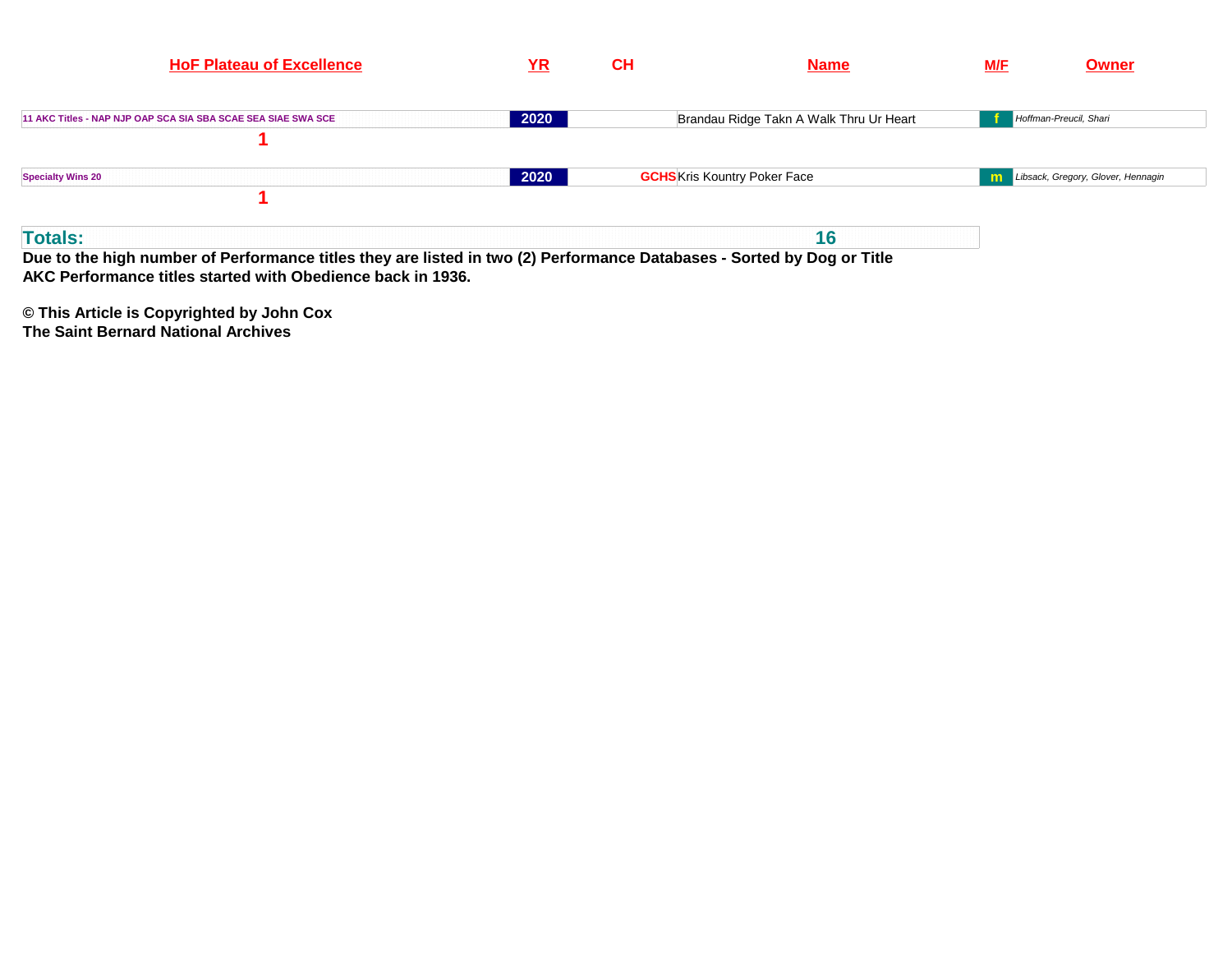| HoF Plateau of Excellence | YR | CH | Name | M/F | Owner |
|---|---|---|---|---|---|
| 11 AKC Titles - NAP NJP OAP SCA SIA SBA SCAE SEA SIAE SWA SCE | 2020 | | Brandau Ridge Takn A Walk Thru Ur Heart | f | *Hoffman-Preucil, Shari* |
| 1 | | | | | |
| Specialty Wins 20 | 2020 | GCHS | Kris Kountry Poker Face | m | *Libsack, Gregory, Glover, Hennagin* |
| 1 | | | | | |

| Totals: | 16 |
|---|---|

**Due to the high number of Performance titles they are listed in two (2) Performance Databases - Sorted by Dog or Title**
**AKC Performance titles started with Obedience back in 1936.**

**© This Article is Copyrighted by John Cox**
**The Saint Bernard National Archives**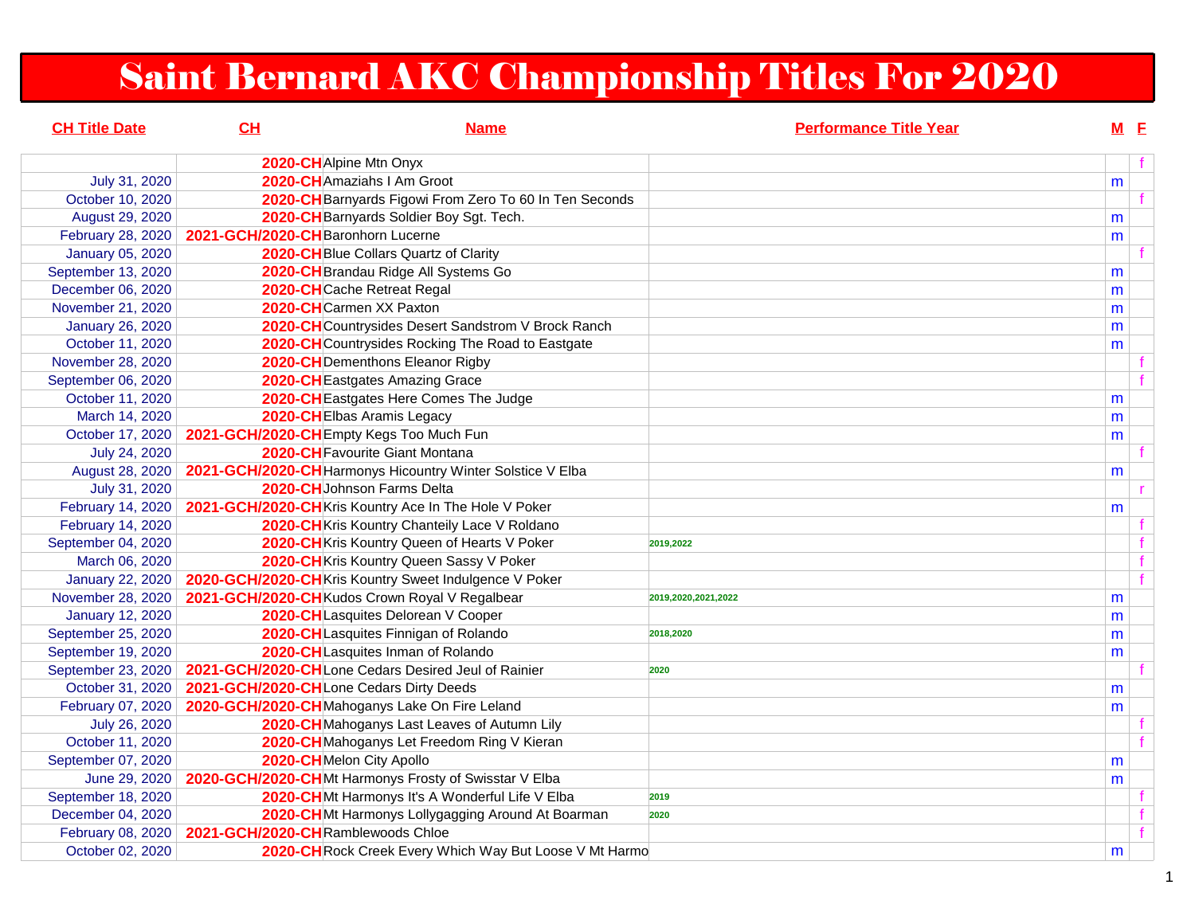# Saint Bernard AKC Championship Titles For 2020

| CH Title Date | CH | Name | Performance Title Year | M | F |
|---|---|---|---|---|---|
| | 2020-CH | Alpine Mtn Onyx | | | f |
| July 31, 2020 | 2020-CH | Amaziahs I Am Groot | | m | |
| October 10, 2020 | 2020-CH | Barnyards Figowi From Zero To 60 In Ten Seconds | | | f |
| August 29, 2020 | 2020-CH | Barnyards Soldier Boy Sgt. Tech. | | m | |
| February 28, 2020 | 2021-GCH/2020-CH | Baronhorn Lucerne | | m | |
| January 05, 2020 | 2020-CH | Blue Collars Quartz of Clarity | | | f |
| September 13, 2020 | 2020-CH | Brandau Ridge All Systems Go | | m | |
| December 06, 2020 | 2020-CH | Cache Retreat Regal | | m | |
| November 21, 2020 | 2020-CH | Carmen XX Paxton | | m | |
| January 26, 2020 | 2020-CH | Countrysides Desert Sandstrom V Brock Ranch | | m | |
| October 11, 2020 | 2020-CH | Countrysides Rocking The Road to Eastgate | | m | |
| November 28, 2020 | 2020-CH | Dementhons Eleanor Rigby | | | f |
| September 06, 2020 | 2020-CH | Eastgates Amazing Grace | | | f |
| October 11, 2020 | 2020-CH | Eastgates Here Comes The Judge | | m | |
| March 14, 2020 | 2020-CH | Elbas Aramis Legacy | | m | |
| October 17, 2020 | 2021-GCH/2020-CH | Empty Kegs Too Much Fun | | m | |
| July 24, 2020 | 2020-CH | Favourite Giant Montana | | | f |
| August 28, 2020 | 2021-GCH/2020-CH | Harmonys Hicountry Winter Solstice V Elba | | m | |
| July 31, 2020 | 2020-CH | Johnson Farms Delta | | | r |
| February 14, 2020 | 2021-GCH/2020-CH | Kris Kountry Ace In The Hole V Poker | | m | |
| February 14, 2020 | 2020-CH | Kris Kountry Chanteily Lace V Roldano | | | f |
| September 04, 2020 | 2020-CH | Kris Kountry Queen of Hearts V Poker | 2019,2022 | | f |
| March 06, 2020 | 2020-CH | Kris Kountry Queen Sassy V Poker | | | f |
| January 22, 2020 | 2020-GCH/2020-CH | Kris Kountry Sweet Indulgence V Poker | | | f |
| November 28, 2020 | 2021-GCH/2020-CH | Kudos Crown Royal V Regalbear | 2019,2020,2021,2022 | m | |
| January 12, 2020 | 2020-CH | Lasquites Delorean V Cooper | | m | |
| September 25, 2020 | 2020-CH | Lasquites Finnigan of Rolando | 2018,2020 | m | |
| September 19, 2020 | 2020-CH | Lasquites Inman of Rolando | | m | |
| September 23, 2020 | 2021-GCH/2020-CH | Lone Cedars Desired Jeul of Rainier | 2020 | | f |
| October 31, 2020 | 2021-GCH/2020-CH | Lone Cedars Dirty Deeds | | m | |
| February 07, 2020 | 2020-GCH/2020-CH | Mahoganys Lake On Fire Leland | | m | |
| July 26, 2020 | 2020-CH | Mahoganys Last Leaves of Autumn Lily | | | f |
| October 11, 2020 | 2020-CH | Mahoganys Let Freedom Ring V Kieran | | | f |
| September 07, 2020 | 2020-CH | Melon City Apollo | | m | |
| June 29, 2020 | 2020-GCH/2020-CH | Mt Harmonys Frosty of Swisstar V Elba | | m | |
| September 18, 2020 | 2020-CH | Mt Harmonys It's A Wonderful Life V Elba | 2019 | | f |
| December 04, 2020 | 2020-CH | Mt Harmonys Lollygagging Around At Boarman | 2020 | | f |
| February 08, 2020 | 2021-GCH/2020-CH | Ramblewoods Chloe | | | f |
| October 02, 2020 | 2020-CH | Rock Creek Every Which Way But Loose V Mt Harmo | | m | |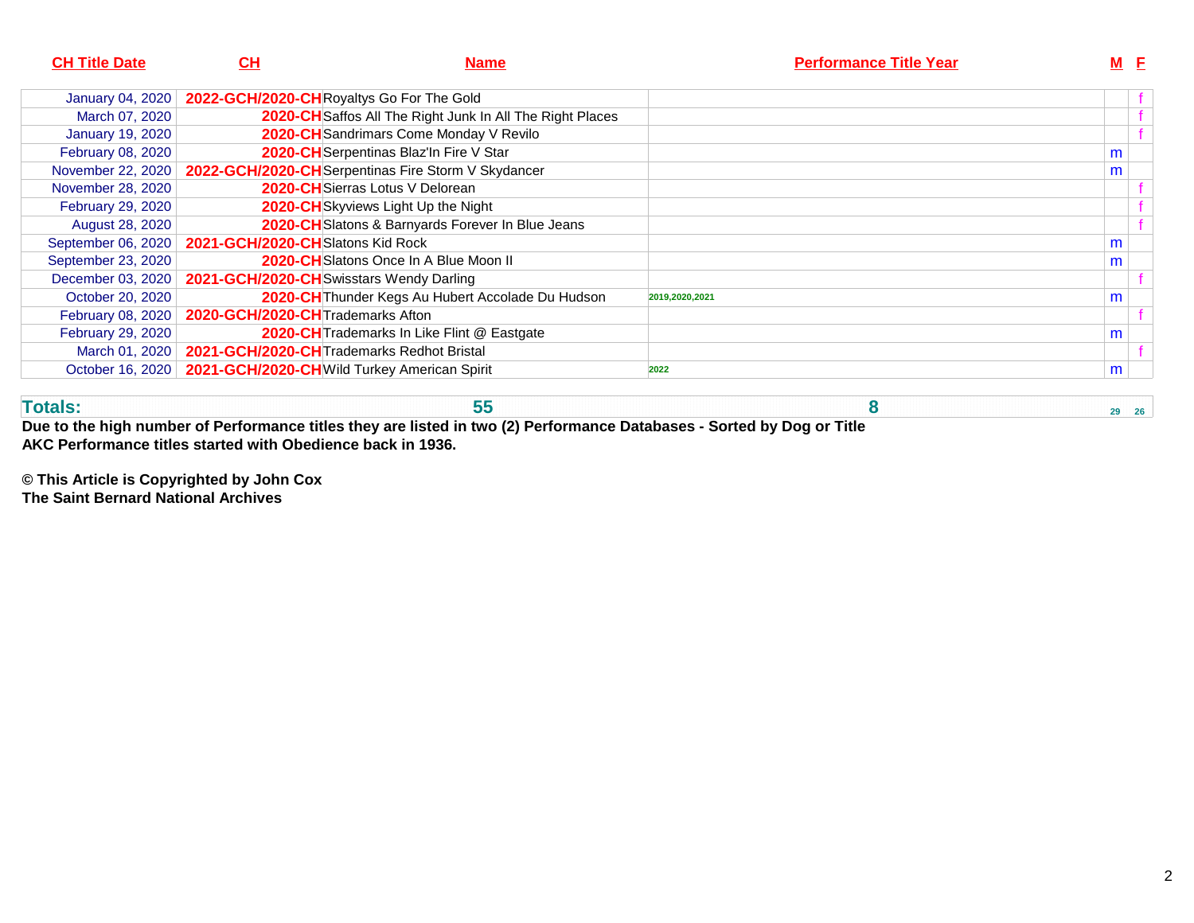| CH Title Date | CH | Name | Performance Title Year | M | F |
|---|---|---|---|---|---|
| January 04, 2020 | 2022-GCH/2020-CH | Royaltys Go For The Gold | | | f |
| March 07, 2020 | 2020-CH | Saffos All The Right Junk In All The Right Places | | | f |
| January 19, 2020 | 2020-CH | Sandrimars Come Monday V Revilo | | | f |
| February 08, 2020 | 2020-CH | Serpentinas Blaz'In Fire V Star | | m | |
| November 22, 2020 | 2022-GCH/2020-CH | Serpentinas Fire Storm V Skydancer | | m | |
| November 28, 2020 | 2020-CH | Sierras Lotus V Delorean | | | f |
| February 29, 2020 | 2020-CH | Skyviews Light Up the Night | | | f |
| August 28, 2020 | 2020-CH | Slatons & Barnyards Forever In Blue Jeans | | | f |
| September 06, 2020 | 2021-GCH/2020-CH | Slatons Kid Rock | | m | |
| September 23, 2020 | 2020-CH | Slatons Once In A Blue Moon II | | m | |
| December 03, 2020 | 2021-GCH/2020-CH | Swisstars Wendy Darling | | | f |
| October 20, 2020 | 2020-CH | Thunder Kegs Au Hubert Accolade Du Hudson | 2019,2020,2021 | m | |
| February 08, 2020 | 2020-GCH/2020-CH | Trademarks Afton | | | f |
| February 29, 2020 | 2020-CH | Trademarks In Like Flint @ Eastgate | | m | |
| March 01, 2020 | 2021-GCH/2020-CH | Trademarks Redhot Bristal | | | f |
| October 16, 2020 | 2021-GCH/2020-CH | Wild Turkey American Spirit | 2022 | m | |
| **Totals:** | | **55** | **8** | **29** | **26** |

**Due to the high number of Performance titles they are listed in two (2) Performance Databases - Sorted by Dog or Title**
**AKC Performance titles started with Obedience back in 1936.**

**© This Article is Copyrighted by John Cox**
**The Saint Bernard National Archives**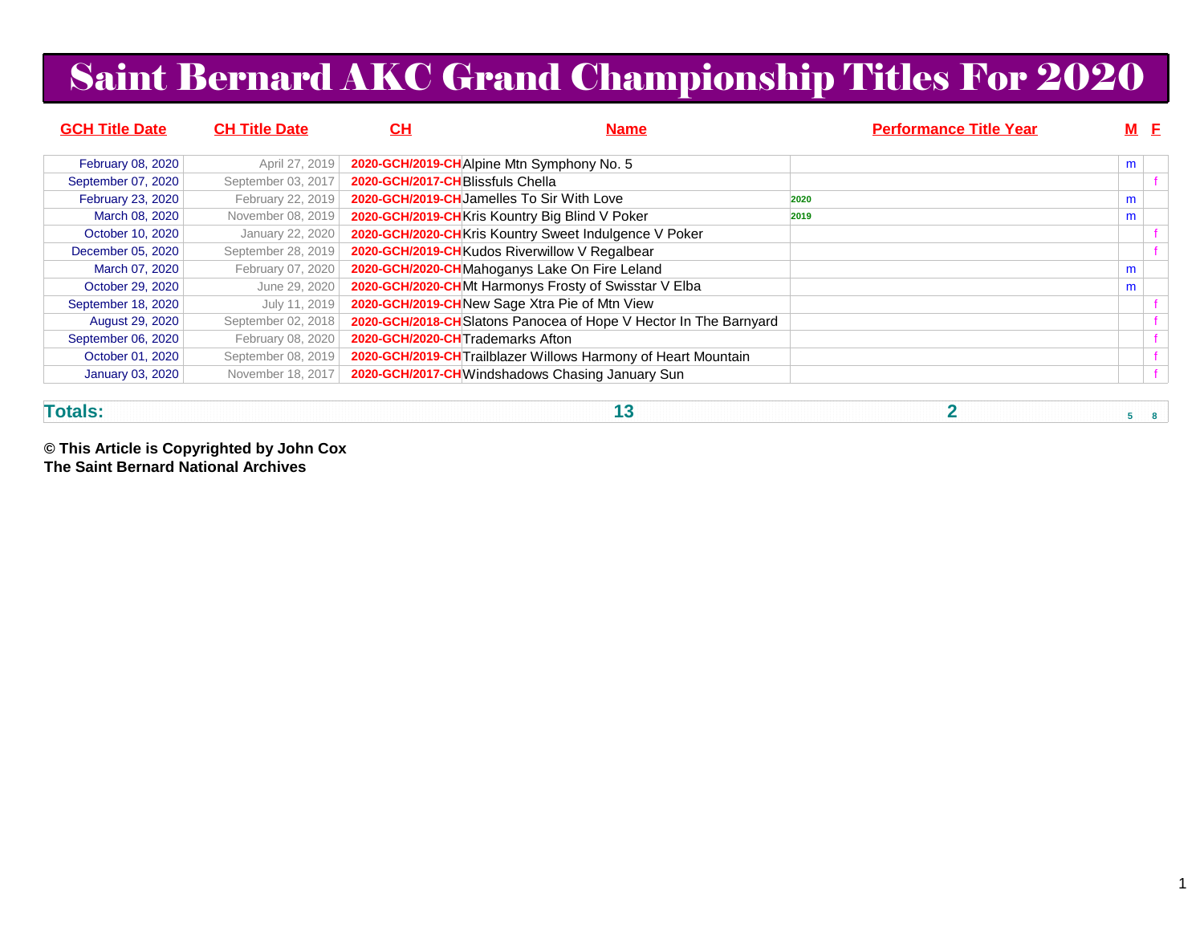# Saint Bernard AKC Grand Championship Titles For 2020

| GCH Title Date | CH Title Date | CH | Name | Performance Title Year | M | F |
|---|---|---|---|---|---|---|
| February 08, 2020 | April 27, 2019 | 2020-GCH/2019-CH | Alpine Mtn Symphony No. 5 | | m | |
| September 07, 2020 | September 03, 2017 | 2020-GCH/2017-CH | Blissfuls Chella | | | f |
| February 23, 2020 | February 22, 2019 | 2020-GCH/2019-CH | Jamelles To Sir With Love | 2020 | m | |
| March 08, 2020 | November 08, 2019 | 2020-GCH/2019-CH | Kris Kountry Big Blind V Poker | 2019 | m | |
| October 10, 2020 | January 22, 2020 | 2020-GCH/2020-CH | Kris Kountry Sweet Indulgence V Poker | | | f |
| December 05, 2020 | September 28, 2019 | 2020-GCH/2019-CH | Kudos Riverwillow V Regalbear | | | f |
| March 07, 2020 | February 07, 2020 | 2020-GCH/2020-CH | Mahoganys Lake On Fire Leland | | m | |
| October 29, 2020 | June 29, 2020 | 2020-GCH/2020-CH | Mt Harmonys Frosty of Swisstar V Elba | | m | |
| September 18, 2020 | July 11, 2019 | 2020-GCH/2019-CH | New Sage Xtra Pie of Mtn View | | | f |
| August 29, 2020 | September 02, 2018 | 2020-GCH/2018-CH | Slatons Panocea of Hope V Hector In The Barnyard | | | f |
| September 06, 2020 | February 08, 2020 | 2020-GCH/2020-CH | Trademarks Afton | | | f |
| October 01, 2020 | September 08, 2019 | 2020-GCH/2019-CH | Trailblazer Willows Harmony of Heart Mountain | | | f |
| January 03, 2020 | November 18, 2017 | 2020-GCH/2017-CH | Windshadows Chasing January Sun | | | f |
| **Totals:** | | | **13** | **2** | 5 | 8 |

**© This Article is Copyrighted by John Cox**
**The Saint Bernard National Archives**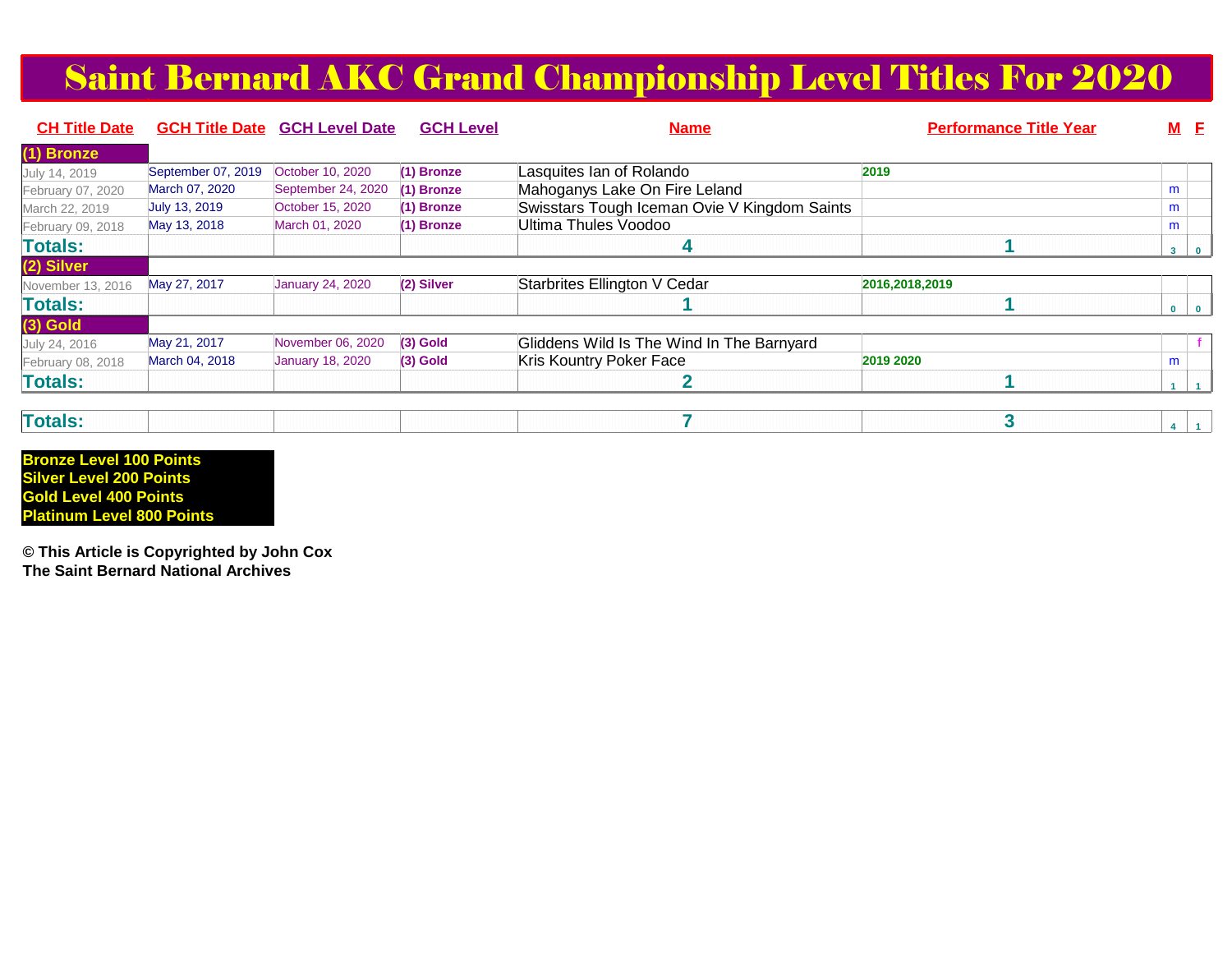# Saint Bernard AKC Grand Championship Level Titles For 2020

| CH Title Date | GCH Title Date | GCH Level Date | GCH Level | Name | Performance Title Year | M | F |
|---|---|---|---|---|---|---|---|
| **(1) Bronze** | | | | | | | |
| July 14, 2019 | September 07, 2019 | October 10, 2020 | (1) Bronze | Lasquites Ian of Rolando | 2019 | | |
| February 07, 2020 | March 07, 2020 | September 24, 2020 | (1) Bronze | Mahoganys Lake On Fire Leland | | m | |
| March 22, 2019 | July 13, 2019 | October 15, 2020 | (1) Bronze | Swisstars Tough Iceman Ovie V Kingdom Saints | | m | |
| February 09, 2018 | May 13, 2018 | March 01, 2020 | (1) Bronze | Ultima Thules Voodoo | | m | |
| **Totals:** | | | | 4 | 1 | 3 | 0 |
| **(2) Silver** | | | | | | | |
| November 13, 2016 | May 27, 2017 | January 24, 2020 | (2) Silver | Starbrites Ellington V Cedar | 2016,2018,2019 | | |
| **Totals:** | | | | 1 | 1 | 0 | 0 |
| **(3) Gold** | | | | | | | |
| July 24, 2016 | May 21, 2017 | November 06, 2020 | (3) Gold | Gliddens Wild Is The Wind In The Barnyard | | | f |
| February 08, 2018 | March 04, 2018 | January 18, 2020 | (3) Gold | Kris Kountry Poker Face | 2019 2020 | m | |
| **Totals:** | | | | 2 | 1 | 1 | 1 |
| **Totals:** | | | | 7 | 3 | 4 | 1 |

**Bronze Level 100 Points**
**Silver Level 200 Points**
**Gold Level 400 Points**
**Platinum Level 800 Points**

**© This Article is Copyrighted by John Cox**
**The Saint Bernard National Archives**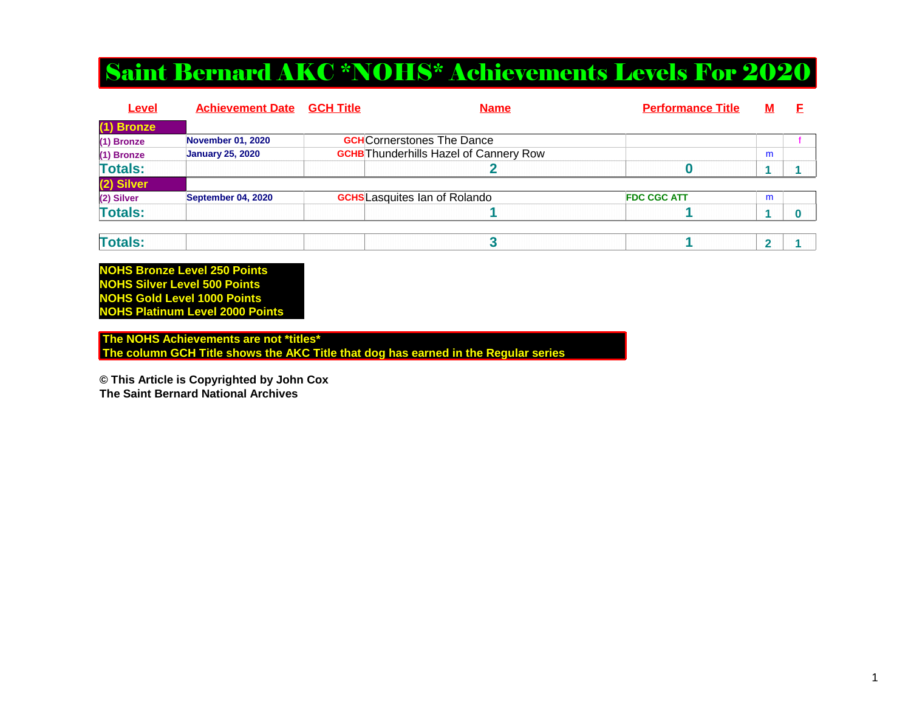# Saint Bernard AKC *NOHS* Achievements Levels For 2020

| Level | Achievement Date | GCH Title | Name | Performance Title | M | F |
|---|---|---|---|---|---|---|
| (1) Bronze | | | | | | |
| (1) Bronze | November 01, 2020 | GCH | Cornerstones The Dance | | | f |
| (1) Bronze | January 25, 2020 | GCHB | Thunderhills Hazel of Cannery Row | | m | |
| Totals: | | | 2 | 0 | 1 | 1 |
| (2) Silver | | | | | | |
| (2) Silver | September 04, 2020 | GCHS | Lasquites Ian of Rolando | FDC CGC ATT | m | |
| Totals: | | | 1 | 1 | 1 | 0 |
| Totals: | | | 3 | 1 | 2 | 1 |

**NOHS Bronze Level 250 Points**
**NOHS Silver Level 500 Points**
**NOHS Gold Level 1000 Points**
**NOHS Platinum Level 2000 Points**

**The NOHS Achievements are not *titles***
**The column GCH Title shows the AKC Title that dog has earned in the Regular series**

**© This Article is Copyrighted by John Cox**
**The Saint Bernard National Archives**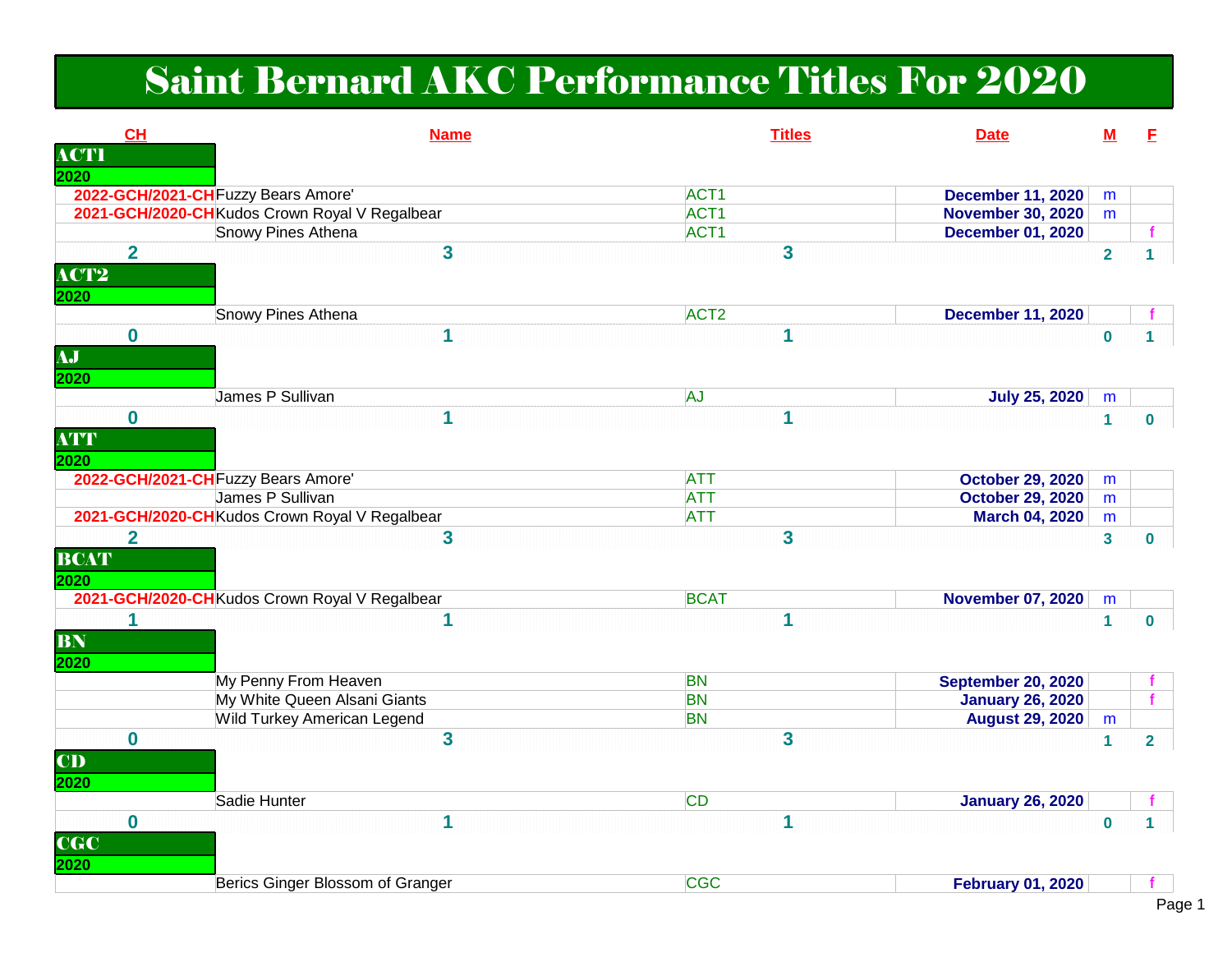# Saint Bernard AKC Performance Titles For 2020

| CH | Name | Titles | Date | M | F |
|---|---|---|---|---|---|
| **ACT1** | | | | | |
| **2020** | | | | | |
| 2022-GCH/2021-CH | Fuzzy Bears Amore' | ACT1 | December 11, 2020 | m | |
| 2021-GCH/2020-CH | Kudos Crown Royal V Regalbear | ACT1 | November 30, 2020 | m | |
| | Snowy Pines Athena | ACT1 | December 01, 2020 | | f |
| 2 | 3 | 3 | | 2 | 1 |
| **ACT2** | | | | | |
| **2020** | | | | | |
| | Snowy Pines Athena | ACT2 | December 11, 2020 | | f |
| 0 | 1 | 1 | | 0 | 1 |
| **AJ** | | | | | |
| **2020** | | | | | |
| | James P Sullivan | AJ | July 25, 2020 | m | |
| 0 | 1 | 1 | | 1 | 0 |
| **ATT** | | | | | |
| **2020** | | | | | |
| 2022-GCH/2021-CH | Fuzzy Bears Amore' | ATT | October 29, 2020 | m | |
| | James P Sullivan | ATT | October 29, 2020 | m | |
| 2021-GCH/2020-CH | Kudos Crown Royal V Regalbear | ATT | March 04, 2020 | m | |
| 2 | 3 | 3 | | 3 | 0 |
| **BCAT** | | | | | |
| **2020** | | | | | |
| 2021-GCH/2020-CH | Kudos Crown Royal V Regalbear | BCAT | November 07, 2020 | m | |
| 1 | 1 | 1 | | 1 | 0 |
| **BN** | | | | | |
| **2020** | | | | | |
| | My Penny From Heaven | BN | September 20, 2020 | | f |
| | My White Queen Alsani Giants | BN | January 26, 2020 | | f |
| | Wild Turkey American Legend | BN | August 29, 2020 | m | |
| 0 | 3 | 3 | | 1 | 2 |
| **CD** | | | | | |
| **2020** | | | | | |
| | Sadie Hunter | CD | January 26, 2020 | | f |
| 0 | 1 | 1 | | 0 | 1 |
| **CGC** | | | | | |
| **2020** | | | | | |
| | Berics Ginger Blossom of Granger | CGC | February 01, 2020 | | f |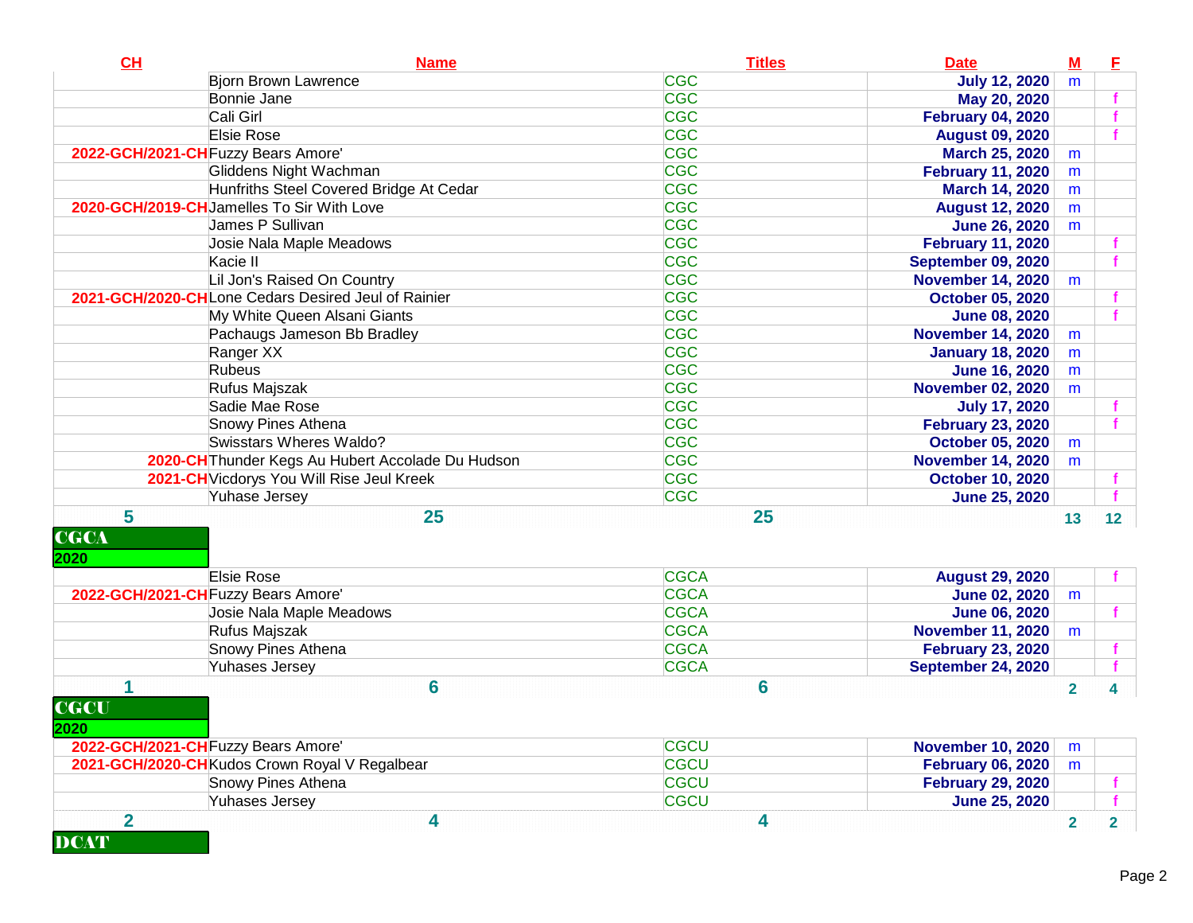| CH | Name | Titles | Date | M | F |
|---|---|---|---|---|---|
| | Bjorn Brown Lawrence | CGC | July 12, 2020 | m | |
| | Bonnie Jane | CGC | May 20, 2020 | | f |
| | Cali Girl | CGC | February 04, 2020 | | f |
| | Elsie Rose | CGC | August 09, 2020 | | f |
| 2022-GCH/2021-CH | Fuzzy Bears Amore' | CGC | March 25, 2020 | m | |
| | Gliddens Night Wachman | CGC | February 11, 2020 | m | |
| | Hunfriths Steel Covered Bridge At Cedar | CGC | March 14, 2020 | m | |
| 2020-GCH/2019-CH | Jamelles To Sir With Love | CGC | August 12, 2020 | m | |
| | James P Sullivan | CGC | June 26, 2020 | m | |
| | Josie Nala Maple Meadows | CGC | February 11, 2020 | | f |
| | Kacie II | CGC | September 09, 2020 | | f |
| | Lil Jon's Raised On Country | CGC | November 14, 2020 | m | |
| 2021-GCH/2020-CH | Lone Cedars Desired Jeul of Rainier | CGC | October 05, 2020 | | f |
| | My White Queen Alsani Giants | CGC | June 08, 2020 | | f |
| | Pachaugs Jameson Bb Bradley | CGC | November 14, 2020 | m | |
| | Ranger XX | CGC | January 18, 2020 | m | |
| | Rubeus | CGC | June 16, 2020 | m | |
| | Rufus Majszak | CGC | November 02, 2020 | m | |
| | Sadie Mae Rose | CGC | July 17, 2020 | | f |
| | Snowy Pines Athena | CGC | February 23, 2020 | | f |
| | Swisstars Wheres Waldo? | CGC | October 05, 2020 | m | |
| 2020-CH | Thunder Kegs Au Hubert Accolade Du Hudson | CGC | November 14, 2020 | m | |
| 2021-CH | Vicdorys You Will Rise Jeul Kreek | CGC | October 10, 2020 | | f |
| | Yuhase Jersey | CGC | June 25, 2020 | | f |
| 5 | 25 | 25 | | 13 | 12 |

## CGCA

**2020**

| CH | Name | Titles | Date | M | F |
|---|---|---|---|---|---|
| | Elsie Rose | CGCA | August 29, 2020 | | f |
| 2022-GCH/2021-CH | Fuzzy Bears Amore' | CGCA | June 02, 2020 | m | |
| | Josie Nala Maple Meadows | CGCA | June 06, 2020 | | f |
| | Rufus Majszak | CGCA | November 11, 2020 | m | |
| | Snowy Pines Athena | CGCA | February 23, 2020 | | f |
| | Yuhases Jersey | CGCA | September 24, 2020 | | f |
| 1 | 6 | 6 | | 2 | 4 |

## CGCU

**2020**

| CH | Name | Titles | Date | M | F |
|---|---|---|---|---|---|
| 2022-GCH/2021-CH | Fuzzy Bears Amore' | CGCU | November 10, 2020 | m | |
| 2021-GCH/2020-CH | Kudos Crown Royal V Regalbear | CGCU | February 06, 2020 | m | |
| | Snowy Pines Athena | CGCU | February 29, 2020 | | f |
| | Yuhases Jersey | CGCU | June 25, 2020 | | f |
| 2 | 4 | 4 | | 2 | 2 |

## DCAT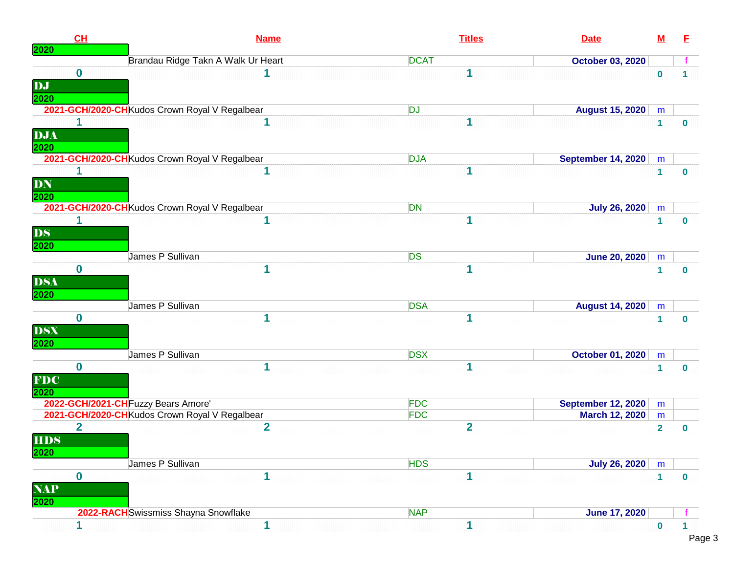| CH | Name | Titles | Date | M | F |
|---|---|---|---|---|---|
| **2020** | | | | | |
| | Brandau Ridge Takn A Walk Ur Heart | DCAT | October 03, 2020 | | f |
| 0 | 1 | 1 | | 0 | 1 |
| **DJ** | | | | | |
| **2020** | | | | | |
| 2021-GCH/2020-CH | Kudos Crown Royal V Regalbear | DJ | August 15, 2020 | m | |
| 1 | 1 | 1 | | 1 | 0 |
| **DJA** | | | | | |
| **2020** | | | | | |
| 2021-GCH/2020-CH | Kudos Crown Royal V Regalbear | DJA | September 14, 2020 | m | |
| 1 | 1 | 1 | | 1 | 0 |
| **DN** | | | | | |
| **2020** | | | | | |
| 2021-GCH/2020-CH | Kudos Crown Royal V Regalbear | DN | July 26, 2020 | m | |
| 1 | 1 | 1 | | 1 | 0 |
| **DS** | | | | | |
| **2020** | | | | | |
| | James P Sullivan | DS | June 20, 2020 | m | |
| 0 | 1 | 1 | | 1 | 0 |
| **DSA** | | | | | |
| **2020** | | | | | |
| | James P Sullivan | DSA | August 14, 2020 | m | |
| 0 | 1 | 1 | | 1 | 0 |
| **DSX** | | | | | |
| **2020** | | | | | |
| | James P Sullivan | DSX | October 01, 2020 | m | |
| 0 | 1 | 1 | | 1 | 0 |
| **FDC** | | | | | |
| **2020** | | | | | |
| 2022-GCH/2021-CH | Fuzzy Bears Amore' | FDC | September 12, 2020 | m | |
| 2021-GCH/2020-CH | Kudos Crown Royal V Regalbear | FDC | March 12, 2020 | m | |
| 2 | 2 | 2 | | 2 | 0 |
| **HDS** | | | | | |
| **2020** | | | | | |
| | James P Sullivan | HDS | July 26, 2020 | m | |
| 0 | 1 | 1 | | 1 | 0 |
| **NAP** | | | | | |
| **2020** | | | | | |
| 2022-RACH | Swissmiss Shayna Snowflake | NAP | June 17, 2020 | | f |
| 1 | 1 | 1 | | 0 | 1 |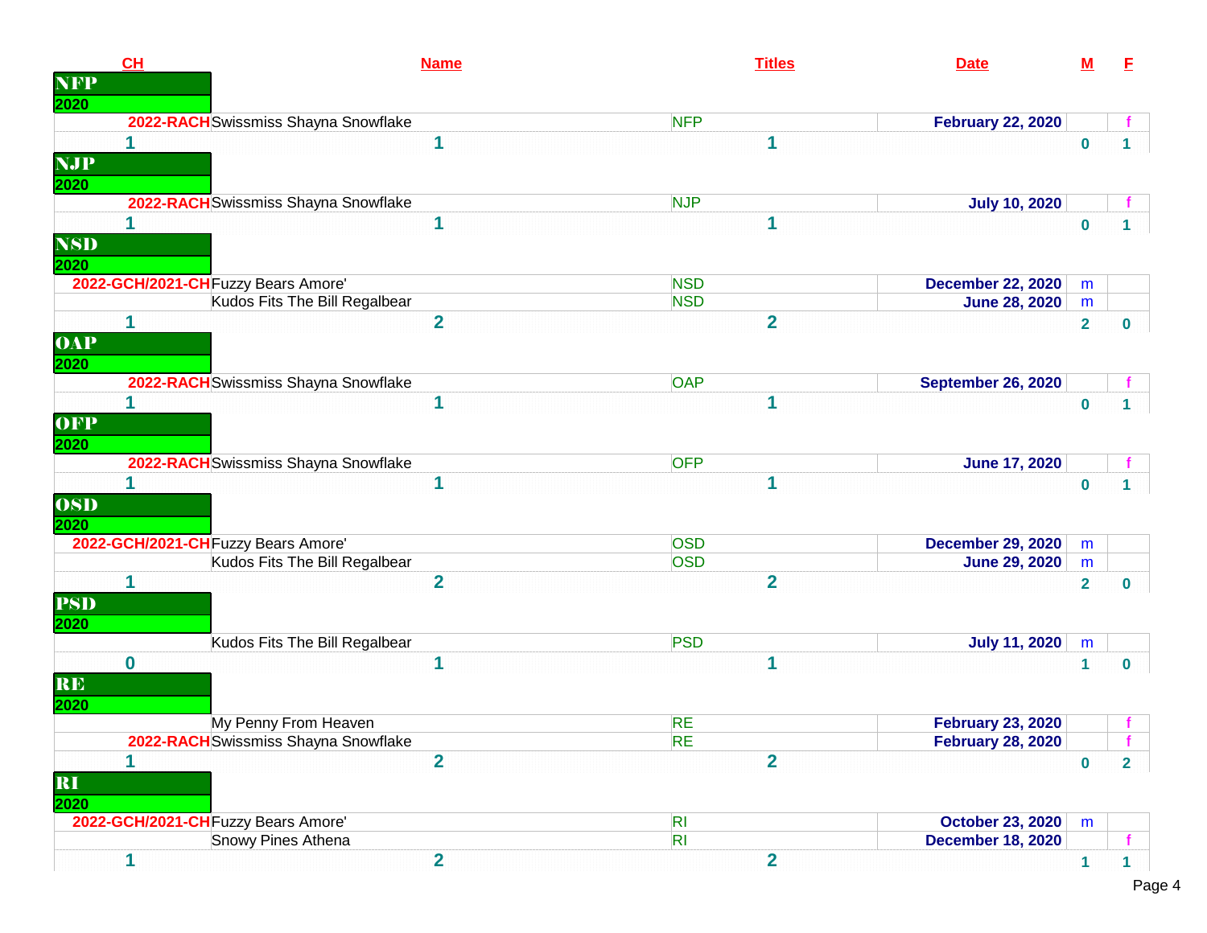| CH | Name | Titles | Date | M | F |
|---|---|---|---|---|---|
| **NFP** | | | | | |
| **2020** | | | | | |
| 2022-RACH | Swissmiss Shayna Snowflake | NFP | February 22, 2020 | | f |
| 1 | 1 | 1 | | 0 | 1 |
| **NJP** | | | | | |
| **2020** | | | | | |
| 2022-RACH | Swissmiss Shayna Snowflake | NJP | July 10, 2020 | | f |
| 1 | 1 | 1 | | 0 | 1 |
| **NSD** | | | | | |
| **2020** | | | | | |
| 2022-GCH/2021-CH | Fuzzy Bears Amore' | NSD | December 22, 2020 | m | |
| | Kudos Fits The Bill Regalbear | NSD | June 28, 2020 | m | |
| 1 | 2 | 2 | | 2 | 0 |
| **OAP** | | | | | |
| **2020** | | | | | |
| 2022-RACH | Swissmiss Shayna Snowflake | OAP | September 26, 2020 | | f |
| 1 | 1 | 1 | | 0 | 1 |
| **OFP** | | | | | |
| **2020** | | | | | |
| 2022-RACH | Swissmiss Shayna Snowflake | OFP | June 17, 2020 | | f |
| 1 | 1 | 1 | | 0 | 1 |
| **OSD** | | | | | |
| **2020** | | | | | |
| 2022-GCH/2021-CH | Fuzzy Bears Amore' | OSD | December 29, 2020 | m | |
| | Kudos Fits The Bill Regalbear | OSD | June 29, 2020 | m | |
| 1 | 2 | 2 | | 2 | 0 |
| **PSD** | | | | | |
| **2020** | | | | | |
| | Kudos Fits The Bill Regalbear | PSD | July 11, 2020 | m | |
| 0 | 1 | 1 | | 1 | 0 |
| **RE** | | | | | |
| **2020** | | | | | |
| | My Penny From Heaven | RE | February 23, 2020 | | f |
| 2022-RACH | Swissmiss Shayna Snowflake | RE | February 28, 2020 | | f |
| 1 | 2 | 2 | | 0 | 2 |
| **RI** | | | | | |
| **2020** | | | | | |
| 2022-GCH/2021-CH | Fuzzy Bears Amore' | RI | October 23, 2020 | m | |
| | Snowy Pines Athena | RI | December 18, 2020 | | f |
| 1 | 2 | 2 | | 1 | 1 |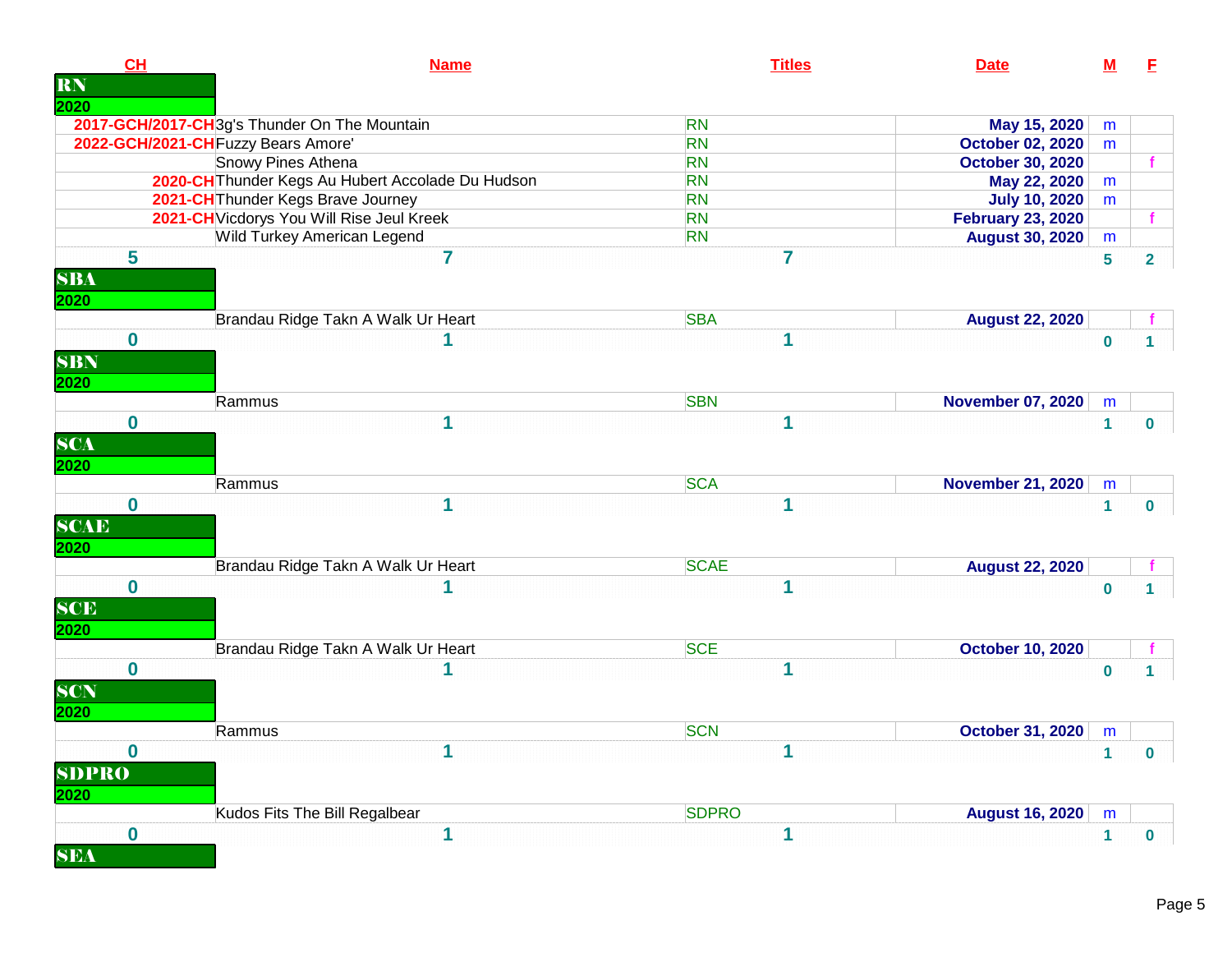| CH | Name | Titles | Date | M | F |
|---|---|---|---|---|---|
| **RN** | | | | | |
| **2020** | | | | | |
| 2017-GCH/2017-CH | 3g's Thunder On The Mountain | RN | May 15, 2020 | m | |
| 2022-GCH/2021-CH | Fuzzy Bears Amore' | RN | October 02, 2020 | m | |
| | Snowy Pines Athena | RN | October 30, 2020 | | f |
| 2020-CH | Thunder Kegs Au Hubert Accolade Du Hudson | RN | May 22, 2020 | m | |
| 2021-CH | Thunder Kegs Brave Journey | RN | July 10, 2020 | m | |
| 2021-CH | Vicdorys You Will Rise Jeul Kreek | RN | February 23, 2020 | | f |
| | Wild Turkey American Legend | RN | August 30, 2020 | m | |
| 5 | 7 | 7 | | 5 | 2 |
| **SBA** | | | | | |
| **2020** | | | | | |
| | Brandau Ridge Takn A Walk Ur Heart | SBA | August 22, 2020 | | f |
| 0 | 1 | 1 | | 0 | 1 |
| **SBN** | | | | | |
| **2020** | | | | | |
| | Rammus | SBN | November 07, 2020 | m | |
| 0 | 1 | 1 | | 1 | 0 |
| **SCA** | | | | | |
| **2020** | | | | | |
| | Rammus | SCA | November 21, 2020 | m | |
| 0 | 1 | 1 | | 1 | 0 |
| **SCAE** | | | | | |
| **2020** | | | | | |
| | Brandau Ridge Takn A Walk Ur Heart | SCAE | August 22, 2020 | | f |
| 0 | 1 | 1 | | 0 | 1 |
| **SCE** | | | | | |
| **2020** | | | | | |
| | Brandau Ridge Takn A Walk Ur Heart | SCE | October 10, 2020 | | f |
| 0 | 1 | 1 | | 0 | 1 |
| **SCN** | | | | | |
| **2020** | | | | | |
| | Rammus | SCN | October 31, 2020 | m | |
| 0 | 1 | 1 | | 1 | 0 |
| **SDPRO** | | | | | |
| **2020** | | | | | |
| | Kudos Fits The Bill Regalbear | SDPRO | August 16, 2020 | m | |
| 0 | 1 | 1 | | 1 | 0 |
| **SEA** | | | | | |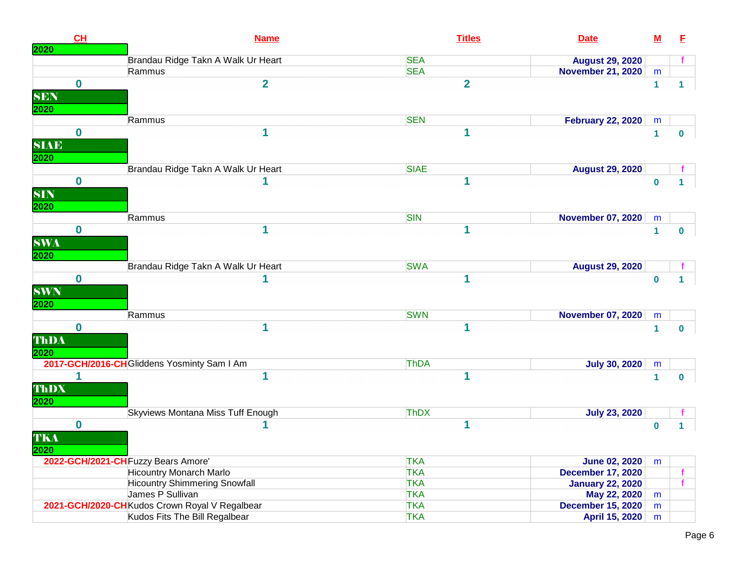| CH | Name | Titles | Date | M | F |
|---|---|---|---|---|---|
| 2020 | | | | | |
| | Brandau Ridge Takn A Walk Ur Heart | SEA | August 29, 2020 | | f |
| | Rammus | SEA | November 21, 2020 | m | |
| 0 | 2 | 2 | | 1 | 1 |
| **SEN** | | | | | |
| 2020 | | | | | |
| | Rammus | SEN | February 22, 2020 | m | |
| 0 | 1 | 1 | | 1 | 0 |
| **SIAE** | | | | | |
| 2020 | | | | | |
| | Brandau Ridge Takn A Walk Ur Heart | SIAE | August 29, 2020 | | f |
| 0 | 1 | 1 | | 0 | 1 |
| **SIN** | | | | | |
| 2020 | | | | | |
| | Rammus | SIN | November 07, 2020 | m | |
| 0 | 1 | 1 | | 1 | 0 |
| **SWA** | | | | | |
| 2020 | | | | | |
| | Brandau Ridge Takn A Walk Ur Heart | SWA | August 29, 2020 | | f |
| 0 | 1 | 1 | | 0 | 1 |
| **SWN** | | | | | |
| 2020 | | | | | |
| | Rammus | SWN | November 07, 2020 | m | |
| 0 | 1 | 1 | | 1 | 0 |
| **ThDA** | | | | | |
| 2020 | | | | | |
| 2017-GCH/2016-CH | Gliddens Yosminty Sam I Am | ThDA | July 30, 2020 | m | |
| 1 | 1 | 1 | | 1 | 0 |
| **ThDX** | | | | | |
| 2020 | | | | | |
| | Skyviews Montana Miss Tuff Enough | ThDX | July 23, 2020 | | f |
| 0 | 1 | 1 | | 0 | 1 |
| **TKA** | | | | | |
| 2020 | | | | | |
| 2022-GCH/2021-CH | Fuzzy Bears Amore' | TKA | June 02, 2020 | m | |
| | Hicountry Monarch Marlo | TKA | December 17, 2020 | | f |
| | Hicountry Shimmering Snowfall | TKA | January 22, 2020 | | f |
| | James P Sullivan | TKA | May 22, 2020 | m | |
| 2021-GCH/2020-CH | Kudos Crown Royal V Regalbear | TKA | December 15, 2020 | m | |
| | Kudos Fits The Bill Regalbear | TKA | April 15, 2020 | m | |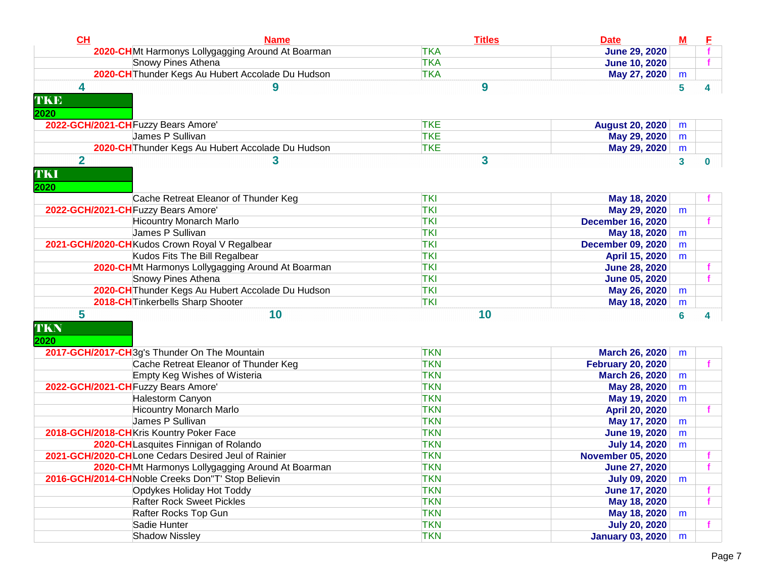| CH | Name | Titles | Date | M | F |
|---|---|---|---|---|---|
| 2020-CH | Mt Harmonys Lollygagging Around At Boarman | TKA | June 29, 2020 | | f |
| | Snowy Pines Athena | TKA | June 10, 2020 | | f |
| 2020-CH | Thunder Kegs Au Hubert Accolade Du Hudson | TKA | May 27, 2020 | m | |
| 4 | 9 | 9 | | 5 | 4 |

## TKE

**2020**

| CH | Name | Titles | Date | M | F |
|---|---|---|---|---|---|
| 2022-GCH/2021-CH | Fuzzy Bears Amore' | TKE | August 20, 2020 | m | |
| | James P Sullivan | TKE | May 29, 2020 | m | |
| 2020-CH | Thunder Kegs Au Hubert Accolade Du Hudson | TKE | May 29, 2020 | m | |
| 2 | 3 | 3 | | 3 | 0 |

## TKI

**2020**

| CH | Name | Titles | Date | M | F |
|---|---|---|---|---|---|
| | Cache Retreat Eleanor of Thunder Keg | TKI | May 18, 2020 | | f |
| 2022-GCH/2021-CH | Fuzzy Bears Amore' | TKI | May 29, 2020 | m | |
| | Hicountry Monarch Marlo | TKI | December 16, 2020 | | f |
| | James P Sullivan | TKI | May 18, 2020 | m | |
| 2021-GCH/2020-CH | Kudos Crown Royal V Regalbear | TKI | December 09, 2020 | m | |
| | Kudos Fits The Bill Regalbear | TKI | April 15, 2020 | m | |
| 2020-CH | Mt Harmonys Lollygagging Around At Boarman | TKI | June 28, 2020 | | f |
| | Snowy Pines Athena | TKI | June 05, 2020 | | f |
| 2020-CH | Thunder Kegs Au Hubert Accolade Du Hudson | TKI | May 26, 2020 | m | |
| 2018-CH | Tinkerbells Sharp Shooter | TKI | May 18, 2020 | m | |
| 5 | 10 | 10 | | 6 | 4 |

## TKN

**2020**

| CH | Name | Titles | Date | M | F |
|---|---|---|---|---|---|
| 2017-GCH/2017-CH | 3g's Thunder On The Mountain | TKN | March 26, 2020 | m | |
| | Cache Retreat Eleanor of Thunder Keg | TKN | February 20, 2020 | | f |
| | Empty Keg Wishes of Wisteria | TKN | March 26, 2020 | m | |
| 2022-GCH/2021-CH | Fuzzy Bears Amore' | TKN | May 28, 2020 | m | |
| | Halestorm Canyon | TKN | May 19, 2020 | m | |
| | Hicountry Monarch Marlo | TKN | April 20, 2020 | | f |
| | James P Sullivan | TKN | May 17, 2020 | m | |
| 2018-GCH/2018-CH | Kris Kountry Poker Face | TKN | June 19, 2020 | m | |
| 2020-CH | Lasquites Finnigan of Rolando | TKN | July 14, 2020 | m | |
| 2021-GCH/2020-CH | Lone Cedars Desired Jeul of Rainier | TKN | November 05, 2020 | | f |
| 2020-CH | Mt Harmonys Lollygagging Around At Boarman | TKN | June 27, 2020 | | f |
| 2016-GCH/2014-CH | Noble Creeks Don"T' Stop Believin | TKN | July 09, 2020 | m | |
| | Opdykes Holiday Hot Toddy | TKN | June 17, 2020 | | f |
| | Rafter Rock Sweet Pickles | TKN | May 18, 2020 | | f |
| | Rafter Rocks Top Gun | TKN | May 18, 2020 | m | |
| | Sadie Hunter | TKN | July 20, 2020 | | f |
| | Shadow Nissley | TKN | January 03, 2020 | m | |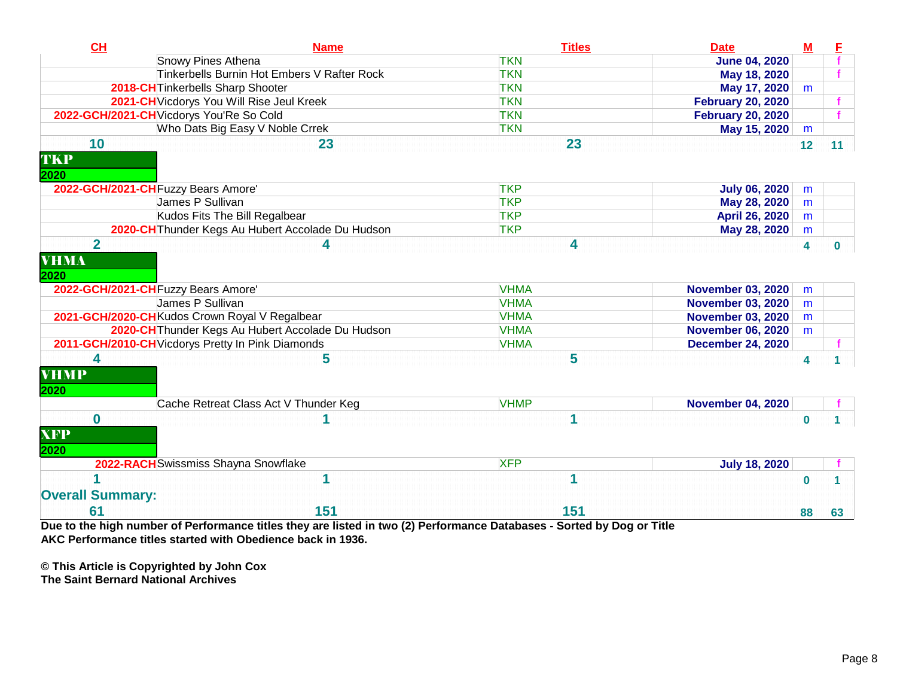| CH | Name | Titles | Date | M | F |
|---|---|---|---|---|---|
| | Snowy Pines Athena | TKN | June 04, 2020 | | f |
| | Tinkerbells Burnin Hot Embers V Rafter Rock | TKN | May 18, 2020 | | f |
| 2018-CH | Tinkerbells Sharp Shooter | TKN | May 17, 2020 | m | |
| 2021-CH | Vicdorys You Will Rise Jeul Kreek | TKN | February 20, 2020 | | f |
| 2022-GCH/2021-CH | Vicdorys You'Re So Cold | TKN | February 20, 2020 | | f |
| | Who Dats Big Easy V Noble Crrek | TKN | May 15, 2020 | m | |
| 10 | 23 | 23 | | 12 | 11 |

**TKP**

**2020**

| CH | Name | Titles | Date | M | F |
|---|---|---|---|---|---|
| 2022-GCH/2021-CH | Fuzzy Bears Amore' | TKP | July 06, 2020 | m | |
| | James P Sullivan | TKP | May 28, 2020 | m | |
| | Kudos Fits The Bill Regalbear | TKP | April 26, 2020 | m | |
| 2020-CH | Thunder Kegs Au Hubert Accolade Du Hudson | TKP | May 28, 2020 | m | |
| 2 | 4 | 4 | | 4 | 0 |

**VHMA**

**2020**

| CH | Name | Titles | Date | M | F |
|---|---|---|---|---|---|
| 2022-GCH/2021-CH | Fuzzy Bears Amore' | VHMA | November 03, 2020 | m | |
| | James P Sullivan | VHMA | November 03, 2020 | m | |
| 2021-GCH/2020-CH | Kudos Crown Royal V Regalbear | VHMA | November 03, 2020 | m | |
| 2020-CH | Thunder Kegs Au Hubert Accolade Du Hudson | VHMA | November 06, 2020 | m | |
| 2011-GCH/2010-CH | Vicdorys Pretty In Pink Diamonds | VHMA | December 24, 2020 | | f |
| 4 | 5 | 5 | | 4 | 1 |

**VHMP**

**2020**

| CH | Name | Titles | Date | M | F |
|---|---|---|---|---|---|
| | Cache Retreat Class Act V Thunder Keg | VHMP | November 04, 2020 | | f |
| 0 | 1 | 1 | | 0 | 1 |

**XFP**

**2020**

| CH | Name | Titles | Date | M | F |
|---|---|---|---|---|---|
| 2022-RACH | Swissmiss Shayna Snowflake | XFP | July 18, 2020 | | f |
| 1 | 1 | 1 | | 0 | 1 |

**Overall Summary:**

| CH | Name | Titles | Date | M | F |
|---|---|---|---|---|---|
| 61 | 151 | 151 | | 88 | 63 |

**Due to the high number of Performance titles they are listed in two (2) Performance Databases - Sorted by Dog or Title**
**AKC Performance titles started with Obedience back in 1936.**

**© This Article is Copyrighted by John Cox**
**The Saint Bernard National Archives**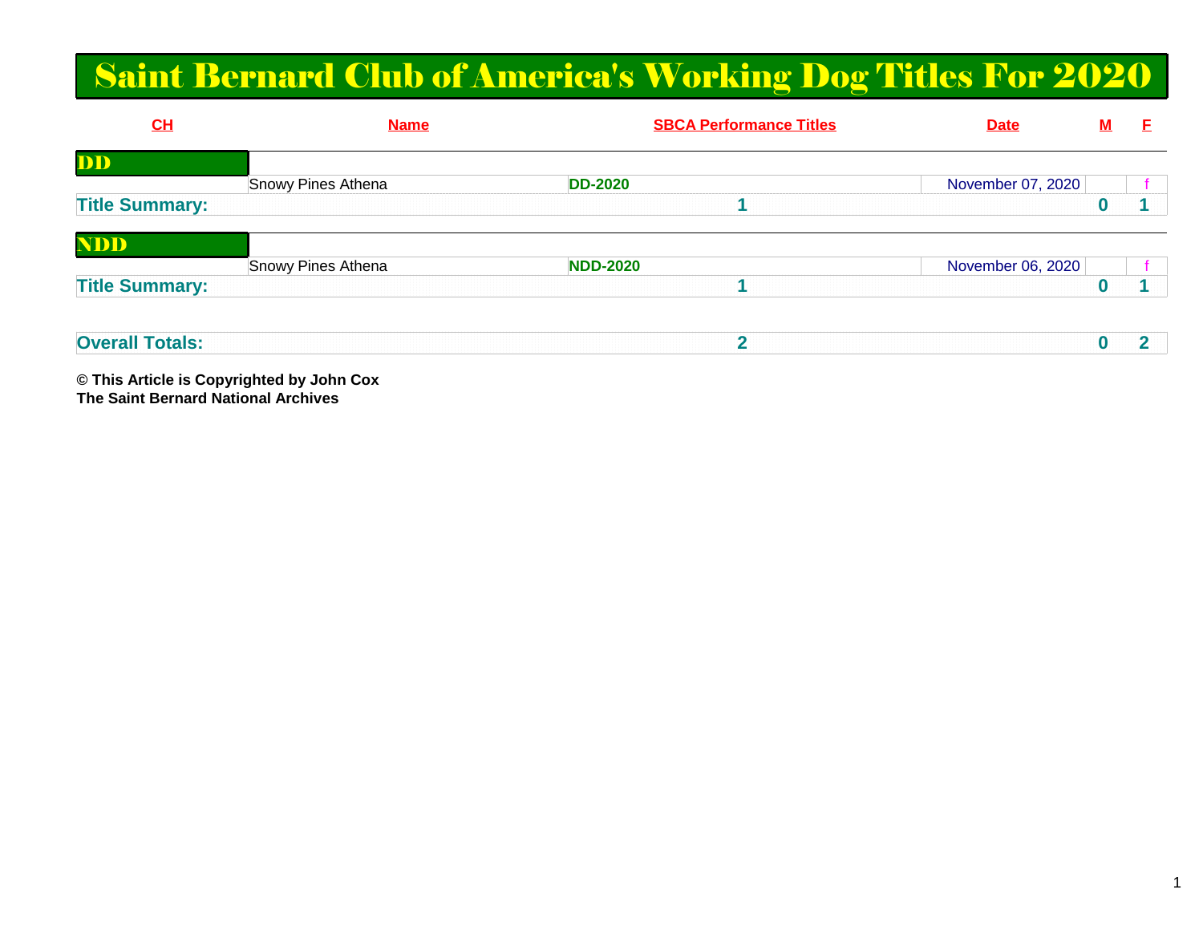# Saint Bernard Club of America's Working Dog Titles For 2020

| CH | Name | SBCA Performance Titles | Date | M | F |
|---|---|---|---|---|---|
| **DD** | | | | | |
| | Snowy Pines Athena | **DD-2020** | November 07, 2020 | | f |
| **Title Summary:** | | **1** | | **0** | **1** |
| **NDD** | | | | | |
| | Snowy Pines Athena | **NDD-2020** | November 06, 2020 | | f |
| **Title Summary:** | | **1** | | **0** | **1** |
| **Overall Totals:** | | **2** | | **0** | **2** |

**© This Article is Copyrighted by John Cox**
**The Saint Bernard National Archives**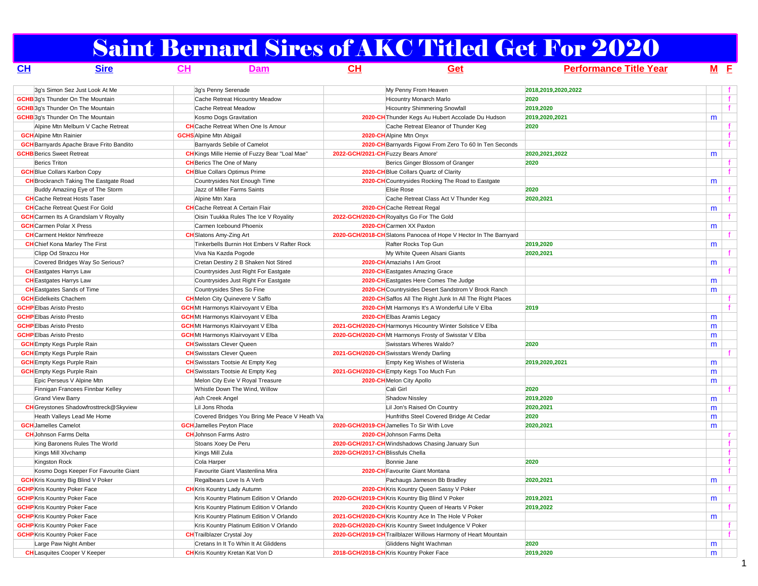# Saint Bernard Sires of AKC Titled Get For 2020

| CH | Sire | CH | Dam | CH | Get | Performance Title Year | M | F |
|---|---|---|---|---|---|---|---|---|
| | 3g's Simon Sez Just Look At Me | | 3g's Penny Serenade | | My Penny From Heaven | 2018,2019,2020,2022 | | f |
| GCHB | 3g's Thunder On The Mountain | | Cache Retreat Hicountry Meadow | | Hicountry Monarch Marlo | 2020 | | f |
| GCHB | 3g's Thunder On The Mountain | | Cache Retreat Meadow | | Hicountry Shimmering Snowfall | 2019,2020 | | f |
| GCHB | 3g's Thunder On The Mountain | | Kosmo Dogs Gravitation | 2020-CH | Thunder Kegs Au Hubert Accolade Du Hudson | 2019,2020,2021 | m | |
| | Alpine Mtn Melburn V Cache Retreat | CH | Cache Retreat When One Is Amour | | Cache Retreat Eleanor of Thunder Keg | 2020 | | f |
| GCH | Alpine Mtn Rainier | GCHS | Alpine Mtn Abigail | 2020-CH | Alpine Mtn Onyx | | | f |
| GCH | Barnyards Apache Brave Frito Bandito | | Barnyards Sebile of Camelot | 2020-CH | Barnyards Figowi From Zero To 60 In Ten Seconds | | | f |
| GCHB | Berics Sweet Retreat | CH | Kings Mille Hemie of Fuzzy Bear "Loal Mae" | 2022-GCH/2021-CH | Fuzzy Bears Amore' | 2020,2021,2022 | m | |
| | Berics Triton | CH | Berics The One of Many | | Berics Ginger Blossom of Granger | 2020 | | f |
| GCH | Blue Collars Karbon Copy | CH | Blue Collars Optimus Prime | 2020-CH | Blue Collars Quartz of Clarity | | | f |
| CH | Brockranch Taking The Eastgate Road | | Countrysides Not Enough Time | 2020-CH | Countrysides Rocking The Road to Eastgate | | m | |
| | Buddy Amaziing Eye of The Storm | | Jazz of Miller Farms Saints | | Elsie Rose | 2020 | | f |
| CH | Cache Retreat Hosts Taser | | Alpine Mtn Xara | | Cache Retreat Class Act V Thunder Keg | 2020,2021 | | f |
| CH | Cache Retreat Quest For Gold | CH | Cache Retreat A Certain Flair | 2020-CH | Cache Retreat Regal | | m | |
| GCH | Carmen Its A Grandslam V Royalty | | Oisin Tuukka Rules The Ice V Royality | 2022-GCH/2020-CH | Royaltys Go For The Gold | | | f |
| GCH | Carmen Polar X Press | | Carmen Icebound Phoenix | 2020-CH | Carmen XX Paxton | | m | |
| CH | Carment Hektor Nmrfreeze | CH | Slatons Amy-Zing Art | 2020-GCH/2018-CH | Slatons Panocea of Hope V Hector In The Barnyard | | | f |
| CH | Chief Kona Marley The First | | Tinkerbells Burnin Hot Embers V Rafter Rock | | Rafter Rocks Top Gun | 2019,2020 | m | |
| | Clipp Od Strazcu Hor | | Viva Na Kazda Pogode | | My White Queen Alsani Giants | 2020,2021 | | f |
| | Covered Bridges Way So Serious? | | Cretan Destiny 2 B Shaken Not Stired | 2020-CH | Amaziahs I Am Groot | | m | |
| CH | Eastgates Harrys Law | | Countrysides Just Right For Eastgate | 2020-CH | Eastgates Amazing Grace | | | f |
| CH | Eastgates Harrys Law | | Countrysides Just Right For Eastgate | 2020-CH | Eastgates Here Comes The Judge | | m | |
| CH | Eastgates Sands of Time | | Countrysides Shes So Fine | 2020-CH | Countrysides Desert Sandstrom V Brock Ranch | | m | |
| GCH | Eidelkeits Chachem | CH | Melon City Quinevere V Saffo | 2020-CH | Saffos All The Right Junk In All The Right Places | | | f |
| GCHP | Elbas Aristo Presto | GCH | Mt Harmonys Klairvoyant V Elba | 2020-CH | Mt Harmonys It's A Wonderful Life V Elba | 2019 | | f |
| GCHP | Elbas Aristo Presto | GCH | Mt Harmonys Klairvoyant V Elba | 2020-CH | Elbas Aramis Legacy | | m | |
| GCHP | Elbas Aristo Presto | GCH | Mt Harmonys Klairvoyant V Elba | 2021-GCH/2020-CH | Harmonys Hicountry Winter Solstice V Elba | | m | |
| GCHP | Elbas Aristo Presto | GCH | Mt Harmonys Klairvoyant V Elba | 2020-GCH/2020-CH | Mt Harmonys Frosty of Swisstar V Elba | | m | |
| GCH | Empty Kegs Purple Rain | CH | Swisstars Clever Queen | | Swisstars Wheres Waldo? | 2020 | m | |
| GCH | Empty Kegs Purple Rain | CH | Swisstars Clever Queen | 2021-GCH/2020-CH | Swisstars Wendy Darling | | | f |
| GCH | Empty Kegs Purple Rain | CH | Swisstars Tootsie At Empty Keg | | Empty Keg Wishes of Wisteria | 2019,2020,2021 | m | |
| GCH | Empty Kegs Purple Rain | CH | Swisstars Tootsie At Empty Keg | 2021-GCH/2020-CH | Empty Kegs Too Much Fun | | m | |
| | Epic Perseus V Alpine Mtn | | Melon City Evie V Royal Treasure | 2020-CH | Melon City Apollo | | m | |
| | Finnigan Francees Finnbar Kelley | | Whistle Down The Wind, Willow | | Cali Girl | 2020 | | f |
| | Grand View Barry | | Ash Creek Angel | | Shadow Nissley | 2019,2020 | m | |
| CH | Greystones Shadowfrosttreck@Skyview | | Lil Jons Rhoda | | Lil Jon's Raised On Country | 2020,2021 | m | |
| | Heath Valleys Lead Me Home | | Covered Bridges You Bring Me Peace V Heath Va | | Hunfriths Steel Covered Bridge At Cedar | 2020 | m | |
| GCH | Jamelles Camelot | GCH | Jamelles Peyton Place | 2020-GCH/2019-CH | Jamelles To Sir With Love | 2020,2021 | m | |
| CH | Johnson Farms Delta | CH | Johnson Farms Astro | 2020-CH | Johnson Farms Delta | | | r |
| | King Baronens Rules The World | | Stoans Xoey De Peru | 2020-GCH/2017-CH | Windshadows Chasing January Sun | | | f |
| | Kings Mill Xlvchamp | | Kings Mill Zula | 2020-GCH/2017-CH | Blissfuls Chella | | | f |
| | Kingston Rock | | Cola Harper | | Bonnie Jane | 2020 | | f |
| | Kosmo Dogs Keeper For Favourite Giant | | Favourite Giant Vlastenlina Mira | 2020-CH | Favourite Giant Montana | | | f |
| GCH | Kris Kountry Big Blind V Poker | | Regalbears Love Is A Verb | | Pachaugs Jameson Bb Bradley | 2020,2021 | m | |
| GCHP | Kris Kountry Poker Face | CH | Kris Kountry Lady Autumn | 2020-CH | Kris Kountry Queen Sassy V Poker | | | f |
| GCHP | Kris Kountry Poker Face | | Kris Kountry Platinum Edition V Orlando | 2020-GCH/2019-CH | Kris Kountry Big Blind V Poker | 2019,2021 | m | |
| GCHP | Kris Kountry Poker Face | | Kris Kountry Platinum Edition V Orlando | 2020-CH | Kris Kountry Queen of Hearts V Poker | 2019,2022 | | f |
| GCHP | Kris Kountry Poker Face | | Kris Kountry Platinum Edition V Orlando | 2021-GCH/2020-CH | Kris Kountry Ace In The Hole V Poker | | m | |
| GCHP | Kris Kountry Poker Face | | Kris Kountry Platinum Edition V Orlando | 2020-GCH/2020-CH | Kris Kountry Sweet Indulgence V Poker | | | f |
| GCHP | Kris Kountry Poker Face | CH | Trailblazer Crystal Joy | 2020-GCH/2019-CH | Trailblazer Willows Harmony of Heart Mountain | | | f |
| | Large Paw Night Amber | | Cretans In It To Whin It At Gliddens | | Gliddens Night Wachman | 2020 | m | |
| CH | Lasquites Cooper V Keeper | CH | Kris Kountry Kretan Kat Von D | 2018-GCH/2018-CH | Kris Kountry Poker Face | 2019,2020 | m | |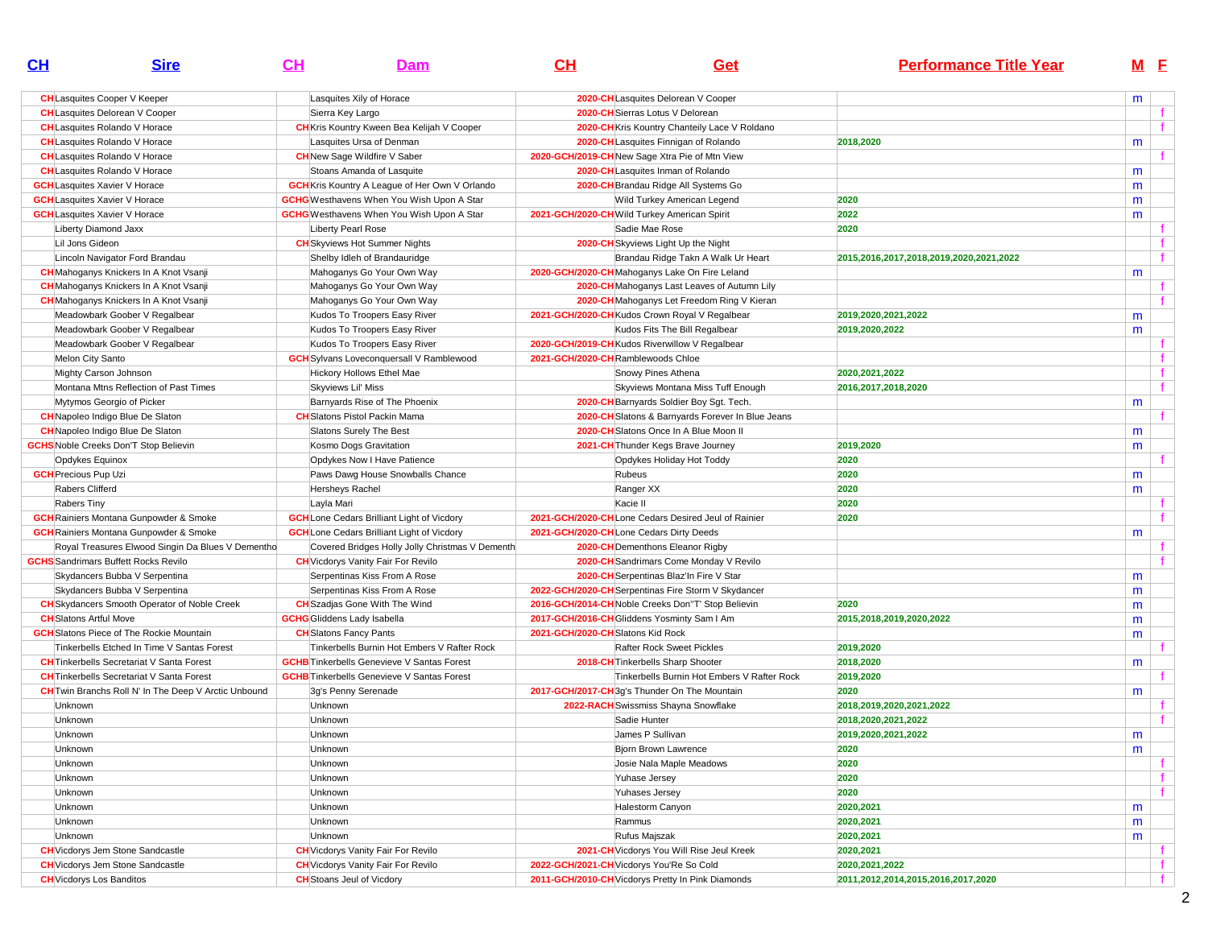| CH | Sire | CH | Dam | CH | Get | Performance Title Year | M | F |
|---|---|---|---|---|---|---|---|---|
| CH | Lasquites Cooper V Keeper | | Lasquites Xily of Horace | 2020-CH | Lasquites Delorean V Cooper | | m | |
| CH | Lasquites Delorean V Cooper | | Sierra Key Largo | 2020-CH | Sierras Lotus V Delorean | | | f |
| CH | Lasquites Rolando V Horace | CH | Kris Kountry Kween Bea Kelijah V Cooper | 2020-CH | Kris Kountry Chanteily Lace V Roldano | | | f |
| CH | Lasquites Rolando V Horace | | Lasquites Ursa of Denman | 2020-CH | Lasquites Finnigan of Rolando | 2018,2020 | m | |
| CH | Lasquites Rolando V Horace | CH | New Sage Wildfire V Saber | 2020-GCH/2019-CH | New Sage Xtra Pie of Mtn View | | | f |
| CH | Lasquites Rolando V Horace | | Stoans Amanda of Lasquite | 2020-CH | Lasquites Inman of Rolando | | m | |
| GCH | Lasquites Xavier V Horace | GCH | Kris Kountry A League of Her Own V Orlando | 2020-CH | Brandau Ridge All Systems Go | | m | |
| GCH | Lasquites Xavier V Horace | GCHG | Westhavens When You Wish Upon A Star | | Wild Turkey American Legend | 2020 | m | |
| GCH | Lasquites Xavier V Horace | GCHG | Westhavens When You Wish Upon A Star | 2021-GCH/2020-CH | Wild Turkey American Spirit | 2022 | m | |
| | Liberty Diamond Jaxx | | Liberty Pearl Rose | | Sadie Mae Rose | 2020 | | f |
| | Lil Jons Gideon | CH | Skyviews Hot Summer Nights | 2020-CH | Skyviews Light Up the Night | | | f |
| | Lincoln Navigator Ford Brandau | | Shelby Idleh of Brandauridge | | Brandau Ridge Takn A Walk Ur Heart | 2015,2016,2017,2018,2019,2020,2021,2022 | | f |
| CH | Mahoganys Knickers In A Knot Vsanji | | Mahoganys Go Your Own Way | 2020-GCH/2020-CH | Mahoganys Lake On Fire Leland | | m | |
| CH | Mahoganys Knickers In A Knot Vsanji | | Mahoganys Go Your Own Way | 2020-CH | Mahoganys Last Leaves of Autumn Lily | | | f |
| CH | Mahoganys Knickers In A Knot Vsanji | | Mahoganys Go Your Own Way | 2020-CH | Mahoganys Let Freedom Ring V Kieran | | | f |
| | Meadowbark Goober V Regalbear | | Kudos To Troopers Easy River | 2021-GCH/2020-CH | Kudos Crown Royal V Regalbear | 2019,2020,2021,2022 | m | |
| | Meadowbark Goober V Regalbear | | Kudos To Troopers Easy River | | Kudos Fits The Bill Regalbear | 2019,2020,2022 | m | |
| | Meadowbark Goober V Regalbear | | Kudos To Troopers Easy River | 2020-GCH/2019-CH | Kudos Riverwillow V Regalbear | | | f |
| | Melon City Santo | GCH | Sylvans Loveconquersall V Ramblewood | 2021-GCH/2020-CH | Ramblewoods Chloe | | | f |
| | Mighty Carson Johnson | | Hickory Hollows Ethel Mae | | Snowy Pines Athena | 2020,2021,2022 | | f |
| | Montana Mtns Reflection of Past Times | | Skyviews Lil' Miss | | Skyviews Montana Miss Tuff Enough | 2016,2017,2018,2020 | | f |
| | Mytymos Georgio of Picker | | Barnyards Rise of The Phoenix | 2020-CH | Barnyards Soldier Boy Sgt. Tech. | | m | |
| CH | Napoleo Indigo Blue De Slaton | CH | Slatons Pistol Packin Mama | 2020-CH | Slatons & Barnyards Forever In Blue Jeans | | | f |
| CH | Napoleo Indigo Blue De Slaton | | Slatons Surely The Best | 2020-CH | Slatons Once In A Blue Moon II | | m | |
| GCHS | Noble Creeks Don'T Stop Believin | | Kosmo Dogs Gravitation | 2021-CH | Thunder Kegs Brave Journey | 2019,2020 | m | |
| | Opdykes Equinox | | Opdykes Now I Have Patience | | Opdykes Holiday Hot Toddy | 2020 | | f |
| GCH | Precious Pup Uzi | | Paws Dawg House Snowballs Chance | | Rubeus | 2020 | m | |
| | Rabers Clifferd | | Hersheys Rachel | | Ranger XX | 2020 | m | |
| | Rabers Tiny | | Layla Mari | | Kacie II | 2020 | | f |
| GCH | Rainiers Montana Gunpowder & Smoke | GCH | Lone Cedars Brilliant Light of Vicdory | 2021-GCH/2020-CH | Lone Cedars Desired Jeul of Rainier | 2020 | | f |
| GCH | Rainiers Montana Gunpowder & Smoke | GCH | Lone Cedars Brilliant Light of Vicdory | 2021-GCH/2020-CH | Lone Cedars Dirty Deeds | | m | |
| | Royal Treasures Elwood Singin Da Blues V Dementho | | Covered Bridges Holly Jolly Christmas V Dementh | 2020-CH | Dementhons Eleanor Rigby | | | f |
| GCHS | Sandrimars Buffett Rocks Revilo | CH | Vicdorys Vanity Fair For Revilo | 2020-CH | Sandrimars Come Monday V Revilo | | | f |
| | Skydancers Bubba V Serpentina | | Serpentinas Kiss From A Rose | 2020-CH | Serpentinas Blaz'In Fire V Star | | m | |
| | Skydancers Bubba V Serpentina | | Serpentinas Kiss From A Rose | 2022-GCH/2020-CH | Serpentinas Fire Storm V Skydancer | | m | |
| CH | Skydancers Smooth Operator of Noble Creek | CH | Szadjas Gone With The Wind | 2016-GCH/2014-CH | Noble Creeks Don"T' Stop Believin | 2020 | m | |
| CH | Slatons Artful Move | GCHG | Gliddens Lady Isabella | 2017-GCH/2016-CH | Gliddens Yosminty Sam I Am | 2015,2018,2019,2020,2022 | m | |
| GCH | Slatons Piece of The Rockie Mountain | CH | Slatons Fancy Pants | 2021-GCH/2020-CH | Slatons Kid Rock | | m | |
| | Tinkerbells Etched In Time V Santas Forest | | Tinkerbells Burnin Hot Embers V Rafter Rock | | Rafter Rock Sweet Pickles | 2019,2020 | | f |
| CH | Tinkerbells Secretariat V Santa Forest | GCHB | Tinkerbells Genevieve V Santas Forest | 2018-CH | Tinkerbells Sharp Shooter | 2018,2020 | m | |
| CH | Tinkerbells Secretariat V Santa Forest | GCHB | Tinkerbells Genevieve V Santas Forest | | Tinkerbells Burnin Hot Embers V Rafter Rock | 2019,2020 | | f |
| CH | Twin Branchs Roll N' In The Deep V Arctic Unbound | | 3g's Penny Serenade | 2017-GCH/2017-CH | 3g's Thunder On The Mountain | 2020 | m | |
| | Unknown | | Unknown | 2022-RACH | Swissmiss Shayna Snowflake | 2018,2019,2020,2021,2022 | | f |
| | Unknown | | Unknown | | Sadie Hunter | 2018,2020,2021,2022 | | f |
| | Unknown | | Unknown | | James P Sullivan | 2019,2020,2021,2022 | m | |
| | Unknown | | Unknown | | Bjorn Brown Lawrence | 2020 | m | |
| | Unknown | | Unknown | | Josie Nala Maple Meadows | 2020 | | f |
| | Unknown | | Unknown | | Yuhase Jersey | 2020 | | f |
| | Unknown | | Unknown | | Yuhases Jersey | 2020 | | f |
| | Unknown | | Unknown | | Halestorm Canyon | 2020,2021 | m | |
| | Unknown | | Unknown | | Rammus | 2020,2021 | m | |
| | Unknown | | Unknown | | Rufus Majszak | 2020,2021 | m | |
| CH | Vicdorys Jem Stone Sandcastle | CH | Vicdorys Vanity Fair For Revilo | 2021-CH | Vicdorys You Will Rise Jeul Kreek | 2020,2021 | | f |
| CH | Vicdorys Jem Stone Sandcastle | CH | Vicdorys Vanity Fair For Revilo | 2022-GCH/2021-CH | Vicdorys You'Re So Cold | 2020,2021,2022 | | f |
| CH | Vicdorys Los Banditos | CH | Stoans Jeul of Vicdory | 2011-GCH/2010-CH | Vicdorys Pretty In Pink Diamonds | 2011,2012,2014,2015,2016,2017,2020 | | f |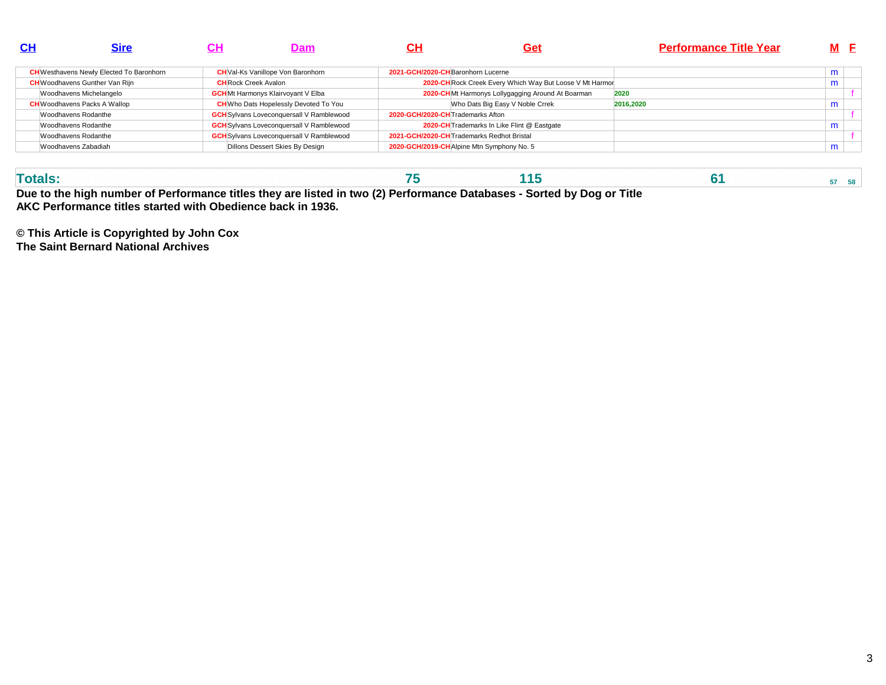| CH | Sire | CH | Dam | CH | Get | Performance Title Year | M | F |
|---|---|---|---|---|---|---|---|---|
| CH | Westhavens Newly Elected To Baronhorn | CH | Val-Ks Vanillope Von Baronhorn | 2021-GCH/2020-CH | Baronhorn Lucerne | | m | |
| CH | Woodhavens Gunther Van Rijn | CH | Rock Creek Avalon | 2020-CH | Rock Creek Every Which Way But Loose V Mt Harmor | | m | |
| | Woodhavens Michelangelo | GCH | Mt Harmonys Klairvoyant V Elba | 2020-CH | Mt Harmonys Lollygagging Around At Boarman | 2020 | | f |
| CH | Woodhavens Packs A Wallop | CH | Who Dats Hopelessly Devoted To You | | Who Dats Big Easy V Noble Crrek | 2016,2020 | m | |
| | Woodhavens Rodanthe | GCH | Sylvans Loveconquersall V Ramblewood | 2020-GCH/2020-CH | Trademarks Afton | | | f |
| | Woodhavens Rodanthe | GCH | Sylvans Loveconquersall V Ramblewood | 2020-CH | Trademarks In Like Flint @ Eastgate | | m | |
| | Woodhavens Rodanthe | GCH | Sylvans Loveconquersall V Ramblewood | 2021-GCH/2020-CH | Trademarks Redhot Bristal | | | f |
| | Woodhavens Zabadiah | | Dillons Dessert Skies By Design | 2020-GCH/2019-CH | Alpine Mtn Symphony No. 5 | | m | |
| **Totals:** | | | | **75** | **115** | **61** | **57** | **58** |

**Due to the high number of Performance titles they are listed in two (2) Performance Databases - Sorted by Dog or Title**
**AKC Performance titles started with Obedience back in 1936.**

**© This Article is Copyrighted by John Cox**
**The Saint Bernard National Archives**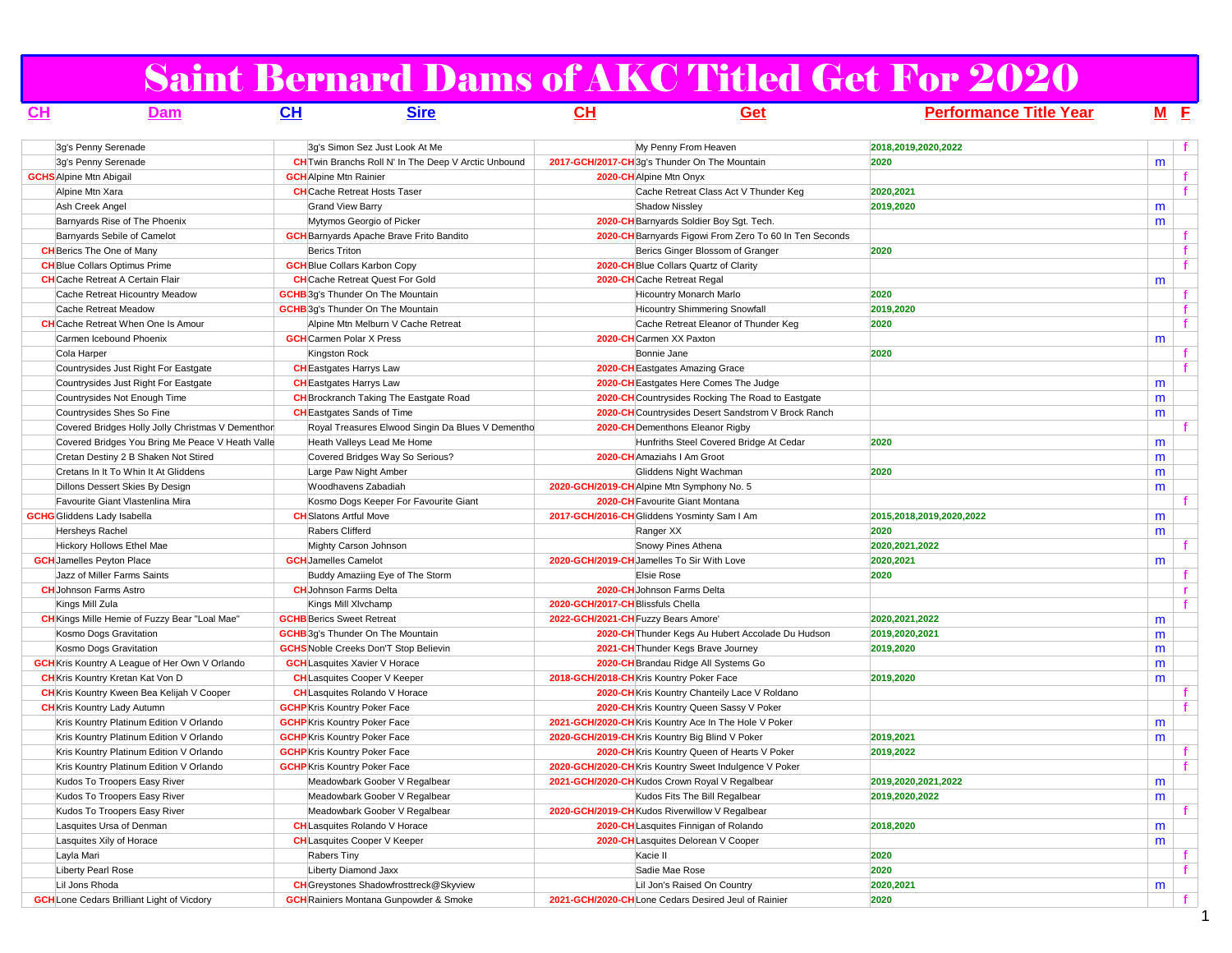# Saint Bernard Dams of AKC Titled Get For 2020

| CH | Dam | CH | Sire | CH | Get | Performance Title Year | M | F |
|---|---|---|---|---|---|---|---|---|
| | 3g's Penny Serenade | | 3g's Simon Sez Just Look At Me | | My Penny From Heaven | 2018,2019,2020,2022 | | f |
| | 3g's Penny Serenade | CH | Twin Branchs Roll N' In The Deep V Arctic Unbound | 2017-GCH/2017-CH | 3g's Thunder On The Mountain | 2020 | m | |
| GCHS | Alpine Mtn Abigail | GCH | Alpine Mtn Rainier | 2020-CH | Alpine Mtn Onyx | | | f |
| | Alpine Mtn Xara | CH | Cache Retreat Hosts Taser | | Cache Retreat Class Act V Thunder Keg | 2020,2021 | | f |
| | Ash Creek Angel | | Grand View Barry | | Shadow Nissley | 2019,2020 | m | |
| | Barnyards Rise of The Phoenix | | Mytymos Georgio of Picker | 2020-CH | Barnyards Soldier Boy Sgt. Tech. | | m | |
| | Barnyards Sebile of Camelot | GCH | Barnyards Apache Brave Frito Bandito | 2020-CH | Barnyards Figowi From Zero To 60 In Ten Seconds | | | f |
| CH | Berics The One of Many | | Berics Triton | | Berics Ginger Blossom of Granger | 2020 | | f |
| CH | Blue Collars Optimus Prime | GCH | Blue Collars Karbon Copy | 2020-CH | Blue Collars Quartz of Clarity | | | f |
| CH | Cache Retreat A Certain Flair | CH | Cache Retreat Quest For Gold | 2020-CH | Cache Retreat Regal | | m | |
| | Cache Retreat Hicountry Meadow | GCHB | 3g's Thunder On The Mountain | | Hicountry Monarch Marlo | 2020 | | f |
| | Cache Retreat Meadow | GCHB | 3g's Thunder On The Mountain | | Hicountry Shimmering Snowfall | 2019,2020 | | f |
| CH | Cache Retreat When One Is Amour | | Alpine Mtn Melburn V Cache Retreat | | Cache Retreat Eleanor of Thunder Keg | 2020 | | f |
| | Carmen Icebound Phoenix | GCH | Carmen Polar X Press | 2020-CH | Carmen XX Paxton | | m | |
| | Cola Harper | | Kingston Rock | | Bonnie Jane | 2020 | | f |
| | Countrysides Just Right For Eastgate | CH | Eastgates Harrys Law | 2020-CH | Eastgates Amazing Grace | | | f |
| | Countrysides Just Right For Eastgate | CH | Eastgates Harrys Law | 2020-CH | Eastgates Here Comes The Judge | | m | |
| | Countrysides Not Enough Time | CH | Brockranch Taking The Eastgate Road | 2020-CH | Countrysides Rocking The Road to Eastgate | | m | |
| | Countrysides Shes So Fine | CH | Eastgates Sands of Time | 2020-CH | Countrysides Desert Sandstrom V Brock Ranch | | m | |
| | Covered Bridges Holly Jolly Christmas V Dementhon | | Royal Treasures Elwood Singin Da Blues V Dementho | 2020-CH | Dementhons Eleanor Rigby | | | f |
| | Covered Bridges You Bring Me Peace V Heath Valle | | Heath Valleys Lead Me Home | | Hunfriths Steel Covered Bridge At Cedar | 2020 | m | |
| | Cretan Destiny 2 B Shaken Not Stired | | Covered Bridges Way So Serious? | 2020-CH | Amaziahs I Am Groot | | m | |
| | Cretans In It To Whin It At Gliddens | | Large Paw Night Amber | | Gliddens Night Wachman | 2020 | m | |
| | Dillons Dessert Skies By Design | | Woodhavens Zabadiah | 2020-GCH/2019-CH | Alpine Mtn Symphony No. 5 | | m | |
| | Favourite Giant Vlastenlina Mira | | Kosmo Dogs Keeper For Favourite Giant | 2020-CH | Favourite Giant Montana | | | f |
| GCHG | Gliddens Lady Isabella | CH | Slatons Artful Move | 2017-GCH/2016-CH | Gliddens Yosminty Sam I Am | 2015,2018,2019,2020,2022 | m | |
| | Hersheys Rachel | | Rabers Clifferd | | Ranger XX | 2020 | m | |
| | Hickory Hollows Ethel Mae | | Mighty Carson Johnson | | Snowy Pines Athena | 2020,2021,2022 | | f |
| GCH | Jamelles Peyton Place | GCH | Jamelles Camelot | 2020-GCH/2019-CH | Jamelles To Sir With Love | 2020,2021 | m | |
| | Jazz of Miller Farms Saints | | Buddy Amaziing Eye of The Storm | | Elsie Rose | 2020 | | f |
| CH | Johnson Farms Astro | CH | Johnson Farms Delta | 2020-CH | Johnson Farms Delta | | | r |
| | Kings Mill Zula | | Kings Mill Xlvchamp | 2020-GCH/2017-CH | Blissfuls Chella | | | f |
| CH | Kings Mille Hemie of Fuzzy Bear "Loal Mae" | GCHB | Berics Sweet Retreat | 2022-GCH/2021-CH | Fuzzy Bears Amore' | 2020,2021,2022 | m | |
| | Kosmo Dogs Gravitation | GCHB | 3g's Thunder On The Mountain | 2020-CH | Thunder Kegs Au Hubert Accolade Du Hudson | 2019,2020,2021 | m | |
| | Kosmo Dogs Gravitation | GCHS | Noble Creeks Don'T Stop Believin | 2021-CH | Thunder Kegs Brave Journey | 2019,2020 | m | |
| GCH | Kris Kountry A League of Her Own V Orlando | GCH | Lasquites Xavier V Horace | 2020-CH | Brandau Ridge All Systems Go | | m | |
| CH | Kris Kountry Kretan Kat Von D | CH | Lasquites Cooper V Keeper | 2018-GCH/2018-CH | Kris Kountry Poker Face | 2019,2020 | m | |
| CH | Kris Kountry Kween Bea Kelijah V Cooper | CH | Lasquites Rolando V Horace | 2020-CH | Kris Kountry Chanteily Lace V Roldano | | | f |
| CH | Kris Kountry Lady Autumn | GCHP | Kris Kountry Poker Face | 2020-CH | Kris Kountry Queen Sassy V Poker | | | f |
| | Kris Kountry Platinum Edition V Orlando | GCHP | Kris Kountry Poker Face | 2021-GCH/2020-CH | Kris Kountry Ace In The Hole V Poker | | m | |
| | Kris Kountry Platinum Edition V Orlando | GCHP | Kris Kountry Poker Face | 2020-GCH/2019-CH | Kris Kountry Big Blind V Poker | 2019,2021 | m | |
| | Kris Kountry Platinum Edition V Orlando | GCHP | Kris Kountry Poker Face | 2020-CH | Kris Kountry Queen of Hearts V Poker | 2019,2022 | | f |
| | Kris Kountry Platinum Edition V Orlando | GCHP | Kris Kountry Poker Face | 2020-GCH/2020-CH | Kris Kountry Sweet Indulgence V Poker | | | f |
| | Kudos To Troopers Easy River | | Meadowbark Goober V Regalbear | 2021-GCH/2020-CH | Kudos Crown Royal V Regalbear | 2019,2020,2021,2022 | m | |
| | Kudos To Troopers Easy River | | Meadowbark Goober V Regalbear | | Kudos Fits The Bill Regalbear | 2019,2020,2022 | m | |
| | Kudos To Troopers Easy River | | Meadowbark Goober V Regalbear | 2020-GCH/2019-CH | Kudos Riverwillow V Regalbear | | | f |
| | Lasquites Ursa of Denman | CH | Lasquites Rolando V Horace | 2020-CH | Lasquites Finnigan of Rolando | 2018,2020 | m | |
| | Lasquites Xily of Horace | CH | Lasquites Cooper V Keeper | 2020-CH | Lasquites Delorean V Cooper | | m | |
| | Layla Mari | | Rabers Tiny | | Kacie II | 2020 | | f |
| | Liberty Pearl Rose | | Liberty Diamond Jaxx | | Sadie Mae Rose | 2020 | | f |
| | Lil Jons Rhoda | CH | Greystones Shadowfrosttreck@Skyview | | Lil Jon's Raised On Country | 2020,2021 | m | |
| GCH | Lone Cedars Brilliant Light of Vicdory | GCH | Rainiers Montana Gunpowder & Smoke | 2021-GCH/2020-CH | Lone Cedars Desired Jeul of Rainier | 2020 | | f |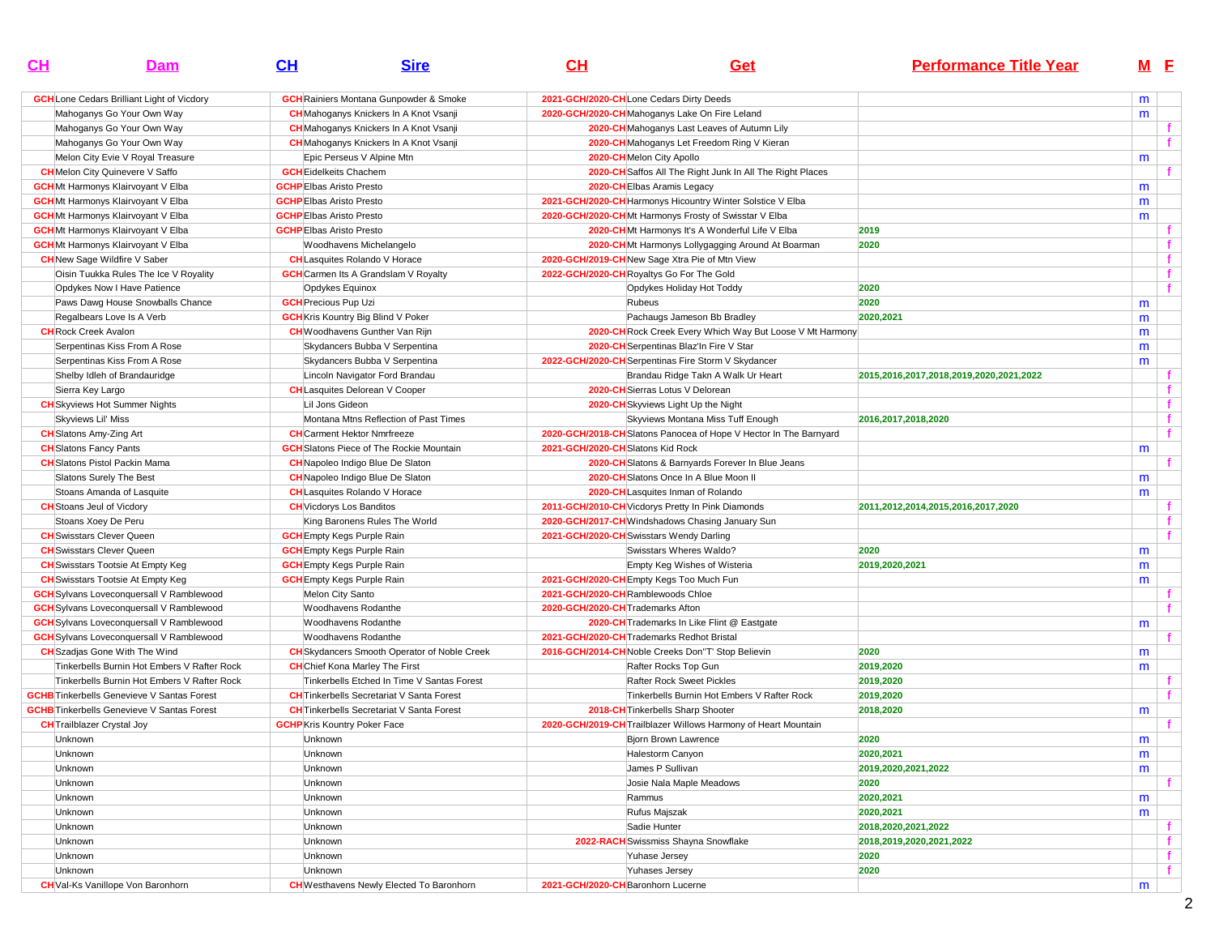| CH | Dam | CH | Sire | CH | Get | Performance Title Year | M | F |
|---|---|---|---|---|---|---|---|---|
| GCH | Lone Cedars Brilliant Light of Vicdory | GCH | Rainiers Montana Gunpowder & Smoke | 2021-GCH/2020-CH | Lone Cedars Dirty Deeds | | m | |
| | Mahoganys Go Your Own Way | CH | Mahoganys Knickers In A Knot Vsanji | 2020-GCH/2020-CH | Mahoganys Lake On Fire Leland | | m | |
| | Mahoganys Go Your Own Way | CH | Mahoganys Knickers In A Knot Vsanji | 2020-CH | Mahoganys Last Leaves of Autumn Lily | | | f |
| | Mahoganys Go Your Own Way | CH | Mahoganys Knickers In A Knot Vsanji | 2020-CH | Mahoganys Let Freedom Ring V Kieran | | | f |
| | Melon City Evie V Royal Treasure | | Epic Perseus V Alpine Mtn | 2020-CH | Melon City Apollo | | m | |
| CH | Melon City Quinevere V Saffo | GCH | Eidelkeits Chachem | 2020-CH | Saffos All The Right Junk In All The Right Places | | | f |
| GCH | Mt Harmonys Klairvoyant V Elba | GCHP | Elbas Aristo Presto | 2020-CH | Elbas Aramis Legacy | | m | |
| GCH | Mt Harmonys Klairvoyant V Elba | GCHP | Elbas Aristo Presto | 2021-GCH/2020-CH | Harmonys Hicountry Winter Solstice V Elba | | m | |
| GCH | Mt Harmonys Klairvoyant V Elba | GCHP | Elbas Aristo Presto | 2020-GCH/2020-CH | Mt Harmonys Frosty of Swisstar V Elba | | m | |
| GCH | Mt Harmonys Klairvoyant V Elba | GCHP | Elbas Aristo Presto | 2020-CH | Mt Harmonys It's A Wonderful Life V Elba | 2019 | | f |
| GCH | Mt Harmonys Klairvoyant V Elba | | Woodhavens Michelangelo | 2020-CH | Mt Harmonys Lollygagging Around At Boarman | 2020 | | f |
| CH | New Sage Wildfire V Saber | CH | Lasquites Rolando V Horace | 2020-GCH/2019-CH | New Sage Xtra Pie of Mtn View | | | f |
| | Oisin Tuukka Rules The Ice V Royality | GCH | Carmen Its A Grandslam V Royalty | 2022-GCH/2020-CH | Royaltys Go For The Gold | | | f |
| | Opdykes Now I Have Patience | | Opdykes Equinox | | Opdykes Holiday Hot Toddy | 2020 | | f |
| | Paws Dawg House Snowballs Chance | GCH | Precious Pup Uzi | | Rubeus | 2020 | m | |
| | Regalbears Love Is A Verb | GCH | Kris Kountry Big Blind V Poker | | Pachaugs Jameson Bb Bradley | 2020,2021 | m | |
| CH | Rock Creek Avalon | CH | Woodhavens Gunther Van Rijn | 2020-CH | Rock Creek Every Which Way But Loose V Mt Harmony | | m | |
| | Serpentinas Kiss From A Rose | | Skydancers Bubba V Serpentina | 2020-CH | Serpentinas Blaz'In Fire V Star | | m | |
| | Serpentinas Kiss From A Rose | | Skydancers Bubba V Serpentina | 2022-GCH/2020-CH | Serpentinas Fire Storm V Skydancer | | m | |
| | Shelby Idleh of Brandauridge | | Lincoln Navigator Ford Brandau | | Brandau Ridge Takn A Walk Ur Heart | 2015,2016,2017,2018,2019,2020,2021,2022 | | f |
| | Sierra Key Largo | CH | Lasquites Delorean V Cooper | 2020-CH | Sierras Lotus V Delorean | | | f |
| CH | Skyviews Hot Summer Nights | | Lil Jons Gideon | 2020-CH | Skyviews Light Up the Night | | | f |
| | Skyviews Lil' Miss | | Montana Mtns Reflection of Past Times | | Skyviews Montana Miss Tuff Enough | 2016,2017,2018,2020 | | f |
| CH | Slatons Amy-Zing Art | CH | Carment Hektor Nmrfreeze | 2020-GCH/2018-CH | Slatons Panocea of Hope V Hector In The Barnyard | | | f |
| CH | Slatons Fancy Pants | GCH | Slatons Piece of The Rockie Mountain | 2021-GCH/2020-CH | Slatons Kid Rock | | m | |
| CH | Slatons Pistol Packin Mama | CH | Napoleo Indigo Blue De Slaton | 2020-CH | Slatons & Barnyards Forever In Blue Jeans | | | f |
| | Slatons Surely The Best | CH | Napoleo Indigo Blue De Slaton | 2020-CH | Slatons Once In A Blue Moon II | | m | |
| | Stoans Amanda of Lasquite | CH | Lasquites Rolando V Horace | 2020-CH | Lasquites Inman of Rolando | | m | |
| CH | Stoans Jeul of Vicdory | CH | Vicdorys Los Banditos | 2011-GCH/2010-CH | Vicdorys Pretty In Pink Diamonds | 2011,2012,2014,2015,2016,2017,2020 | | f |
| | Stoans Xoey De Peru | | King Baronens Rules The World | 2020-GCH/2017-CH | Windshadows Chasing January Sun | | | f |
| CH | Swisstars Clever Queen | GCH | Empty Kegs Purple Rain | 2021-GCH/2020-CH | Swisstars Wendy Darling | | | f |
| CH | Swisstars Clever Queen | GCH | Empty Kegs Purple Rain | | Swisstars Wheres Waldo? | 2020 | m | |
| CH | Swisstars Tootsie At Empty Keg | GCH | Empty Kegs Purple Rain | | Empty Keg Wishes of Wisteria | 2019,2020,2021 | m | |
| CH | Swisstars Tootsie At Empty Keg | GCH | Empty Kegs Purple Rain | 2021-GCH/2020-CH | Empty Kegs Too Much Fun | | m | |
| GCH | Sylvans Loveconquersall V Ramblewood | | Melon City Santo | 2021-GCH/2020-CH | Ramblewoods Chloe | | | f |
| GCH | Sylvans Loveconquersall V Ramblewood | | Woodhavens Rodanthe | 2020-GCH/2020-CH | Trademarks Afton | | | f |
| GCH | Sylvans Loveconquersall V Ramblewood | | Woodhavens Rodanthe | 2020-CH | Trademarks In Like Flint @ Eastgate | | m | |
| GCH | Sylvans Loveconquersall V Ramblewood | | Woodhavens Rodanthe | 2021-GCH/2020-CH | Trademarks Redhot Bristal | | | f |
| CH | Szadjas Gone With The Wind | CH | Skydancers Smooth Operator of Noble Creek | 2016-GCH/2014-CH | Noble Creeks Don"T' Stop Believin | 2020 | m | |
| | Tinkerbells Burnin Hot Embers V Rafter Rock | CH | Chief Kona Marley The First | | Rafter Rocks Top Gun | 2019,2020 | m | |
| | Tinkerbells Burnin Hot Embers V Rafter Rock | | Tinkerbells Etched In Time V Santas Forest | | Rafter Rock Sweet Pickles | 2019,2020 | | f |
| GCHB | Tinkerbells Genevieve V Santas Forest | CH | Tinkerbells Secretariat V Santa Forest | | Tinkerbells Burnin Hot Embers V Rafter Rock | 2019,2020 | | f |
| GCHB | Tinkerbells Genevieve V Santas Forest | CH | Tinkerbells Secretariat V Santa Forest | 2018-CH | Tinkerbells Sharp Shooter | 2018,2020 | m | |
| CH | Trailblazer Crystal Joy | GCHP | Kris Kountry Poker Face | 2020-GCH/2019-CH | Trailblazer Willows Harmony of Heart Mountain | | | f |
| | Unknown | | Unknown | | Bjorn Brown Lawrence | 2020 | m | |
| | Unknown | | Unknown | | Halestorm Canyon | 2020,2021 | m | |
| | Unknown | | Unknown | | James P Sullivan | 2019,2020,2021,2022 | m | |
| | Unknown | | Unknown | | Josie Nala Maple Meadows | 2020 | | f |
| | Unknown | | Unknown | | Rammus | 2020,2021 | m | |
| | Unknown | | Unknown | | Rufus Majszak | 2020,2021 | m | |
| | Unknown | | Unknown | | Sadie Hunter | 2018,2020,2021,2022 | | f |
| | Unknown | | Unknown | 2022-RACH | Swissmiss Shayna Snowflake | 2018,2019,2020,2021,2022 | | f |
| | Unknown | | Unknown | | Yuhase Jersey | 2020 | | f |
| | Unknown | | Unknown | | Yuhases Jersey | 2020 | | f |
| CH | Val-Ks Vanillope Von Baronhorn | CH | Westhavens Newly Elected To Baronhorn | 2021-GCH/2020-CH | Baronhorn Lucerne | | m | |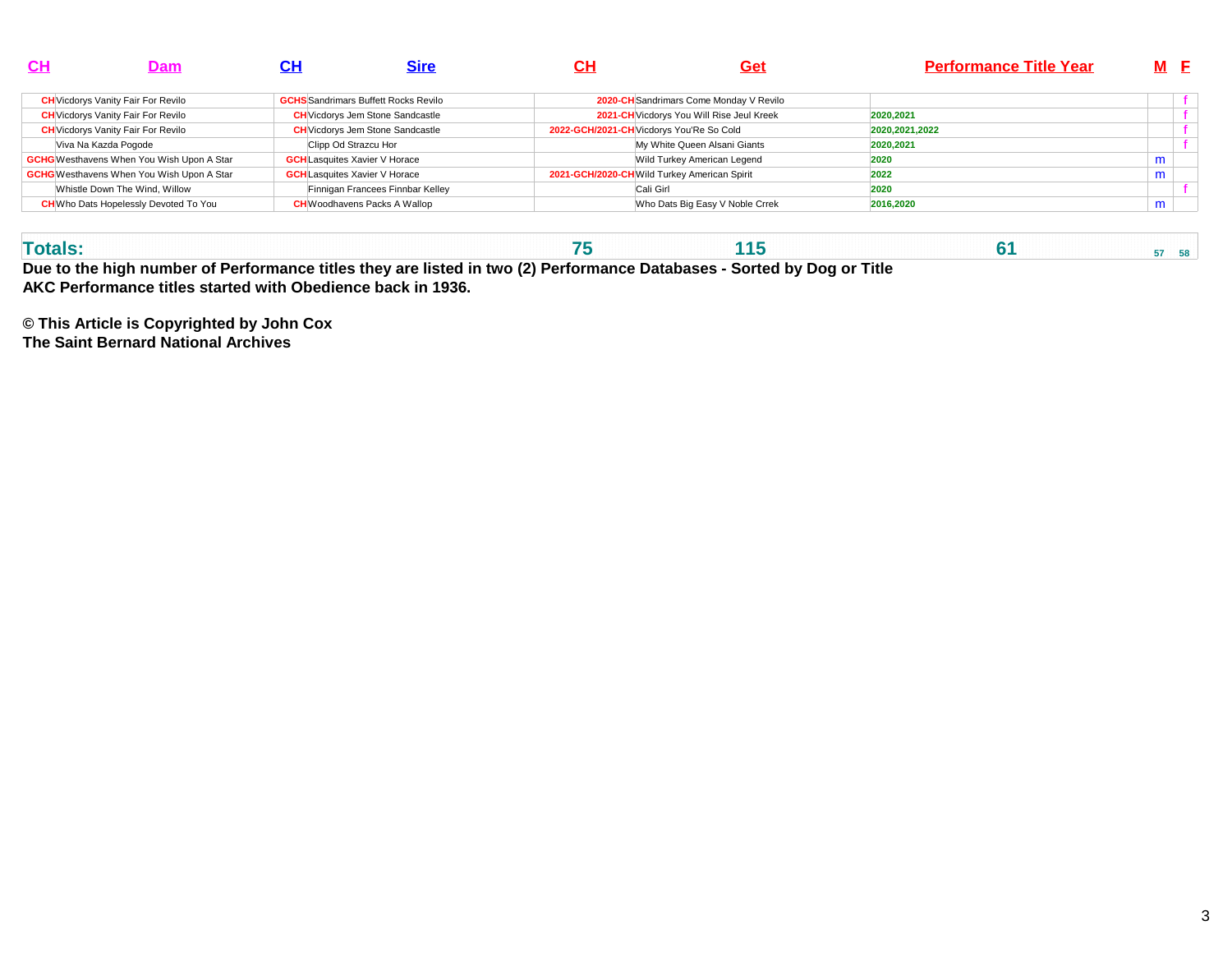| CH | Dam | CH | Sire | CH | Get | Performance Title Year | M | F |
|---|---|---|---|---|---|---|---|---|
| CH | Vicdorys Vanity Fair For Revilo | GCHS | Sandrimars Buffett Rocks Revilo | 2020-CH | Sandrimars Come Monday V Revilo | | | f |
| CH | Vicdorys Vanity Fair For Revilo | CH | Vicdorys Jem Stone Sandcastle | 2021-CH | Vicdorys You Will Rise Jeul Kreek | 2020,2021 | | f |
| CH | Vicdorys Vanity Fair For Revilo | CH | Vicdorys Jem Stone Sandcastle | 2022-GCH/2021-CH | Vicdorys You'Re So Cold | 2020,2021,2022 | | f |
| | Viva Na Kazda Pogode | | Clipp Od Strazcu Hor | | My White Queen Alsani Giants | 2020,2021 | | f |
| GCHG | Westhavens When You Wish Upon A Star | GCH | Lasquites Xavier V Horace | | Wild Turkey American Legend | 2020 | m | |
| GCHG | Westhavens When You Wish Upon A Star | GCH | Lasquites Xavier V Horace | 2021-GCH/2020-CH | Wild Turkey American Spirit | 2022 | m | |
| | Whistle Down The Wind, Willow | | Finnigan Francees Finnbar Kelley | | Cali Girl | 2020 | | f |
| CH | Who Dats Hopelessly Devoted To You | CH | Woodhavens Packs A Wallop | | Who Dats Big Easy V Noble Crrek | 2016,2020 | m | |
| **Totals:** | | | | **75** | **115** | **61** | **57** | **58** |

**Due to the high number of Performance titles they are listed in two (2) Performance Databases - Sorted by Dog or Title**
**AKC Performance titles started with Obedience back in 1936.**

**© This Article is Copyrighted by John Cox**
**The Saint Bernard National Archives**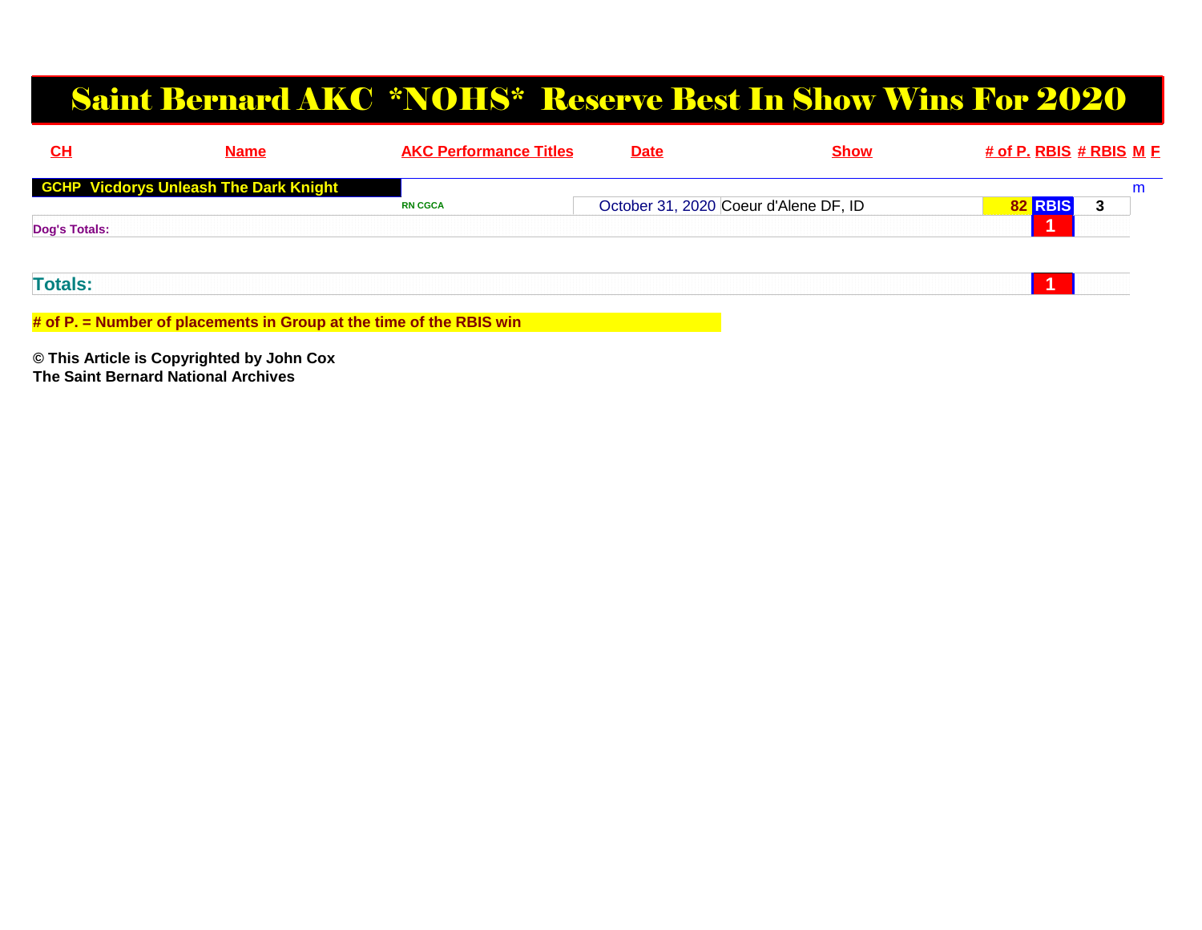# Saint Bernard AKC *NOHS* Reserve Best In Show Wins For 2020

| CH | Name | AKC Performance Titles | Date | Show | # of P. | RBIS | # RBIS | M | F |
|---|---|---|---|---|---|---|---|---|---|
| GCHP | Vicdorys Unleash The Dark Knight | | | | | | | m | |
| | | RN CGCA | October 31, 2020 | Coeur d'Alene DF, ID | 82 | RBIS | 3 | | |
| Dog's Totals: | | | | | | 1 | | | |
| Totals: | | | | | | 1 | | | |

**# of P. = Number of placements in Group at the time of the RBIS win**

**© This Article is Copyrighted by John Cox**
**The Saint Bernard National Archives**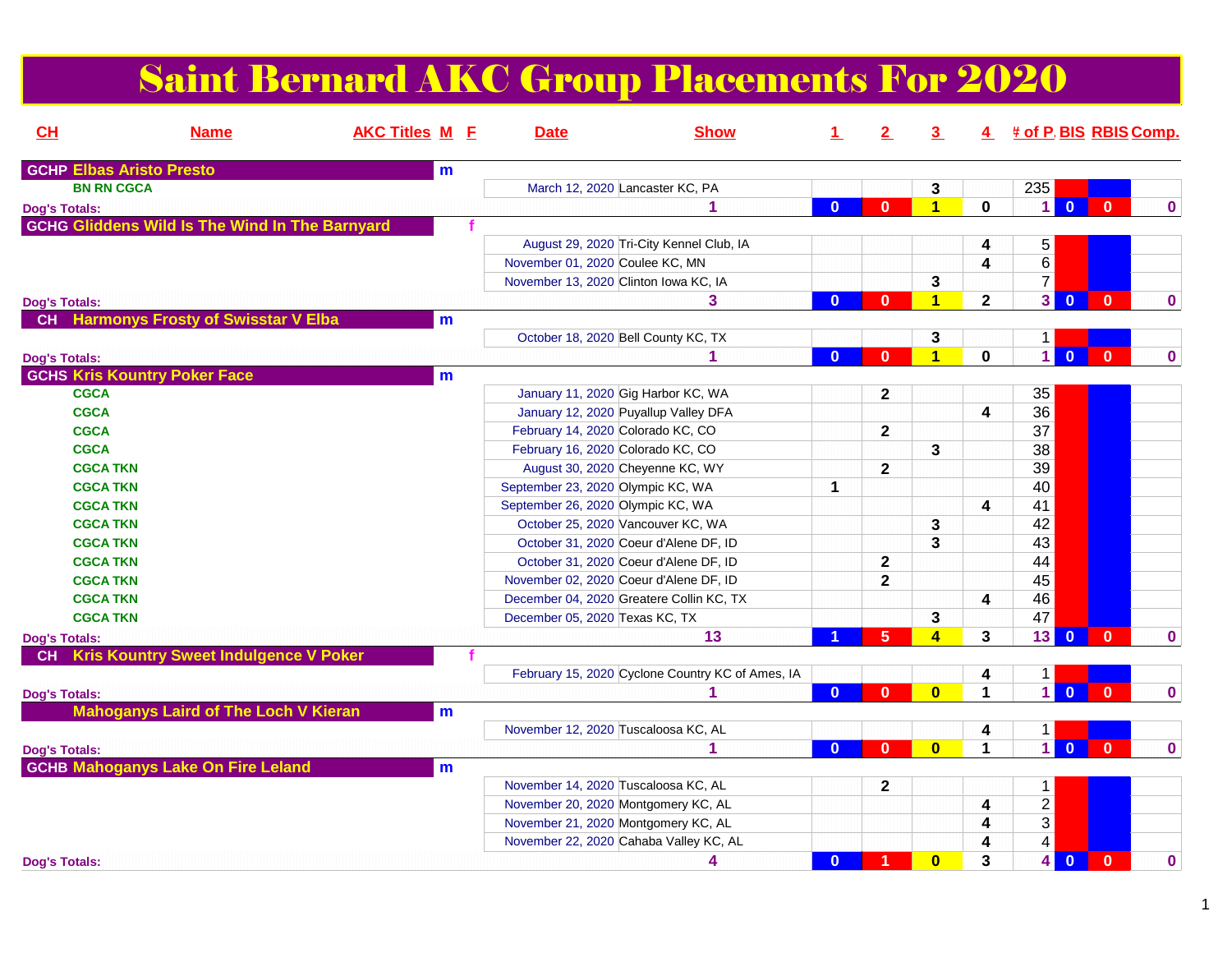# Saint Bernard AKC Group Placements For 2020

| CH | Name | AKC Titles | M | F | Date | Show | 1 | 2 | 3 | 4 | # of P. | BIS | RBIS | Comp. |
|---|---|---|---|---|---|---|---|---|---|---|---|---|---|---|
| GCHP | Elbas Aristo Presto | | m | | | | | | | | | | | |
| | BN RN CGCA | | | | March 12, 2020 | Lancaster KC, PA | | | 3 | | 235 | | | |
| Dog's Totals: | | | | | | 1 | 0 | 0 | 1 | 0 | 1 | 0 | 0 | 0 |
| GCHG | Gliddens Wild Is The Wind In The Barnyard | | | f | | | | | | | | | | |
| | | | | | August 29, 2020 | Tri-City Kennel Club, IA | | | | 4 | 5 | | | |
| | | | | | November 01, 2020 | Coulee KC, MN | | | | 4 | 6 | | | |
| | | | | | November 13, 2020 | Clinton Iowa KC, IA | | | 3 | | 7 | | | |
| Dog's Totals: | | | | | | 3 | 0 | 0 | 1 | 2 | 3 | 0 | 0 | 0 |
| CH | Harmonys Frosty of Swisstar V Elba | | m | | | | | | | | | | | |
| | | | | | October 18, 2020 | Bell County KC, TX | | | 3 | | 1 | | | |
| Dog's Totals: | | | | | | 1 | 0 | 0 | 1 | 0 | 1 | 0 | 0 | 0 |
| GCHS | Kris Kountry Poker Face | | m | | | | | | | | | | | |
| | CGCA | | | | January 11, 2020 | Gig Harbor KC, WA | | 2 | | | 35 | | | |
| | CGCA | | | | January 12, 2020 | Puyallup Valley DFA | | | | 4 | 36 | | | |
| | CGCA | | | | February 14, 2020 | Colorado KC, CO | | 2 | | | 37 | | | |
| | CGCA | | | | February 16, 2020 | Colorado KC, CO | | | 3 | | 38 | | | |
| | CGCA TKN | | | | August 30, 2020 | Cheyenne KC, WY | | 2 | | | 39 | | | |
| | CGCA TKN | | | | September 23, 2020 | Olympic KC, WA | 1 | | | | 40 | | | |
| | CGCA TKN | | | | September 26, 2020 | Olympic KC, WA | | | | 4 | 41 | | | |
| | CGCA TKN | | | | October 25, 2020 | Vancouver KC, WA | | | 3 | | 42 | | | |
| | CGCA TKN | | | | October 31, 2020 | Coeur d'Alene DF, ID | | | 3 | | 43 | | | |
| | CGCA TKN | | | | October 31, 2020 | Coeur d'Alene DF, ID | | 2 | | | 44 | | | |
| | CGCA TKN | | | | November 02, 2020 | Coeur d'Alene DF, ID | | 2 | | | 45 | | | |
| | CGCA TKN | | | | December 04, 2020 | Greatere Collin KC, TX | | | | 4 | 46 | | | |
| | CGCA TKN | | | | December 05, 2020 | Texas KC, TX | | | 3 | | 47 | | | |
| Dog's Totals: | | | | | | 13 | 1 | 5 | 4 | 3 | 13 | 0 | 0 | 0 |
| CH | Kris Kountry Sweet Indulgence V Poker | | | f | | | | | | | | | | |
| | | | | | February 15, 2020 | Cyclone Country KC of Ames, IA | | | | 4 | 1 | | | |
| Dog's Totals: | | | | | | 1 | 0 | 0 | 0 | 1 | 1 | 0 | 0 | 0 |
| | Mahoganys Laird of The Loch V Kieran | | m | | | | | | | | | | | |
| | | | | | November 12, 2020 | Tuscaloosa KC, AL | | | | 4 | 1 | | | |
| Dog's Totals: | | | | | | 1 | 0 | 0 | 0 | 1 | 1 | 0 | 0 | 0 |
| GCHB | Mahoganys Lake On Fire Leland | | m | | | | | | | | | | | |
| | | | | | November 14, 2020 | Tuscaloosa KC, AL | | 2 | | | 1 | | | |
| | | | | | November 20, 2020 | Montgomery KC, AL | | | | 4 | 2 | | | |
| | | | | | November 21, 2020 | Montgomery KC, AL | | | | 4 | 3 | | | |
| | | | | | November 22, 2020 | Cahaba Valley KC, AL | | | | 4 | 4 | | | |
| Dog's Totals: | | | | | | 4 | 0 | 1 | 0 | 3 | 4 | 0 | 0 | 0 |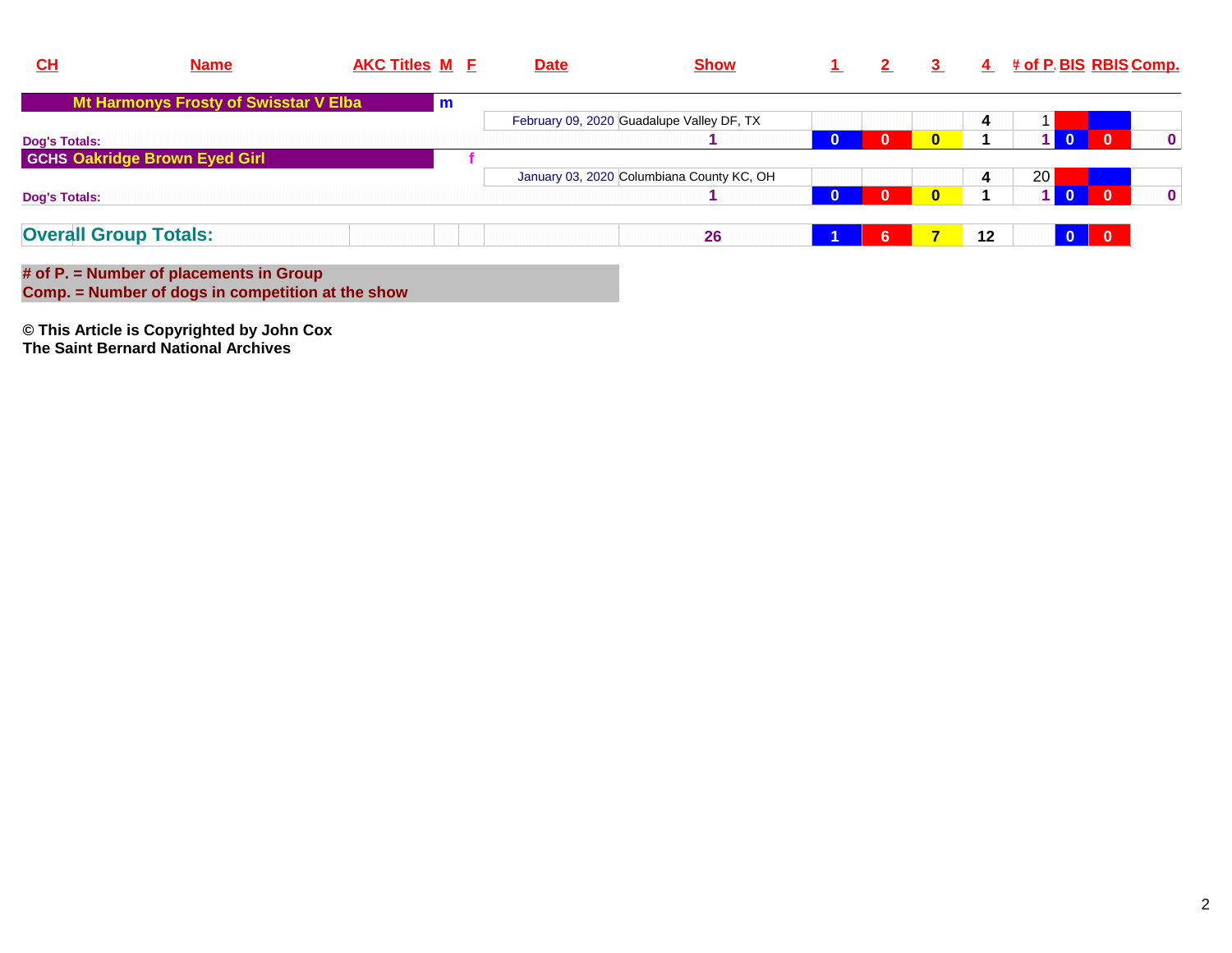| CH | Name | AKC Titles | M | F | Date | Show | 1 | 2 | 3 | 4 | # of P. | BIS | RBIS | Comp. |
|---|---|---|---|---|---|---|---|---|---|---|---|---|---|---|
| | **Mt Harmonys Frosty of Swisstar V Elba** | | m | | | | | | | | | | | |
| | | | | | February 09, 2020 | Guadalupe Valley DF, TX | | | | 4 | 1 | | | |
| **Dog's Totals:** | | | | | | 1 | 0 | 0 | 0 | 1 | 1 | 0 | 0 | 0 |
| GCHS | **Oakridge Brown Eyed Girl** | | | f | | | | | | | | | | |
| | | | | | January 03, 2020 | Columbiana County KC, OH | | | | 4 | 20 | | | |
| **Dog's Totals:** | | | | | | 1 | 0 | 0 | 0 | 1 | 1 | 0 | 0 | 0 |
| **Overall Group Totals:** | | | | | | 26 | 1 | 6 | 7 | 12 | | 0 | 0 | |

**# of P. = Number of placements in Group**
**Comp. = Number of dogs in competition at the show**

**© This Article is Copyrighted by John Cox**
**The Saint Bernard National Archives**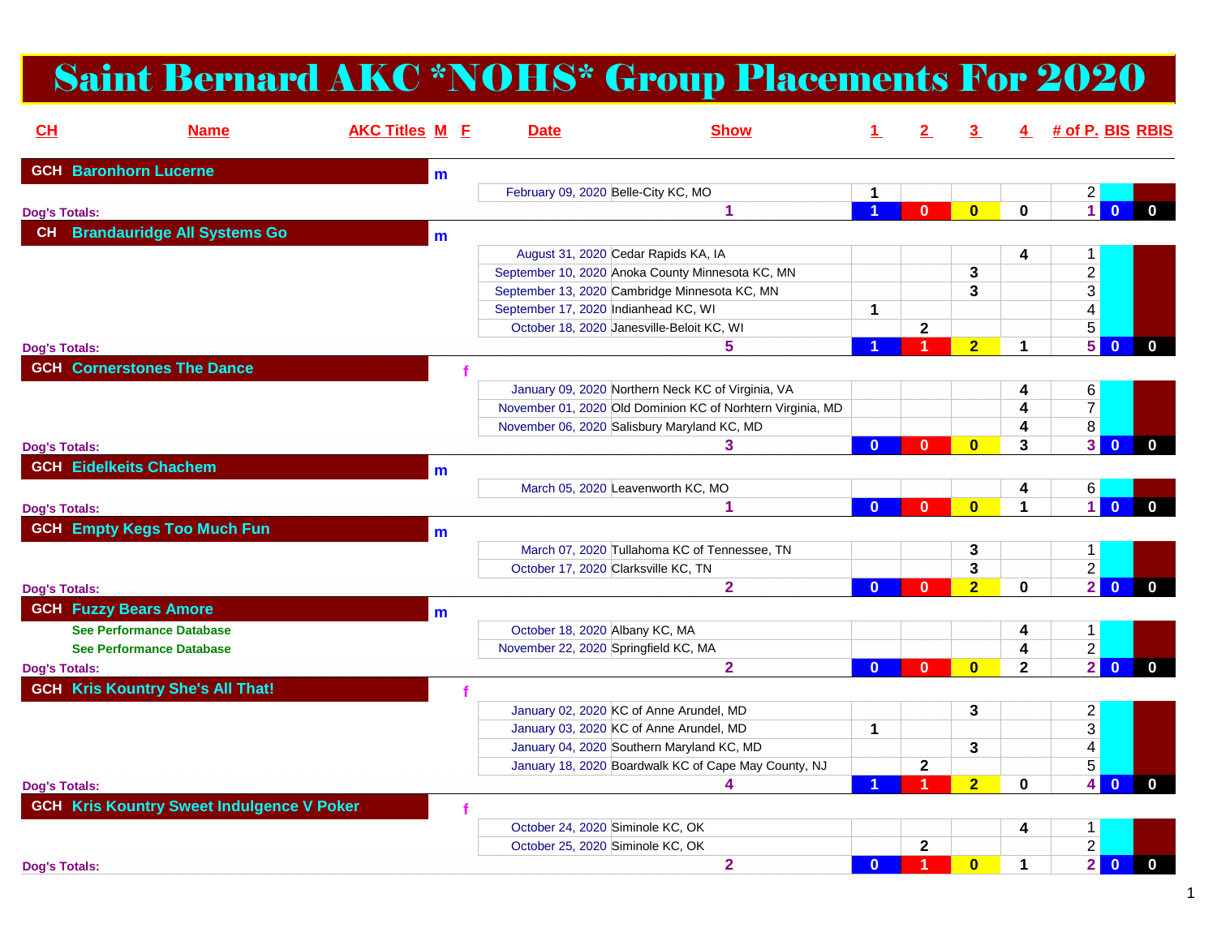# Saint Bernard AKC *NOHS* Group Placements For 2020

| CH | Name | AKC Titles | M | F | Date | Show | 1 | 2 | 3 | 4 | # of P. | BIS | RBIS |
|---|---|---|---|---|---|---|---|---|---|---|---|---|---|
| GCH | Baronhorn Lucerne | | m | | | | | | | | | | |
| | | | | | February 09, 2020 | Belle-City KC, MO | 1 | | | | 2 | | |
| Dog's Totals: | | | | | | 1 | 1 | 0 | 0 | 0 | 1 | 0 | 0 |
| CH | Brandauridge All Systems Go | | m | | | | | | | | | | |
| | | | | | August 31, 2020 | Cedar Rapids KA, IA | | | | 4 | 1 | | |
| | | | | | September 10, 2020 | Anoka County Minnesota KC, MN | | | 3 | | 2 | | |
| | | | | | September 13, 2020 | Cambridge Minnesota KC, MN | | | 3 | | 3 | | |
| | | | | | September 17, 2020 | Indianhead KC, WI | 1 | | | | 4 | | |
| | | | | | October 18, 2020 | Janesville-Beloit KC, WI | | 2 | | | 5 | | |
| Dog's Totals: | | | | | | 5 | 1 | 1 | 2 | 1 | 5 | 0 | 0 |
| GCH | Cornerstones The Dance | | | f | | | | | | | | | |
| | | | | | January 09, 2020 | Northern Neck KC of Virginia, VA | | | | 4 | 6 | | |
| | | | | | November 01, 2020 | Old Dominion KC of Norhtern Virginia, MD | | | | 4 | 7 | | |
| | | | | | November 06, 2020 | Salisbury Maryland KC, MD | | | | 4 | 8 | | |
| Dog's Totals: | | | | | | 3 | 0 | 0 | 0 | 3 | 3 | 0 | 0 |
| GCH | Eidelkeits Chachem | | m | | | | | | | | | | |
| | | | | | March 05, 2020 | Leavenworth KC, MO | | | | 4 | 6 | | |
| Dog's Totals: | | | | | | 1 | 0 | 0 | 0 | 1 | 1 | 0 | 0 |
| GCH | Empty Kegs Too Much Fun | | m | | | | | | | | | | |
| | | | | | March 07, 2020 | Tullahoma KC of Tennessee, TN | | | 3 | | 1 | | |
| | | | | | October 17, 2020 | Clarksville KC, TN | | | 3 | | 2 | | |
| Dog's Totals: | | | | | | 2 | 0 | 0 | 2 | 0 | 2 | 0 | 0 |
| GCH | Fuzzy Bears Amore | | m | | | | | | | | | | |
| | See Performance Database | | | | October 18, 2020 | Albany KC, MA | | | | 4 | 1 | | |
| | See Performance Database | | | | November 22, 2020 | Springfield KC, MA | | | | 4 | 2 | | |
| Dog's Totals: | | | | | | 2 | 0 | 0 | 0 | 2 | 2 | 0 | 0 |
| GCH | Kris Kountry She's All That! | | | f | | | | | | | | | |
| | | | | | January 02, 2020 | KC of Anne Arundel, MD | | | 3 | | 2 | | |
| | | | | | January 03, 2020 | KC of Anne Arundel, MD | 1 | | | | 3 | | |
| | | | | | January 04, 2020 | Southern Maryland KC, MD | | | 3 | | 4 | | |
| | | | | | January 18, 2020 | Boardwalk KC of Cape May County, NJ | | 2 | | | 5 | | |
| Dog's Totals: | | | | | | 4 | 1 | 1 | 2 | 0 | 4 | 0 | 0 |
| GCH | Kris Kountry Sweet Indulgence V Poker | | | f | | | | | | | | | |
| | | | | | October 24, 2020 | Siminole KC, OK | | | | 4 | 1 | | |
| | | | | | October 25, 2020 | Siminole KC, OK | | 2 | | | 2 | | |
| Dog's Totals: | | | | | | 2 | 0 | 1 | 0 | 1 | 2 | 0 | 0 |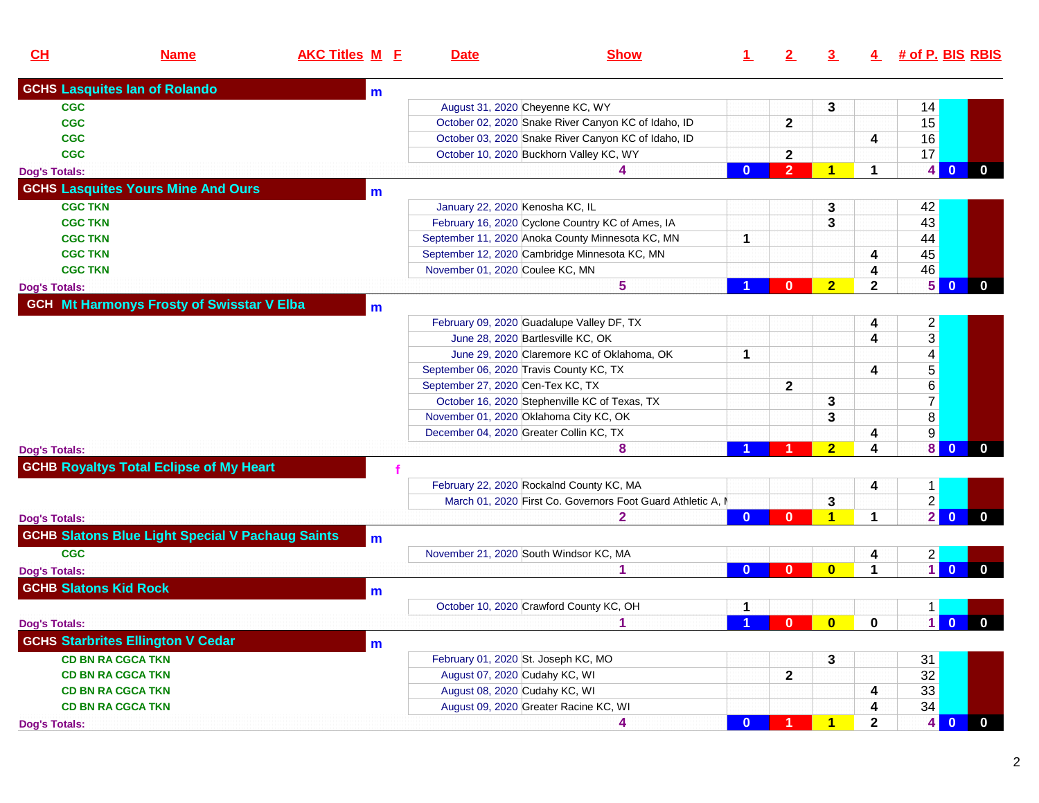| CH | Name | AKC Titles | M | F | Date | Show | 1 | 2 | 3 | 4 | # of P. | BIS | RBIS |
|---|---|---|---|---|---|---|---|---|---|---|---|---|---|
| GCHS | Lasquites Ian of Rolando | | m | | | | | | | | | | |
| | CGC | | | | August 31, 2020 | Cheyenne KC, WY | | | 3 | | 14 | | |
| | CGC | | | | October 02, 2020 | Snake River Canyon KC of Idaho, ID | | 2 | | | 15 | | |
| | CGC | | | | October 03, 2020 | Snake River Canyon KC of Idaho, ID | | | | 4 | 16 | | |
| | CGC | | | | October 10, 2020 | Buckhorn Valley KC, WY | | 2 | | | 17 | | |
| Dog's Totals: | | | | | | 4 | 0 | 2 | 1 | 1 | 4 | 0 | 0 |
| GCHS | Lasquites Yours Mine And Ours | | m | | | | | | | | | | |
| | CGC TKN | | | | January 22, 2020 | Kenosha KC, IL | | | 3 | | 42 | | |
| | CGC TKN | | | | February 16, 2020 | Cyclone Country KC of Ames, IA | | | 3 | | 43 | | |
| | CGC TKN | | | | September 11, 2020 | Anoka County Minnesota KC, MN | 1 | | | | 44 | | |
| | CGC TKN | | | | September 12, 2020 | Cambridge Minnesota KC, MN | | | | 4 | 45 | | |
| | CGC TKN | | | | November 01, 2020 | Coulee KC, MN | | | | 4 | 46 | | |
| Dog's Totals: | | | | | | 5 | 1 | 0 | 2 | 2 | 5 | 0 | 0 |
| GCH | Mt Harmonys Frosty of Swisstar V Elba | | m | | | | | | | | | | |
| | | | | | February 09, 2020 | Guadalupe Valley DF, TX | | | | 4 | 2 | | |
| | | | | | June 28, 2020 | Bartlesville KC, OK | | | | 4 | 3 | | |
| | | | | | June 29, 2020 | Claremore KC of Oklahoma, OK | 1 | | | | 4 | | |
| | | | | | September 06, 2020 | Travis County KC, TX | | | | 4 | 5 | | |
| | | | | | September 27, 2020 | Cen-Tex KC, TX | | 2 | | | 6 | | |
| | | | | | October 16, 2020 | Stephenville KC of Texas, TX | | | 3 | | 7 | | |
| | | | | | November 01, 2020 | Oklahoma City KC, OK | | | 3 | | 8 | | |
| | | | | | December 04, 2020 | Greater Collin KC, TX | | | | 4 | 9 | | |
| Dog's Totals: | | | | | | 8 | 1 | 1 | 2 | 4 | 8 | 0 | 0 |
| GCHB | Royaltys Total Eclipse of My Heart | | | f | | | | | | | | | |
| | | | | | February 22, 2020 | Rockalnd County KC, MA | | | | 4 | 1 | | |
| | | | | | March 01, 2020 | First Co. Governors Foot Guard Athletic A, M | | | 3 | | 2 | | |
| Dog's Totals: | | | | | | 2 | 0 | 0 | 1 | 1 | 2 | 0 | 0 |
| GCHB | Slatons Blue Light Special V Pachaug Saints | | m | | | | | | | | | | |
| | CGC | | | | November 21, 2020 | South Windsor KC, MA | | | | 4 | 2 | | |
| Dog's Totals: | | | | | | 1 | 0 | 0 | 0 | 1 | 1 | 0 | 0 |
| GCHB | Slatons Kid Rock | | m | | | | | | | | | | |
| | | | | | October 10, 2020 | Crawford County KC, OH | 1 | | | | 1 | | |
| Dog's Totals: | | | | | | 1 | 1 | 0 | 0 | 0 | 1 | 0 | 0 |
| GCHS | Starbrites Ellington V Cedar | | m | | | | | | | | | | |
| | CD BN RA CGCA TKN | | | | February 01, 2020 | St. Joseph KC, MO | | | 3 | | 31 | | |
| | CD BN RA CGCA TKN | | | | August 07, 2020 | Cudahy KC, WI | | 2 | | | 32 | | |
| | CD BN RA CGCA TKN | | | | August 08, 2020 | Cudahy KC, WI | | | | 4 | 33 | | |
| | CD BN RA CGCA TKN | | | | August 09, 2020 | Greater Racine KC, WI | | | | 4 | 34 | | |
| Dog's Totals: | | | | | | 4 | 0 | 1 | 1 | 2 | 4 | 0 | 0 |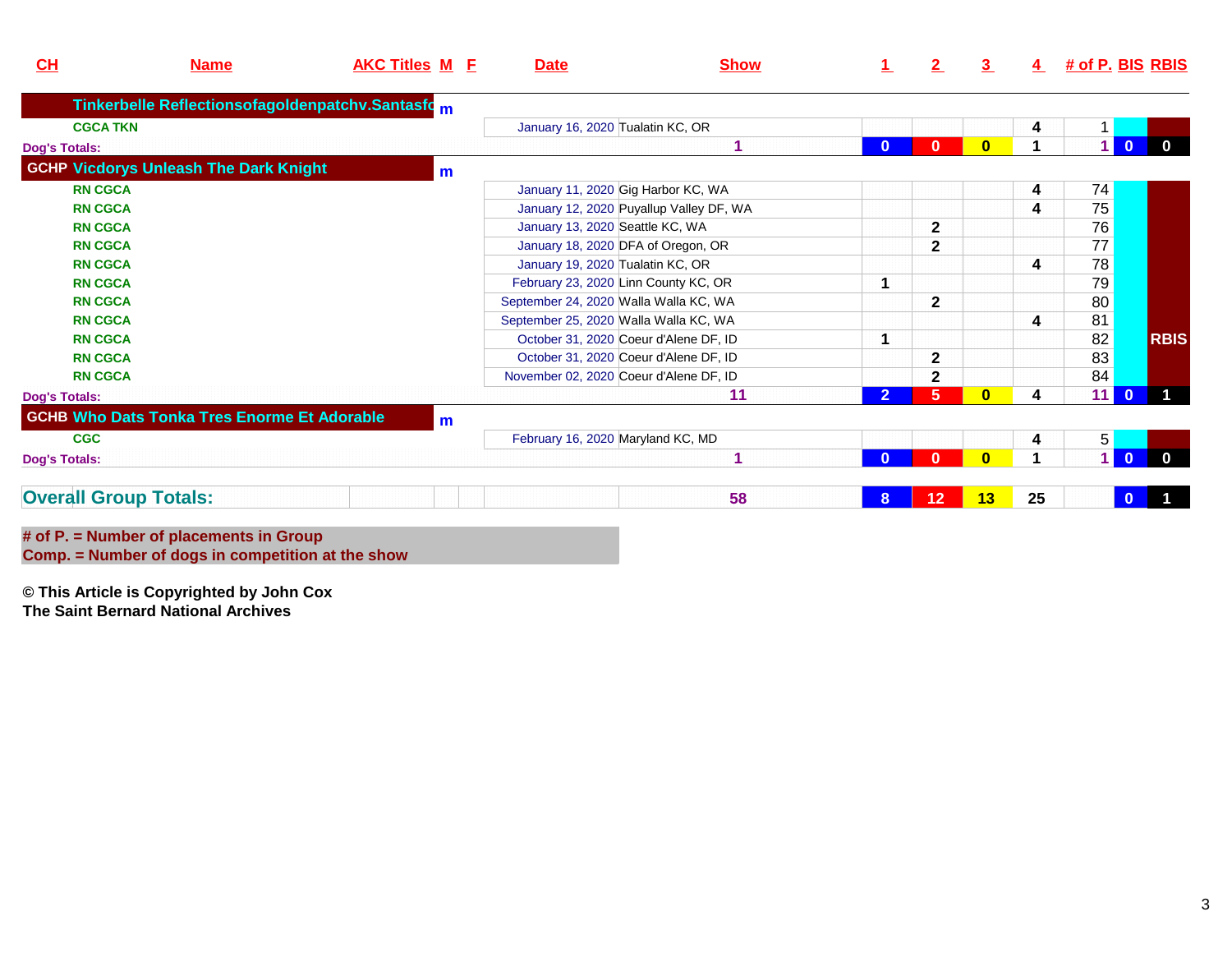| CH | Name | AKC Titles | M | F | Date | Show | 1 | 2 | 3 | 4 | # of P. | BIS | RBIS |
|---|---|---|---|---|---|---|---|---|---|---|---|---|---|
| | Tinkerbelle Reflectionsofagoldenpatchv.Santasfo | | m | | | | | | | | | | |
| | CGCA TKN | | | | January 16, 2020 | Tualatin KC, OR | | | | 4 | 1 | | |
| Dog's Totals: | | | | | | 1 | 0 | 0 | 0 | 1 | 1 | 0 | 0 |
| GCHP | Vicdorys Unleash The Dark Knight | | m | | | | | | | | | | |
| | RN CGCA | | | | January 11, 2020 | Gig Harbor KC, WA | | | | 4 | 74 | | |
| | RN CGCA | | | | January 12, 2020 | Puyallup Valley DF, WA | | | | 4 | 75 | | |
| | RN CGCA | | | | January 13, 2020 | Seattle KC, WA | | 2 | | | 76 | | |
| | RN CGCA | | | | January 18, 2020 | DFA of Oregon, OR | | 2 | | | 77 | | |
| | RN CGCA | | | | January 19, 2020 | Tualatin KC, OR | | | | 4 | 78 | | |
| | RN CGCA | | | | February 23, 2020 | Linn County KC, OR | 1 | | | | 79 | | |
| | RN CGCA | | | | September 24, 2020 | Walla Walla KC, WA | | 2 | | | 80 | | |
| | RN CGCA | | | | September 25, 2020 | Walla Walla KC, WA | | | | 4 | 81 | | |
| | RN CGCA | | | | October 31, 2020 | Coeur d'Alene DF, ID | 1 | | | | 82 | | RBIS |
| | RN CGCA | | | | October 31, 2020 | Coeur d'Alene DF, ID | | 2 | | | 83 | | |
| | RN CGCA | | | | November 02, 2020 | Coeur d'Alene DF, ID | | 2 | | | 84 | | |
| Dog's Totals: | | | | | | 11 | 2 | 5 | 0 | 4 | 11 | 0 | 1 |
| GCHB | Who Dats Tonka Tres Enorme Et Adorable | | m | | | | | | | | | | |
| | CGC | | | | February 16, 2020 | Maryland KC, MD | | | | 4 | 5 | | |
| Dog's Totals: | | | | | | 1 | 0 | 0 | 0 | 1 | 1 | 0 | 0 |
| Overall Group Totals: | | | | | | 58 | 8 | 12 | 13 | 25 | | 0 | 1 |

# of P. = Number of placements in Group
Comp. = Number of dogs in competition at the show

**© This Article is Copyrighted by John Cox**
**The Saint Bernard National Archives**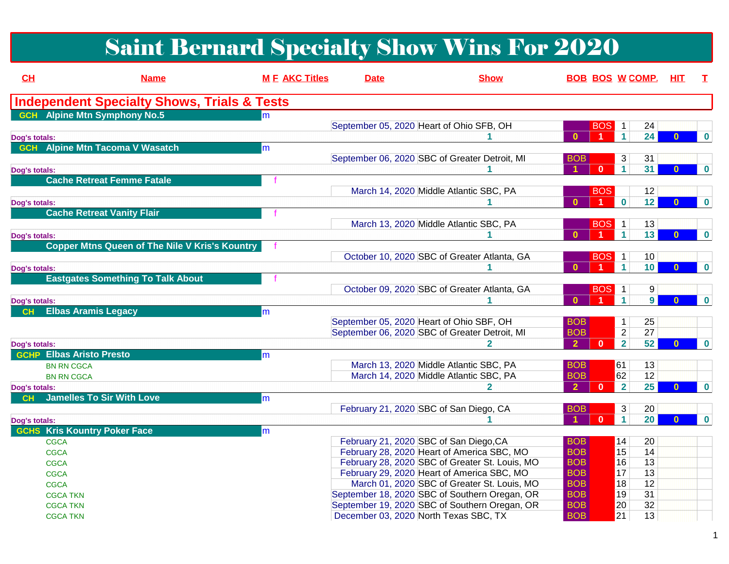# Saint Bernard Specialty Show Wins For 2020

## Independent Specialty Shows, Trials & Tests

| CH | Name | M | F | AKC Titles | Date | Show | BOB | BOS | W | COMP. | HIT | T |
|---|---|---|---|---|---|---|---|---|---|---|---|---|
| GCH | Alpine Mtn Symphony No.5 | m | | | | | | | | | | |
| | | | | | September 05, 2020 | Heart of Ohio SFB, OH | | BOS | 1 | 24 | | |
| Dog's totals: | | | | | | 1 | 0 | 1 | 1 | 24 | 0 | 0 |
| GCH | Alpine Mtn Tacoma V Wasatch | m | | | | | | | | | | |
| | | | | | September 06, 2020 | SBC of Greater Detroit, MI | BOB | | 3 | 31 | | |
| Dog's totals: | | | | | | 1 | 1 | 0 | 1 | 31 | 0 | 0 |
| | Cache Retreat Femme Fatale | | f | | | | | | | | | |
| | | | | | March 14, 2020 | Middle Atlantic SBC, PA | | BOS | | 12 | | |
| Dog's totals: | | | | | | 1 | 0 | 1 | 0 | 12 | 0 | 0 |
| | Cache Retreat Vanity Flair | | f | | | | | | | | | |
| | | | | | March 13, 2020 | Middle Atlantic SBC, PA | | BOS | 1 | 13 | | |
| Dog's totals: | | | | | | 1 | 0 | 1 | 1 | 13 | 0 | 0 |
| | Copper Mtns Queen of The Nile V Kris's Kountry | | f | | | | | | | | | |
| | | | | | October 10, 2020 | SBC of Greater Atlanta, GA | | BOS | 1 | 10 | | |
| Dog's totals: | | | | | | 1 | 0 | 1 | 1 | 10 | 0 | 0 |
| | Eastgates Something To Talk About | | f | | | | | | | | | |
| | | | | | October 09, 2020 | SBC of Greater Atlanta, GA | | BOS | 1 | 9 | | |
| Dog's totals: | | | | | | 1 | 0 | 1 | 1 | 9 | 0 | 0 |
| CH | Elbas Aramis Legacy | m | | | | | | | | | | |
| | | | | | September 05, 2020 | Heart of Ohio SBF, OH | BOB | | 1 | 25 | | |
| | | | | | September 06, 2020 | SBC of Greater Detroit, MI | BOB | | 2 | 27 | | |
| Dog's totals: | | | | | | 2 | 2 | 0 | 2 | 52 | 0 | 0 |
| GCHP | Elbas Aristo Presto | m | | | | | | | | | | |
| | BN RN CGCA | | | | March 13, 2020 | Middle Atlantic SBC, PA | BOB | | 61 | 13 | | |
| | BN RN CGCA | | | | March 14, 2020 | Middle Atlantic SBC, PA | BOB | | 62 | 12 | | |
| Dog's totals: | | | | | | 2 | 2 | 0 | 2 | 25 | 0 | 0 |
| CH | Jamelles To Sir With Love | m | | | | | | | | | | |
| | | | | | February 21, 2020 | SBC of San Diego, CA | BOB | | 3 | 20 | | |
| Dog's totals: | | | | | | 1 | 1 | 0 | 1 | 20 | 0 | 0 |
| GCHS | Kris Kountry Poker Face | m | | | | | | | | | | |
| | CGCA | | | | February 21, 2020 | SBC of San Diego,CA | BOB | | 14 | 20 | | |
| | CGCA | | | | February 28, 2020 | Heart of America SBC, MO | BOB | | 15 | 14 | | |
| | CGCA | | | | February 28, 2020 | SBC of Greater St. Louis, MO | BOB | | 16 | 13 | | |
| | CGCA | | | | February 29, 2020 | Heart of America SBC, MO | BOB | | 17 | 13 | | |
| | CGCA | | | | March 01, 2020 | SBC of Greater St. Louis, MO | BOB | | 18 | 12 | | |
| | CGCA TKN | | | | September 18, 2020 | SBC of Southern Oregan, OR | BOB | | 19 | 31 | | |
| | CGCA TKN | | | | September 19, 2020 | SBC of Southern Oregan, OR | BOB | | 20 | 32 | | |
| | CGCA TKN | | | | December 03, 2020 | North Texas SBC, TX | BOB | | 21 | 13 | | |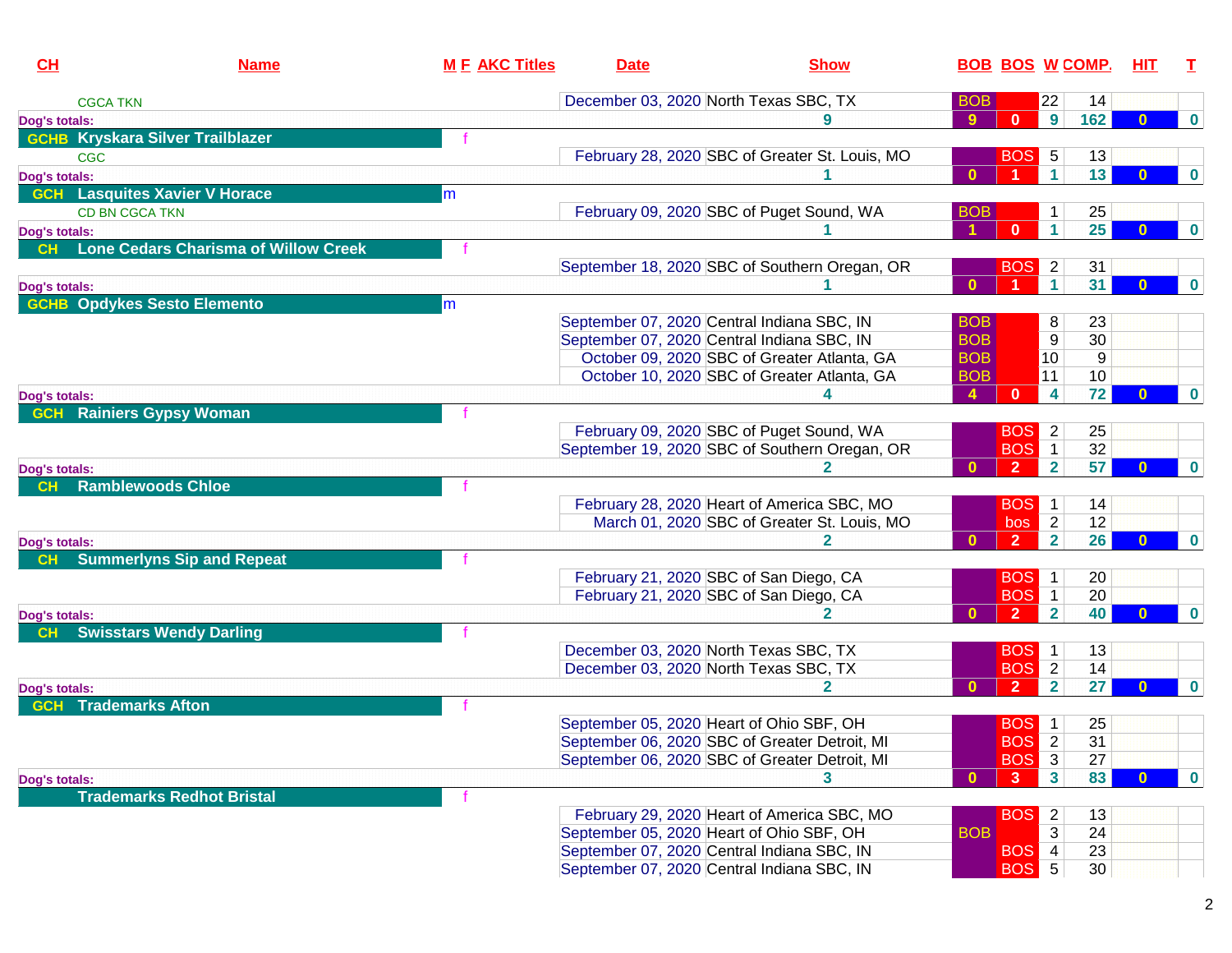| CH | Name | M | F | AKC Titles | Date | Show | BOB | BOS | W | COMP. | HIT | T |
|---|---|---|---|---|---|---|---|---|---|---|---|---|
| | CGCA TKN | | | | December 03, 2020 | North Texas SBC, TX | BOB | | 22 | 14 | | |
| Dog's totals: | | | | | | 9 | 9 | 0 | 9 | 162 | 0 | 0 |
| GCHB | Kryskara Silver Trailblazer | | f | | | | | | | | | |
| | CGC | | | | February 28, 2020 | SBC of Greater St. Louis, MO | | BOS | 5 | 13 | | |
| Dog's totals: | | | | | | 1 | 0 | 1 | 1 | 13 | 0 | 0 |
| GCH | Lasquites Xavier V Horace | m | | | | | | | | | | |
| | CD BN CGCA TKN | | | | February 09, 2020 | SBC of Puget Sound, WA | BOB | | 1 | 25 | | |
| Dog's totals: | | | | | | 1 | 1 | 0 | 1 | 25 | 0 | 0 |
| CH | Lone Cedars Charisma of Willow Creek | | f | | | | | | | | | |
| | | | | | September 18, 2020 | SBC of Southern Oregan, OR | | BOS | 2 | 31 | | |
| Dog's totals: | | | | | | 1 | 0 | 1 | 1 | 31 | 0 | 0 |
| GCHB | Opdykes Sesto Elemento | m | | | | | | | | | | |
| | | | | | September 07, 2020 | Central Indiana SBC, IN | BOB | | 8 | 23 | | |
| | | | | | September 07, 2020 | Central Indiana SBC, IN | BOB | | 9 | 30 | | |
| | | | | | October 09, 2020 | SBC of Greater Atlanta, GA | BOB | | 10 | 9 | | |
| | | | | | October 10, 2020 | SBC of Greater Atlanta, GA | BOB | | 11 | 10 | | |
| Dog's totals: | | | | | | 4 | 4 | 0 | 4 | 72 | 0 | 0 |
| GCH | Rainiers Gypsy Woman | | f | | | | | | | | | |
| | | | | | February 09, 2020 | SBC of Puget Sound, WA | | BOS | 2 | 25 | | |
| | | | | | September 19, 2020 | SBC of Southern Oregan, OR | | BOS | 1 | 32 | | |
| Dog's totals: | | | | | | 2 | 0 | 2 | 2 | 57 | 0 | 0 |
| CH | Ramblewoods Chloe | | f | | | | | | | | | |
| | | | | | February 28, 2020 | Heart of America SBC, MO | | BOS | 1 | 14 | | |
| | | | | | March 01, 2020 | SBC of Greater St. Louis, MO | | bos | 2 | 12 | | |
| Dog's totals: | | | | | | 2 | 0 | 2 | 2 | 26 | 0 | 0 |
| CH | Summerlyns Sip and Repeat | | f | | | | | | | | | |
| | | | | | February 21, 2020 | SBC of San Diego, CA | | BOS | 1 | 20 | | |
| | | | | | February 21, 2020 | SBC of San Diego, CA | | BOS | 1 | 20 | | |
| Dog's totals: | | | | | | 2 | 0 | 2 | 2 | 40 | 0 | 0 |
| CH | Swisstars Wendy Darling | | f | | | | | | | | | |
| | | | | | December 03, 2020 | North Texas SBC, TX | | BOS | 1 | 13 | | |
| | | | | | December 03, 2020 | North Texas SBC, TX | | BOS | 2 | 14 | | |
| Dog's totals: | | | | | | 2 | 0 | 2 | 2 | 27 | 0 | 0 |
| GCH | Trademarks Afton | | f | | | | | | | | | |
| | | | | | September 05, 2020 | Heart of Ohio SBF, OH | | BOS | 1 | 25 | | |
| | | | | | September 06, 2020 | SBC of Greater Detroit, MI | | BOS | 2 | 31 | | |
| | | | | | September 06, 2020 | SBC of Greater Detroit, MI | | BOS | 3 | 27 | | |
| Dog's totals: | | | | | | 3 | 0 | 3 | 3 | 83 | 0 | 0 |
| | Trademarks Redhot Bristal | | f | | | | | | | | | |
| | | | | | February 29, 2020 | Heart of America SBC, MO | | BOS | 2 | 13 | | |
| | | | | | September 05, 2020 | Heart of Ohio SBF, OH | BOB | | 3 | 24 | | |
| | | | | | September 07, 2020 | Central Indiana SBC, IN | | BOS | 4 | 23 | | |
| | | | | | September 07, 2020 | Central Indiana SBC, IN | | BOS | 5 | 30 | | |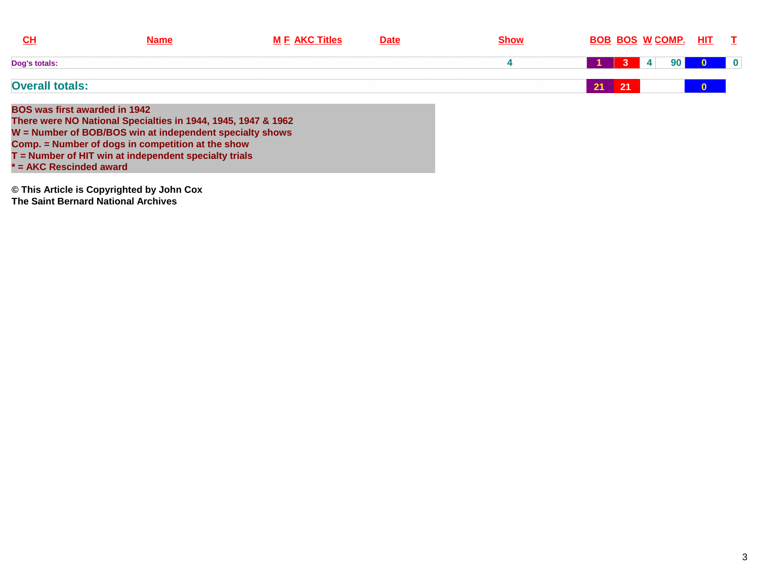| CH | Name | M | F | AKC Titles | Date | Show | BOB | BOS | W | COMP. | HIT | T |
|---|---|---|---|---|---|---|---|---|---|---|---|---|
| Dog's totals: | | | | | | 4 | 1 | 3 | 4 | 90 | 0 | 0 |
| **Overall totals:** | | | | | | | 21 | 21 | | | 0 | |

**BOS was first awarded in 1942**
**There were NO National Specialties in 1944, 1945, 1947 & 1962**
**W = Number of BOB/BOS win at independent specialty shows**
**Comp. = Number of dogs in competition at the show**
**T = Number of HIT win at independent specialty trials**
**\* = AKC Rescinded award**

**© This Article is Copyrighted by John Cox**
**The Saint Bernard National Archives**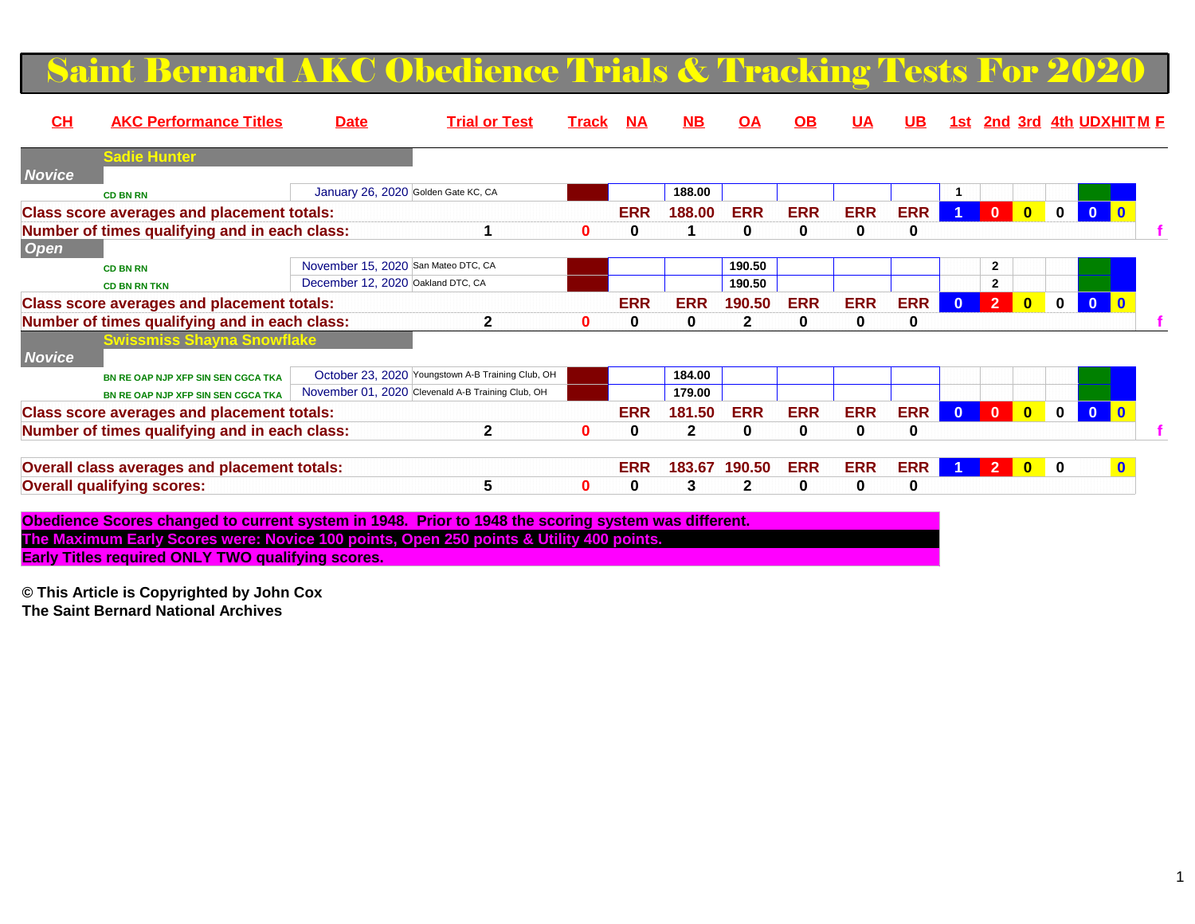# Saint Bernard AKC Obedience Trials & Tracking Tests For 2020

| CH | AKC Performance Titles | Date | Trial or Test | Track | NA | NB | OA | OB | UA | UB | 1st | 2nd | 3rd | 4th | UDX | HIT | M | F |
|---|---|---|---|---|---|---|---|---|---|---|---|---|---|---|---|---|---|---|
| | **Sadie Hunter** | | | | | | | | | | | | | | | | | |
| ***Novice*** | | | | | | | | | | | | | | | | | | |
| | CD BN RN | January 26, 2020 | Golden Gate KC, CA | | | 188.00 | | | | | 1 | | | | | | | |
| **Class score averages and placement totals:** | | | | | ERR | 188.00 | ERR | ERR | ERR | ERR | 1 | 0 | 0 | 0 | 0 | 0 | | |
| **Number of times qualifying and in each class:** | | | 1 | 0 | 0 | 1 | 0 | 0 | 0 | 0 | | | | | | | | f |
| ***Open*** | | | | | | | | | | | | | | | | | | |
| | CD BN RN | November 15, 2020 | San Mateo DTC, CA | | | | 190.50 | | | | | 2 | | | | | | |
| | CD BN RN TKN | December 12, 2020 | Oakland DTC, CA | | | | 190.50 | | | | | 2 | | | | | | |
| **Class score averages and placement totals:** | | | | | ERR | ERR | 190.50 | ERR | ERR | ERR | 0 | 2 | 0 | 0 | 0 | 0 | | |
| **Number of times qualifying and in each class:** | | | 2 | 0 | 0 | 0 | 2 | 0 | 0 | 0 | | | | | | | | f |
| | **Swissmiss Shayna Snowflake** | | | | | | | | | | | | | | | | | |
| ***Novice*** | | | | | | | | | | | | | | | | | | |
| | BN RE OAP NJP XFP SIN SEN CGCA TKA | October 23, 2020 | Youngstown A-B Training Club, OH | | | 184.00 | | | | | | | | | | | | |
| | BN RE OAP NJP XFP SIN SEN CGCA TKA | November 01, 2020 | Clevenald A-B Training Club, OH | | | 179.00 | | | | | | | | | | | | |
| **Class score averages and placement totals:** | | | | | ERR | 181.50 | ERR | ERR | ERR | ERR | 0 | 0 | 0 | 0 | 0 | 0 | | |
| **Number of times qualifying and in each class:** | | | 2 | 0 | 0 | 2 | 0 | 0 | 0 | 0 | | | | | | | | f |
| **Overall class averages and placement totals:** | | | | | ERR | 183.67 | 190.50 | ERR | ERR | ERR | 1 | 2 | 0 | 0 | | 0 | | |
| **Overall qualifying scores:** | | | 5 | 0 | 0 | 3 | 2 | 0 | 0 | 0 | | | | | | | | |

**Obedience Scores changed to current system in 1948. Prior to 1948 the scoring system was different.**
**The Maximum Early Scores were: Novice 100 points, Open 250 points & Utility 400 points.**
**Early Titles required ONLY TWO qualifying scores.**

**© This Article is Copyrighted by John Cox**
**The Saint Bernard National Archives**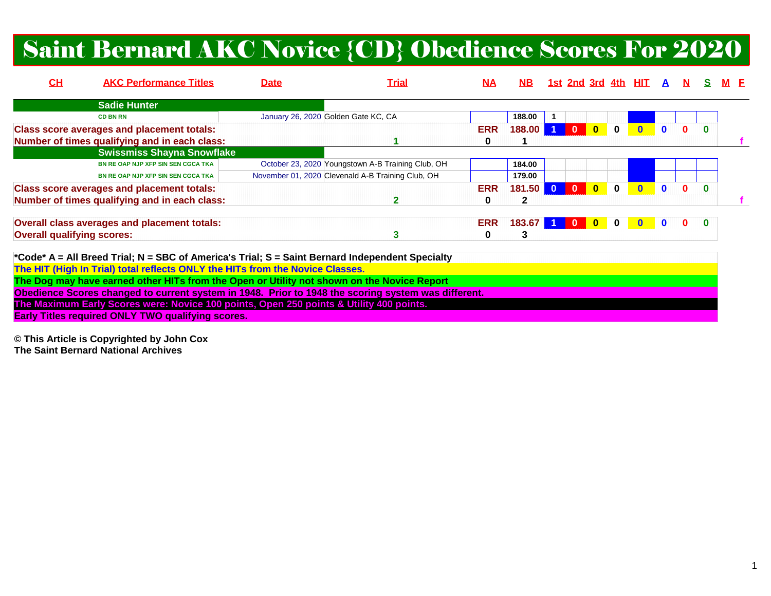# Saint Bernard AKC Novice {CD} Obedience Scores For 2020

| CH | AKC Performance Titles | Date | Trial | NA | NB | 1st | 2nd | 3rd | 4th | HIT | A | N | S | M | F |
|---|---|---|---|---|---|---|---|---|---|---|---|---|---|---|---|
| | **Sadie Hunter** | | | | | | | | | | | | | | |
| | CD BN RN | January 26, 2020 | Golden Gate KC, CA | | 188.00 | 1 | | | | | | | | | |
| **Class score averages and placement totals:** | | | | ERR | 188.00 | 1 | 0 | 0 | 0 | 0 | 0 | 0 | 0 | | |
| **Number of times qualifying and in each class:** | | | 1 | 0 | 1 | | | | | | | | | | f |
| | **Swissmiss Shayna Snowflake** | | | | | | | | | | | | | | |
| | BN RE OAP NJP XFP SIN SEN CGCA TKA | October 23, 2020 | Youngstown A-B Training Club, OH | | 184.00 | | | | | | | | | | |
| | BN RE OAP NJP XFP SIN SEN CGCA TKA | November 01, 2020 | Clevenald A-B Training Club, OH | | 179.00 | | | | | | | | | | |
| **Class score averages and placement totals:** | | | | ERR | 181.50 | 0 | 0 | 0 | 0 | 0 | 0 | 0 | 0 | | |
| **Number of times qualifying and in each class:** | | | 2 | 0 | 2 | | | | | | | | | | f |
| **Overall class averages and placement totals:** | | | | ERR | 183.67 | 1 | 0 | 0 | 0 | 0 | 0 | 0 | 0 | | |
| **Overall qualifying scores:** | | | 3 | 0 | 3 | | | | | | | | | | |

**\*Code\* A = All Breed Trial; N = SBC of America's Trial; S = Saint Bernard Independent Specialty**

**The HIT (High In Trial) total reflects ONLY the HITs from the Novice Classes.**

**The Dog may have earned other HITs from the Open or Utility not shown on the Novice Report**

**Obedience Scores changed to current system in 1948. Prior to 1948 the scoring system was different.**

**The Maximum Early Scores were: Novice 100 points, Open 250 points & Utility 400 points.**

**Early Titles required ONLY TWO qualifying scores.**

**© This Article is Copyrighted by John Cox**
**The Saint Bernard National Archives**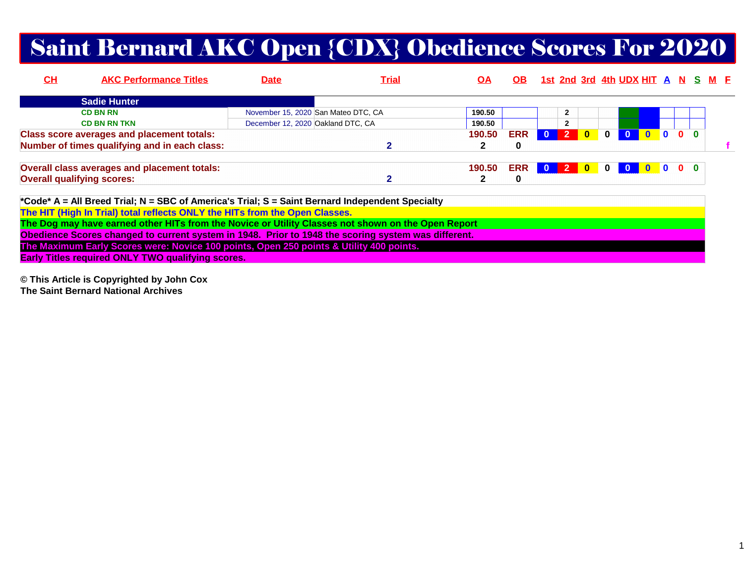# Saint Bernard AKC Open {CDX} Obedience Scores For 2020

| CH | AKC Performance Titles | Date | Trial | OA | OB | 1st | 2nd | 3rd | 4th | UDX | HIT | A | N | S | M | F |
|---|---|---|---|---|---|---|---|---|---|---|---|---|---|---|---|---|
| **Sadie Hunter** | | | | | | | | | | | | | | | | |
| | CD BN RN | November 15, 2020 | San Mateo DTC, CA | 190.50 | | | 2 | | | | | | | | | |
| | CD BN RN TKN | December 12, 2020 | Oakland DTC, CA | 190.50 | | | 2 | | | | | | | | | |
| **Class score averages and placement totals:** | | | | 190.50 | ERR | 0 | 2 | 0 | 0 | 0 | 0 | 0 | 0 | 0 | | |
| **Number of times qualifying and in each class:** | | | 2 | 2 | 0 | | | | | | | | | | | f |
| **Overall class averages and placement totals:** | | | | 190.50 | ERR | 0 | 2 | 0 | 0 | 0 | 0 | 0 | 0 | 0 | | |
| **Overall qualifying scores:** | | | 2 | 2 | 0 | | | | | | | | | | | |

**\*Code\* A = All Breed Trial; N = SBC of America's Trial; S = Saint Bernard Independent Specialty**

**The HIT (High In Trial) total reflects ONLY the HITs from the Open Classes.**

**The Dog may have earned other HITs from the Novice or Utility Classes not shown on the Open Report**

**Obedience Scores changed to current system in 1948. Prior to 1948 the scoring system was different.**

**The Maximum Early Scores were: Novice 100 points, Open 250 points & Utility 400 points.**

**Early Titles required ONLY TWO qualifying scores.**

**© This Article is Copyrighted by John Cox**
**The Saint Bernard National Archives**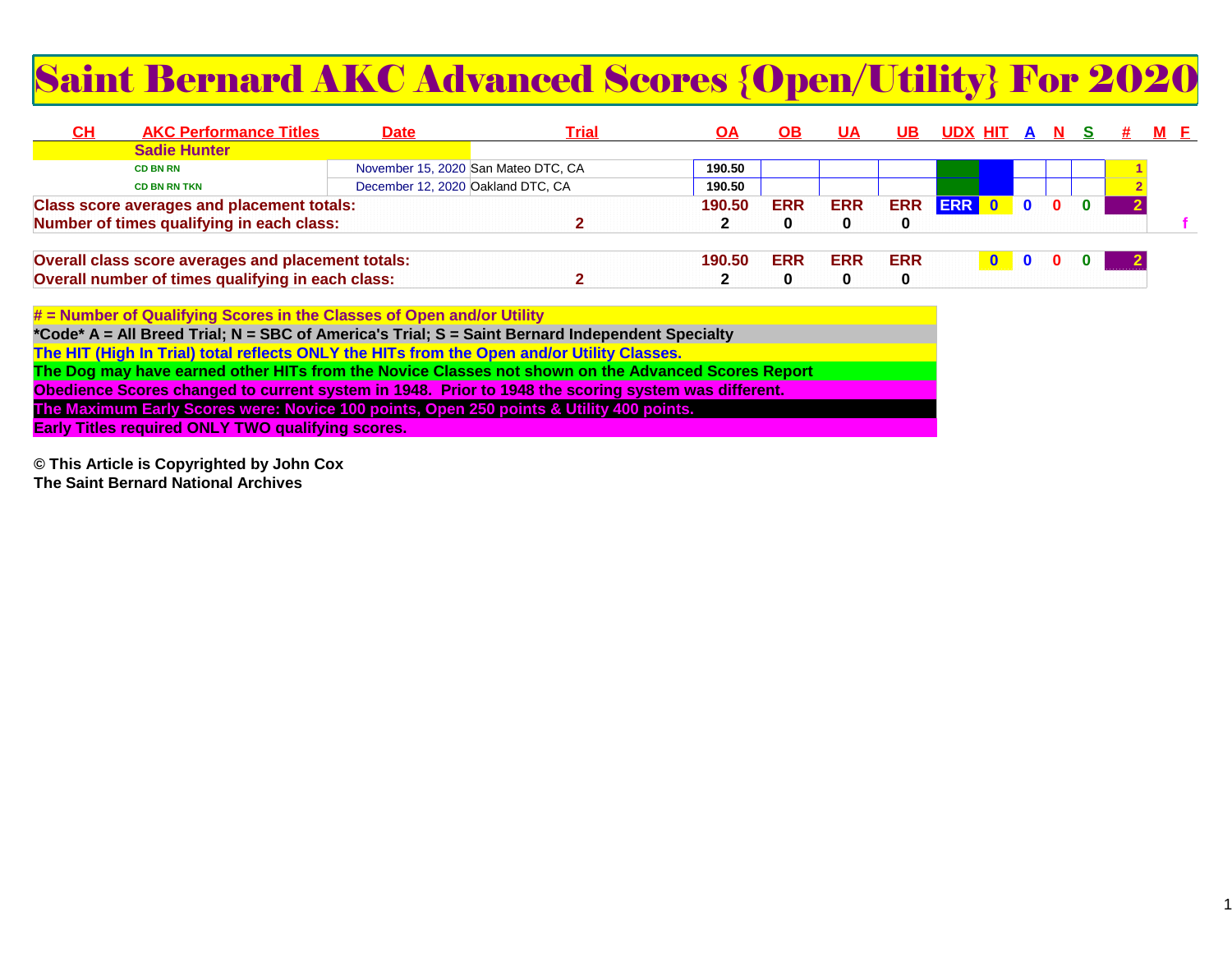# Saint Bernard AKC Advanced Scores {Open/Utility} For 2020

| CH | AKC Performance Titles | Date | Trial | OA | OB | UA | UB | UDX | HIT | A | N | S | # | M | F |
|---|---|---|---|---|---|---|---|---|---|---|---|---|---|---|---|
| | **Sadie Hunter** | | | | | | | | | | | | | | |
| | CD BN RN | November 15, 2020 | San Mateo DTC, CA | 190.50 | | | | | | | | | 1 | | |
| | CD BN RN TKN | December 12, 2020 | Oakland DTC, CA | 190.50 | | | | | | | | | 2 | | |
| **Class score averages and placement totals:** | | | | **190.50** | **ERR** | **ERR** | **ERR** | **ERR** | **0** | **0** | **0** | **0** | **2** | | |
| **Number of times qualifying in each class:** | | | **2** | **2** | **0** | **0** | **0** | | | | | | | | **f** |

| | | | | | | | | | | | |
|---|---|---|---|---|---|---|---|---|---|---|---|
| **Overall class score averages and placement totals:** | | **190.50** | **ERR** | **ERR** | **ERR** | | **0** | **0** | **0** | **0** | **2** |
| **Overall number of times qualifying in each class:** | **2** | **2** | **0** | **0** | **0** | | | | | | |

**# = Number of Qualifying Scores in the Classes of Open and/or Utility**

***Code* A = All Breed Trial; N = SBC of America's Trial; S = Saint Bernard Independent Specialty**

**The HIT (High In Trial) total reflects ONLY the HITs from the Open and/or Utility Classes.**

**The Dog may have earned other HITs from the Novice Classes not shown on the Advanced Scores Report**

**Obedience Scores changed to current system in 1948. Prior to 1948 the scoring system was different.**

**The Maximum Early Scores were: Novice 100 points, Open 250 points & Utility 400 points.**

**Early Titles required ONLY TWO qualifying scores.**

**© This Article is Copyrighted by John Cox**
**The Saint Bernard National Archives**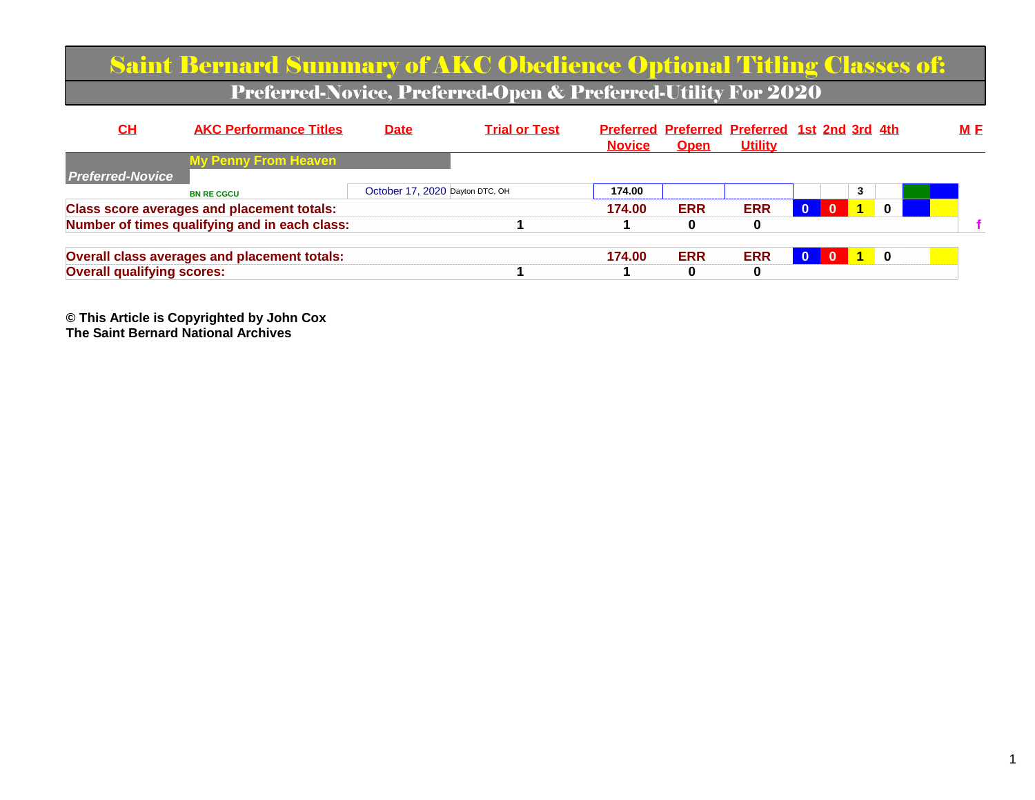# Saint Bernard Summary of AKC Obedience Optional Titling Classes of:

## Preferred-Novice, Preferred-Open & Preferred-Utility For 2020

| CH | AKC Performance Titles | Date | Trial or Test | Preferred Novice | Preferred Open | Preferred Utility | 1st | 2nd | 3rd | 4th | | | M | F |
|---|---|---|---|---|---|---|---|---|---|---|---|---|---|---|
| | My Penny From Heaven | | | | | | | | | | | | | |
| *Preferred-Novice* | | | | | | | | | | | | | | |
| | BN RE CGCU | October 17, 2020 | Dayton DTC, OH | 174.00 | | | | | 3 | | | | | |
| Class score averages and placement totals: | | | | 174.00 | ERR | ERR | 0 | 0 | 1 | 0 | | | | |
| Number of times qualifying and in each class: | | | 1 | 1 | 0 | 0 | | | | | | | | f |
| Overall class averages and placement totals: | | | | 174.00 | ERR | ERR | 0 | 0 | 1 | 0 | | | | |
| Overall qualifying scores: | | | 1 | 1 | 0 | 0 | | | | | | | | |

**© This Article is Copyrighted by John Cox**
**The Saint Bernard National Archives**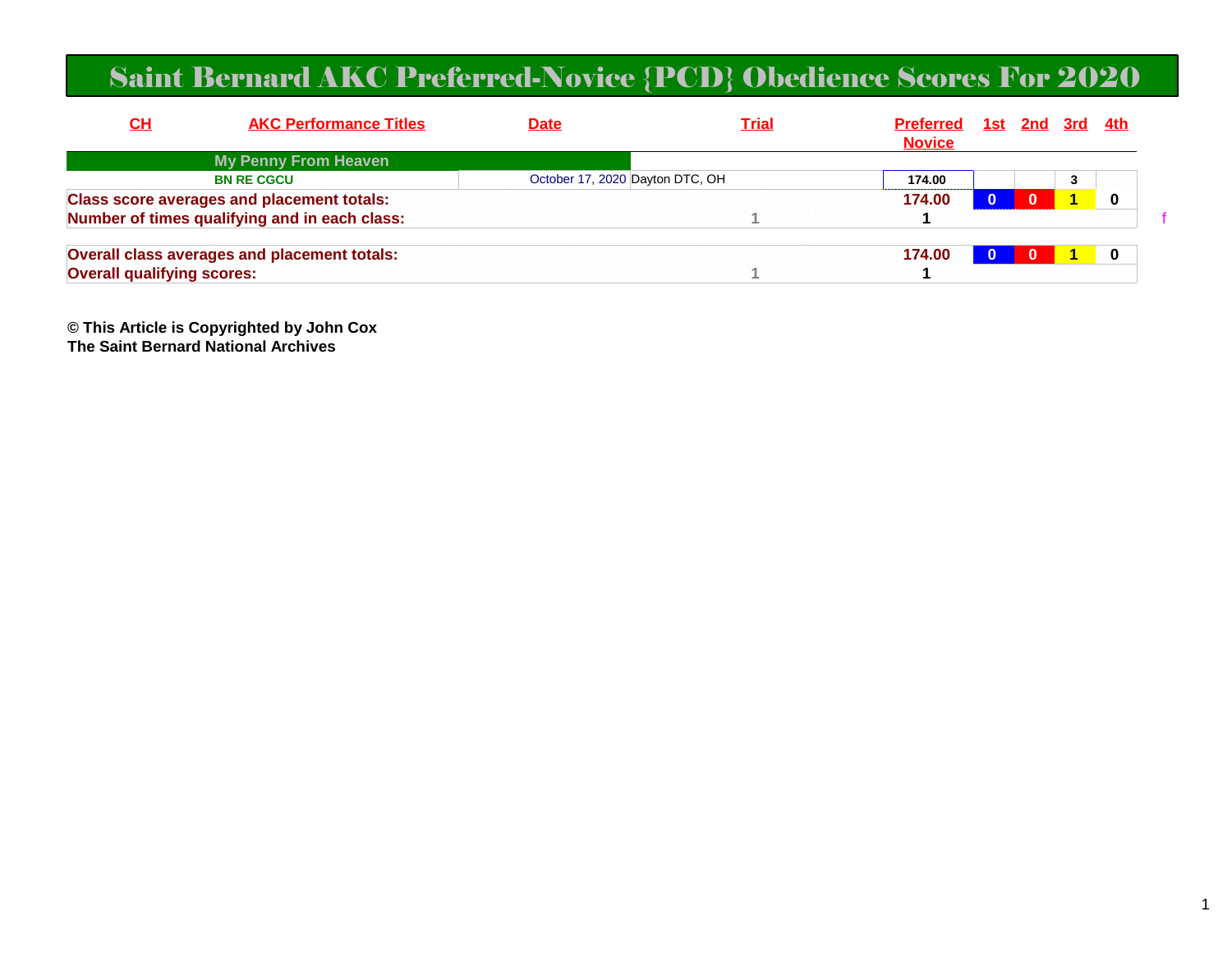# Saint Bernard AKC Preferred-Novice {PCD} Obedience Scores For 2020

| CH | AKC Performance Titles | Date | Trial | Preferred Novice | 1st | 2nd | 3rd | 4th |
|---|---|---|---|---|---|---|---|---|
| | My Penny From Heaven | | | | | | | |
| | BN RE CGCU | October 17, 2020 | Dayton DTC, OH | 174.00 | | | 3 | |
| Class score averages and placement totals: | | | | 174.00 | 0 | 0 | 1 | 0 |
| Number of times qualifying and in each class: | | | 1 | 1 | | | | |
| | | | | | | | | |
| Overall class averages and placement totals: | | | | 174.00 | 0 | 0 | 1 | 0 |
| Overall qualifying scores: | | | 1 | 1 | | | | |

f

**© This Article is Copyrighted by John Cox**
**The Saint Bernard National Archives**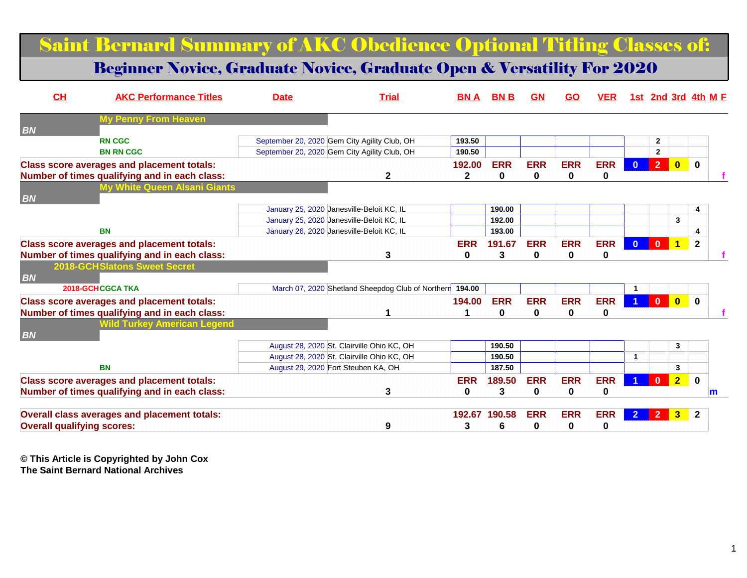# Saint Bernard Summary of AKC Obedience Optional Titling Classes of:

## Beginner Novice, Graduate Novice, Graduate Open & Versatility For 2020

| CH | AKC Performance Titles | Date | Trial | BN A | BN B | GN | GO | VER | 1st | 2nd | 3rd | 4th | M | F |
|---|---|---|---|---|---|---|---|---|---|---|---|---|---|---|
| BN | My Penny From Heaven | | | | | | | | | | | | | |
| | RN CGC | September 20, 2020 | Gem City Agility Club, OH | 193.50 | | | | | | 2 | | | | |
| | BN RN CGC | September 20, 2020 | Gem City Agility Club, OH | 190.50 | | | | | | 2 | | | | |
| Class score averages and placement totals: | | | | 192.00 | ERR | ERR | ERR | ERR | 0 | 2 | 0 | 0 | | |
| Number of times qualifying and in each class: | | | 2 | 2 | 0 | 0 | 0 | 0 | | | | | | f |
| BN | My White Queen Alsani Giants | | | | | | | | | | | | | |
| | | January 25, 2020 | Janesville-Beloit KC, IL | | 190.00 | | | | | | | 4 | | |
| | | January 25, 2020 | Janesville-Beloit KC, IL | | 192.00 | | | | | | 3 | | | |
| | BN | January 26, 2020 | Janesville-Beloit KC, IL | | 193.00 | | | | | | | 4 | | |
| Class score averages and placement totals: | | | | ERR | 191.67 | ERR | ERR | ERR | 0 | 0 | 1 | 2 | | |
| Number of times qualifying and in each class: | | | 3 | 0 | 3 | 0 | 0 | 0 | | | | | | f |
| BN | 2018-GCH Slatons Sweet Secret | | | | | | | | | | | | | |
| 2018-GCH | CGCA TKA | March 07, 2020 | Shetland Sheepdog Club of Northern | 194.00 | | | | | 1 | | | | | |
| Class score averages and placement totals: | | | | 194.00 | ERR | ERR | ERR | ERR | 1 | 0 | 0 | 0 | | |
| Number of times qualifying and in each class: | | | 1 | 1 | 0 | 0 | 0 | 0 | | | | | | f |
| BN | Wild Turkey American Legend | | | | | | | | | | | | | |
| | | August 28, 2020 | St. Clairville Ohio KC, OH | | 190.50 | | | | | | 3 | | | |
| | | August 28, 2020 | St. Clairville Ohio KC, OH | | 190.50 | | | | 1 | | | | | |
| | BN | August 29, 2020 | Fort Steuben KA, OH | | 187.50 | | | | | | 3 | | | |
| Class score averages and placement totals: | | | | ERR | 189.50 | ERR | ERR | ERR | 1 | 0 | 2 | 0 | | |
| Number of times qualifying and in each class: | | | 3 | 0 | 3 | 0 | 0 | 0 | | | | | m | |
| Overall class averages and placement totals: | | | | 192.67 | 190.58 | ERR | ERR | ERR | 2 | 2 | 3 | 2 | | |
| Overall qualifying scores: | | | 9 | 3 | 6 | 0 | 0 | 0 | | | | | | |

**© This Article is Copyrighted by John Cox**
**The Saint Bernard National Archives**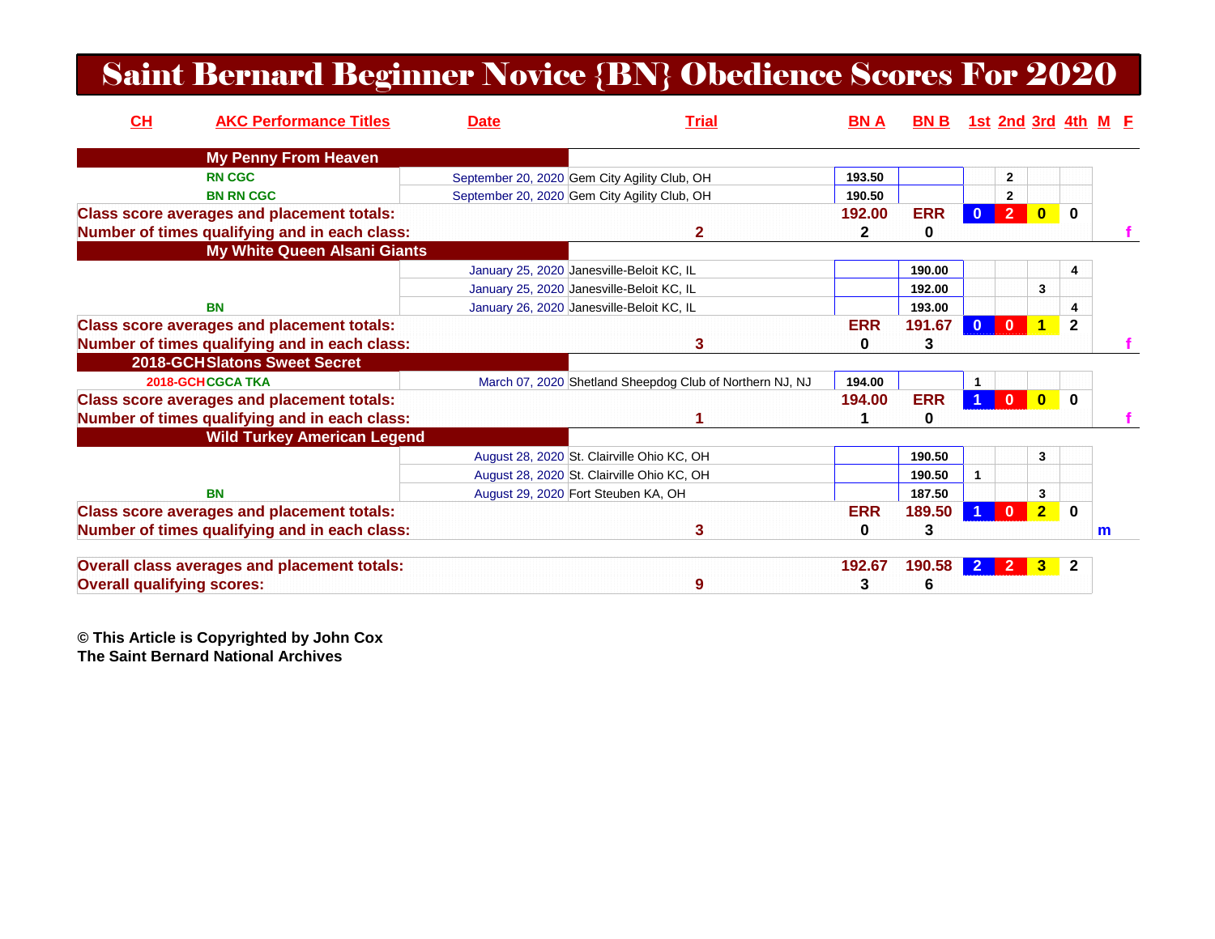# Saint Bernard Beginner Novice {BN} Obedience Scores For 2020

| CH | AKC Performance Titles | Date | Trial | BN A | BN B | 1st | 2nd | 3rd | 4th | M | F |
|---|---|---|---|---|---|---|---|---|---|---|---|
| **My Penny From Heaven** | | | | | | | | | | | |
| | RN CGC | September 20, 2020 | Gem City Agility Club, OH | 193.50 | | | 2 | | | | |
| | BN RN CGC | September 20, 2020 | Gem City Agility Club, OH | 190.50 | | | 2 | | | | |
| **Class score averages and placement totals:** | | | | 192.00 | ERR | 0 | 2 | 0 | 0 | | |
| **Number of times qualifying and in each class:** | | | 2 | 2 | 0 | | | | | | f |
| **My White Queen Alsani Giants** | | | | | | | | | | | |
| | | January 25, 2020 | Janesville-Beloit KC, IL | | 190.00 | | | | 4 | | |
| | | January 25, 2020 | Janesville-Beloit KC, IL | | 192.00 | | | 3 | | | |
| | BN | January 26, 2020 | Janesville-Beloit KC, IL | | 193.00 | | | | 4 | | |
| **Class score averages and placement totals:** | | | | ERR | 191.67 | 0 | 0 | 1 | 2 | | |
| **Number of times qualifying and in each class:** | | | 3 | 0 | 3 | | | | | | f |
| **2018-GCH Slatons Sweet Secret** | | | | | | | | | | | |
| 2018-GCH | CGCA TKA | March 07, 2020 | Shetland Sheepdog Club of Northern NJ, NJ | 194.00 | | 1 | | | | | |
| **Class score averages and placement totals:** | | | | 194.00 | ERR | 1 | 0 | 0 | 0 | | |
| **Number of times qualifying and in each class:** | | | 1 | 1 | 0 | | | | | | f |
| **Wild Turkey American Legend** | | | | | | | | | | | |
| | | August 28, 2020 | St. Clairville Ohio KC, OH | | 190.50 | | | 3 | | | |
| | | August 28, 2020 | St. Clairville Ohio KC, OH | | 190.50 | 1 | | | | | |
| | BN | August 29, 2020 | Fort Steuben KA, OH | | 187.50 | | | 3 | | | |
| **Class score averages and placement totals:** | | | | ERR | 189.50 | 1 | 0 | 2 | 0 | | |
| **Number of times qualifying and in each class:** | | | 3 | 0 | 3 | | | | | m | |
| **Overall class averages and placement totals:** | | | | 192.67 | 190.58 | 2 | 2 | 3 | 2 | | |
| **Overall qualifying scores:** | | | 9 | 3 | 6 | | | | | | |

**© This Article is Copyrighted by John Cox**
**The Saint Bernard National Archives**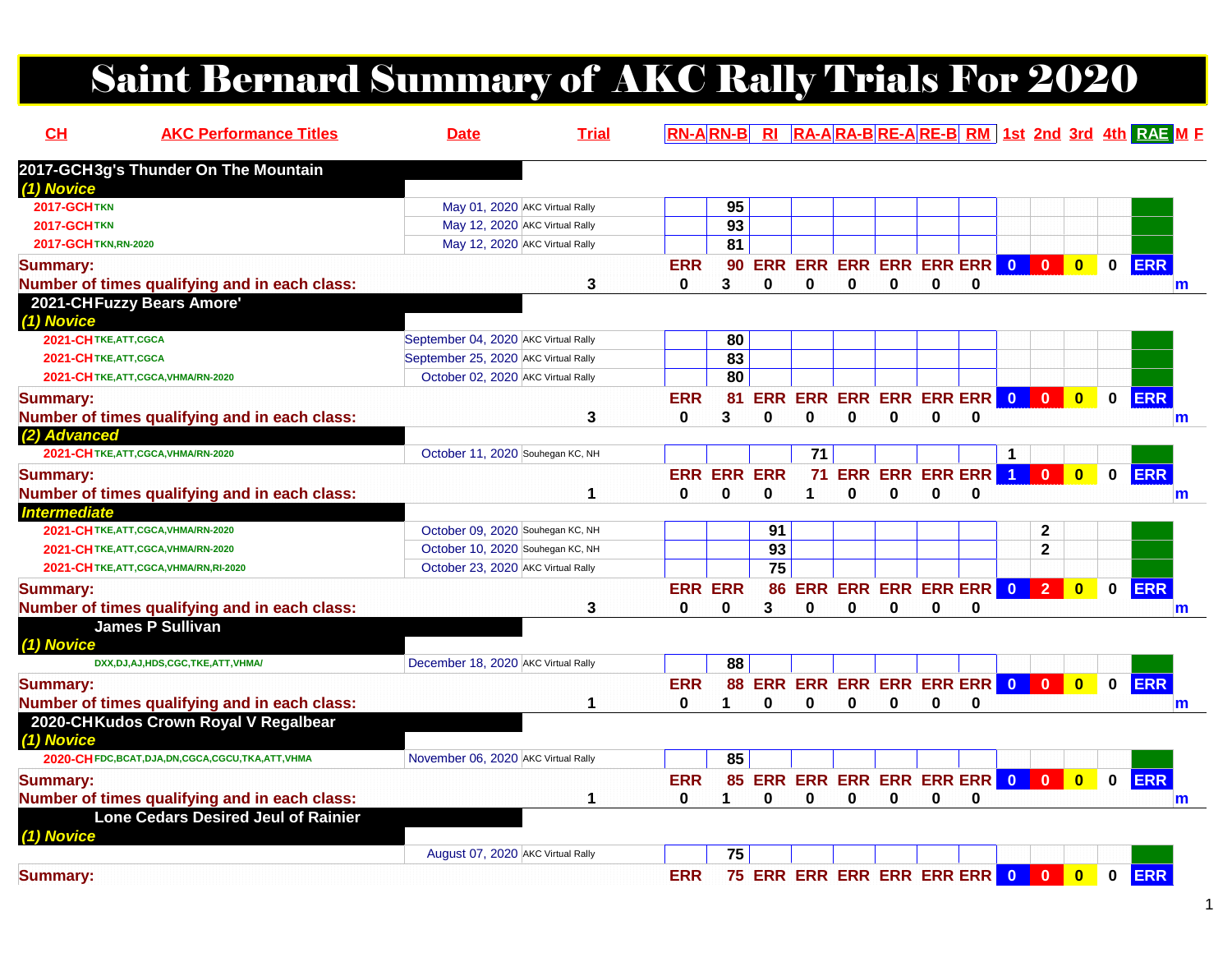# Saint Bernard Summary of AKC Rally Trials For 2020

| CH | AKC Performance Titles | Date | Trial | RN-A | RN-B | RI | RA-A | RA-B | RE-A | RE-B | RM | 1st | 2nd | 3rd | 4th | RAE | M | F |
|---|---|---|---|---|---|---|---|---|---|---|---|---|---|---|---|---|---|---|
| **2017-GCH 3g's Thunder On The Mountain** | | | | | | | | | | | | | | | | | | |
| *(1) Novice* | | | | | | | | | | | | | | | | | | |
| 2017-GCH | TKN | May 01, 2020 | AKC Virtual Rally | | 95 | | | | | | | | | | | | | |
| 2017-GCH | TKN | May 12, 2020 | AKC Virtual Rally | | 93 | | | | | | | | | | | | | |
| 2017-GCH | TKN,RN-2020 | May 12, 2020 | AKC Virtual Rally | | 81 | | | | | | | | | | | | | |
| **Summary:** | | | | ERR | 90 | ERR | ERR | ERR | ERR | ERR | ERR | 0 | 0 | 0 | 0 | ERR | | |
| **Number of times qualifying and in each class:** | | | 3 | 0 | 3 | 0 | 0 | 0 | 0 | 0 | 0 | | | | | | m | |
| **2021-CH Fuzzy Bears Amore'** | | | | | | | | | | | | | | | | | | |
| *(1) Novice* | | | | | | | | | | | | | | | | | | |
| 2021-CH | TKE,ATT,CGCA | September 04, 2020 | AKC Virtual Rally | | 80 | | | | | | | | | | | | | |
| 2021-CH | TKE,ATT,CGCA | September 25, 2020 | AKC Virtual Rally | | 83 | | | | | | | | | | | | | |
| 2021-CH | TKE,ATT,CGCA,VHMA/RN-2020 | October 02, 2020 | AKC Virtual Rally | | 80 | | | | | | | | | | | | | |
| **Summary:** | | | | ERR | 81 | ERR | ERR | ERR | ERR | ERR | ERR | 0 | 0 | 0 | 0 | ERR | | |
| **Number of times qualifying and in each class:** | | | 3 | 0 | 3 | 0 | 0 | 0 | 0 | 0 | 0 | | | | | | m | |
| *(2) Advanced* | | | | | | | | | | | | | | | | | | |
| 2021-CH | TKE,ATT,CGCA,VHMA/RN-2020 | October 11, 2020 | Souhegan KC, NH | | | | 71 | | | | | 1 | | | | | | |
| **Summary:** | | | | ERR | ERR | ERR | 71 | ERR | ERR | ERR | ERR | 1 | 0 | 0 | 0 | ERR | | |
| **Number of times qualifying and in each class:** | | | 1 | 0 | 0 | 0 | 1 | 0 | 0 | 0 | 0 | | | | | | m | |
| *Intermediate* | | | | | | | | | | | | | | | | | | |
| 2021-CH | TKE,ATT,CGCA,VHMA/RN-2020 | October 09, 2020 | Souhegan KC, NH | | | 91 | | | | | | | 2 | | | | | |
| 2021-CH | TKE,ATT,CGCA,VHMA/RN-2020 | October 10, 2020 | Souhegan KC, NH | | | 93 | | | | | | | 2 | | | | | |
| 2021-CH | TKE,ATT,CGCA,VHMA/RN,RI-2020 | October 23, 2020 | AKC Virtual Rally | | | 75 | | | | | | | | | | | | |
| **Summary:** | | | | ERR | ERR | 86 | ERR | ERR | ERR | ERR | ERR | 0 | 2 | 0 | 0 | ERR | | |
| **Number of times qualifying and in each class:** | | | 3 | 0 | 0 | 3 | 0 | 0 | 0 | 0 | 0 | | | | | | m | |
| **James P Sullivan** | | | | | | | | | | | | | | | | | | |
| *(1) Novice* | | | | | | | | | | | | | | | | | | |
| | DXX,DJ,AJ,HDS,CGC,TKE,ATT,VHMA/ | December 18, 2020 | AKC Virtual Rally | | 88 | | | | | | | | | | | | | |
| **Summary:** | | | | ERR | 88 | ERR | ERR | ERR | ERR | ERR | ERR | 0 | 0 | 0 | 0 | ERR | | |
| **Number of times qualifying and in each class:** | | | 1 | 0 | 1 | 0 | 0 | 0 | 0 | 0 | 0 | | | | | | m | |
| **2020-CH Kudos Crown Royal V Regalbear** | | | | | | | | | | | | | | | | | | |
| *(1) Novice* | | | | | | | | | | | | | | | | | | |
| 2020-CH | FDC,BCAT,DJA,DN,CGCA,CGCU,TKA,ATT,VHMA | November 06, 2020 | AKC Virtual Rally | | 85 | | | | | | | | | | | | | |
| **Summary:** | | | | ERR | 85 | ERR | ERR | ERR | ERR | ERR | ERR | 0 | 0 | 0 | 0 | ERR | | |
| **Number of times qualifying and in each class:** | | | 1 | 0 | 1 | 0 | 0 | 0 | 0 | 0 | 0 | | | | | | m | |
| **Lone Cedars Desired Jeul of Rainier** | | | | | | | | | | | | | | | | | | |
| *(1) Novice* | | | | | | | | | | | | | | | | | | |
| | | August 07, 2020 | AKC Virtual Rally | | 75 | | | | | | | | | | | | | |
| **Summary:** | | | | ERR | 75 | ERR | ERR | ERR | ERR | ERR | ERR | 0 | 0 | 0 | 0 | ERR | | |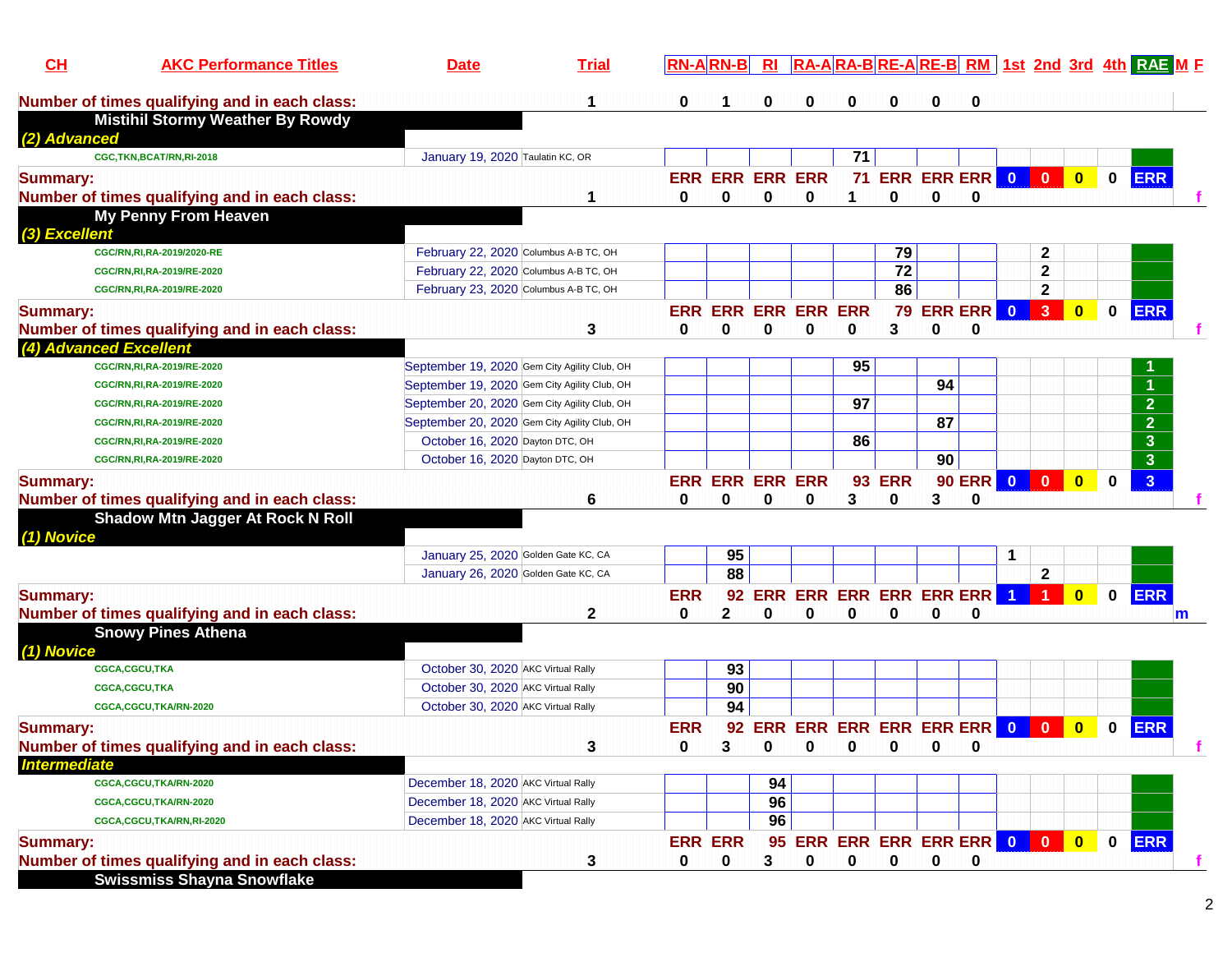| CH | AKC Performance Titles | Date | Trial | RN-A | RN-B | RI | RA-A | RA-B | RE-A | RE-B | RM | 1st | 2nd | 3rd | 4th | RAE | M | F |
|---|---|---|---|---|---|---|---|---|---|---|---|---|---|---|---|---|---|---|
| Number of times qualifying and in each class: | | | 1 | 0 | 1 | 0 | 0 | 0 | 0 | 0 | 0 | | | | | | | |
| **Mistihil Stormy Weather By Rowdy** | | | | | | | | | | | | | | | | | | |
| *(2) Advanced* | | | | | | | | | | | | | | | | | | |
| CGC,TKN,BCAT/RN,RI-2018 | | January 19, 2020 | Taulatin KC, OR | | | | | 71 | | | | | | | | | | |
| Summary: | | | | ERR | ERR | ERR | ERR | 71 | ERR | ERR | ERR | 0 | 0 | 0 | 0 | ERR | | |
| Number of times qualifying and in each class: | | | 1 | 0 | 0 | 0 | 0 | 1 | 0 | 0 | 0 | | | | | | | f |
| **My Penny From Heaven** | | | | | | | | | | | | | | | | | | |
| *(3) Excellent* | | | | | | | | | | | | | | | | | | |
| CGC/RN,RI,RA-2019/2020-RE | | February 22, 2020 | Columbus A-B TC, OH | | | | | | 79 | | | | 2 | | | | | |
| CGC/RN,RI,RA-2019/RE-2020 | | February 22, 2020 | Columbus A-B TC, OH | | | | | | 72 | | | | 2 | | | | | |
| CGC/RN,RI,RA-2019/RE-2020 | | February 23, 2020 | Columbus A-B TC, OH | | | | | | 86 | | | | 2 | | | | | |
| Summary: | | | | ERR | ERR | ERR | ERR | ERR | 79 | ERR | ERR | 0 | 3 | 0 | 0 | ERR | | |
| Number of times qualifying and in each class: | | | 3 | 0 | 0 | 0 | 0 | 0 | 3 | 0 | 0 | | | | | | | f |
| *(4) Advanced Excellent* | | | | | | | | | | | | | | | | | | |
| CGC/RN,RI,RA-2019/RE-2020 | | September 19, 2020 | Gem City Agility Club, OH | | | | | 95 | | | | | | | | 1 | | |
| CGC/RN,RI,RA-2019/RE-2020 | | September 19, 2020 | Gem City Agility Club, OH | | | | | | | 94 | | | | | | 1 | | |
| CGC/RN,RI,RA-2019/RE-2020 | | September 20, 2020 | Gem City Agility Club, OH | | | | | 97 | | | | | | | | 2 | | |
| CGC/RN,RI,RA-2019/RE-2020 | | September 20, 2020 | Gem City Agility Club, OH | | | | | | | 87 | | | | | | 2 | | |
| CGC/RN,RI,RA-2019/RE-2020 | | October 16, 2020 | Dayton DTC, OH | | | | | 86 | | | | | | | | 3 | | |
| CGC/RN,RI,RA-2019/RE-2020 | | October 16, 2020 | Dayton DTC, OH | | | | | | | 90 | | | | | | 3 | | |
| Summary: | | | | ERR | ERR | ERR | ERR | 93 | ERR | 90 | ERR | 0 | 0 | 0 | 0 | 3 | | |
| Number of times qualifying and in each class: | | | 6 | 0 | 0 | 0 | 0 | 3 | 0 | 3 | 0 | | | | | | | f |
| **Shadow Mtn Jagger At Rock N Roll** | | | | | | | | | | | | | | | | | | |
| *(1) Novice* | | | | | | | | | | | | | | | | | | |
| | | January 25, 2020 | Golden Gate KC, CA | | 95 | | | | | | | 1 | | | | | | |
| | | January 26, 2020 | Golden Gate KC, CA | | 88 | | | | | | | | 2 | | | | | |
| Summary: | | | | ERR | 92 | ERR | ERR | ERR | ERR | ERR | ERR | 1 | 1 | 0 | 0 | ERR | | |
| Number of times qualifying and in each class: | | | 2 | 0 | 2 | 0 | 0 | 0 | 0 | 0 | 0 | | | | | | m | |
| **Snowy Pines Athena** | | | | | | | | | | | | | | | | | | |
| *(1) Novice* | | | | | | | | | | | | | | | | | | |
| CGCA,CGCU,TKA | | October 30, 2020 | AKC Virtual Rally | | 93 | | | | | | | | | | | | | |
| CGCA,CGCU,TKA | | October 30, 2020 | AKC Virtual Rally | | 90 | | | | | | | | | | | | | |
| CGCA,CGCU,TKA/RN-2020 | | October 30, 2020 | AKC Virtual Rally | | 94 | | | | | | | | | | | | | |
| Summary: | | | | ERR | 92 | ERR | ERR | ERR | ERR | ERR | ERR | 0 | 0 | 0 | 0 | ERR | | |
| Number of times qualifying and in each class: | | | 3 | 0 | 3 | 0 | 0 | 0 | 0 | 0 | 0 | | | | | | | f |
| *Intermediate* | | | | | | | | | | | | | | | | | | |
| CGCA,CGCU,TKA/RN-2020 | | December 18, 2020 | AKC Virtual Rally | | | 94 | | | | | | | | | | | | |
| CGCA,CGCU,TKA/RN-2020 | | December 18, 2020 | AKC Virtual Rally | | | 96 | | | | | | | | | | | | |
| CGCA,CGCU,TKA/RN,RI-2020 | | December 18, 2020 | AKC Virtual Rally | | | 96 | | | | | | | | | | | | |
| Summary: | | | | ERR | ERR | 95 | ERR | ERR | ERR | ERR | ERR | 0 | 0 | 0 | 0 | ERR | | |
| Number of times qualifying and in each class: | | | 3 | 0 | 0 | 3 | 0 | 0 | 0 | 0 | 0 | | | | | | | f |
| **Swissmiss Shayna Snowflake** | | | | | | | | | | | | | | | | | | |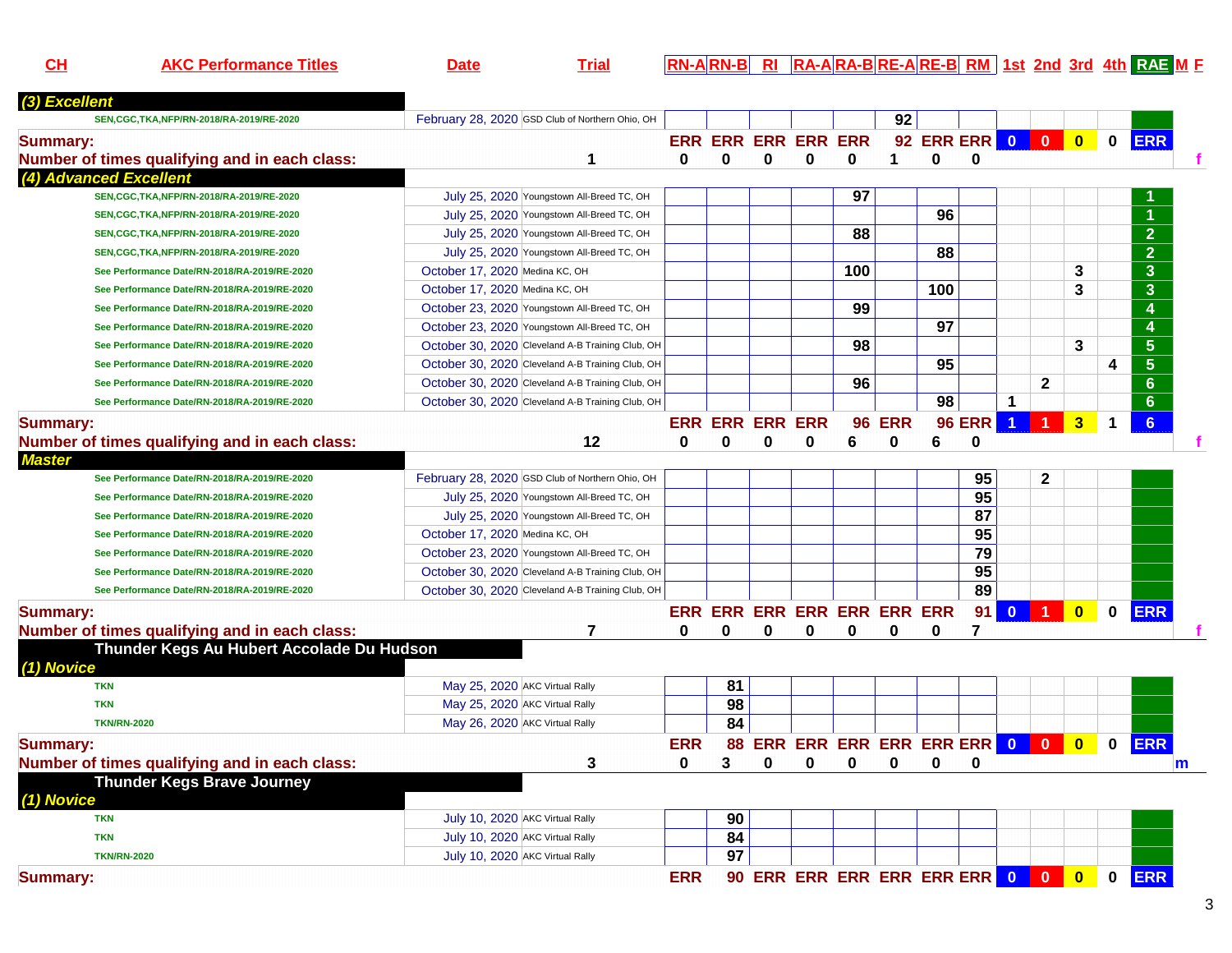| CH | AKC Performance Titles | Date | Trial | RN-A | RN-B | RI | RA-A | RA-B | RE-A | RE-B | RM | 1st | 2nd | 3rd | 4th | RAE | M | F |
|---|---|---|---|---|---|---|---|---|---|---|---|---|---|---|---|---|---|---|
| ***(3) Excellent*** | | | | | | | | | | | | | | | | | | |
| | SEN,CGC,TKA,NFP/RN-2018/RA-2019/RE-2020 | February 28, 2020 | GSD Club of Northern Ohio, OH | | | | | | 92 | | | | | | | | | |
| **Summary:** | | | | ERR | ERR | ERR | ERR | ERR | 92 | ERR | ERR | 0 | 0 | 0 | 0 | ERR | | |
| **Number of times qualifying and in each class:** | | | 1 | 0 | 0 | 0 | 0 | 0 | 1 | 0 | 0 | | | | | | | f |
| ***(4) Advanced Excellent*** | | | | | | | | | | | | | | | | | | |
| | SEN,CGC,TKA,NFP/RN-2018/RA-2019/RE-2020 | July 25, 2020 | Youngstown All-Breed TC, OH | | | | | 97 | | | | | | | | 1 | | |
| | SEN,CGC,TKA,NFP/RN-2018/RA-2019/RE-2020 | July 25, 2020 | Youngstown All-Breed TC, OH | | | | | | | 96 | | | | | | 1 | | |
| | SEN,CGC,TKA,NFP/RN-2018/RA-2019/RE-2020 | July 25, 2020 | Youngstown All-Breed TC, OH | | | | | 88 | | | | | | | | 2 | | |
| | SEN,CGC,TKA,NFP/RN-2018/RA-2019/RE-2020 | July 25, 2020 | Youngstown All-Breed TC, OH | | | | | | | 88 | | | | | | 2 | | |
| | See Performance Date/RN-2018/RA-2019/RE-2020 | October 17, 2020 | Medina KC, OH | | | | | 100 | | | | | | 3 | | 3 | | |
| | See Performance Date/RN-2018/RA-2019/RE-2020 | October 17, 2020 | Medina KC, OH | | | | | | | 100 | | | | 3 | | 3 | | |
| | See Performance Date/RN-2018/RA-2019/RE-2020 | October 23, 2020 | Youngstown All-Breed TC, OH | | | | | 99 | | | | | | | | 4 | | |
| | See Performance Date/RN-2018/RA-2019/RE-2020 | October 23, 2020 | Youngstown All-Breed TC, OH | | | | | | | 97 | | | | | | 4 | | |
| | See Performance Date/RN-2018/RA-2019/RE-2020 | October 30, 2020 | Cleveland A-B Training Club, OH | | | | | 98 | | | | | | 3 | | 5 | | |
| | See Performance Date/RN-2018/RA-2019/RE-2020 | October 30, 2020 | Cleveland A-B Training Club, OH | | | | | | | 95 | | | | | 4 | 5 | | |
| | See Performance Date/RN-2018/RA-2019/RE-2020 | October 30, 2020 | Cleveland A-B Training Club, OH | | | | | 96 | | | | | 2 | | | 6 | | |
| | See Performance Date/RN-2018/RA-2019/RE-2020 | October 30, 2020 | Cleveland A-B Training Club, OH | | | | | | | 98 | | 1 | | | | 6 | | |
| **Summary:** | | | | ERR | ERR | ERR | ERR | 96 | ERR | 96 | ERR | 1 | 1 | 3 | 1 | 6 | | |
| **Number of times qualifying and in each class:** | | | 12 | 0 | 0 | 0 | 0 | 6 | 0 | 6 | 0 | | | | | | | f |
| ***Master*** | | | | | | | | | | | | | | | | | | |
| | See Performance Date/RN-2018/RA-2019/RE-2020 | February 28, 2020 | GSD Club of Northern Ohio, OH | | | | | | | | 95 | | 2 | | | | | |
| | See Performance Date/RN-2018/RA-2019/RE-2020 | July 25, 2020 | Youngstown All-Breed TC, OH | | | | | | | | 95 | | | | | | | |
| | See Performance Date/RN-2018/RA-2019/RE-2020 | July 25, 2020 | Youngstown All-Breed TC, OH | | | | | | | | 87 | | | | | | | |
| | See Performance Date/RN-2018/RA-2019/RE-2020 | October 17, 2020 | Medina KC, OH | | | | | | | | 95 | | | | | | | |
| | See Performance Date/RN-2018/RA-2019/RE-2020 | October 23, 2020 | Youngstown All-Breed TC, OH | | | | | | | | 79 | | | | | | | |
| | See Performance Date/RN-2018/RA-2019/RE-2020 | October 30, 2020 | Cleveland A-B Training Club, OH | | | | | | | | 95 | | | | | | | |
| | See Performance Date/RN-2018/RA-2019/RE-2020 | October 30, 2020 | Cleveland A-B Training Club, OH | | | | | | | | 89 | | | | | | | |
| **Summary:** | | | | ERR | ERR | ERR | ERR | ERR | ERR | ERR | 91 | 0 | 1 | 0 | 0 | ERR | | |
| **Number of times qualifying and in each class:** | | | 7 | 0 | 0 | 0 | 0 | 0 | 0 | 0 | 7 | | | | | | | f |
| **Thunder Kegs Au Hubert Accolade Du Hudson** | | | | | | | | | | | | | | | | | | |
| ***(1) Novice*** | | | | | | | | | | | | | | | | | | |
| | TKN | May 25, 2020 | AKC Virtual Rally | | 81 | | | | | | | | | | | | | |
| | TKN | May 25, 2020 | AKC Virtual Rally | | 98 | | | | | | | | | | | | | |
| | TKN/RN-2020 | May 26, 2020 | AKC Virtual Rally | | 84 | | | | | | | | | | | | | |
| **Summary:** | | | | ERR | 88 | ERR | ERR | ERR | ERR | ERR | ERR | 0 | 0 | 0 | 0 | ERR | | |
| **Number of times qualifying and in each class:** | | | 3 | 0 | 3 | 0 | 0 | 0 | 0 | 0 | 0 | | | | | | m | |
| **Thunder Kegs Brave Journey** | | | | | | | | | | | | | | | | | | |
| ***(1) Novice*** | | | | | | | | | | | | | | | | | | |
| | TKN | July 10, 2020 | AKC Virtual Rally | | 90 | | | | | | | | | | | | | |
| | TKN | July 10, 2020 | AKC Virtual Rally | | 84 | | | | | | | | | | | | | |
| | TKN/RN-2020 | July 10, 2020 | AKC Virtual Rally | | 97 | | | | | | | | | | | | | |
| **Summary:** | | | | ERR | 90 | ERR | ERR | ERR | ERR | ERR | ERR | 0 | 0 | 0 | 0 | ERR | | |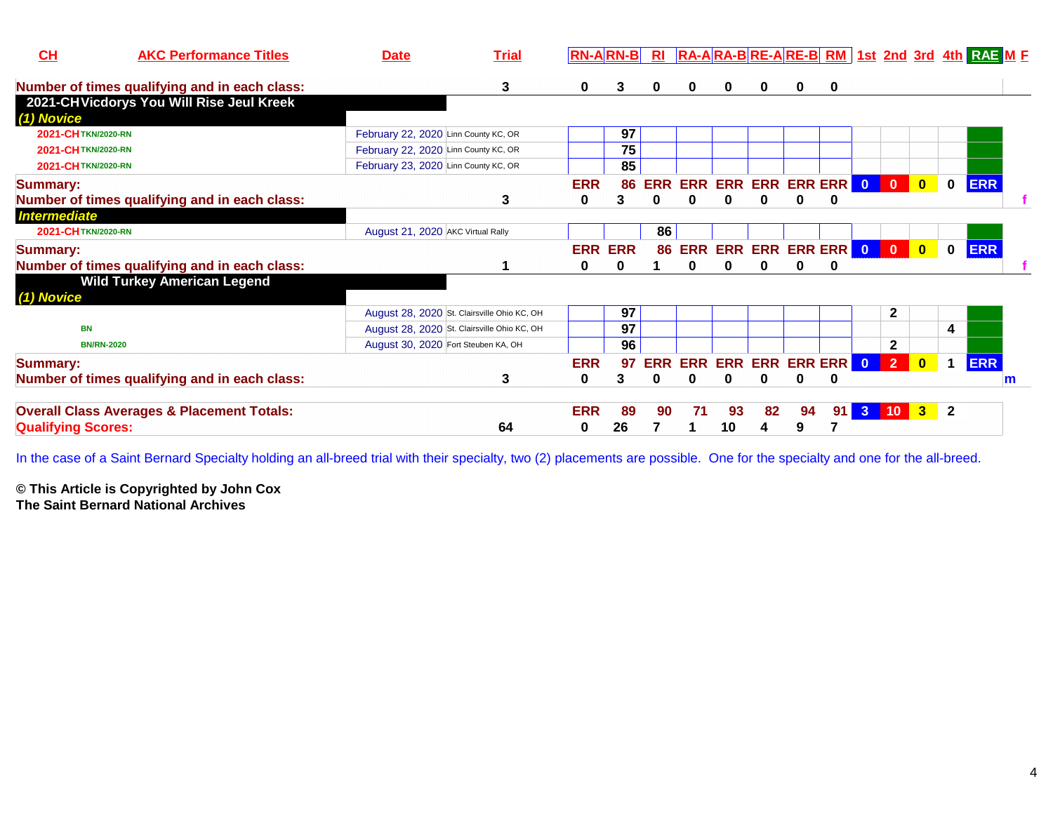| CH | AKC Performance Titles | Date | Trial | RN-A | RN-B | RI | RA-A | RA-B | RE-A | RE-B | RM | 1st | 2nd | 3rd | 4th | RAE | M F |
|---|---|---|---|---|---|---|---|---|---|---|---|---|---|---|---|---|---|
| Number of times qualifying and in each class: | | | 3 | 0 | 3 | 0 | 0 | 0 | 0 | 0 | 0 | | | | | | |
| 2021-CH Vicdorys You Will Rise Jeul Kreek | | | | | | | | | | | | | | | | | |
| (1) Novice | | | | | | | | | | | | | | | | | |
| 2021-CH | TKN/2020-RN | February 22, 2020 | Linn County KC, OR | | 97 | | | | | | | | | | | | |
| 2021-CH | TKN/2020-RN | February 22, 2020 | Linn County KC, OR | | 75 | | | | | | | | | | | | |
| 2021-CH | TKN/2020-RN | February 23, 2020 | Linn County KC, OR | | 85 | | | | | | | | | | | | |
| Summary: | | | | ERR | 86 | ERR | ERR | ERR | ERR | ERR | ERR | 0 | 0 | 0 | 0 | ERR | |
| Number of times qualifying and in each class: | | | 3 | 0 | 3 | 0 | 0 | 0 | 0 | 0 | 0 | | | | | | f |
| Intermediate | | | | | | | | | | | | | | | | | |
| 2021-CH | TKN/2020-RN | August 21, 2020 | AKC Virtual Rally | | | 86 | | | | | | | | | | | |
| Summary: | | | | ERR | ERR | 86 | ERR | ERR | ERR | ERR | ERR | 0 | 0 | 0 | 0 | ERR | |
| Number of times qualifying and in each class: | | | 1 | 0 | 0 | 1 | 0 | 0 | 0 | 0 | 0 | | | | | | f |
| Wild Turkey American Legend | | | | | | | | | | | | | | | | | |
| (1) Novice | | | | | | | | | | | | | | | | | |
| | | August 28, 2020 | St. Clairsville Ohio KC, OH | | 97 | | | | | | | | 2 | | | | |
| | BN | August 28, 2020 | St. Clairsville Ohio KC, OH | | 97 | | | | | | | | | | 4 | | |
| | BN/RN-2020 | August 30, 2020 | Fort Steuben KA, OH | | 96 | | | | | | | | 2 | | | | |
| Summary: | | | | ERR | 97 | ERR | ERR | ERR | ERR | ERR | ERR | 0 | 2 | 0 | 1 | ERR | |
| Number of times qualifying and in each class: | | | 3 | 0 | 3 | 0 | 0 | 0 | 0 | 0 | 0 | | | | | | m |
| Overall Class Averages & Placement Totals: | | | | ERR | 89 | 90 | 71 | 93 | 82 | 94 | 91 | 3 | 10 | 3 | 2 | | |
| Qualifying Scores: | | | 64 | 0 | 26 | 7 | 1 | 10 | 4 | 9 | 7 | | | | | | |

In the case of a Saint Bernard Specialty holding an all-breed trial with their specialty, two (2) placements are possible. One for the specialty and one for the all-breed.

**© This Article is Copyrighted by John Cox**
**The Saint Bernard National Archives**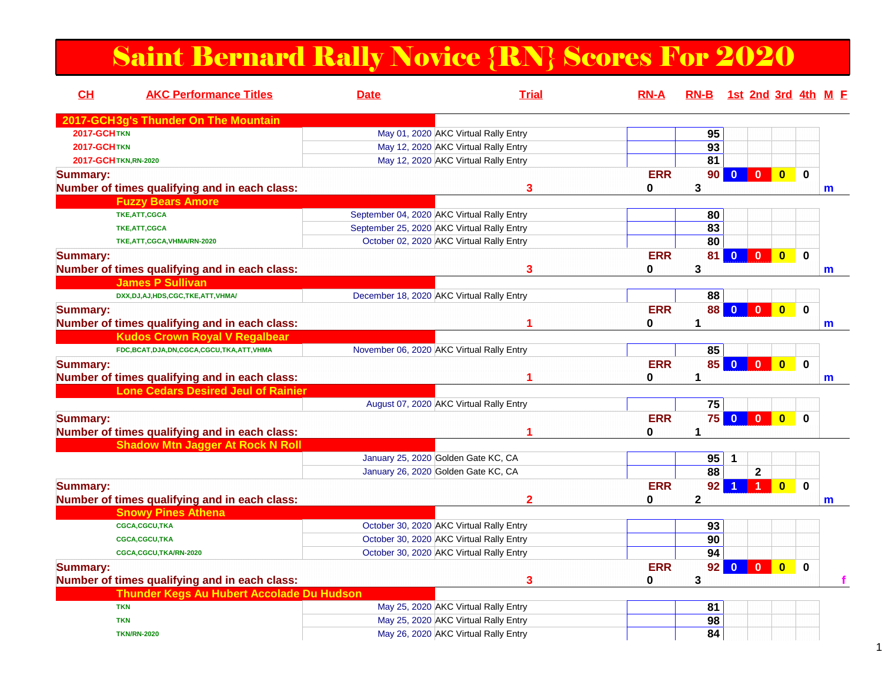# Saint Bernard Rally Novice {RN} Scores For 2020

| CH | AKC Performance Titles | Date | Trial | RN-A | RN-B | 1st | 2nd | 3rd | 4th | M | F |
|---|---|---|---|---|---|---|---|---|---|---|---|
| **2017-GCH3g's Thunder On The Mountain** | | | | | | | | | | | |
| 2017-GCH | TKN | May 01, 2020 | AKC Virtual Rally Entry | | 95 | | | | | | |
| 2017-GCH | TKN | May 12, 2020 | AKC Virtual Rally Entry | | 93 | | | | | | |
| 2017-GCH | TKN,RN-2020 | May 12, 2020 | AKC Virtual Rally Entry | | 81 | | | | | | |
| **Summary:** | | | | ERR | 90 | 0 | 0 | 0 | 0 | | |
| **Number of times qualifying and in each class:** | | | 3 | 0 | 3 | | | | | m | |
| **Fuzzy Bears Amore** | | | | | | | | | | | |
| | TKE,ATT,CGCA | September 04, 2020 | AKC Virtual Rally Entry | | 80 | | | | | | |
| | TKE,ATT,CGCA | September 25, 2020 | AKC Virtual Rally Entry | | 83 | | | | | | |
| | TKE,ATT,CGCA,VHMA/RN-2020 | October 02, 2020 | AKC Virtual Rally Entry | | 80 | | | | | | |
| **Summary:** | | | | ERR | 81 | 0 | 0 | 0 | 0 | | |
| **Number of times qualifying and in each class:** | | | 3 | 0 | 3 | | | | | m | |
| **James P Sullivan** | | | | | | | | | | | |
| | DXX,DJ,AJ,HDS,CGC,TKE,ATT,VHMA/ | December 18, 2020 | AKC Virtual Rally Entry | | 88 | | | | | | |
| **Summary:** | | | | ERR | 88 | 0 | 0 | 0 | 0 | | |
| **Number of times qualifying and in each class:** | | | 1 | 0 | 1 | | | | | m | |
| **Kudos Crown Royal V Regalbear** | | | | | | | | | | | |
| | FDC,BCAT,DJA,DN,CGCA,CGCU,TKA,ATT,VHMA | November 06, 2020 | AKC Virtual Rally Entry | | 85 | | | | | | |
| **Summary:** | | | | ERR | 85 | 0 | 0 | 0 | 0 | | |
| **Number of times qualifying and in each class:** | | | 1 | 0 | 1 | | | | | m | |
| **Lone Cedars Desired Jeul of Rainier** | | | | | | | | | | | |
| | | August 07, 2020 | AKC Virtual Rally Entry | | 75 | | | | | | |
| **Summary:** | | | | ERR | 75 | 0 | 0 | 0 | 0 | | |
| **Number of times qualifying and in each class:** | | | 1 | 0 | 1 | | | | | | |
| **Shadow Mtn Jagger At Rock N Roll** | | | | | | | | | | | |
| | | January 25, 2020 | Golden Gate KC, CA | | 95 | 1 | | | | | |
| | | January 26, 2020 | Golden Gate KC, CA | | 88 | | 2 | | | | |
| **Summary:** | | | | ERR | 92 | 1 | 1 | 0 | 0 | | |
| **Number of times qualifying and in each class:** | | | 2 | 0 | 2 | | | | | m | |
| **Snowy Pines Athena** | | | | | | | | | | | |
| | CGCA,CGCU,TKA | October 30, 2020 | AKC Virtual Rally Entry | | 93 | | | | | | |
| | CGCA,CGCU,TKA | October 30, 2020 | AKC Virtual Rally Entry | | 90 | | | | | | |
| | CGCA,CGCU,TKA/RN-2020 | October 30, 2020 | AKC Virtual Rally Entry | | 94 | | | | | | |
| **Summary:** | | | | ERR | 92 | 0 | 0 | 0 | 0 | | |
| **Number of times qualifying and in each class:** | | | 3 | 0 | 3 | | | | | | f |
| **Thunder Kegs Au Hubert Accolade Du Hudson** | | | | | | | | | | | |
| | TKN | May 25, 2020 | AKC Virtual Rally Entry | | 81 | | | | | | |
| | TKN | May 25, 2020 | AKC Virtual Rally Entry | | 98 | | | | | | |
| | TKN/RN-2020 | May 26, 2020 | AKC Virtual Rally Entry | | 84 | | | | | | |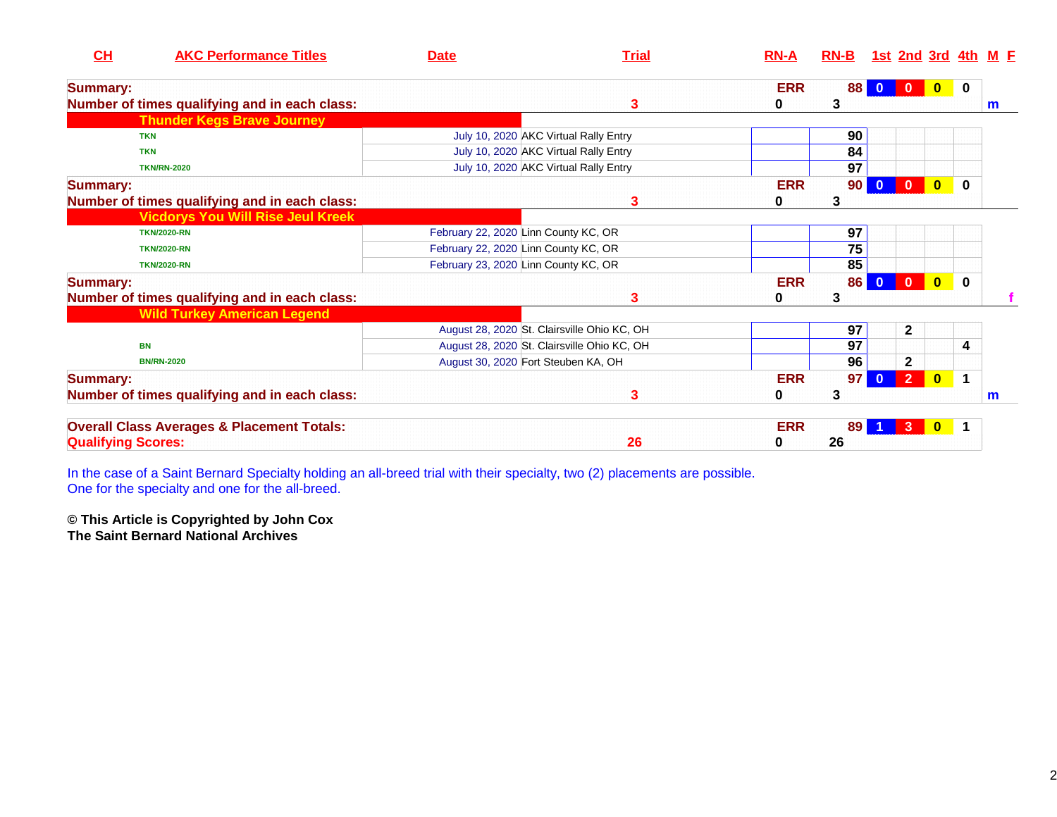| CH | AKC Performance Titles | Date | Trial | RN-A | RN-B | 1st | 2nd | 3rd | 4th | M | F |
|---|---|---|---|---|---|---|---|---|---|---|---|
| **Summary:** | | | | **ERR** | **88** | **0** | **0** | **0** | **0** | | |
| **Number of times qualifying and in each class:** | | | **3** | **0** | **3** | | | | | **m** | |
| **Thunder Kegs Brave Journey** | | | | | | | | | | | |
| | TKN | July 10, 2020 | AKC Virtual Rally Entry | | 90 | | | | | | |
| | TKN | July 10, 2020 | AKC Virtual Rally Entry | | 84 | | | | | | |
| | TKN/RN-2020 | July 10, 2020 | AKC Virtual Rally Entry | | 97 | | | | | | |
| **Summary:** | | | | **ERR** | **90** | **0** | **0** | **0** | **0** | | |
| **Number of times qualifying and in each class:** | | | **3** | **0** | **3** | | | | | | |
| **Vicdorys You Will Rise Jeul Kreek** | | | | | | | | | | | |
| | TKN/2020-RN | February 22, 2020 | Linn County KC, OR | | 97 | | | | | | |
| | TKN/2020-RN | February 22, 2020 | Linn County KC, OR | | 75 | | | | | | |
| | TKN/2020-RN | February 23, 2020 | Linn County KC, OR | | 85 | | | | | | |
| **Summary:** | | | | **ERR** | **86** | **0** | **0** | **0** | **0** | | |
| **Number of times qualifying and in each class:** | | | **3** | **0** | **3** | | | | | | **f** |
| **Wild Turkey American Legend** | | | | | | | | | | | |
| | | August 28, 2020 | St. Clairsville Ohio KC, OH | | 97 | | 2 | | | | |
| | BN | August 28, 2020 | St. Clairsville Ohio KC, OH | | 97 | | | | 4 | | |
| | BN/RN-2020 | August 30, 2020 | Fort Steuben KA, OH | | 96 | | 2 | | | | |
| **Summary:** | | | | **ERR** | **97** | **0** | **2** | **0** | **1** | | |
| **Number of times qualifying and in each class:** | | | **3** | **0** | **3** | | | | | **m** | |
| **Overall Class Averages & Placement Totals:** | | | | **ERR** | **89** | **1** | **3** | **0** | **1** | | |
| **Qualifying Scores:** | | | **26** | **0** | **26** | | | | | | |

In the case of a Saint Bernard Specialty holding an all-breed trial with their specialty, two (2) placements are possible.
One for the specialty and one for the all-breed.

**© This Article is Copyrighted by John Cox**
**The Saint Bernard National Archives**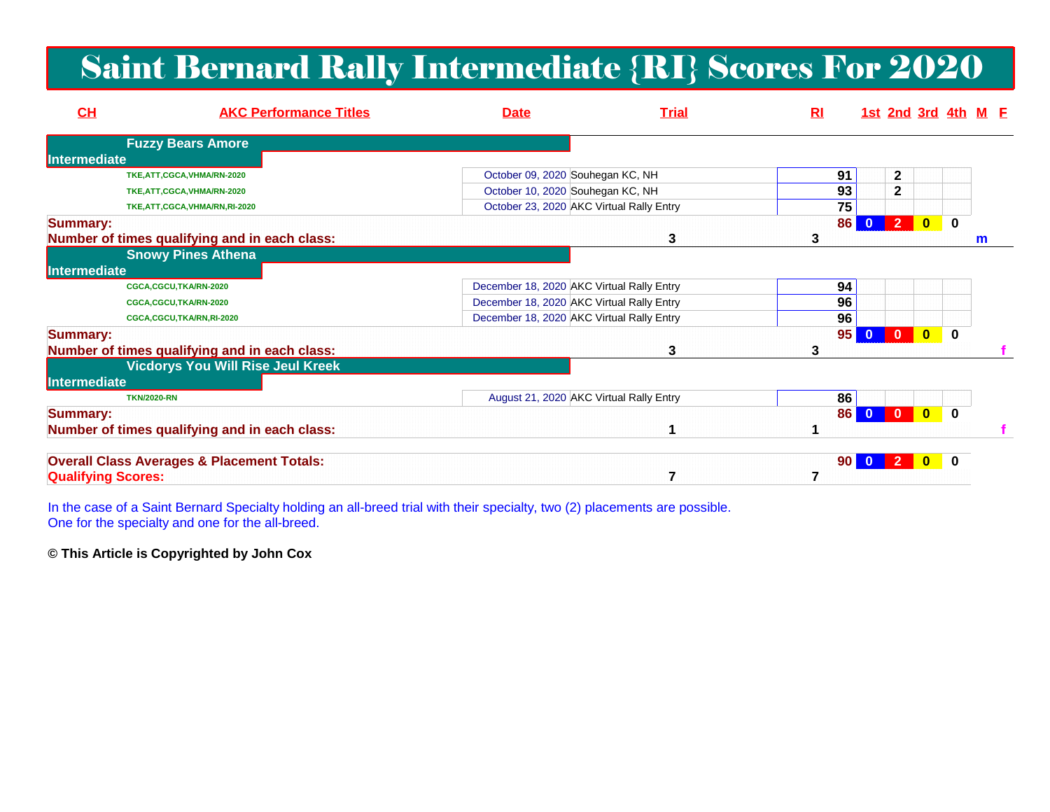# Saint Bernard Rally Intermediate {RI} Scores For 2020

| CH | AKC Performance Titles | Date | Trial | RI | 1st | 2nd | 3rd | 4th | M | F |
|---|---|---|---|---|---|---|---|---|---|---|
| **Fuzzy Bears Amore** | | | | | | | | | | |
| **Intermediate** | | | | | | | | | | |
| | TKE,ATT,CGCA,VHMA/RN-2020 | October 09, 2020 | Souhegan KC, NH | 91 | | 2 | | | | |
| | TKE,ATT,CGCA,VHMA/RN-2020 | October 10, 2020 | Souhegan KC, NH | 93 | | 2 | | | | |
| | TKE,ATT,CGCA,VHMA/RN,RI-2020 | October 23, 2020 | AKC Virtual Rally Entry | 75 | | | | | | |
| **Summary:** | | | | 86 | 0 | 2 | 0 | 0 | | |
| **Number of times qualifying and in each class:** | | | 3 | 3 | | | | | m | |
| **Snowy Pines Athena** | | | | | | | | | | |
| **Intermediate** | | | | | | | | | | |
| | CGCA,CGCU,TKA/RN-2020 | December 18, 2020 | AKC Virtual Rally Entry | 94 | | | | | | |
| | CGCA,CGCU,TKA/RN-2020 | December 18, 2020 | AKC Virtual Rally Entry | 96 | | | | | | |
| | CGCA,CGCU,TKA/RN,RI-2020 | December 18, 2020 | AKC Virtual Rally Entry | 96 | | | | | | |
| **Summary:** | | | | 95 | 0 | 0 | 0 | 0 | | |
| **Number of times qualifying and in each class:** | | | 3 | 3 | | | | | | f |
| **Vicdorys You Will Rise Jeul Kreek** | | | | | | | | | | |
| **Intermediate** | | | | | | | | | | |
| | TKN/2020-RN | August 21, 2020 | AKC Virtual Rally Entry | 86 | | | | | | |
| **Summary:** | | | | 86 | 0 | 0 | 0 | 0 | | |
| **Number of times qualifying and in each class:** | | | 1 | 1 | | | | | | f |
| **Overall Class Averages & Placement Totals:** | | | | 90 | 0 | 2 | 0 | 0 | | |
| **Qualifying Scores:** | | | 7 | 7 | | | | | | |

In the case of a Saint Bernard Specialty holding an all-breed trial with their specialty, two (2) placements are possible.
One for the specialty and one for the all-breed.

**© This Article is Copyrighted by John Cox**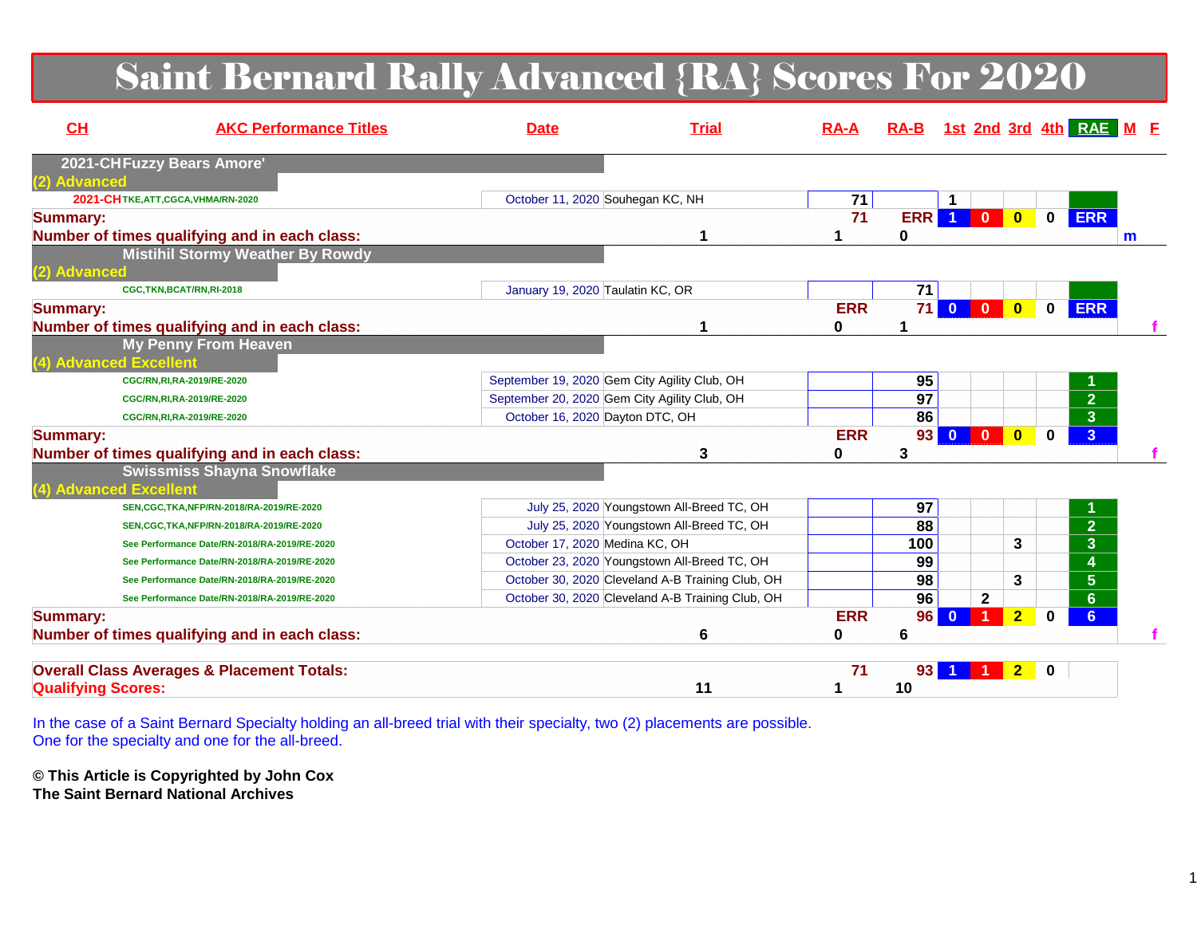# Saint Bernard Rally Advanced {RA} Scores For 2020

| CH | AKC Performance Titles | Date | Trial | RA-A | RA-B | 1st | 2nd | 3rd | 4th | RAE | M | F |
|---|---|---|---|---|---|---|---|---|---|---|---|---|
| **2021-CH** | **Fuzzy Bears Amore'** | | | | | | | | | | | |
| **(2) Advanced** | | | | | | | | | | | | |
| 2021-CH | TKE,ATT,CGCA,VHMA/RN-2020 | October 11, 2020 | Souhegan KC, NH | 71 | | 1 | | | | | | |
| **Summary:** | | | | 71 | ERR | 1 | 0 | 0 | 0 | ERR | | |
| **Number of times qualifying and in each class:** | | | 1 | 1 | 0 | | | | | | m | |
| | **Mistihil Stormy Weather By Rowdy** | | | | | | | | | | | |
| **(2) Advanced** | | | | | | | | | | | | |
| | CGC,TKN,BCAT/RN,RI-2018 | January 19, 2020 | Taulatin KC, OR | | 71 | | | | | | | |
| **Summary:** | | | | ERR | 71 | 0 | 0 | 0 | 0 | ERR | | |
| **Number of times qualifying and in each class:** | | | 1 | 0 | 1 | | | | | | | f |
| | **My Penny From Heaven** | | | | | | | | | | | |
| **(4) Advanced Excellent** | | | | | | | | | | | | |
| | CGC/RN,RI,RA-2019/RE-2020 | September 19, 2020 | Gem City Agility Club, OH | | 95 | | | | | 1 | | |
| | CGC/RN,RI,RA-2019/RE-2020 | September 20, 2020 | Gem City Agility Club, OH | | 97 | | | | | 2 | | |
| | CGC/RN,RI,RA-2019/RE-2020 | October 16, 2020 | Dayton DTC, OH | | 86 | | | | | 3 | | |
| **Summary:** | | | | ERR | 93 | 0 | 0 | 0 | 0 | 3 | | |
| **Number of times qualifying and in each class:** | | | 3 | 0 | 3 | | | | | | | f |
| | **Swissmiss Shayna Snowflake** | | | | | | | | | | | |
| **(4) Advanced Excellent** | | | | | | | | | | | | |
| | SEN,CGC,TKA,NFP/RN-2018/RA-2019/RE-2020 | July 25, 2020 | Youngstown All-Breed TC, OH | | 97 | | | | | 1 | | |
| | SEN,CGC,TKA,NFP/RN-2018/RA-2019/RE-2020 | July 25, 2020 | Youngstown All-Breed TC, OH | | 88 | | | | | 2 | | |
| | See Performance Date/RN-2018/RA-2019/RE-2020 | October 17, 2020 | Medina KC, OH | | 100 | | | 3 | | 3 | | |
| | See Performance Date/RN-2018/RA-2019/RE-2020 | October 23, 2020 | Youngstown All-Breed TC, OH | | 99 | | | | | 4 | | |
| | See Performance Date/RN-2018/RA-2019/RE-2020 | October 30, 2020 | Cleveland A-B Training Club, OH | | 98 | | | 3 | | 5 | | |
| | See Performance Date/RN-2018/RA-2019/RE-2020 | October 30, 2020 | Cleveland A-B Training Club, OH | | 96 | | 2 | | | 6 | | |
| **Summary:** | | | | ERR | 96 | 0 | 1 | 2 | 0 | 6 | | |
| **Number of times qualifying and in each class:** | | | 6 | 0 | 6 | | | | | | | f |
| **Overall Class Averages & Placement Totals:** | | | | 71 | 93 | 1 | 1 | 2 | 0 | | | |
| **Qualifying Scores:** | | | 11 | 1 | 10 | | | | | | | |

In the case of a Saint Bernard Specialty holding an all-breed trial with their specialty, two (2) placements are possible. One for the specialty and one for the all-breed.

**© This Article is Copyrighted by John Cox**
**The Saint Bernard National Archives**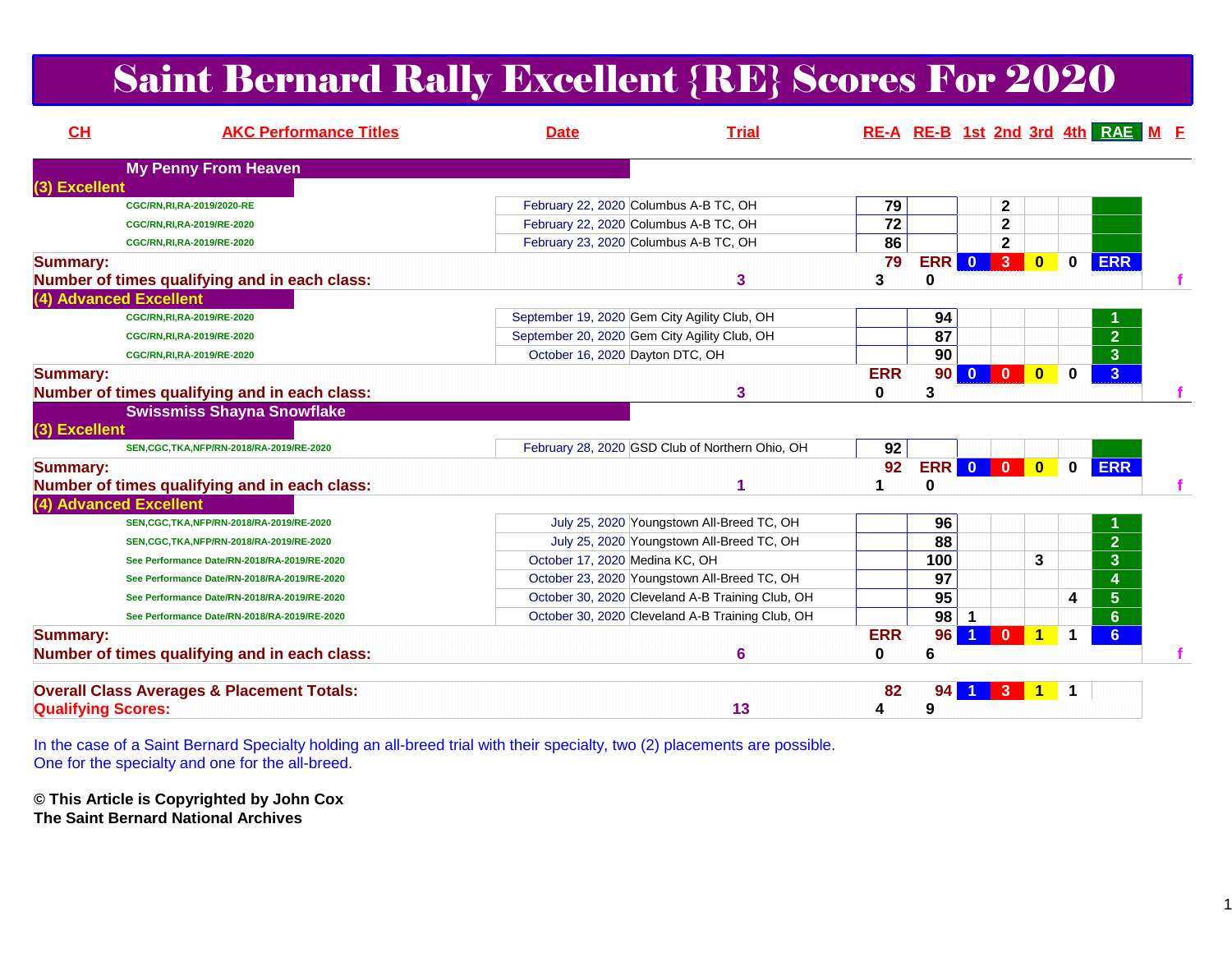# Saint Bernard Rally Excellent {RE} Scores For 2020

| CH | AKC Performance Titles | Date | Trial | RE-A | RE-B | 1st | 2nd | 3rd | 4th | RAE | M | F |
|---|---|---|---|---|---|---|---|---|---|---|---|---|
| | **My Penny From Heaven** | | | | | | | | | | | |
| **(3) Excellent** | | | | | | | | | | | | |
| | CGC/RN,RI,RA-2019/2020-RE | February 22, 2020 | Columbus A-B TC, OH | 79 | | | 2 | | | | | |
| | CGC/RN,RI,RA-2019/RE-2020 | February 22, 2020 | Columbus A-B TC, OH | 72 | | | 2 | | | | | |
| | CGC/RN,RI,RA-2019/RE-2020 | February 23, 2020 | Columbus A-B TC, OH | 86 | | | 2 | | | | | |
| **Summary:** | | | | 79 | ERR | 0 | 3 | 0 | 0 | ERR | | |
| **Number of times qualifying and in each class:** | | 3 | | 3 | 0 | | | | | | | f |
| **(4) Advanced Excellent** | | | | | | | | | | | | |
| | CGC/RN,RI,RA-2019/RE-2020 | September 19, 2020 | Gem City Agility Club, OH | | 94 | | | | | 1 | | |
| | CGC/RN,RI,RA-2019/RE-2020 | September 20, 2020 | Gem City Agility Club, OH | | 87 | | | | | 2 | | |
| | CGC/RN,RI,RA-2019/RE-2020 | October 16, 2020 | Dayton DTC, OH | | 90 | | | | | 3 | | |
| **Summary:** | | | | ERR | 90 | 0 | 0 | 0 | 0 | 3 | | |
| **Number of times qualifying and in each class:** | | 3 | | 0 | 3 | | | | | | | f |
| | **Swissmiss Shayna Snowflake** | | | | | | | | | | | |
| **(3) Excellent** | | | | | | | | | | | | |
| | SEN,CGC,TKA,NFP/RN-2018/RA-2019/RE-2020 | February 28, 2020 | GSD Club of Northern Ohio, OH | 92 | | | | | | | | |
| **Summary:** | | | | 92 | ERR | 0 | 0 | 0 | 0 | ERR | | |
| **Number of times qualifying and in each class:** | | 1 | | 1 | 0 | | | | | | | f |
| **(4) Advanced Excellent** | | | | | | | | | | | | |
| | SEN,CGC,TKA,NFP/RN-2018/RA-2019/RE-2020 | July 25, 2020 | Youngstown All-Breed TC, OH | | 96 | | | | | 1 | | |
| | SEN,CGC,TKA,NFP/RN-2018/RA-2019/RE-2020 | July 25, 2020 | Youngstown All-Breed TC, OH | | 88 | | | | | 2 | | |
| | See Performance Date/RN-2018/RA-2019/RE-2020 | October 17, 2020 | Medina KC, OH | | 100 | | | 3 | | 3 | | |
| | See Performance Date/RN-2018/RA-2019/RE-2020 | October 23, 2020 | Youngstown All-Breed TC, OH | | 97 | | | | | 4 | | |
| | See Performance Date/RN-2018/RA-2019/RE-2020 | October 30, 2020 | Cleveland A-B Training Club, OH | | 95 | | | | 4 | 5 | | |
| | See Performance Date/RN-2018/RA-2019/RE-2020 | October 30, 2020 | Cleveland A-B Training Club, OH | | 98 | 1 | | | | 6 | | |
| **Summary:** | | | | ERR | 96 | 1 | 0 | 1 | 1 | 6 | | |
| **Number of times qualifying and in each class:** | | 6 | | 0 | 6 | | | | | | | f |
| **Overall Class Averages & Placement Totals:** | | | | 82 | 94 | 1 | 3 | 1 | 1 | | | |
| **Qualifying Scores:** | | 13 | | 4 | 9 | | | | | | | |

In the case of a Saint Bernard Specialty holding an all-breed trial with their specialty, two (2) placements are possible.
One for the specialty and one for the all-breed.

**© This Article is Copyrighted by John Cox**
**The Saint Bernard National Archives**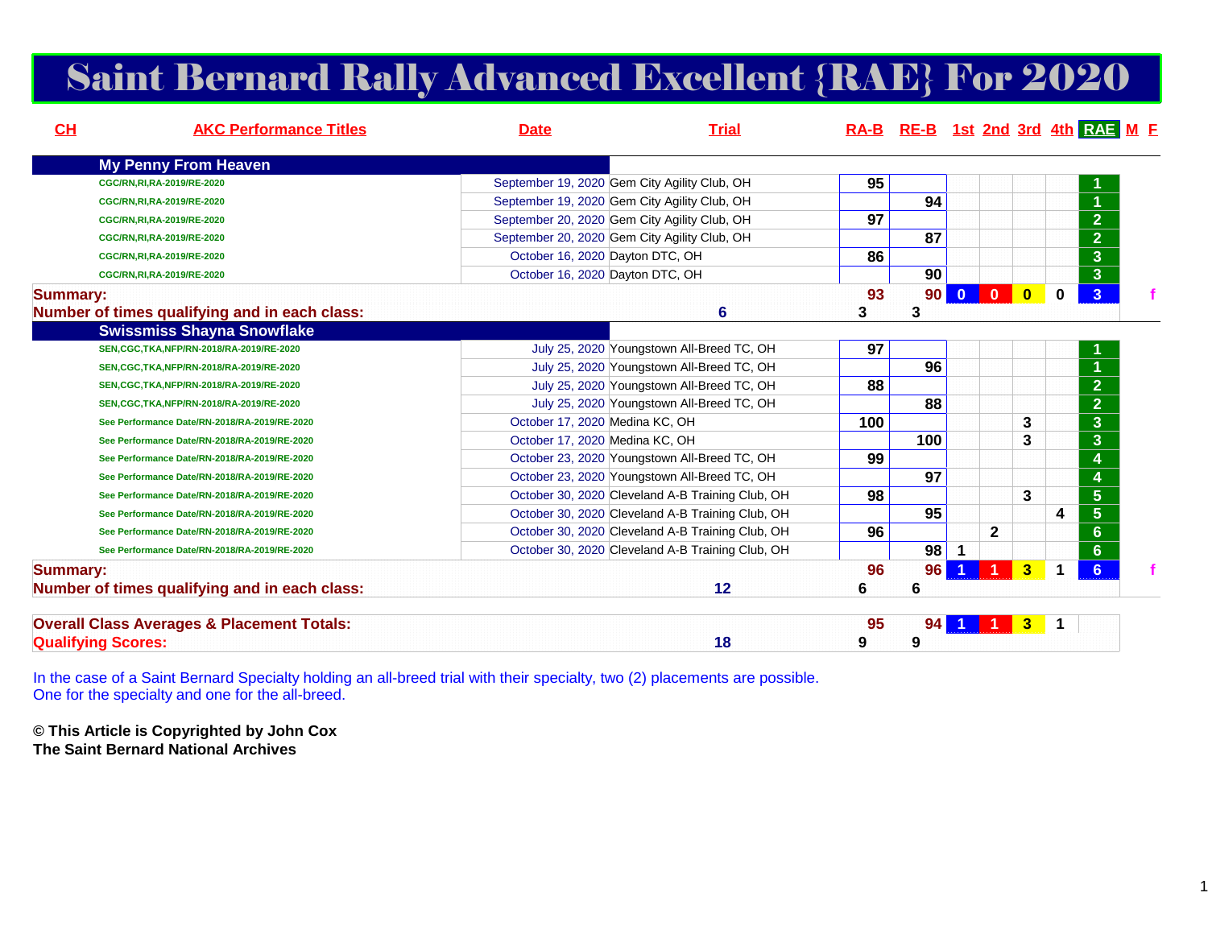# Saint Bernard Rally Advanced Excellent {RAE} For 2020

| CH | AKC Performance Titles | Date | Trial | RA-B | RE-B | 1st | 2nd | 3rd | 4th | RAE | M | F |
|---|---|---|---|---|---|---|---|---|---|---|---|---|
| | **My Penny From Heaven** | | | | | | | | | | | |
| | CGC/RN,RI,RA-2019/RE-2020 | September 19, 2020 | Gem City Agility Club, OH | 95 | | | | | | 1 | | |
| | CGC/RN,RI,RA-2019/RE-2020 | September 19, 2020 | Gem City Agility Club, OH | | 94 | | | | | 1 | | |
| | CGC/RN,RI,RA-2019/RE-2020 | September 20, 2020 | Gem City Agility Club, OH | 97 | | | | | | 2 | | |
| | CGC/RN,RI,RA-2019/RE-2020 | September 20, 2020 | Gem City Agility Club, OH | | 87 | | | | | 2 | | |
| | CGC/RN,RI,RA-2019/RE-2020 | October 16, 2020 | Dayton DTC, OH | 86 | | | | | | 3 | | |
| | CGC/RN,RI,RA-2019/RE-2020 | October 16, 2020 | Dayton DTC, OH | | 90 | | | | | 3 | | |
| **Summary:** | | | | 93 | 90 | 0 | 0 | 0 | 0 | 3 | | f |
| **Number of times qualifying and in each class:** | | | 6 | 3 | 3 | | | | | | | |
| | **Swissmiss Shayna Snowflake** | | | | | | | | | | | |
| | SEN,CGC,TKA,NFP/RN-2018/RA-2019/RE-2020 | July 25, 2020 | Youngstown All-Breed TC, OH | 97 | | | | | | 1 | | |
| | SEN,CGC,TKA,NFP/RN-2018/RA-2019/RE-2020 | July 25, 2020 | Youngstown All-Breed TC, OH | | 96 | | | | | 1 | | |
| | SEN,CGC,TKA,NFP/RN-2018/RA-2019/RE-2020 | July 25, 2020 | Youngstown All-Breed TC, OH | 88 | | | | | | 2 | | |
| | SEN,CGC,TKA,NFP/RN-2018/RA-2019/RE-2020 | July 25, 2020 | Youngstown All-Breed TC, OH | | 88 | | | | | 2 | | |
| | See Performance Date/RN-2018/RA-2019/RE-2020 | October 17, 2020 | Medina KC, OH | 100 | | | | 3 | | 3 | | |
| | See Performance Date/RN-2018/RA-2019/RE-2020 | October 17, 2020 | Medina KC, OH | | 100 | | | 3 | | 3 | | |
| | See Performance Date/RN-2018/RA-2019/RE-2020 | October 23, 2020 | Youngstown All-Breed TC, OH | 99 | | | | | | 4 | | |
| | See Performance Date/RN-2018/RA-2019/RE-2020 | October 23, 2020 | Youngstown All-Breed TC, OH | | 97 | | | | | 4 | | |
| | See Performance Date/RN-2018/RA-2019/RE-2020 | October 30, 2020 | Cleveland A-B Training Club, OH | 98 | | | | 3 | | 5 | | |
| | See Performance Date/RN-2018/RA-2019/RE-2020 | October 30, 2020 | Cleveland A-B Training Club, OH | | 95 | | | | 4 | 5 | | |
| | See Performance Date/RN-2018/RA-2019/RE-2020 | October 30, 2020 | Cleveland A-B Training Club, OH | 96 | | | 2 | | | 6 | | |
| | See Performance Date/RN-2018/RA-2019/RE-2020 | October 30, 2020 | Cleveland A-B Training Club, OH | | 98 | 1 | | | | 6 | | |
| **Summary:** | | | | 96 | 96 | 1 | 1 | 3 | 1 | 6 | | f |
| **Number of times qualifying and in each class:** | | | 12 | 6 | 6 | | | | | | | |
| **Overall Class Averages & Placement Totals:** | | | | 95 | 94 | 1 | 1 | 3 | 1 | | | |
| **Qualifying Scores:** | | | 18 | 9 | 9 | | | | | | | |

In the case of a Saint Bernard Specialty holding an all-breed trial with their specialty, two (2) placements are possible. One for the specialty and one for the all-breed.

**© This Article is Copyrighted by John Cox**
**The Saint Bernard National Archives**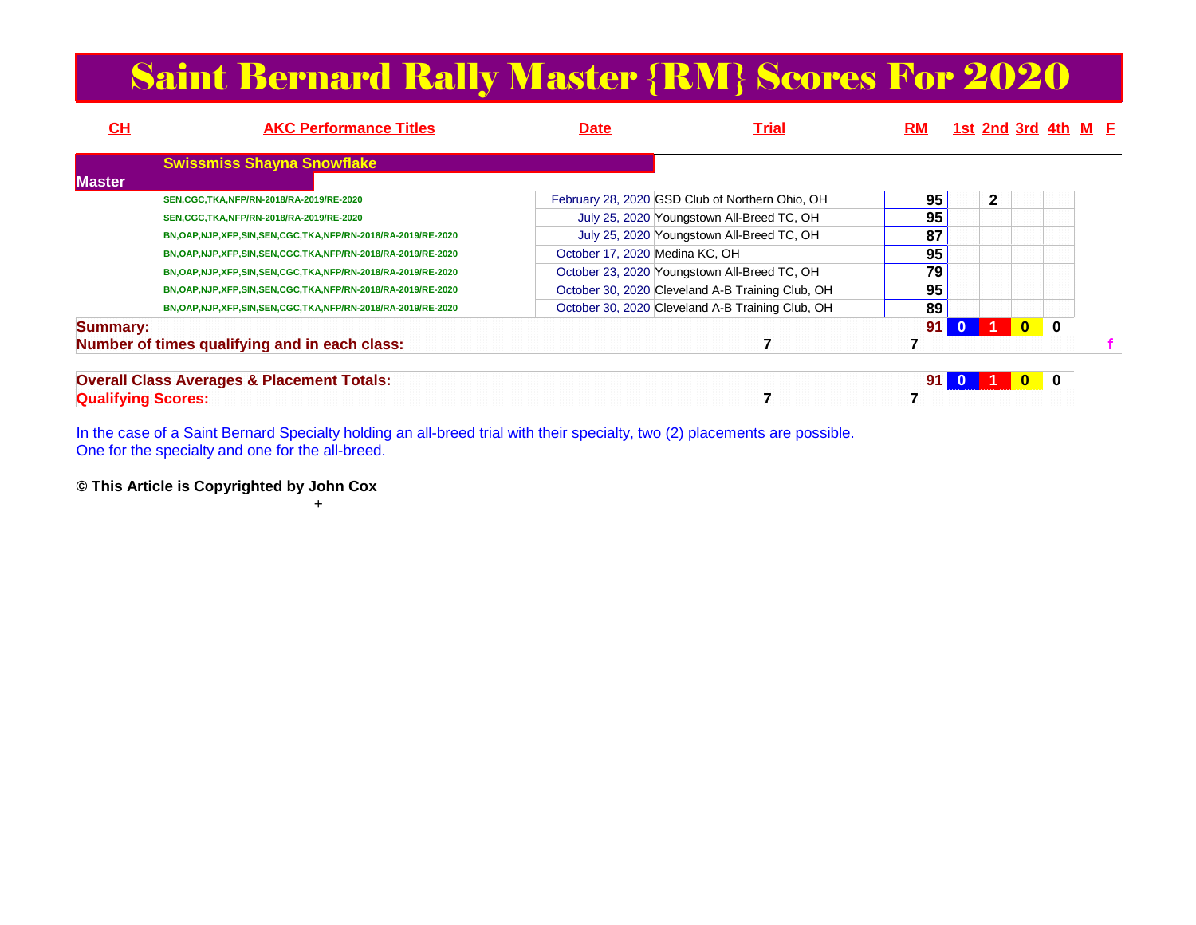# Saint Bernard Rally Master {RM} Scores For 2020

| CH | AKC Performance Titles | Date | Trial | RM | 1st | 2nd | 3rd | 4th | M | F |
|---|---|---|---|---|---|---|---|---|---|---|
| | **Swissmiss Shayna Snowflake** | | | | | | | | | |
| **Master** | | | | | | | | | | |
| | SEN,CGC,TKA,NFP/RN-2018/RA-2019/RE-2020 | February 28, 2020 | GSD Club of Northern Ohio, OH | 95 | | 2 | | | | |
| | SEN,CGC,TKA,NFP/RN-2018/RA-2019/RE-2020 | July 25, 2020 | Youngstown All-Breed TC, OH | 95 | | | | | | |
| | BN,OAP,NJP,XFP,SIN,SEN,CGC,TKA,NFP/RN-2018/RA-2019/RE-2020 | July 25, 2020 | Youngstown All-Breed TC, OH | 87 | | | | | | |
| | BN,OAP,NJP,XFP,SIN,SEN,CGC,TKA,NFP/RN-2018/RA-2019/RE-2020 | October 17, 2020 | Medina KC, OH | 95 | | | | | | |
| | BN,OAP,NJP,XFP,SIN,SEN,CGC,TKA,NFP/RN-2018/RA-2019/RE-2020 | October 23, 2020 | Youngstown All-Breed TC, OH | 79 | | | | | | |
| | BN,OAP,NJP,XFP,SIN,SEN,CGC,TKA,NFP/RN-2018/RA-2019/RE-2020 | October 30, 2020 | Cleveland A-B Training Club, OH | 95 | | | | | | |
| | BN,OAP,NJP,XFP,SIN,SEN,CGC,TKA,NFP/RN-2018/RA-2019/RE-2020 | October 30, 2020 | Cleveland A-B Training Club, OH | 89 | | | | | | |
| **Summary:** | | | | 91 | 0 | 1 | 0 | 0 | | |
| **Number of times qualifying and in each class:** | | | 7 | 7 | | | | | | f |
| **Overall Class Averages & Placement Totals:** | | | | 91 | 0 | 1 | 0 | 0 | | |
| **Qualifying Scores:** | | | 7 | 7 | | | | | | |

In the case of a Saint Bernard Specialty holding an all-breed trial with their specialty, two (2) placements are possible.
One for the specialty and one for the all-breed.

**© This Article is Copyrighted by John Cox**

+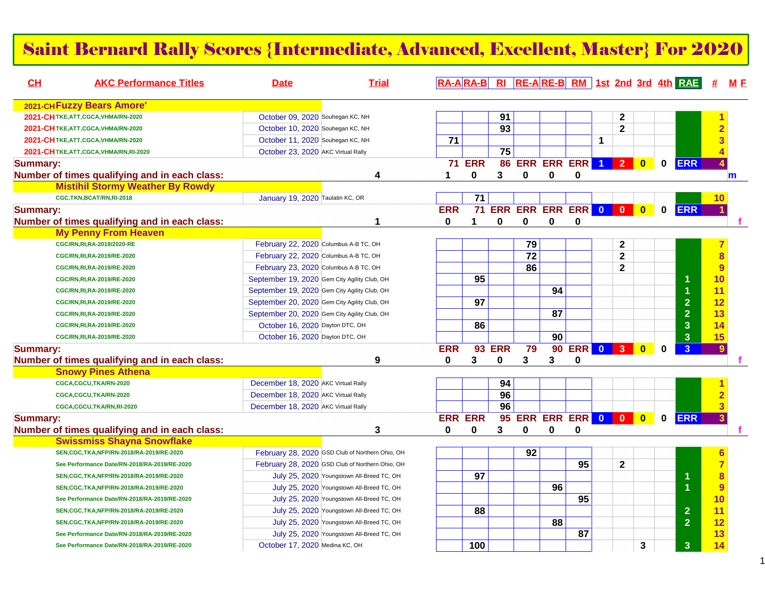# Saint Bernard Rally Scores {Intermediate, Advanced, Excellent, Master} For 2020

| CH | AKC Performance Titles | Date | Trial | RA-A | RA-B | RI | RE-A | RE-B | RM | 1st | 2nd | 3rd | 4th | RAE | # | M F |
|---|---|---|---|---|---|---|---|---|---|---|---|---|---|---|---|---|
| 2021-CH | **Fuzzy Bears Amore'** | | | | | | | | | | | | | | | |
| 2021-CH | TKE,ATT,CGCA,VHMA/RN-2020 | October 09, 2020 | Souhegan KC, NH | | | 91 | | | | | 2 | | | | 1 | |
| 2021-CH | TKE,ATT,CGCA,VHMA/RN-2020 | October 10, 2020 | Souhegan KC, NH | | | 93 | | | | | 2 | | | | 2 | |
| 2021-CH | TKE,ATT,CGCA,VHMA/RN-2020 | October 11, 2020 | Souhegan KC, NH | 71 | | | | | | 1 | | | | | 3 | |
| 2021-CH | TKE,ATT,CGCA,VHMA/RN,RI-2020 | October 23, 2020 | AKC Virtual Rally | | | 75 | | | | | | | | | 4 | |
| Summary: | | | | 71 | ERR | 86 | ERR | ERR | ERR | 1 | 2 | 0 | 0 | ERR | 4 | |
| Number of times qualifying and in each class: | | | 4 | 1 | 0 | 3 | 0 | 0 | 0 | | | | | | | m |
| | **Mistihil Stormy Weather By Rowdy** | | | | | | | | | | | | | | | |
| | CGC,TKN,BCAT/RN,RI-2018 | January 19, 2020 | Taulatin KC, OR | | 71 | | | | | | | | | | 10 | |
| Summary: | | | | ERR | 71 | ERR | ERR | ERR | ERR | 0 | 0 | 0 | 0 | ERR | 1 | |
| Number of times qualifying and in each class: | | | 1 | 0 | 1 | 0 | 0 | 0 | 0 | | | | | | | f |
| | **My Penny From Heaven** | | | | | | | | | | | | | | | |
| | CGC/RN,RI,RA-2019/2020-RE | February 22, 2020 | Columbus A-B TC, OH | | | | 79 | | | | 2 | | | | 7 | |
| | CGC/RN,RI,RA-2019/RE-2020 | February 22, 2020 | Columbus A-B TC, OH | | | | 72 | | | | 2 | | | | 8 | |
| | CGC/RN,RI,RA-2019/RE-2020 | February 23, 2020 | Columbus A-B TC, OH | | | | 86 | | | | 2 | | | | 9 | |
| | CGC/RN,RI,RA-2019/RE-2020 | September 19, 2020 | Gem City Agility Club, OH | | 95 | | | | | | | | | 1 | 10 | |
| | CGC/RN,RI,RA-2019/RE-2020 | September 19, 2020 | Gem City Agility Club, OH | | | | | 94 | | | | | | 1 | 11 | |
| | CGC/RN,RI,RA-2019/RE-2020 | September 20, 2020 | Gem City Agility Club, OH | | 97 | | | | | | | | | 2 | 12 | |
| | CGC/RN,RI,RA-2019/RE-2020 | September 20, 2020 | Gem City Agility Club, OH | | | | | 87 | | | | | | 2 | 13 | |
| | CGC/RN,RI,RA-2019/RE-2020 | October 16, 2020 | Dayton DTC, OH | | 86 | | | | | | | | | 3 | 14 | |
| | CGC/RN,RI,RA-2019/RE-2020 | October 16, 2020 | Dayton DTC, OH | | | | | 90 | | | | | | 3 | 15 | |
| Summary: | | | | ERR | 93 | ERR | 79 | 90 | ERR | 0 | 3 | 0 | 0 | 3 | 9 | |
| Number of times qualifying and in each class: | | | 9 | 0 | 3 | 0 | 3 | 3 | 0 | | | | | | | f |
| | **Snowy Pines Athena** | | | | | | | | | | | | | | | |
| | CGCA,CGCU,TKA/RN-2020 | December 18, 2020 | AKC Virtual Rally | | | 94 | | | | | | | | | 1 | |
| | CGCA,CGCU,TKA/RN-2020 | December 18, 2020 | AKC Virtual Rally | | | 96 | | | | | | | | | 2 | |
| | CGCA,CGCU,TKA/RN,RI-2020 | December 18, 2020 | AKC Virtual Rally | | | 96 | | | | | | | | | 3 | |
| Summary: | | | | ERR | ERR | 95 | ERR | ERR | ERR | 0 | 0 | 0 | 0 | ERR | 3 | |
| Number of times qualifying and in each class: | | | 3 | 0 | 0 | 3 | 0 | 0 | 0 | | | | | | | f |
| | **Swissmiss Shayna Snowflake** | | | | | | | | | | | | | | | |
| | SEN,CGC,TKA,NFP/RN-2018/RA-2019/RE-2020 | February 28, 2020 | GSD Club of Northern Ohio, OH | | | | 92 | | | | | | | | 6 | |
| | See Performance Date/RN-2018/RA-2019/RE-2020 | February 28, 2020 | GSD Club of Northern Ohio, OH | | | | | | 95 | | 2 | | | | 7 | |
| | SEN,CGC,TKA,NFP/RN-2018/RA-2019/RE-2020 | July 25, 2020 | Youngstown All-Breed TC, OH | | 97 | | | | | | | | | 1 | 8 | |
| | SEN,CGC,TKA,NFP/RN-2018/RA-2019/RE-2020 | July 25, 2020 | Youngstown All-Breed TC, OH | | | | | 96 | | | | | | 1 | 9 | |
| | See Performance Date/RN-2018/RA-2019/RE-2020 | July 25, 2020 | Youngstown All-Breed TC, OH | | | | | | 95 | | | | | | 10 | |
| | SEN,CGC,TKA,NFP/RN-2018/RA-2019/RE-2020 | July 25, 2020 | Youngstown All-Breed TC, OH | | 88 | | | | | | | | | 2 | 11 | |
| | SEN,CGC,TKA,NFP/RN-2018/RA-2019/RE-2020 | July 25, 2020 | Youngstown All-Breed TC, OH | | | | | 88 | | | | | | 2 | 12 | |
| | See Performance Date/RN-2018/RA-2019/RE-2020 | July 25, 2020 | Youngstown All-Breed TC, OH | | | | | | 87 | | | | | | 13 | |
| | See Performance Date/RN-2018/RA-2019/RE-2020 | October 17, 2020 | Medina KC, OH | | 100 | | | | | | | 3 | | 3 | 14 | |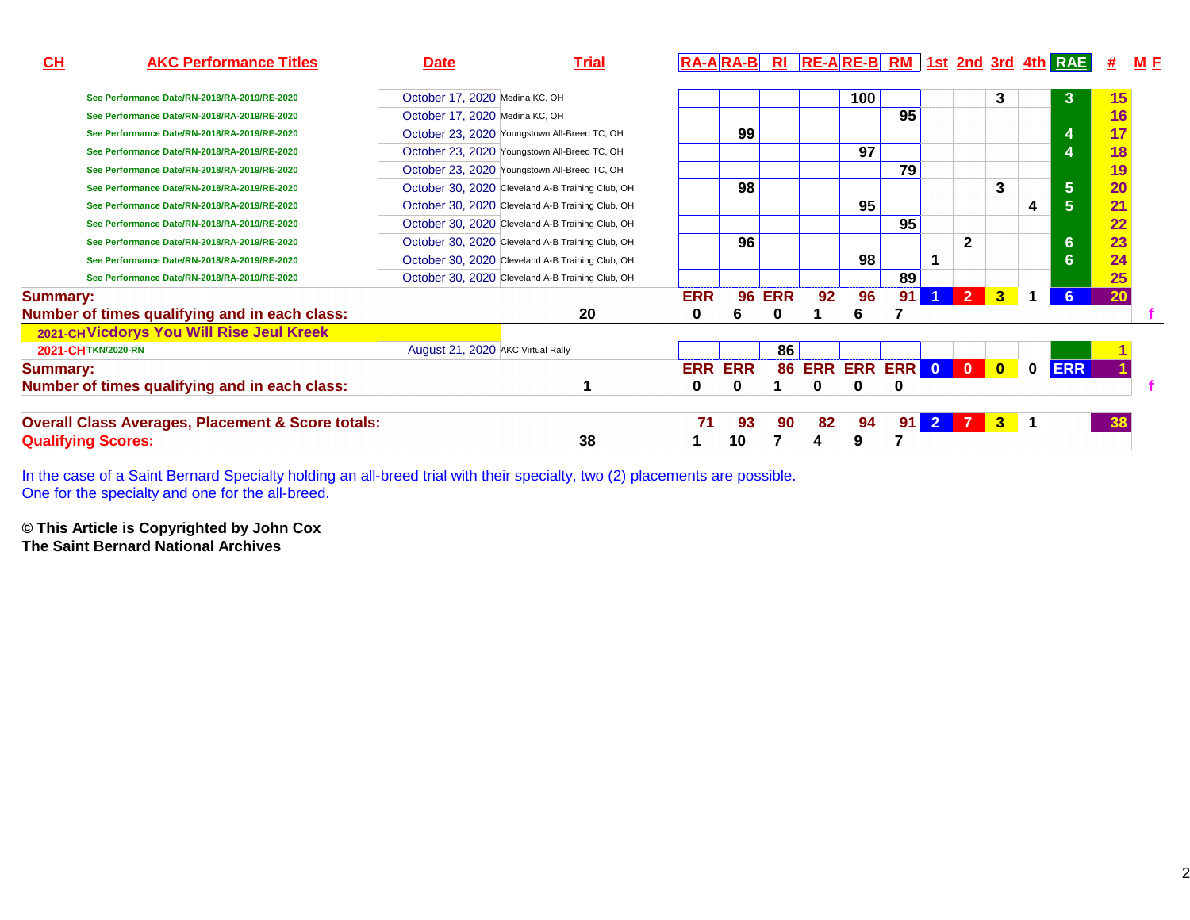| CH | AKC Performance Titles | Date | Trial | RA-A | RA-B | RI | RE-A | RE-B | RM | 1st | 2nd | 3rd | 4th | RAE | # | M | F |
|---|---|---|---|---|---|---|---|---|---|---|---|---|---|---|---|---|---|
| | See Performance Date/RN-2018/RA-2019/RE-2020 | October 17, 2020 | Medina KC, OH | | | | | 100 | | | | 3 | | 3 | 15 | | |
| | See Performance Date/RN-2018/RA-2019/RE-2020 | October 17, 2020 | Medina KC, OH | | | | | | 95 | | | | | | 16 | | |
| | See Performance Date/RN-2018/RA-2019/RE-2020 | October 23, 2020 | Youngstown All-Breed TC, OH | | 99 | | | | | | | | | 4 | 17 | | |
| | See Performance Date/RN-2018/RA-2019/RE-2020 | October 23, 2020 | Youngstown All-Breed TC, OH | | | | | 97 | | | | | | 4 | 18 | | |
| | See Performance Date/RN-2018/RA-2019/RE-2020 | October 23, 2020 | Youngstown All-Breed TC, OH | | | | | | 79 | | | | | | 19 | | |
| | See Performance Date/RN-2018/RA-2019/RE-2020 | October 30, 2020 | Cleveland A-B Training Club, OH | | 98 | | | | | | | 3 | | 5 | 20 | | |
| | See Performance Date/RN-2018/RA-2019/RE-2020 | October 30, 2020 | Cleveland A-B Training Club, OH | | | | | 95 | | | | | 4 | 5 | 21 | | |
| | See Performance Date/RN-2018/RA-2019/RE-2020 | October 30, 2020 | Cleveland A-B Training Club, OH | | | | | | 95 | | | | | | 22 | | |
| | See Performance Date/RN-2018/RA-2019/RE-2020 | October 30, 2020 | Cleveland A-B Training Club, OH | | 96 | | | | | | 2 | | | 6 | 23 | | |
| | See Performance Date/RN-2018/RA-2019/RE-2020 | October 30, 2020 | Cleveland A-B Training Club, OH | | | | | 98 | | 1 | | | | 6 | 24 | | |
| | See Performance Date/RN-2018/RA-2019/RE-2020 | October 30, 2020 | Cleveland A-B Training Club, OH | | | | | | 89 | | | | | | 25 | | |
| Summary: | | | | ERR | 96 | ERR | 92 | 96 | 91 | 1 | 2 | 3 | 1 | 6 | 20 | | |
| Number of times qualifying and in each class: | | | 20 | 0 | 6 | 0 | 1 | 6 | 7 | | | | | | | | f |
| 2021-CH | Vicdorys You Will Rise Jeul Kreek | | | | | | | | | | | | | | | | |
| 2021-CH | TKN/2020-RN | August 21, 2020 | AKC Virtual Rally | | | 86 | | | | | | | | | 1 | | |
| Summary: | | | | ERR | ERR | 86 | ERR | ERR | ERR | 0 | 0 | 0 | 0 | ERR | 1 | | |
| Number of times qualifying and in each class: | | | 1 | 0 | 0 | 1 | 0 | 0 | 0 | | | | | | | | f |
| Overall Class Averages, Placement & Score totals: | | | | 71 | 93 | 90 | 82 | 94 | 91 | 2 | 7 | 3 | 1 | | 38 | | |
| Qualifying Scores: | | | 38 | 1 | 10 | 7 | 4 | 9 | 7 | | | | | | | | |

In the case of a Saint Bernard Specialty holding an all-breed trial with their specialty, two (2) placements are possible.
One for the specialty and one for the all-breed.

**© This Article is Copyrighted by John Cox**
**The Saint Bernard National Archives**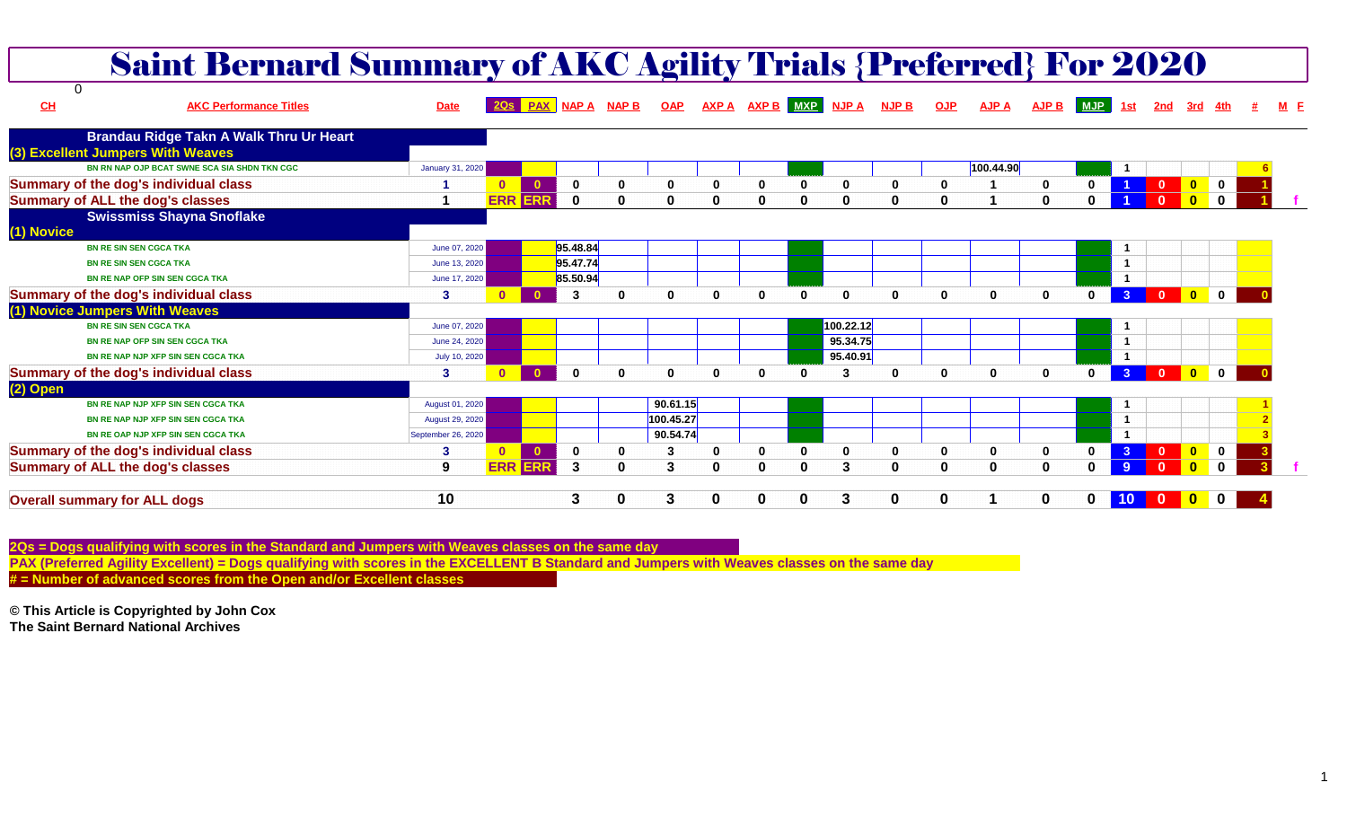# Saint Bernard Summary of AKC Agility Trials {Preferred} For 2020

0

| CH | AKC Performance Titles | Date | 2Qs | PAX | NAP A | NAP B | OAP | AXP A | AXP B | MXP | NJP A | NJP B | OJP | AJP A | AJP B | MJP | 1st | 2nd | 3rd | 4th | # | M | F |
|---|---|---|---|---|---|---|---|---|---|---|---|---|---|---|---|---|---|---|---|---|---|---|---|
| | **Brandau Ridge Takn A Walk Thru Ur Heart** | | | | | | | | | | | | | | | | | | | | | | |
| | **(3) Excellent Jumpers With Weaves** | | | | | | | | | | | | | | | | | | | | | | |
| | BN RN NAP OJP BCAT SWNE SCA SIA SHDN TKN CGC | January 31, 2020 | | | | | | | | | | | | 100.44.90 | | | 1 | | | | 6 | | |
| | **Summary of the dog's individual class** | 1 | 0 | 0 | 0 | 0 | 0 | 0 | 0 | 0 | 0 | 0 | 0 | 1 | 0 | 0 | 1 | 0 | 0 | 0 | 1 | | |
| | **Summary of ALL the dog's classes** | 1 | ERR | ERR | 0 | 0 | 0 | 0 | 0 | 0 | 0 | 0 | 0 | 1 | 0 | 0 | 1 | 0 | 0 | 0 | 1 | | f |
| | **Swissmiss Shayna Snoflake** | | | | | | | | | | | | | | | | | | | | | | |
| | **(1) Novice** | | | | | | | | | | | | | | | | | | | | | | |
| | BN RE SIN SEN CGCA TKA | June 07, 2020 | | | 95.48.84 | | | | | | | | | | | | 1 | | | | | | |
| | BN RE SIN SEN CGCA TKA | June 13, 2020 | | | 95.47.74 | | | | | | | | | | | | 1 | | | | | | |
| | BN RE NAP OFP SIN SEN CGCA TKA | June 17, 2020 | | | 85.50.94 | | | | | | | | | | | | 1 | | | | | | |
| | **Summary of the dog's individual class** | 3 | 0 | 0 | 3 | 0 | 0 | 0 | 0 | 0 | 0 | 0 | 0 | 0 | 0 | 0 | 3 | 0 | 0 | 0 | 0 | | |
| | **(1) Novice Jumpers With Weaves** | | | | | | | | | | | | | | | | | | | | | | |
| | BN RE SIN SEN CGCA TKA | June 07, 2020 | | | | | | | | | 100.22.12 | | | | | | 1 | | | | | | |
| | BN RE NAP OFP SIN SEN CGCA TKA | June 24, 2020 | | | | | | | | | 95.34.75 | | | | | | 1 | | | | | | |
| | BN RE NAP NJP XFP SIN SEN CGCA TKA | July 10, 2020 | | | | | | | | | 95.40.91 | | | | | | 1 | | | | | | |
| | **Summary of the dog's individual class** | 3 | 0 | 0 | 0 | 0 | 0 | 0 | 0 | 0 | 3 | 0 | 0 | 0 | 0 | 0 | 3 | 0 | 0 | 0 | 0 | | |
| | **(2) Open** | | | | | | | | | | | | | | | | | | | | | | |
| | BN RE NAP NJP XFP SIN SEN CGCA TKA | August 01, 2020 | | | | | 90.61.15 | | | | | | | | | | 1 | | | | 1 | | |
| | BN RE NAP NJP XFP SIN SEN CGCA TKA | August 29, 2020 | | | | | 100.45.27 | | | | | | | | | | 1 | | | | 2 | | |
| | BN RE OAP NJP XFP SIN SEN CGCA TKA | September 26, 2020 | | | | | 90.54.74 | | | | | | | | | | 1 | | | | 3 | | |
| | **Summary of the dog's individual class** | 3 | 0 | 0 | 0 | 0 | 3 | 0 | 0 | 0 | 0 | 0 | 0 | 0 | 0 | 0 | 3 | 0 | 0 | 0 | 3 | | |
| | **Summary of ALL the dog's classes** | 9 | ERR | ERR | 3 | 0 | 3 | 0 | 0 | 0 | 3 | 0 | 0 | 0 | 0 | 0 | 9 | 0 | 0 | 0 | 3 | | f |
| | **Overall summary for ALL dogs** | 10 | | | 3 | 0 | 3 | 0 | 0 | 0 | 3 | 0 | 0 | 1 | 0 | 0 | 10 | 0 | 0 | 0 | 4 | | |

**2Qs = Dogs qualifying with scores in the Standard and Jumpers with Weaves classes on the same day**

**PAX (Preferred Agility Excellent) = Dogs qualifying with scores in the EXCELLENT B Standard and Jumpers with Weaves classes on the same day**

**# = Number of advanced scores from the Open and/or Excellent classes**

**© This Article is Copyrighted by John Cox**
**The Saint Bernard National Archives**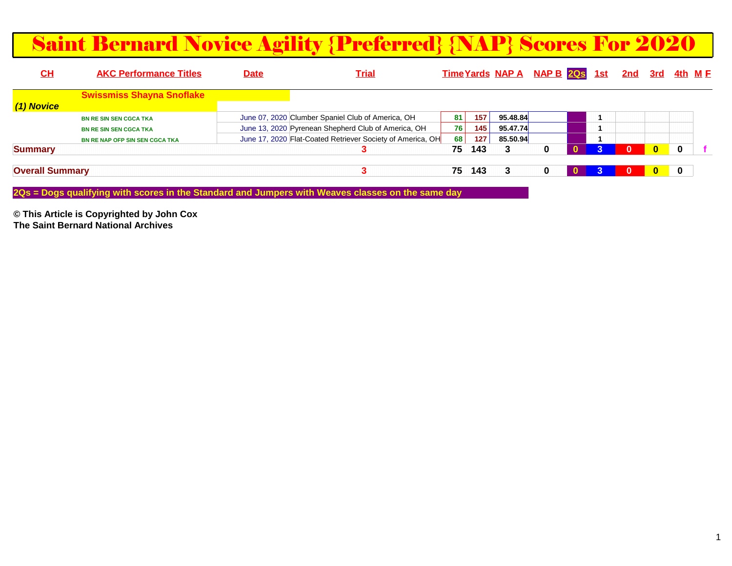# Saint Bernard Novice Agility {Preferred} {NAP} Scores For 2020

| CH | AKC Performance Titles | Date | Trial | Time | Yards | NAP A | NAP B | 2Qs | 1st | 2nd | 3rd | 4th | M F |
|---|---|---|---|---|---|---|---|---|---|---|---|---|---|
| | **Swissmiss Shayna Snoflake** | | | | | | | | | | | | |
| ***(1) Novice*** | | | | | | | | | | | | | |
| | BN RE SIN SEN CGCA TKA | June 07, 2020 | Clumber Spaniel Club of America, OH | 81 | 157 | 95.48.84 | | | 1 | | | | |
| | BN RE SIN SEN CGCA TKA | June 13, 2020 | Pyrenean Shepherd Club of America, OH | 76 | 145 | 95.47.74 | | | 1 | | | | |
| | BN RE NAP OFP SIN SEN CGCA TKA | June 17, 2020 | Flat-Coated Retriever Society of America, OH | 68 | 127 | 85.50.94 | | | 1 | | | | |
| **Summary** | | | **3** | **75** | **143** | **3** | **0** | **0** | **3** | **0** | **0** | **0** | **f** |
| **Overall Summary** | | | **3** | **75** | **143** | **3** | **0** | **0** | **3** | **0** | **0** | **0** | |

**2Qs = Dogs qualifying with scores in the Standard and Jumpers with Weaves classes on the same day**

**© This Article is Copyrighted by John Cox**
**The Saint Bernard National Archives**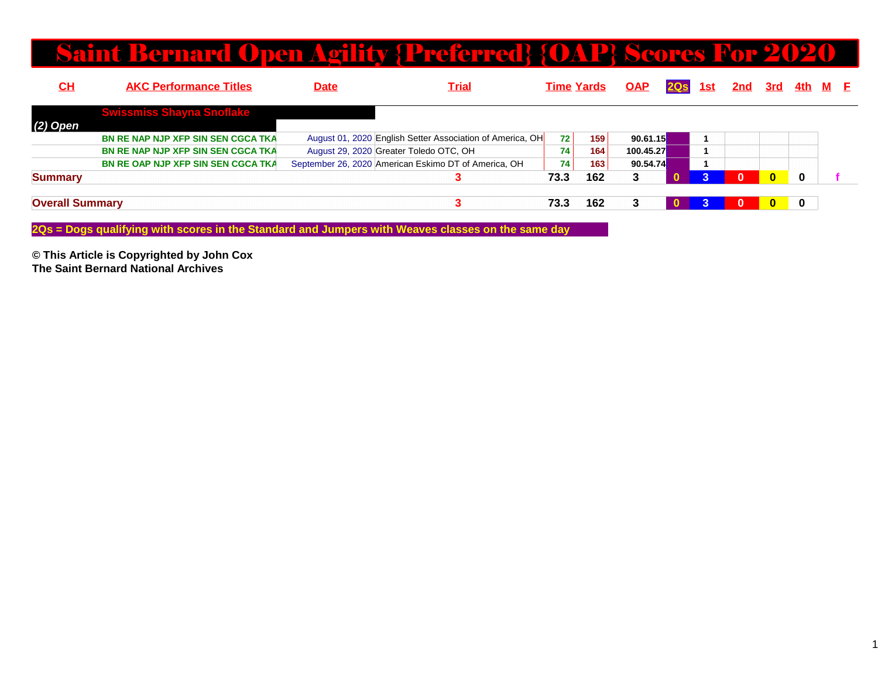# Saint Bernard Open Agility {Preferred} {OAP} Scores For 2020

| CH | AKC Performance Titles | Date | Trial | Time | Yards | OAP | 2Qs | 1st | 2nd | 3rd | 4th | M | F |
|---|---|---|---|---|---|---|---|---|---|---|---|---|---|
| | **Swissmiss Shayna Snoflake** | | | | | | | | | | | | |
| *(2) Open* | | | | | | | | | | | | | |
| | BN RE NAP NJP XFP SIN SEN CGCA TKA | August 01, 2020 | English Setter Association of America, OH | 72 | 159 | 90.61.15 | | 1 | | | | | |
| | BN RE NAP NJP XFP SIN SEN CGCA TKA | August 29, 2020 | Greater Toledo OTC, OH | 74 | 164 | 100.45.27 | | 1 | | | | | |
| | BN RE OAP NJP XFP SIN SEN CGCA TKA | September 26, 2020 | American Eskimo DT of America, OH | 74 | 163 | 90.54.74 | | 1 | | | | | |
| **Summary** | | | 3 | 73.3 | 162 | 3 | 0 | 3 | 0 | 0 | 0 | | f |
| **Overall Summary** | | | 3 | 73.3 | 162 | 3 | 0 | 3 | 0 | 0 | 0 | | |

**2Qs = Dogs qualifying with scores in the Standard and Jumpers with Weaves classes on the same day**

**© This Article is Copyrighted by John Cox**
**The Saint Bernard National Archives**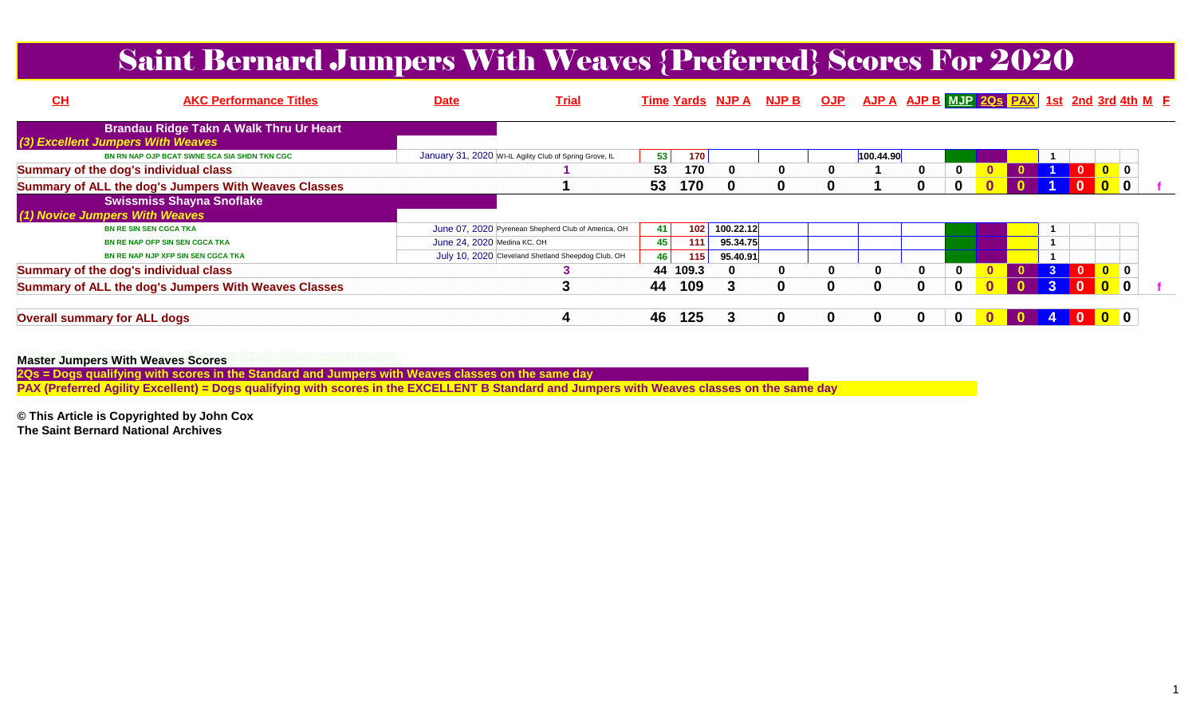# Saint Bernard Jumpers With Weaves {Preferred} Scores For 2020

| CH | AKC Performance Titles | Date | Trial | Time | Yards | NJP A | NJP B | OJP | AJP A | AJP B | MJP | 2Qs | PAX | 1st | 2nd | 3rd | 4th | M | F |
|---|---|---|---|---|---|---|---|---|---|---|---|---|---|---|---|---|---|---|---|
| **Brandau Ridge Takn A Walk Thru Ur Heart** | | | | | | | | | | | | | | | | | | | |
| *(3) Excellent Jumpers With Weaves* | | | | | | | | | | | | | | | | | | | |
| | BN RN NAP OJP BCAT SWNE SCA SIA SHDN TKN CGC | January 31, 2020 | WI-IL Agility Club of Spring Grove, IL | 53 | 170 | | | | 100.44.90 | | | | | 1 | | | | | |
| **Summary of the dog's individual class** | | | 1 | 53 | 170 | 0 | 0 | 0 | 1 | 0 | 0 | 0 | 0 | 1 | 0 | 0 | 0 | | |
| **Summary of ALL the dog's Jumpers With Weaves Classes** | | | 1 | 53 | 170 | 0 | 0 | 0 | 1 | 0 | 0 | 0 | 0 | 1 | 0 | 0 | 0 | | f |
| **Swissmiss Shayna Snoflake** | | | | | | | | | | | | | | | | | | | |
| *(1) Novice Jumpers With Weaves* | | | | | | | | | | | | | | | | | | | |
| | BN RE SIN SEN CGCA TKA | June 07, 2020 | Pyrenean Shepherd Club of America, OH | 41 | 102 | 100.22.12 | | | | | | | | 1 | | | | | |
| | BN RE NAP OFP SIN SEN CGCA TKA | June 24, 2020 | Medina KC, OH | 45 | 111 | 95.34.75 | | | | | | | | 1 | | | | | |
| | BN RE NAP NJP XFP SIN SEN CGCA TKA | July 10, 2020 | Cleveland Shetland Sheepdog Club, OH | 46 | 115 | 95.40.91 | | | | | | | | 1 | | | | | |
| **Summary of the dog's individual class** | | | 3 | 44 | 109.3 | 0 | 0 | 0 | 0 | 0 | 0 | 0 | 0 | 3 | 0 | 0 | 0 | | |
| **Summary of ALL the dog's Jumpers With Weaves Classes** | | | 3 | 44 | 109 | 3 | 0 | 0 | 0 | 0 | 0 | 0 | 0 | 3 | 0 | 0 | 0 | | f |
| **Overall summary for ALL dogs** | | | 4 | 46 | 125 | 3 | 0 | 0 | 0 | 0 | 0 | 0 | 0 | 4 | 0 | 0 | 0 | | |

**Master Jumpers With Weaves Scores**

**2Qs = Dogs qualifying with scores in the Standard and Jumpers with Weaves classes on the same day**

**PAX (Preferred Agility Excellent) = Dogs qualifying with scores in the EXCELLENT B Standard and Jumpers with Weaves classes on the same day**

**© This Article is Copyrighted by John Cox**
**The Saint Bernard National Archives**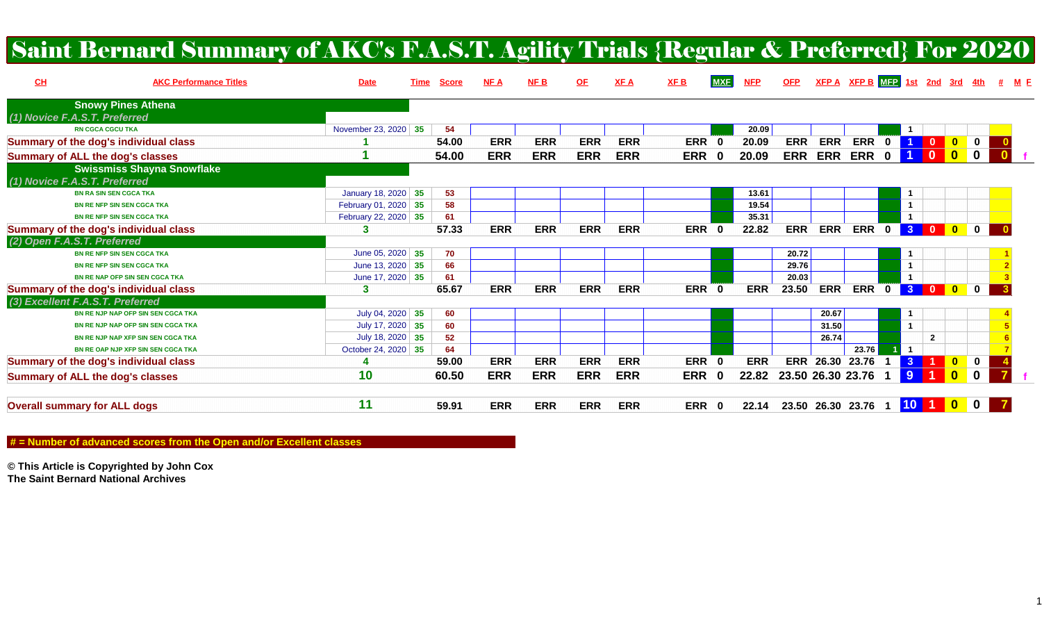# Saint Bernard Summary of AKC's F.A.S.T. Agility Trials {Regular & Preferred} For 2020

| CH | AKC Performance Titles | Date | Time | Score | NF A | NF B | OF | XF A | XF B | MXF | NFP | OFP | XFP A | XFP B | MFP | 1st | 2nd | 3rd | 4th | # | M F |
|---|---|---|---|---|---|---|---|---|---|---|---|---|---|---|---|---|---|---|---|---|---|
| | **Snowy Pines Athena** | | | | | | | | | | | | | | | | | | | | |
| | *(1) Novice F.A.S.T. Preferred* | | | | | | | | | | | | | | | | | | | | |
| | RN CGCA CGCU TKA | November 23, 2020 | 35 | 54 | | | | | | | 20.09 | | | | | 1 | | | | | |
| **Summary of the dog's individual class** | | 1 | | 54.00 | ERR | ERR | ERR | ERR | ERR | 0 | 20.09 | ERR | ERR | ERR | 0 | 1 | 0 | 0 | 0 | 0 | |
| **Summary of ALL the dog's classes** | | 1 | | 54.00 | ERR | ERR | ERR | ERR | ERR | 0 | 20.09 | ERR | ERR | ERR | 0 | 1 | 0 | 0 | 0 | 0 | f |
| | **Swissmiss Shayna Snowflake** | | | | | | | | | | | | | | | | | | | | |
| | *(1) Novice F.A.S.T. Preferred* | | | | | | | | | | | | | | | | | | | | |
| | BN RA SIN SEN CGCA TKA | January 18, 2020 | 35 | 53 | | | | | | | 13.61 | | | | | 1 | | | | | |
| | BN RE NFP SIN SEN CGCA TKA | February 01, 2020 | 35 | 58 | | | | | | | 19.54 | | | | | 1 | | | | | |
| | BN RE NFP SIN SEN CGCA TKA | February 22, 2020 | 35 | 61 | | | | | | | 35.31 | | | | | 1 | | | | | |
| **Summary of the dog's individual class** | | 3 | | 57.33 | ERR | ERR | ERR | ERR | ERR | 0 | 22.82 | ERR | ERR | ERR | 0 | 3 | 0 | 0 | 0 | 0 | |
| | *(2) Open F.A.S.T. Preferred* | | | | | | | | | | | | | | | | | | | | |
| | BN RE NFP SIN SEN CGCA TKA | June 05, 2020 | 35 | 70 | | | | | | | | 20.72 | | | | 1 | | | | 1 | |
| | BN RE NFP SIN SEN CGCA TKA | June 13, 2020 | 35 | 66 | | | | | | | | 29.76 | | | | 1 | | | | 2 | |
| | BN RE NAP OFP SIN SEN CGCA TKA | June 17, 2020 | 35 | 61 | | | | | | | | 20.03 | | | | 1 | | | | 3 | |
| **Summary of the dog's individual class** | | 3 | | 65.67 | ERR | ERR | ERR | ERR | ERR | 0 | ERR | 23.50 | ERR | ERR | 0 | 3 | 0 | 0 | 0 | 3 | |
| | *(3) Excellent F.A.S.T. Preferred* | | | | | | | | | | | | | | | | | | | | |
| | BN RE NJP NAP OFP SIN SEN CGCA TKA | July 04, 2020 | 35 | 60 | | | | | | | | | 20.67 | | | 1 | | | | 4 | |
| | BN RE NJP NAP OFP SIN SEN CGCA TKA | July 17, 2020 | 35 | 60 | | | | | | | | | 31.50 | | | 1 | | | | 5 | |
| | BN RE NJP NAP XFP SIN SEN CGCA TKA | July 18, 2020 | 35 | 52 | | | | | | | | | 26.74 | | | | 2 | | | 6 | |
| | BN RE OAP NJP XFP SIN SEN CGCA TKA | October 24, 2020 | 35 | 64 | | | | | | | | | | 23.76 | 1 | 1 | | | | 7 | |
| **Summary of the dog's individual class** | | 4 | | 59.00 | ERR | ERR | ERR | ERR | ERR | 0 | ERR | ERR | 26.30 | 23.76 | 1 | 3 | 1 | 0 | 0 | 4 | |
| **Summary of ALL the dog's classes** | | 10 | | 60.50 | ERR | ERR | ERR | ERR | ERR | 0 | 22.82 | 23.50 | 26.30 | 23.76 | 1 | 9 | 1 | 0 | 0 | 7 | f |
| **Overall summary for ALL dogs** | | 11 | | 59.91 | ERR | ERR | ERR | ERR | ERR | 0 | 22.14 | 23.50 | 26.30 | 23.76 | 1 | 10 | 1 | 0 | 0 | 7 | |

**# = Number of advanced scores from the Open and/or Excellent classes**

**© This Article is Copyrighted by John Cox**
**The Saint Bernard National Archives**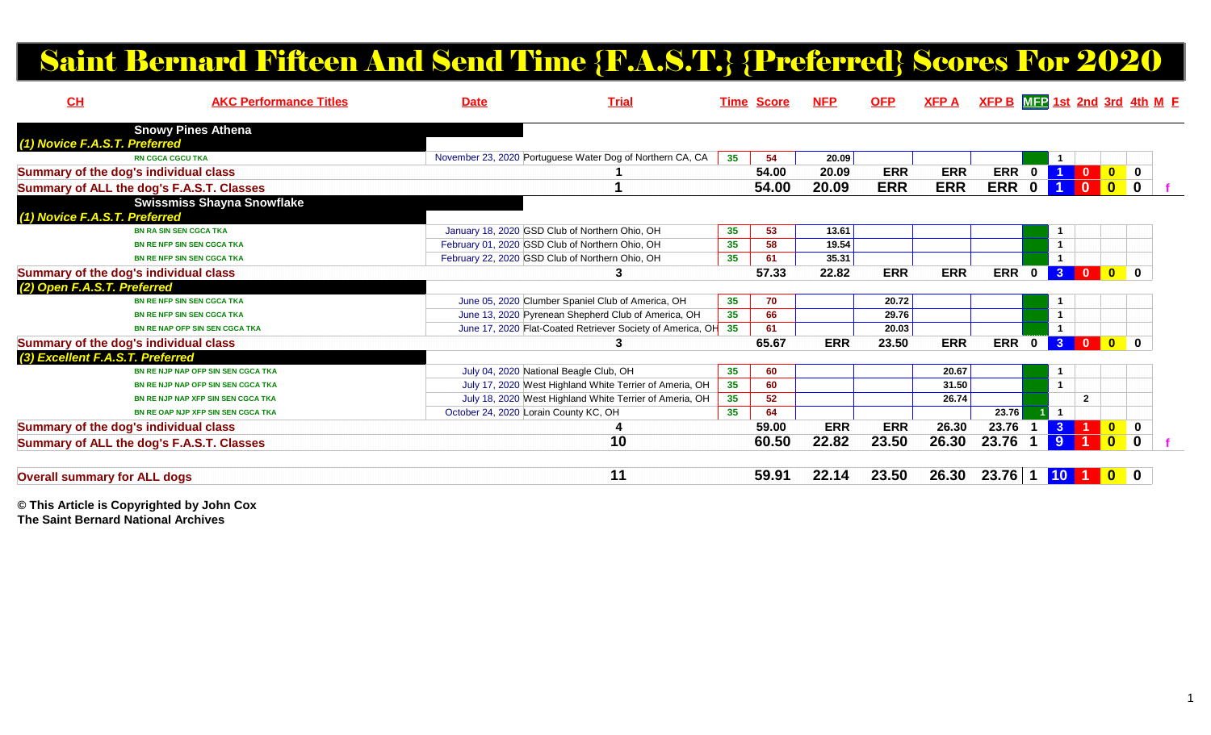# Saint Bernard Fifteen And Send Time {F.A.S.T.} {Preferred} Scores For 2020

| CH | AKC Performance Titles | Date | Trial | Time | Score | NFP | OFP | XFP A | XFP B | MFP | 1st | 2nd | 3rd | 4th | M | F |
|---|---|---|---|---|---|---|---|---|---|---|---|---|---|---|---|---|
| **Snowy Pines Athena** | | | | | | | | | | | | | | | | |
| *(1) Novice F.A.S.T. Preferred* | | | | | | | | | | | | | | | | |
| | RN CGCA CGCU TKA | November 23, 2020 | Portuguese Water Dog of Northern CA, CA | 35 | 54 | 20.09 | | | | | 1 | | | | | |
| **Summary of the dog's individual class** | | | 1 | | 54.00 | 20.09 | ERR | ERR | ERR | 0 | 1 | 0 | 0 | 0 | | |
| **Summary of ALL the dog's F.A.S.T. Classes** | | | 1 | | 54.00 | 20.09 | ERR | ERR | ERR | 0 | 1 | 0 | 0 | 0 | | f |
| **Swissmiss Shayna Snowflake** | | | | | | | | | | | | | | | | |
| *(1) Novice F.A.S.T. Preferred* | | | | | | | | | | | | | | | | |
| | BN RA SIN SEN CGCA TKA | January 18, 2020 | GSD Club of Northern Ohio, OH | 35 | 53 | 13.61 | | | | | 1 | | | | | |
| | BN RE NFP SIN SEN CGCA TKA | February 01, 2020 | GSD Club of Northern Ohio, OH | 35 | 58 | 19.54 | | | | | 1 | | | | | |
| | BN RE NFP SIN SEN CGCA TKA | February 22, 2020 | GSD Club of Northern Ohio, OH | 35 | 61 | 35.31 | | | | | 1 | | | | | |
| **Summary of the dog's individual class** | | | 3 | | 57.33 | 22.82 | ERR | ERR | ERR | 0 | 3 | 0 | 0 | 0 | | |
| *(2) Open F.A.S.T. Preferred* | | | | | | | | | | | | | | | | |
| | BN RE NFP SIN SEN CGCA TKA | June 05, 2020 | Clumber Spaniel Club of America, OH | 35 | 70 | | 20.72 | | | | 1 | | | | | |
| | BN RE NFP SIN SEN CGCA TKA | June 13, 2020 | Pyrenean Shepherd Club of America, OH | 35 | 66 | | 29.76 | | | | 1 | | | | | |
| | BN RE NAP OFP SIN SEN CGCA TKA | June 17, 2020 | Flat-Coated Retriever Society of America, OH | 35 | 61 | | 20.03 | | | | 1 | | | | | |
| **Summary of the dog's individual class** | | | 3 | | 65.67 | ERR | 23.50 | ERR | ERR | 0 | 3 | 0 | 0 | 0 | | |
| *(3) Excellent F.A.S.T. Preferred* | | | | | | | | | | | | | | | | |
| | BN RE NJP NAP OFP SIN SEN CGCA TKA | July 04, 2020 | National Beagle Club, OH | 35 | 60 | | | 20.67 | | | 1 | | | | | |
| | BN RE NJP NAP OFP SIN SEN CGCA TKA | July 17, 2020 | West Highland White Terrier of Ameria, OH | 35 | 60 | | | 31.50 | | | 1 | | | | | |
| | BN RE NJP NAP XFP SIN SEN CGCA TKA | July 18, 2020 | West Highland White Terrier of Ameria, OH | 35 | 52 | | | 26.74 | | | | 2 | | | | |
| | BN RE OAP NJP XFP SIN SEN CGCA TKA | October 24, 2020 | Lorain County KC, OH | 35 | 64 | | | | 23.76 | 1 | 1 | | | | | |
| **Summary of the dog's individual class** | | | 4 | | 59.00 | ERR | ERR | 26.30 | 23.76 | 1 | 3 | 1 | 0 | 0 | | |
| **Summary of ALL the dog's F.A.S.T. Classes** | | | 10 | | 60.50 | 22.82 | 23.50 | 26.30 | 23.76 | 1 | 9 | 1 | 0 | 0 | | f |
| **Overall summary for ALL dogs** | | | 11 | | 59.91 | 22.14 | 23.50 | 26.30 | 23.76 | 1 | 10 | 1 | 0 | 0 | | |

**© This Article is Copyrighted by John Cox**
**The Saint Bernard National Archives**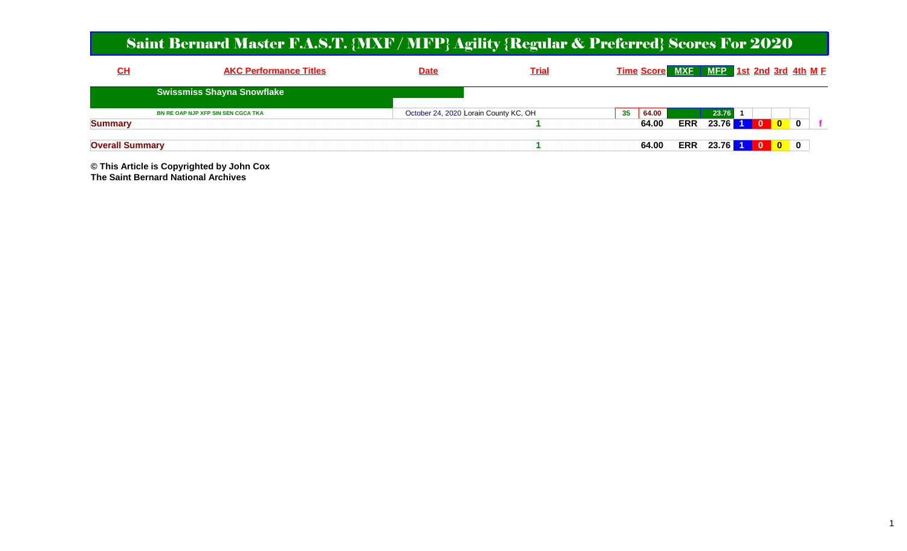# Saint Bernard Master F.A.S.T. {MXF / MFP} Agility {Regular & Preferred} Scores For 2020

| CH | AKC Performance Titles | Date | Trial | Time | Score | MXF | MFP | 1st | 2nd | 3rd | 4th | M | F |
|---|---|---|---|---|---|---|---|---|---|---|---|---|---|
| | **Swissmiss Shayna Snowflake** | | | | | | | | | | | | |
| | BN RE OAP NJP XFP SIN SEN CGCA TKA | October 24, 2020 | Lorain County KC, OH | 35 | 64.00 | | 23.76 | 1 | | | | | |
| **Summary** | | | 1 | | 64.00 | ERR | 23.76 | 1 | 0 | 0 | 0 | | f |
| **Overall Summary** | | | 1 | | 64.00 | ERR | 23.76 | 1 | 0 | 0 | 0 | | |

**© This Article is Copyrighted by John Cox**
**The Saint Bernard National Archives**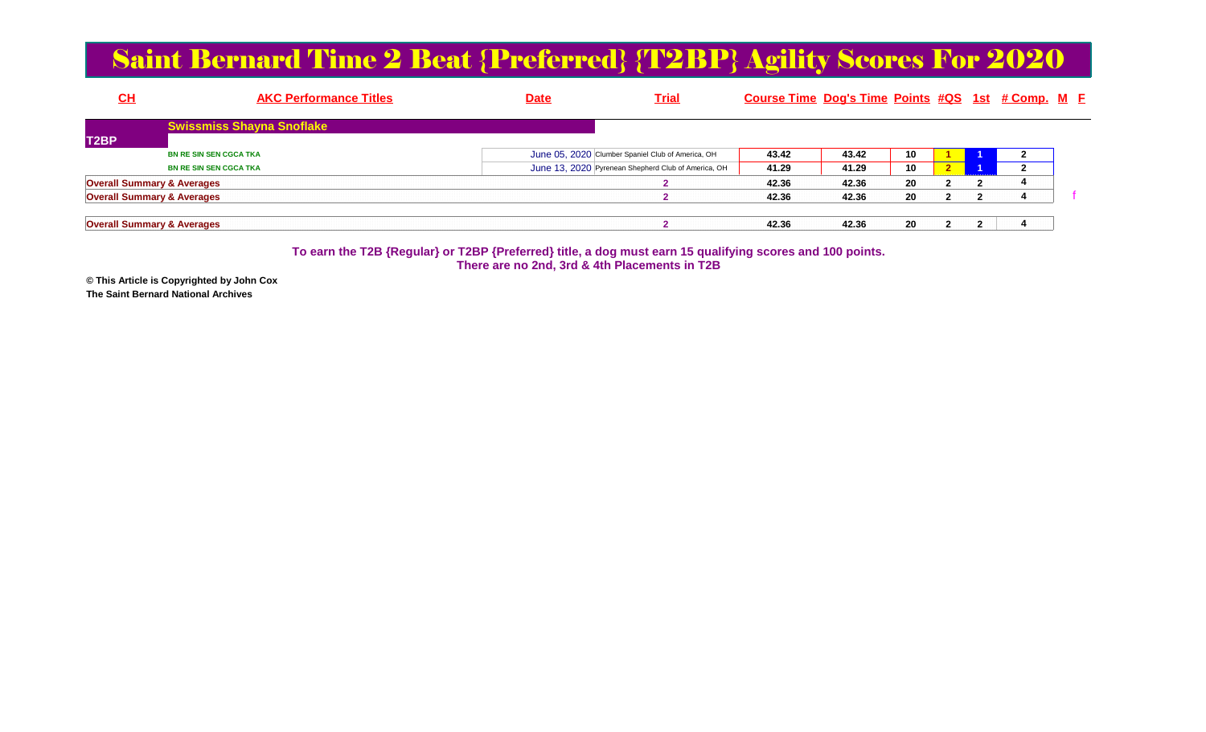# Saint Bernard Time 2 Beat {Preferred} {T2BP} Agility Scores For 2020

| CH | AKC Performance Titles | Date | Trial | Course Time | Dog's Time | Points | #QS | 1st | # Comp. | M | F |
|---|---|---|---|---|---|---|---|---|---|---|---|
| | **Swissmiss Shayna Snoflake** | | | | | | | | | | |
| **T2BP** | | | | | | | | | | | |
| | BN RE SIN SEN CGCA TKA | June 05, 2020 | Clumber Spaniel Club of America, OH | 43.42 | 43.42 | 10 | 1 | 1 | 2 | | |
| | BN RE SIN SEN CGCA TKA | June 13, 2020 | Pyrenean Shepherd Club of America, OH | 41.29 | 41.29 | 10 | 2 | 1 | 2 | | |
| **Overall Summary & Averages** | | | 2 | 42.36 | 42.36 | 20 | 2 | 2 | 4 | | |
| **Overall Summary & Averages** | | | 2 | 42.36 | 42.36 | 20 | 2 | 2 | 4 | | f |
| **Overall Summary & Averages** | | | 2 | 42.36 | 42.36 | 20 | 2 | 2 | 4 | | |

**To earn the T2B {Regular} or T2BP {Preferred} title, a dog must earn 15 qualifying scores and 100 points.**
**There are no 2nd, 3rd & 4th Placements in T2B**

**© This Article is Copyrighted by John Cox**
**The Saint Bernard National Archives**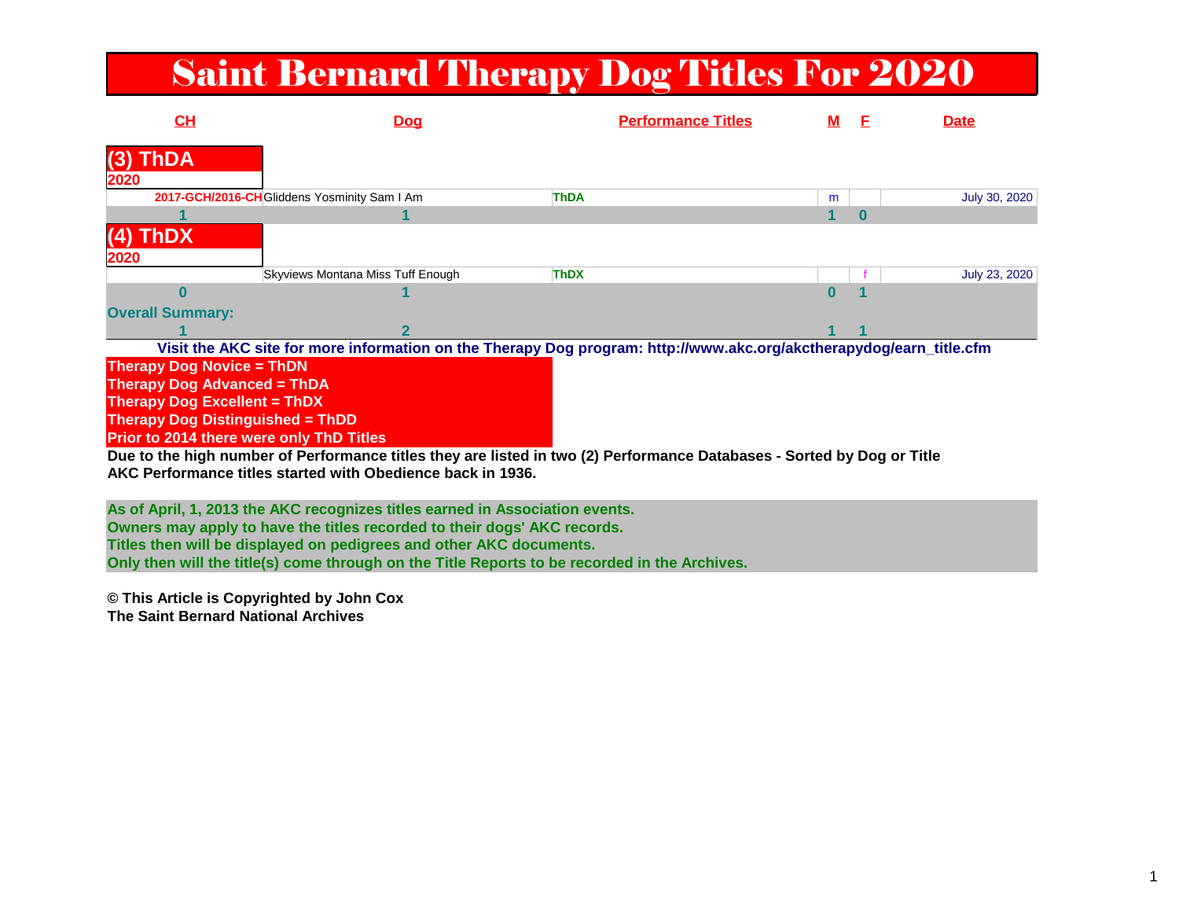# Saint Bernard Therapy Dog Titles For 2020

| CH | Dog | Performance Titles | M | F | Date |
|---|---|---|---|---|---|
| **(3) ThDA** | | | | | |
| **2020** | | | | | |
| 2017-GCH/2016-CH | Gliddens Yosminity Sam I Am | ThDA | m | | July 30, 2020 |
| **1** | **1** | | **1** | **0** | |
| **(4) ThDX** | | | | | |
| **2020** | | | | | |
| | Skyviews Montana Miss Tuff Enough | ThDX | | f | July 23, 2020 |
| **0** | **1** | | **0** | **1** | |
| **Overall Summary:** | | | | | |
| **1** | **2** | | **1** | **1** | |

**Visit the AKC site for more information on the Therapy Dog program: http://www.akc.org/akctherapydog/earn_title.cfm**

**Therapy Dog Novice = ThDN**
**Therapy Dog Advanced = ThDA**
**Therapy Dog Excellent = ThDX**
**Therapy Dog Distinguished = ThDD**
**Prior to 2014 there were only ThD Titles**

**Due to the high number of Performance titles they are listed in two (2) Performance Databases - Sorted by Dog or Title**
**AKC Performance titles started with Obedience back in 1936.**

**As of April, 1, 2013 the AKC recognizes titles earned in Association events.**
**Owners may apply to have the titles recorded to their dogs' AKC records.**
**Titles then will be displayed on pedigrees and other AKC documents.**
**Only then will the title(s) come through on the Title Reports to be recorded in the Archives.**

**© This Article is Copyrighted by John Cox**
**The Saint Bernard National Archives**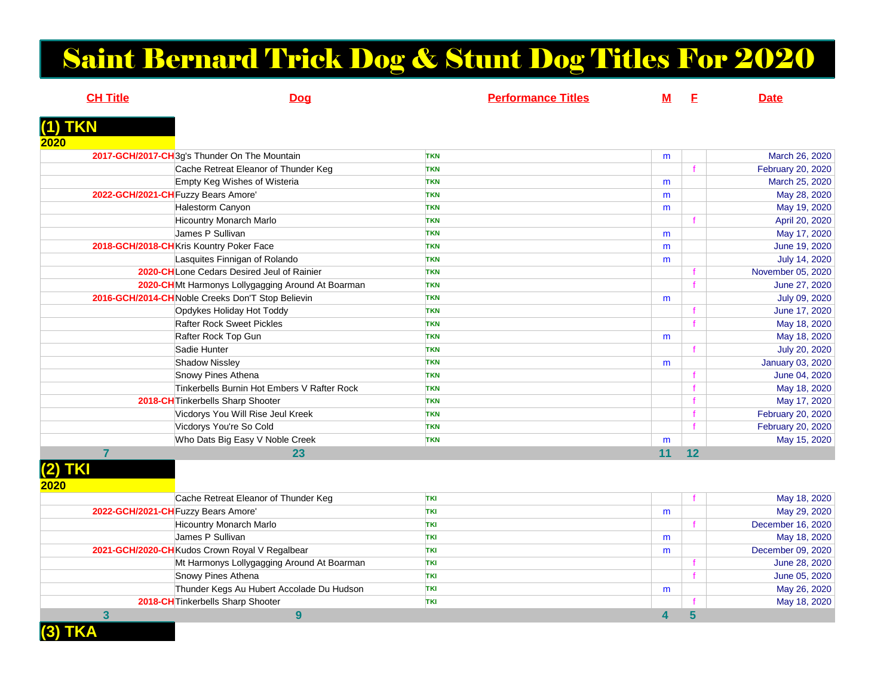# Saint Bernard Trick Dog & Stunt Dog Titles For 2020

## (1) TKN

**2020**

| CH Title | Dog | Performance Titles | M | F | Date |
|---|---|---|---|---|---|
| 2017-GCH/2017-CH | 3g's Thunder On The Mountain | TKN | m | | March 26, 2020 |
| | Cache Retreat Eleanor of Thunder Keg | TKN | | f | February 20, 2020 |
| | Empty Keg Wishes of Wisteria | TKN | m | | March 25, 2020 |
| 2022-GCH/2021-CH | Fuzzy Bears Amore' | TKN | m | | May 28, 2020 |
| | Halestorm Canyon | TKN | m | | May 19, 2020 |
| | Hicountry Monarch Marlo | TKN | | f | April 20, 2020 |
| | James P Sullivan | TKN | m | | May 17, 2020 |
| 2018-GCH/2018-CH | Kris Kountry Poker Face | TKN | m | | June 19, 2020 |
| | Lasquites Finnigan of Rolando | TKN | m | | July 14, 2020 |
| 2020-CH | Lone Cedars Desired Jeul of Rainier | TKN | | f | November 05, 2020 |
| 2020-CH | Mt Harmonys Lollygagging Around At Boarman | TKN | | f | June 27, 2020 |
| 2016-GCH/2014-CH | Noble Creeks Don'T Stop Believin | TKN | m | | July 09, 2020 |
| | Opdykes Holiday Hot Toddy | TKN | | f | June 17, 2020 |
| | Rafter Rock Sweet Pickles | TKN | | f | May 18, 2020 |
| | Rafter Rock Top Gun | TKN | m | | May 18, 2020 |
| | Sadie Hunter | TKN | | f | July 20, 2020 |
| | Shadow Nissley | TKN | m | | January 03, 2020 |
| | Snowy Pines Athena | TKN | | f | June 04, 2020 |
| | Tinkerbells Burnin Hot Embers V Rafter Rock | TKN | | f | May 18, 2020 |
| 2018-CH | Tinkerbells Sharp Shooter | TKN | | f | May 17, 2020 |
| | Vicdorys You Will Rise Jeul Kreek | TKN | | f | February 20, 2020 |
| | Vicdorys You're So Cold | TKN | | f | February 20, 2020 |
| | Who Dats Big Easy V Noble Creek | TKN | m | | May 15, 2020 |
| 7 | 23 | | 11 | 12 | |

## (2) TKI

**2020**

| CH Title | Dog | Performance Titles | M | F | Date |
|---|---|---|---|---|---|
| | Cache Retreat Eleanor of Thunder Keg | TKI | | f | May 18, 2020 |
| 2022-GCH/2021-CH | Fuzzy Bears Amore' | TKI | m | | May 29, 2020 |
| | Hicountry Monarch Marlo | TKI | | f | December 16, 2020 |
| | James P Sullivan | TKI | m | | May 18, 2020 |
| 2021-GCH/2020-CH | Kudos Crown Royal V Regalbear | TKI | m | | December 09, 2020 |
| | Mt Harmonys Lollygagging Around At Boarman | TKI | | f | June 28, 2020 |
| | Snowy Pines Athena | TKI | | f | June 05, 2020 |
| | Thunder Kegs Au Hubert Accolade Du Hudson | TKI | m | | May 26, 2020 |
| 2018-CH | Tinkerbells Sharp Shooter | TKI | | f | May 18, 2020 |
| 3 | 9 | | 4 | 5 | |

## (3) TKA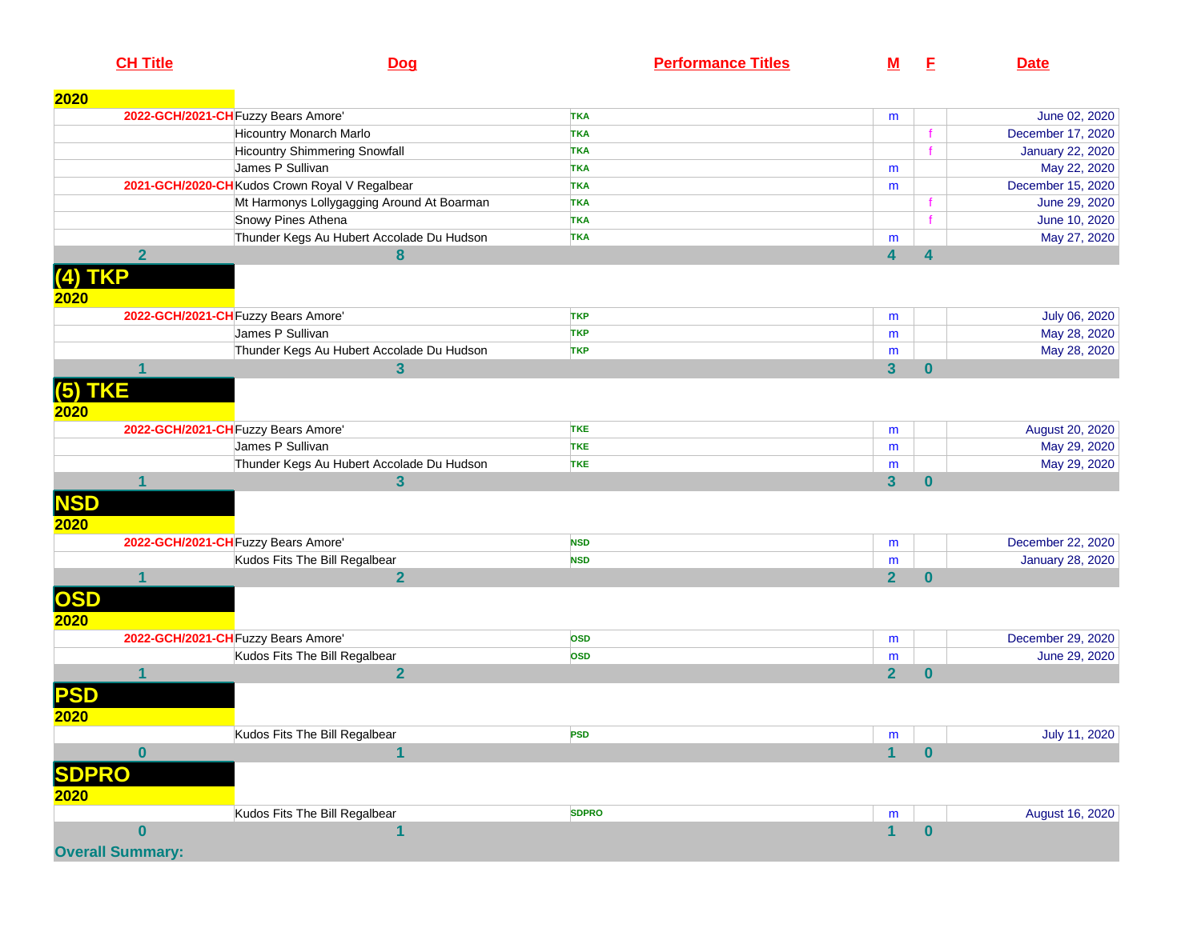| CH Title | Dog | Performance Titles | M | F | Date |
|---|---|---|---|---|---|
| **2020** | | | | | |
| 2022-GCH/2021-CH | Fuzzy Bears Amore' | TKA | m | | June 02, 2020 |
| | Hicountry Monarch Marlo | TKA | | f | December 17, 2020 |
| | Hicountry Shimmering Snowfall | TKA | | f | January 22, 2020 |
| | James P Sullivan | TKA | m | | May 22, 2020 |
| 2021-GCH/2020-CH | Kudos Crown Royal V Regalbear | TKA | m | | December 15, 2020 |
| | Mt Harmonys Lollygagging Around At Boarman | TKA | | f | June 29, 2020 |
| | Snowy Pines Athena | TKA | | f | June 10, 2020 |
| | Thunder Kegs Au Hubert Accolade Du Hudson | TKA | m | | May 27, 2020 |
| 2 | 8 | | 4 | 4 | |

## (4) TKP

| CH Title | Dog | Performance Titles | M | F | Date |
|---|---|---|---|---|---|
| **2020** | | | | | |
| 2022-GCH/2021-CH | Fuzzy Bears Amore' | TKP | m | | July 06, 2020 |
| | James P Sullivan | TKP | m | | May 28, 2020 |
| | Thunder Kegs Au Hubert Accolade Du Hudson | TKP | m | | May 28, 2020 |
| 1 | 3 | | 3 | 0 | |

## (5) TKE

| CH Title | Dog | Performance Titles | M | F | Date |
|---|---|---|---|---|---|
| **2020** | | | | | |
| 2022-GCH/2021-CH | Fuzzy Bears Amore' | TKE | m | | August 20, 2020 |
| | James P Sullivan | TKE | m | | May 29, 2020 |
| | Thunder Kegs Au Hubert Accolade Du Hudson | TKE | m | | May 29, 2020 |
| 1 | 3 | | 3 | 0 | |

## NSD

| CH Title | Dog | Performance Titles | M | F | Date |
|---|---|---|---|---|---|
| **2020** | | | | | |
| 2022-GCH/2021-CH | Fuzzy Bears Amore' | NSD | m | | December 22, 2020 |
| | Kudos Fits The Bill Regalbear | NSD | m | | January 28, 2020 |
| 1 | 2 | | 2 | 0 | |

## OSD

| CH Title | Dog | Performance Titles | M | F | Date |
|---|---|---|---|---|---|
| **2020** | | | | | |
| 2022-GCH/2021-CH | Fuzzy Bears Amore' | OSD | m | | December 29, 2020 |
| | Kudos Fits The Bill Regalbear | OSD | m | | June 29, 2020 |
| 1 | 2 | | 2 | 0 | |

## PSD

| CH Title | Dog | Performance Titles | M | F | Date |
|---|---|---|---|---|---|
| **2020** | | | | | |
| | Kudos Fits The Bill Regalbear | PSD | m | | July 11, 2020 |
| 0 | 1 | | 1 | 0 | |

## SDPRO

| CH Title | Dog | Performance Titles | M | F | Date |
|---|---|---|---|---|---|
| **2020** | | | | | |
| | Kudos Fits The Bill Regalbear | SDPRO | m | | August 16, 2020 |
| 0 | 1 | | 1 | 0 | |

**Overall Summary:**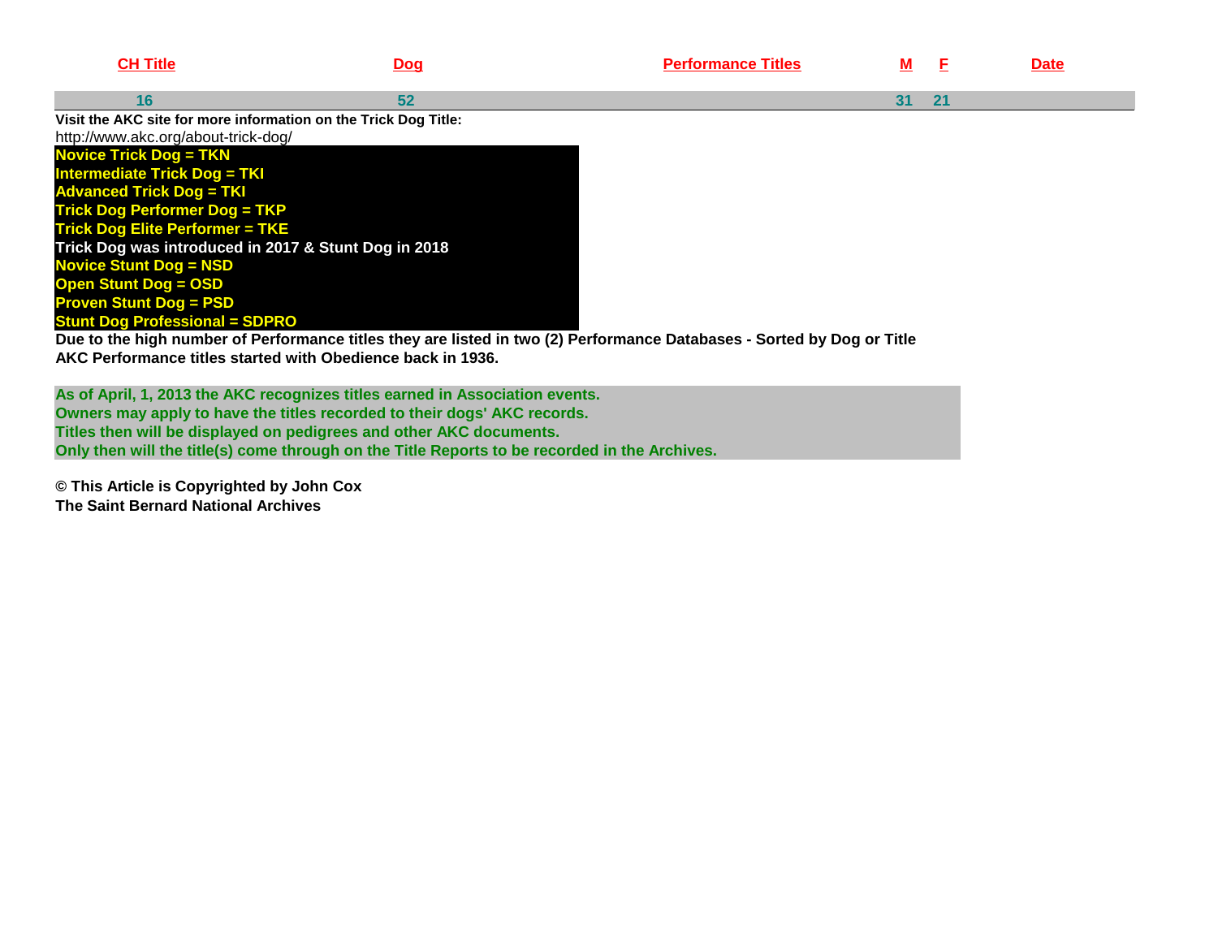| CH Title | Dog | Performance Titles | M | F | Date |
|---|---|---|---|---|---|
| 16 | 52 | | 31 | 21 | |

**Visit the AKC site for more information on the Trick Dog Title:**
http://www.akc.org/about-trick-dog/

**Novice Trick Dog = TKN**
**Intermediate Trick Dog = TKI**
**Advanced Trick Dog = TKI**
**Trick Dog Performer Dog = TKP**
**Trick Dog Elite Performer = TKE**
**Trick Dog was introduced in 2017 & Stunt Dog in 2018**
**Novice Stunt Dog = NSD**
**Open Stunt Dog = OSD**
**Proven Stunt Dog = PSD**
**Stunt Dog Professional = SDPRO**

**Due to the high number of Performance titles they are listed in two (2) Performance Databases - Sorted by Dog or Title**
**AKC Performance titles started with Obedience back in 1936.**

**As of April, 1, 2013 the AKC recognizes titles earned in Association events.**
**Owners may apply to have the titles recorded to their dogs' AKC records.**
**Titles then will be displayed on pedigrees and other AKC documents.**
**Only then will the title(s) come through on the Title Reports to be recorded in the Archives.**

**© This Article is Copyrighted by John Cox**
**The Saint Bernard National Archives**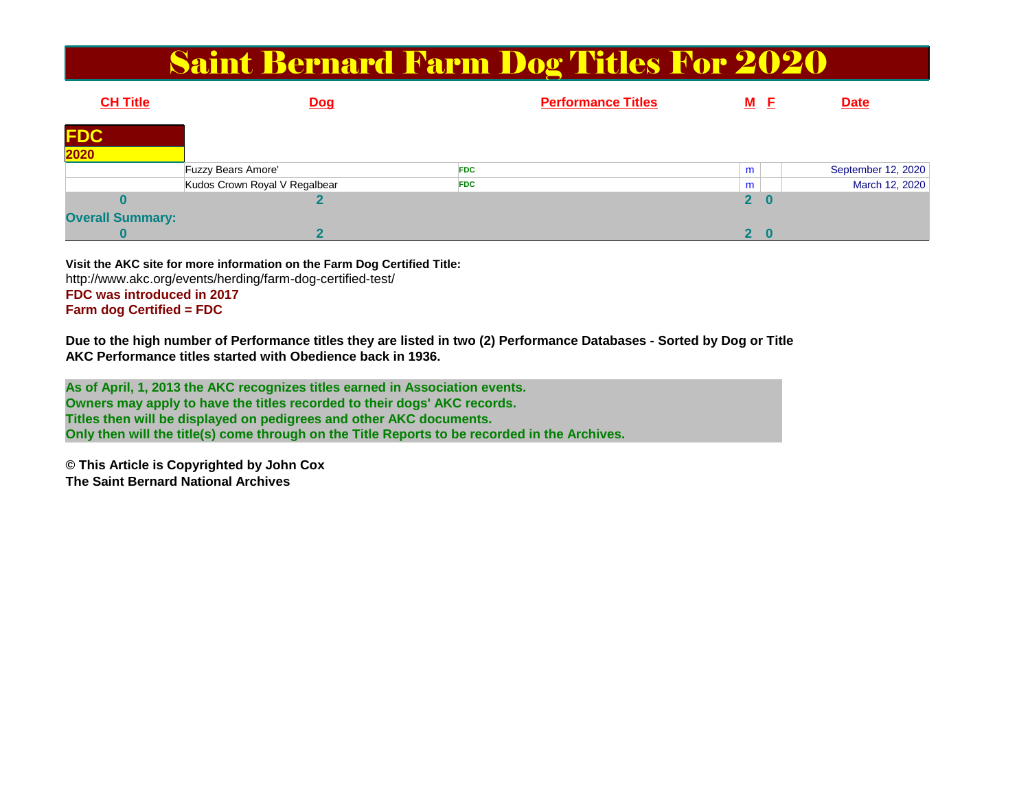# Saint Bernard Farm Dog Titles For 2020

| CH Title | Dog | Performance Titles | M | F | Date |
|---|---|---|---|---|---|
| **FDC** 2020 | | | | | |
| | Fuzzy Bears Amore' | FDC | m | | September 12, 2020 |
| | Kudos Crown Royal V Regalbear | FDC | m | | March 12, 2020 |
| **0** | **2** | | **2** | **0** | |
| **Overall Summary:** | | | | | |
| **0** | **2** | | **2** | **0** | |

**Visit the AKC site for more information on the Farm Dog Certified Title:**

http://www.akc.org/events/herding/farm-dog-certified-test/

**FDC was introduced in 2017**

**Farm dog Certified = FDC**

**Due to the high number of Performance titles they are listed in two (2) Performance Databases - Sorted by Dog or Title**
**AKC Performance titles started with Obedience back in 1936.**

**As of April, 1, 2013 the AKC recognizes titles earned in Association events.**
**Owners may apply to have the titles recorded to their dogs' AKC records.**
**Titles then will be displayed on pedigrees and other AKC documents.**
**Only then will the title(s) come through on the Title Reports to be recorded in the Archives.**

**© This Article is Copyrighted by John Cox**
**The Saint Bernard National Archives**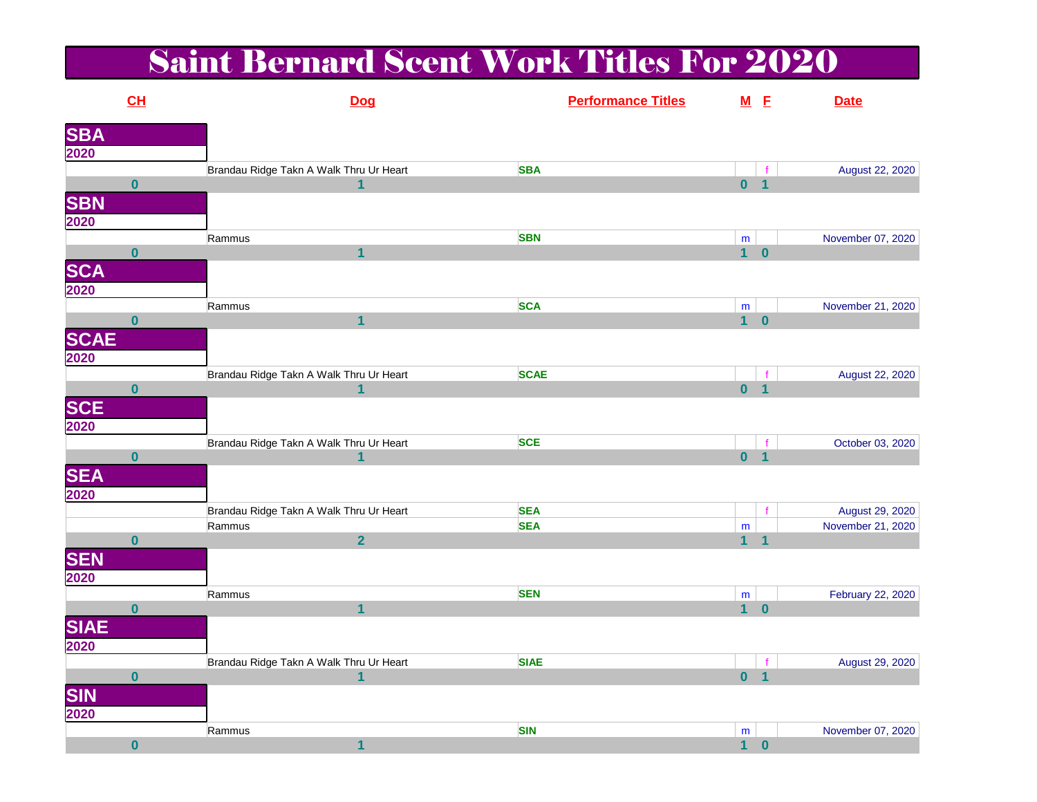# Saint Bernard Scent Work Titles For 2020

| CH | Dog | Performance Titles | M | F | Date |
|---|---|---|---|---|---|
| **SBA** | | | | | |
| **2020** | | | | | |
| | Brandau Ridge Takn A Walk Thru Ur Heart | SBA | | f | August 22, 2020 |
| 0 | 1 | | 0 | 1 | |
| **SBN** | | | | | |
| **2020** | | | | | |
| | Rammus | SBN | m | | November 07, 2020 |
| 0 | 1 | | 1 | 0 | |
| **SCA** | | | | | |
| **2020** | | | | | |
| | Rammus | SCA | m | | November 21, 2020 |
| 0 | 1 | | 1 | 0 | |
| **SCAE** | | | | | |
| **2020** | | | | | |
| | Brandau Ridge Takn A Walk Thru Ur Heart | SCAE | | f | August 22, 2020 |
| 0 | 1 | | 0 | 1 | |
| **SCE** | | | | | |
| **2020** | | | | | |
| | Brandau Ridge Takn A Walk Thru Ur Heart | SCE | | f | October 03, 2020 |
| 0 | 1 | | 0 | 1 | |
| **SEA** | | | | | |
| **2020** | | | | | |
| | Brandau Ridge Takn A Walk Thru Ur Heart | SEA | | f | August 29, 2020 |
| | Rammus | SEA | m | | November 21, 2020 |
| 0 | 2 | | 1 | 1 | |
| **SEN** | | | | | |
| **2020** | | | | | |
| | Rammus | SEN | m | | February 22, 2020 |
| 0 | 1 | | 1 | 0 | |
| **SIAE** | | | | | |
| **2020** | | | | | |
| | Brandau Ridge Takn A Walk Thru Ur Heart | SIAE | | f | August 29, 2020 |
| 0 | 1 | | 0 | 1 | |
| **SIN** | | | | | |
| **2020** | | | | | |
| | Rammus | SIN | m | | November 07, 2020 |
| 0 | 1 | | 1 | 0 | |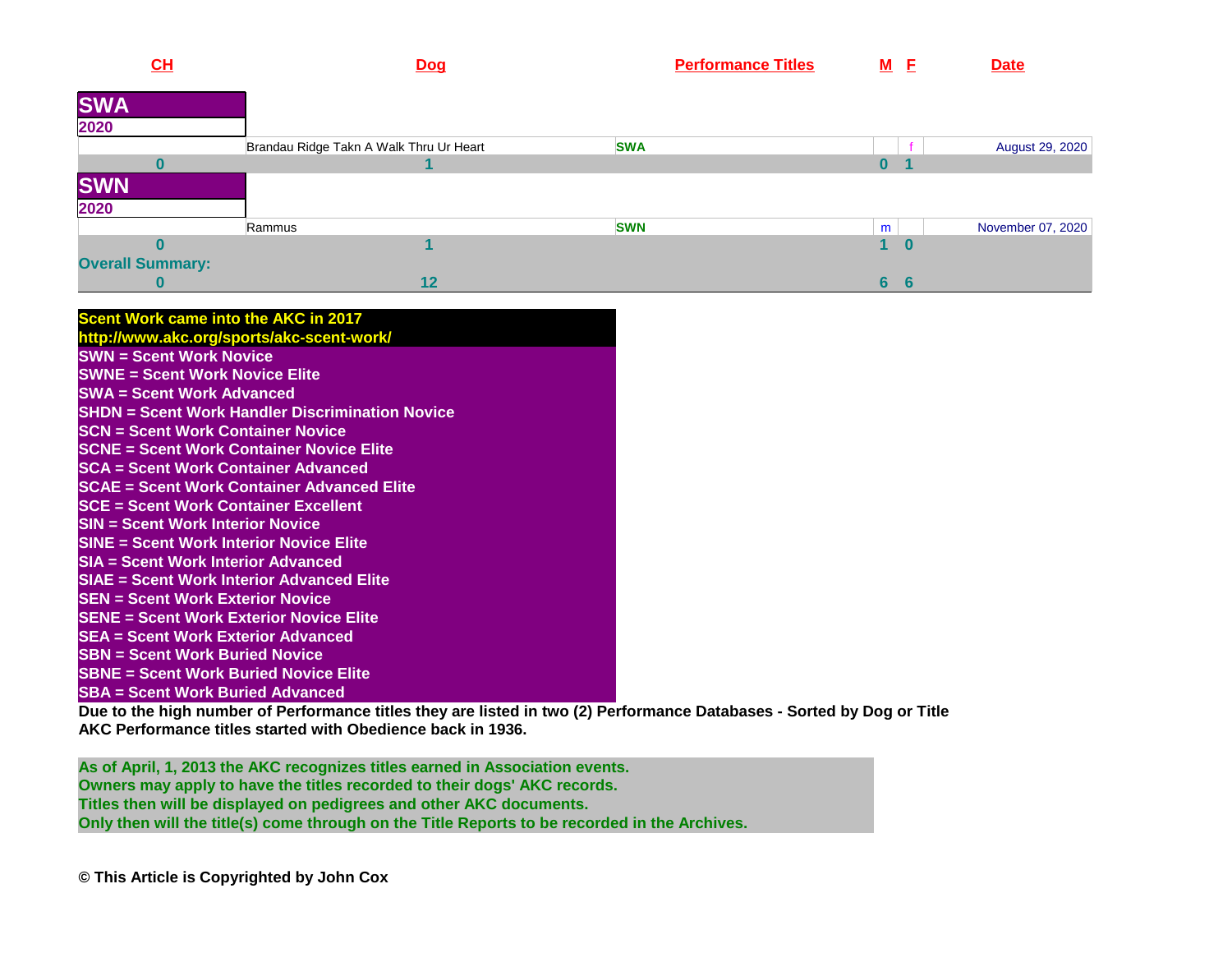| CH | Dog | Performance Titles | M | F | Date |
|---|---|---|---|---|---|
| **SWA** | | | | | |
| **2020** | | | | | |
| | Brandau Ridge Takn A Walk Thru Ur Heart | SWA | | f | August 29, 2020 |
| 0 | 1 | | 0 | 1 | |
| **SWN** | | | | | |
| **2020** | | | | | |
| | Rammus | SWN | m | | November 07, 2020 |
| 0 | 1 | | 1 | 0 | |
| **Overall Summary:** | | | | | |
| 0 | 12 | | 6 | 6 | |

**Scent Work came into the AKC in 2017**
**http://www.akc.org/sports/akc-scent-work/**

**SWN = Scent Work Novice**
**SWNE = Scent Work Novice Elite**
**SWA = Scent Work Advanced**
**SHDN = Scent Work Handler Discrimination Novice**
**SCN = Scent Work Container Novice**
**SCNE = Scent Work Container Novice Elite**
**SCA = Scent Work Container Advanced**
**SCAE = Scent Work Container Advanced Elite**
**SCE = Scent Work Container Excellent**
**SIN = Scent Work Interior Novice**
**SINE = Scent Work Interior Novice Elite**
**SIA = Scent Work Interior Advanced**
**SIAE = Scent Work Interior Advanced Elite**
**SEN = Scent Work Exterior Novice**
**SENE = Scent Work Exterior Novice Elite**
**SEA = Scent Work Exterior Advanced**
**SBN = Scent Work Buried Novice**
**SBNE = Scent Work Buried Novice Elite**
**SBA = Scent Work Buried Advanced**

**Due to the high number of Performance titles they are listed in two (2) Performance Databases - Sorted by Dog or Title**
**AKC Performance titles started with Obedience back in 1936.**

**As of April, 1, 2013 the AKC recognizes titles earned in Association events.**
**Owners may apply to have the titles recorded to their dogs' AKC records.**
**Titles then will be displayed on pedigrees and other AKC documents.**
**Only then will the title(s) come through on the Title Reports to be recorded in the Archives.**

**© This Article is Copyrighted by John Cox**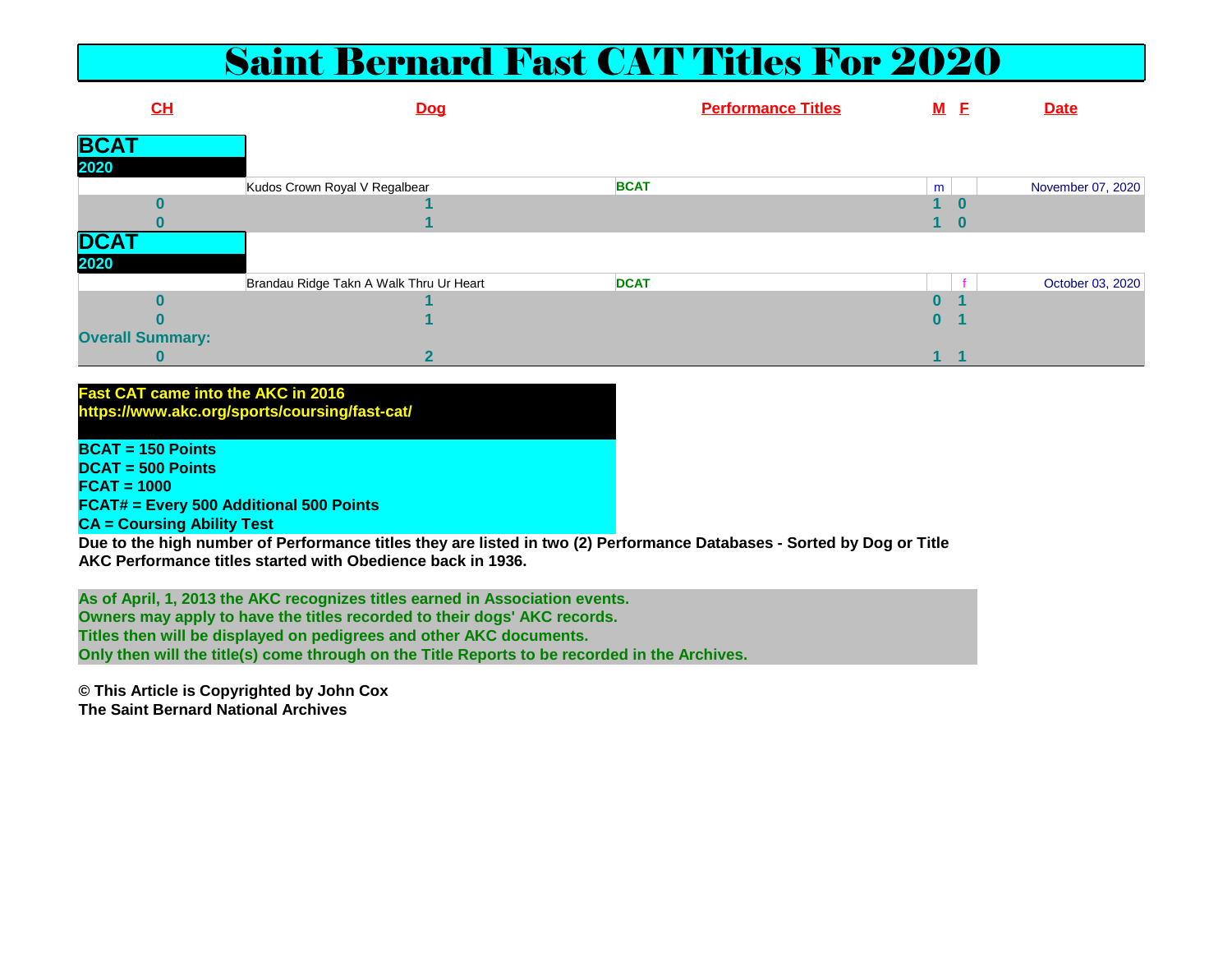# Saint Bernard Fast CAT Titles For 2020

| CH | Dog | Performance Titles | M | F | Date |
|---|---|---|---|---|---|
| **BCAT** | | | | | |
| **2020** | | | | | |
| | Kudos Crown Royal V Regalbear | BCAT | m | | November 07, 2020 |
| 0 | 1 | | 1 | 0 | |
| 0 | 1 | | 1 | 0 | |
| **DCAT** | | | | | |
| **2020** | | | | | |
| | Brandau Ridge Takn A Walk Thru Ur Heart | DCAT | | f | October 03, 2020 |
| 0 | 1 | | 0 | 1 | |
| 0 | 1 | | 0 | 1 | |
| **Overall Summary:** | | | | | |
| 0 | 2 | | 1 | 1 | |

**Fast CAT came into the AKC in 2016**
**https://www.akc.org/sports/coursing/fast-cat/**

**BCAT = 150 Points**
**DCAT = 500 Points**
**FCAT = 1000**
**FCAT# = Every 500 Additional 500 Points**
**CA = Coursing Ability Test**

**Due to the high number of Performance titles they are listed in two (2) Performance Databases - Sorted by Dog or Title**
**AKC Performance titles started with Obedience back in 1936.**

**As of April, 1, 2013 the AKC recognizes titles earned in Association events.**
**Owners may apply to have the titles recorded to their dogs' AKC records.**
**Titles then will be displayed on pedigrees and other AKC documents.**
**Only then will the title(s) come through on the Title Reports to be recorded in the Archives.**

**© This Article is Copyrighted by John Cox**
**The Saint Bernard National Archives**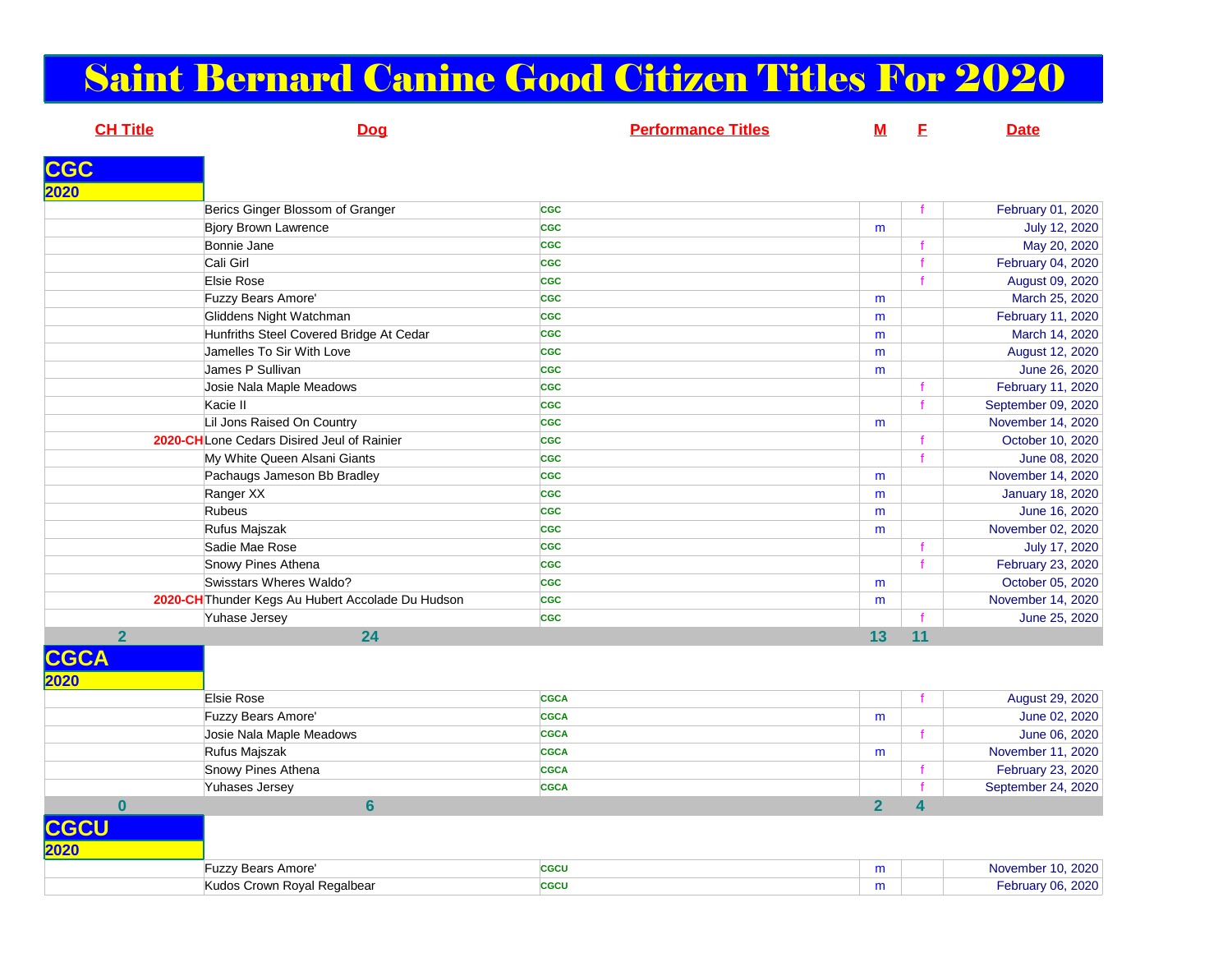# Saint Bernard Canine Good Citizen Titles For 2020

| CH Title | Dog | Performance Titles | M | F | Date |
|---|---|---|---|---|---|
| **CGC** | | | | | |
| **2020** | | | | | |
| | Berics Ginger Blossom of Granger | CGC | | f | February 01, 2020 |
| | Bjory Brown Lawrence | CGC | m | | July 12, 2020 |
| | Bonnie Jane | CGC | | f | May 20, 2020 |
| | Cali Girl | CGC | | f | February 04, 2020 |
| | Elsie Rose | CGC | | f | August 09, 2020 |
| | Fuzzy Bears Amore' | CGC | m | | March 25, 2020 |
| | Gliddens Night Watchman | CGC | m | | February 11, 2020 |
| | Hunfriths Steel Covered Bridge At Cedar | CGC | m | | March 14, 2020 |
| | Jamelles To Sir With Love | CGC | m | | August 12, 2020 |
| | James P Sullivan | CGC | m | | June 26, 2020 |
| | Josie Nala Maple Meadows | CGC | | f | February 11, 2020 |
| | Kacie II | CGC | | f | September 09, 2020 |
| | Lil Jons Raised On Country | CGC | m | | November 14, 2020 |
| 2020-CH | Lone Cedars Disired Jeul of Rainier | CGC | | f | October 10, 2020 |
| | My White Queen Alsani Giants | CGC | | f | June 08, 2020 |
| | Pachaugs Jameson Bb Bradley | CGC | m | | November 14, 2020 |
| | Ranger XX | CGC | m | | January 18, 2020 |
| | Rubeus | CGC | m | | June 16, 2020 |
| | Rufus Majszak | CGC | m | | November 02, 2020 |
| | Sadie Mae Rose | CGC | | f | July 17, 2020 |
| | Snowy Pines Athena | CGC | | f | February 23, 2020 |
| | Swisstars Wheres Waldo? | CGC | m | | October 05, 2020 |
| 2020-CH | Thunder Kegs Au Hubert Accolade Du Hudson | CGC | m | | November 14, 2020 |
| | Yuhase Jersey | CGC | | f | June 25, 2020 |
| **2** | **24** | | **13** | **11** | |
| **CGCA** | | | | | |
| **2020** | | | | | |
| | Elsie Rose | CGCA | | f | August 29, 2020 |
| | Fuzzy Bears Amore' | CGCA | m | | June 02, 2020 |
| | Josie Nala Maple Meadows | CGCA | | f | June 06, 2020 |
| | Rufus Majszak | CGCA | m | | November 11, 2020 |
| | Snowy Pines Athena | CGCA | | f | February 23, 2020 |
| | Yuhases Jersey | CGCA | | f | September 24, 2020 |
| **0** | **6** | | **2** | **4** | |
| **CGCU** | | | | | |
| **2020** | | | | | |
| | Fuzzy Bears Amore' | CGCU | m | | November 10, 2020 |
| | Kudos Crown Royal Regalbear | CGCU | m | | February 06, 2020 |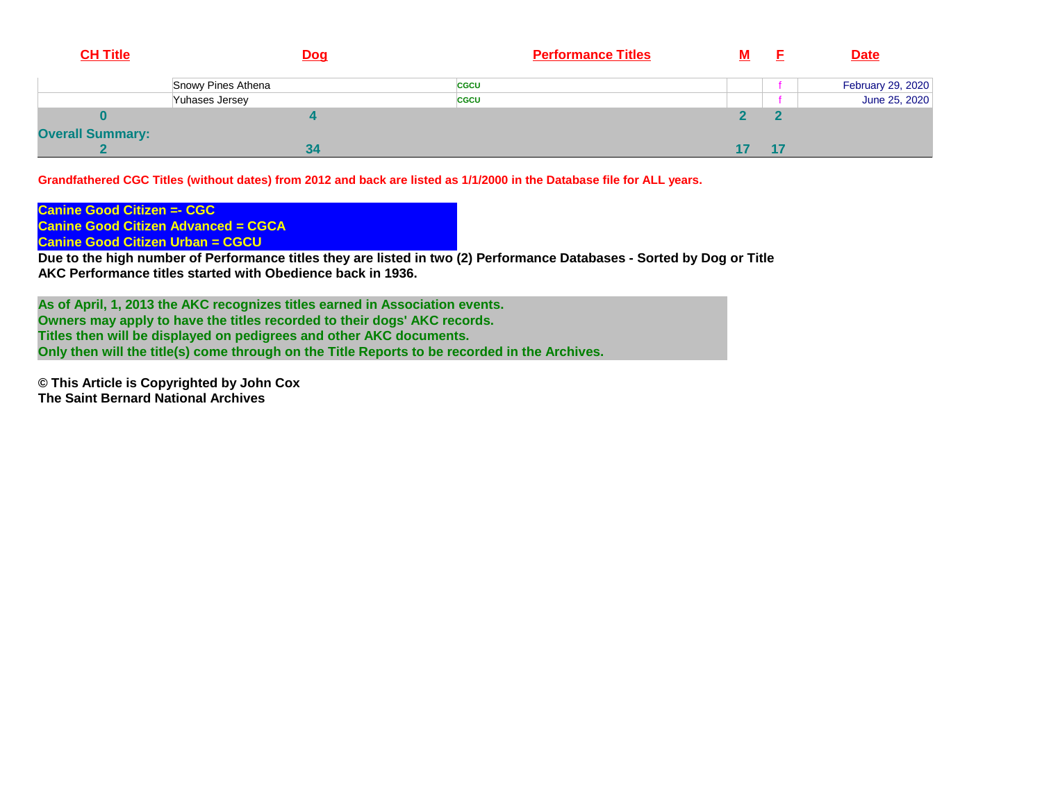| CH Title | Dog | Performance Titles | M | F | Date |
|---|---|---|---|---|---|
| | Snowy Pines Athena | CGCU | | f | February 29, 2020 |
| | Yuhases Jersey | CGCU | | f | June 25, 2020 |
| 0 | 4 | | 2 | 2 | |
| Overall Summary: | | | | | |
| 2 | 34 | | 17 | 17 | |

**Grandfathered CGC Titles (without dates) from 2012 and back are listed as 1/1/2000 in the Database file for ALL years.**

**Canine Good Citizen =- CGC**
**Canine Good Citizen Advanced = CGCA**
**Canine Good Citizen Urban = CGCU**

**Due to the high number of Performance titles they are listed in two (2) Performance Databases - Sorted by Dog or Title**
**AKC Performance titles started with Obedience back in 1936.**

**As of April, 1, 2013 the AKC recognizes titles earned in Association events.**
**Owners may apply to have the titles recorded to their dogs' AKC records.**
**Titles then will be displayed on pedigrees and other AKC documents.**
**Only then will the title(s) come through on the Title Reports to be recorded in the Archives.**

**© This Article is Copyrighted by John Cox**
**The Saint Bernard National Archives**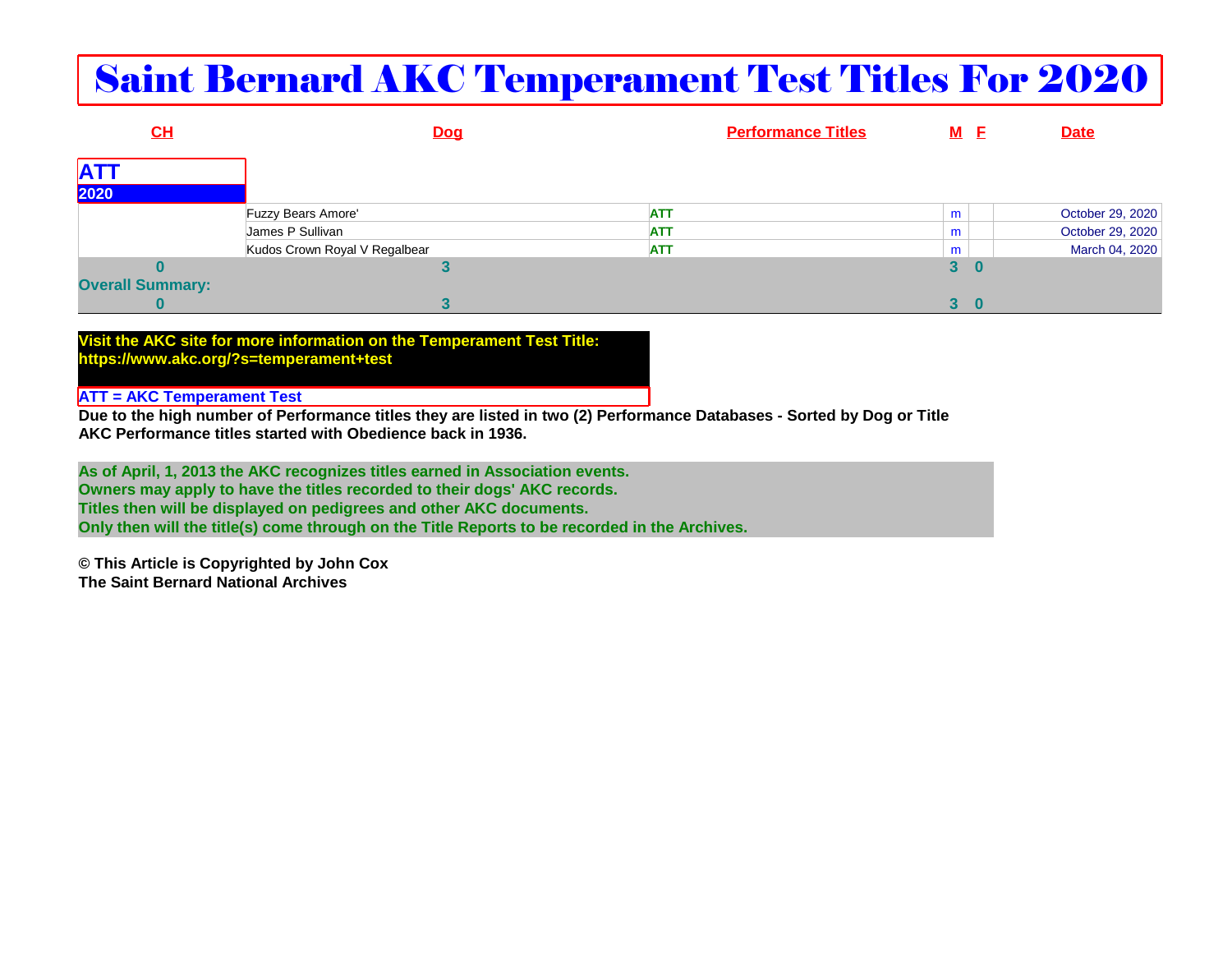# Saint Bernard AKC Temperament Test Titles For 2020

| CH | Dog | Performance Titles | M | F | Date |
|---|---|---|---|---|---|
| **ATT** | | | | | |
| **2020** | | | | | |
| | Fuzzy Bears Amore' | ATT | m | | October 29, 2020 |
| | James P Sullivan | ATT | m | | October 29, 2020 |
| | Kudos Crown Royal V Regalbear | ATT | m | | March 04, 2020 |
| **0** | **3** | | **3** | **0** | |
| **Overall Summary:** | | | | | |
| **0** | **3** | | **3** | **0** | |

**Visit the AKC site for more information on the Temperament Test Title:**
**https://www.akc.org/?s=temperament+test**

**ATT = AKC Temperament Test**

**Due to the high number of Performance titles they are listed in two (2) Performance Databases - Sorted by Dog or Title**
**AKC Performance titles started with Obedience back in 1936.**

**As of April, 1, 2013 the AKC recognizes titles earned in Association events.**
**Owners may apply to have the titles recorded to their dogs' AKC records.**
**Titles then will be displayed on pedigrees and other AKC documents.**
**Only then will the title(s) come through on the Title Reports to be recorded in the Archives.**

**© This Article is Copyrighted by John Cox**
**The Saint Bernard National Archives**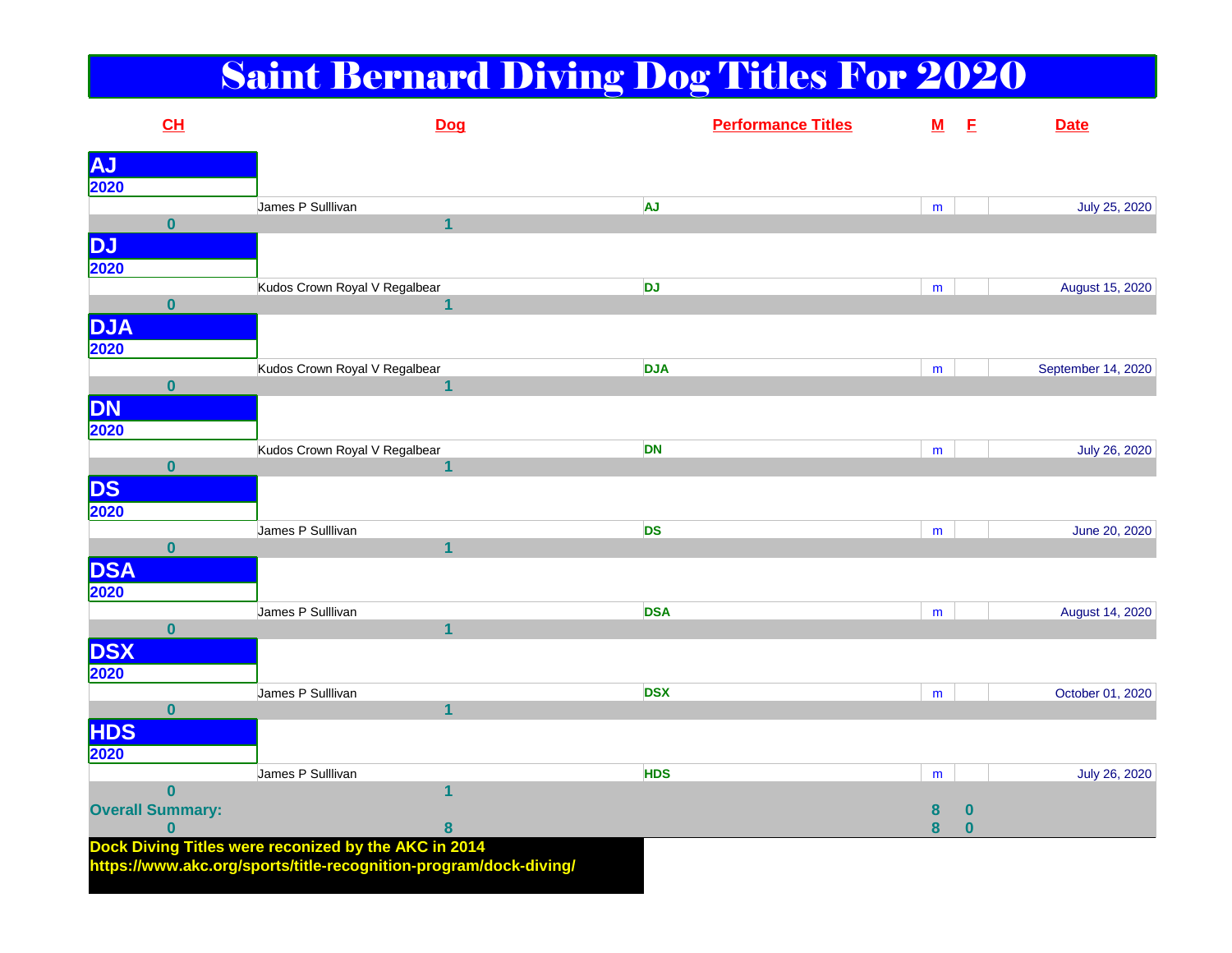# Saint Bernard Diving Dog Titles For 2020

| CH | Dog | Performance Titles | M | F | Date |
|---|---|---|---|---|---|
| **AJ** | | | | | |
| **2020** | | | | | |
| | James P Sulllivan | AJ | m | | July 25, 2020 |
| 0 | 1 | | | | |
| **DJ** | | | | | |
| **2020** | | | | | |
| | Kudos Crown Royal V Regalbear | DJ | m | | August 15, 2020 |
| 0 | 1 | | | | |
| **DJA** | | | | | |
| **2020** | | | | | |
| | Kudos Crown Royal V Regalbear | DJA | m | | September 14, 2020 |
| 0 | 1 | | | | |
| **DN** | | | | | |
| **2020** | | | | | |
| | Kudos Crown Royal V Regalbear | DN | m | | July 26, 2020 |
| 0 | 1 | | | | |
| **DS** | | | | | |
| **2020** | | | | | |
| | James P Sulllivan | DS | m | | June 20, 2020 |
| 0 | 1 | | | | |
| **DSA** | | | | | |
| **2020** | | | | | |
| | James P Sulllivan | DSA | m | | August 14, 2020 |
| 0 | 1 | | | | |
| **DSX** | | | | | |
| **2020** | | | | | |
| | James P Sulllivan | DSX | m | | October 01, 2020 |
| 0 | 1 | | | | |
| **HDS** | | | | | |
| **2020** | | | | | |
| | James P Sulllivan | HDS | m | | July 26, 2020 |
| 0 | 1 | | | | |
| **Overall Summary:** | | | 8 | 0 | |
| 0 | 8 | | 8 | 0 | |

**Dock Diving Titles were reconized by the AKC in 2014**
**https://www.akc.org/sports/title-recognition-program/dock-diving/**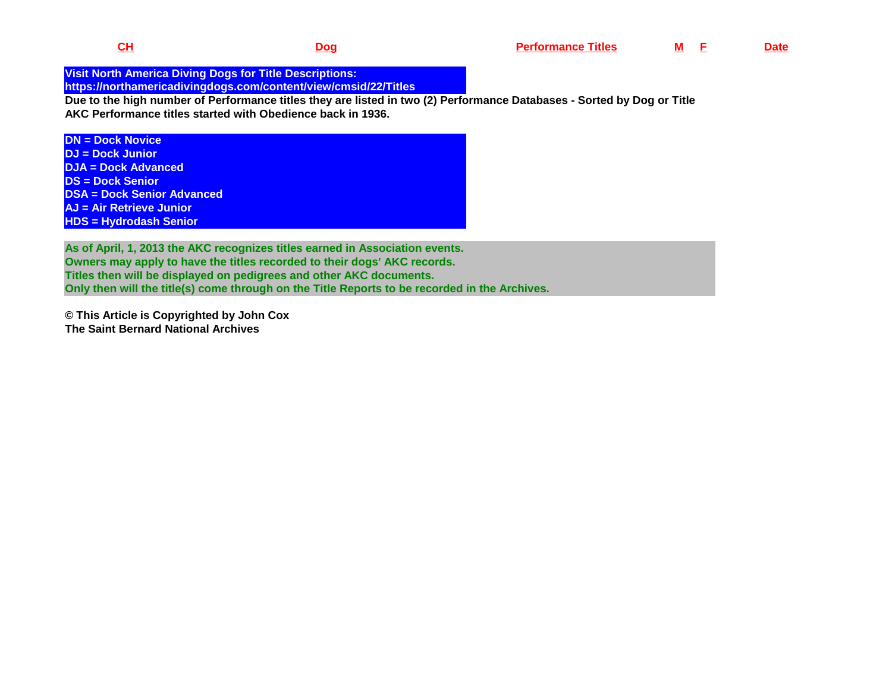| CH | Dog | Performance Titles | M | F | Date |
|---|---|---|---|---|---|

**Visit North America Diving Dogs for Title Descriptions:**
**https://northamericadivingdogs.com/content/view/cmsid/22/Titles**

**Due to the high number of Performance titles they are listed in two (2) Performance Databases - Sorted by Dog or Title**
**AKC Performance titles started with Obedience back in 1936.**

**DN = Dock Novice**
**DJ = Dock Junior**
**DJA = Dock Advanced**
**DS = Dock Senior**
**DSA = Dock Senior Advanced**
**AJ = Air Retrieve Junior**
**HDS = Hydrodash Senior**

**As of April, 1, 2013 the AKC recognizes titles earned in Association events.**
**Owners may apply to have the titles recorded to their dogs' AKC records.**
**Titles then will be displayed on pedigrees and other AKC documents.**
**Only then will the title(s) come through on the Title Reports to be recorded in the Archives.**

**© This Article is Copyrighted by John Cox**
**The Saint Bernard National Archives**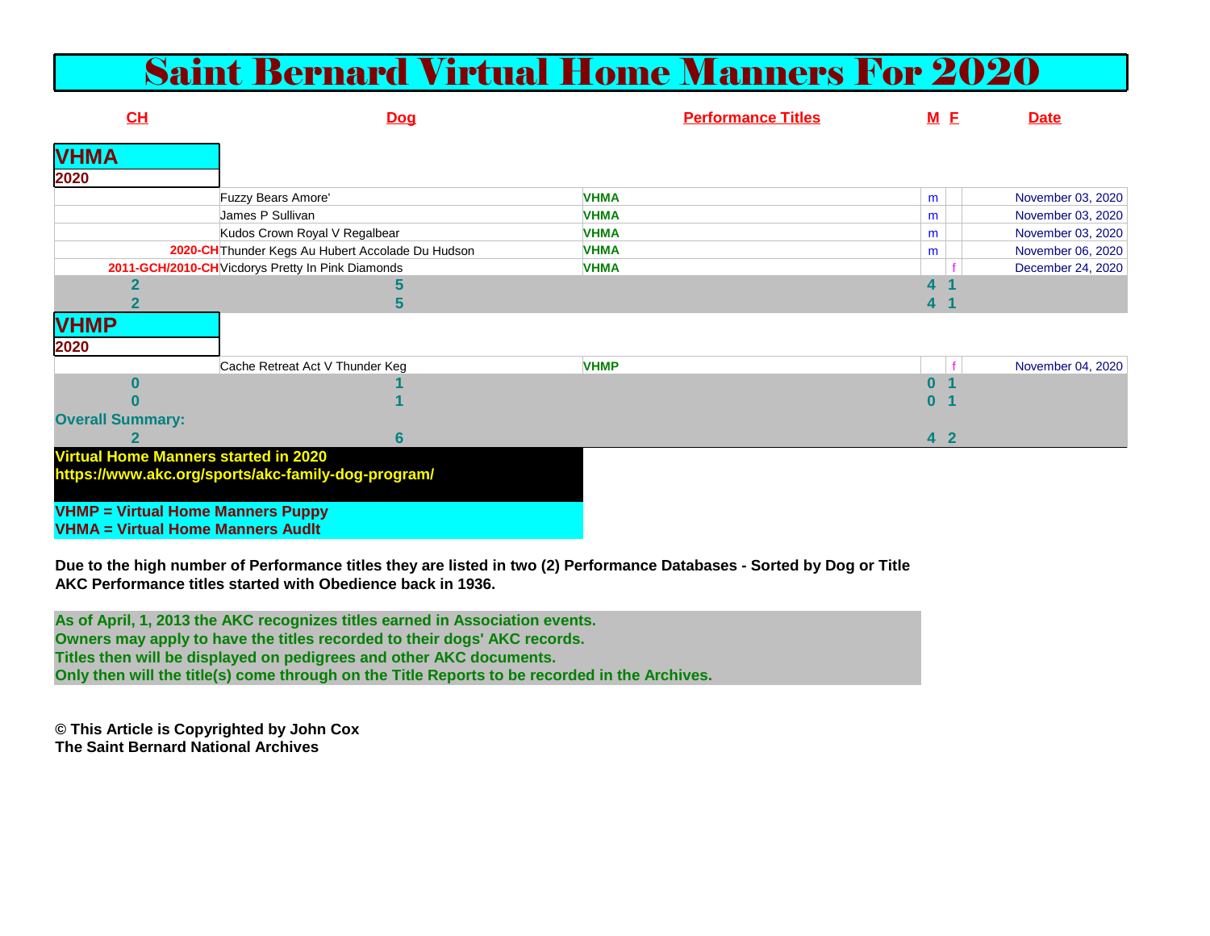# Saint Bernard Virtual Home Manners For 2020

## VHMA

**2020**

| CH | Dog | Performance Titles | M | F | Date |
|---|---|---|---|---|---|
| | Fuzzy Bears Amore' | VHMA | m | | November 03, 2020 |
| | James P Sullivan | VHMA | m | | November 03, 2020 |
| | Kudos Crown Royal V Regalbear | VHMA | m | | November 03, 2020 |
| 2020-CH | Thunder Kegs Au Hubert Accolade Du Hudson | VHMA | m | | November 06, 2020 |
| 2011-GCH/2010-CH | Vicdorys Pretty In Pink Diamonds | VHMA | | f | December 24, 2020 |
| 2 | 5 | | 4 | 1 | |
| 2 | 5 | | 4 | 1 | |

## VHMP

**2020**

| CH | Dog | Performance Titles | M | F | Date |
|---|---|---|---|---|---|
| | Cache Retreat Act V Thunder Keg | VHMP | | f | November 04, 2020 |
| 0 | 1 | | 0 | 1 | |
| 0 | 1 | | 0 | 1 | |
| **Overall Summary:** | | | | | |
| 2 | 6 | | 4 | 2 | |

**Virtual Home Manners started in 2020**
**https://www.akc.org/sports/akc-family-dog-program/**

**VHMP = Virtual Home Manners Puppy**
**VHMA = Virtual Home Manners Audlt**

**Due to the high number of Performance titles they are listed in two (2) Performance Databases - Sorted by Dog or Title**
**AKC Performance titles started with Obedience back in 1936.**

**As of April, 1, 2013 the AKC recognizes titles earned in Association events.**
**Owners may apply to have the titles recorded to their dogs' AKC records.**
**Titles then will be displayed on pedigrees and other AKC documents.**
**Only then will the title(s) come through on the Title Reports to be recorded in the Archives.**

**© This Article is Copyrighted by John Cox**
**The Saint Bernard National Archives**